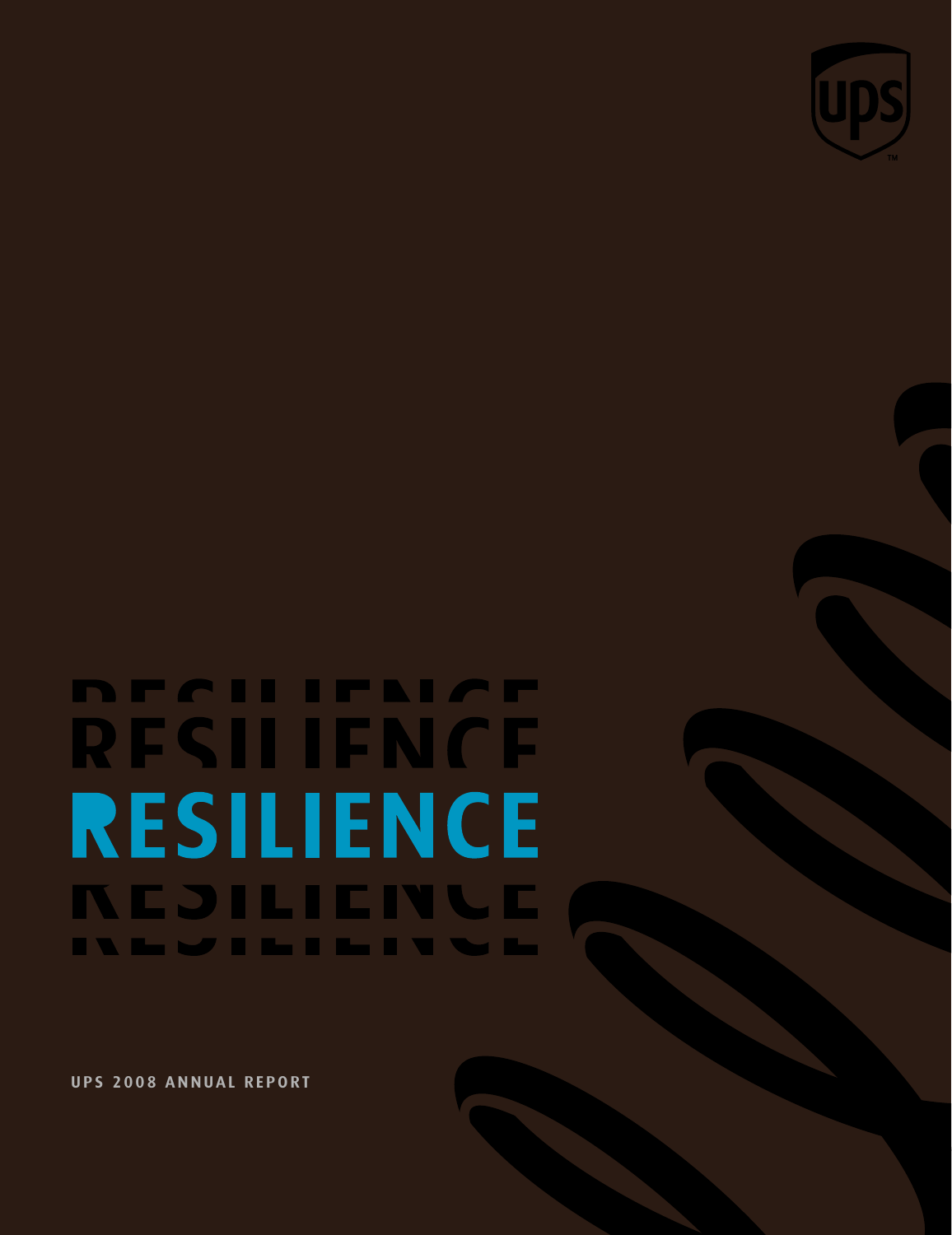# RESILIENCE

UPS 2008 ANNUAL REPORT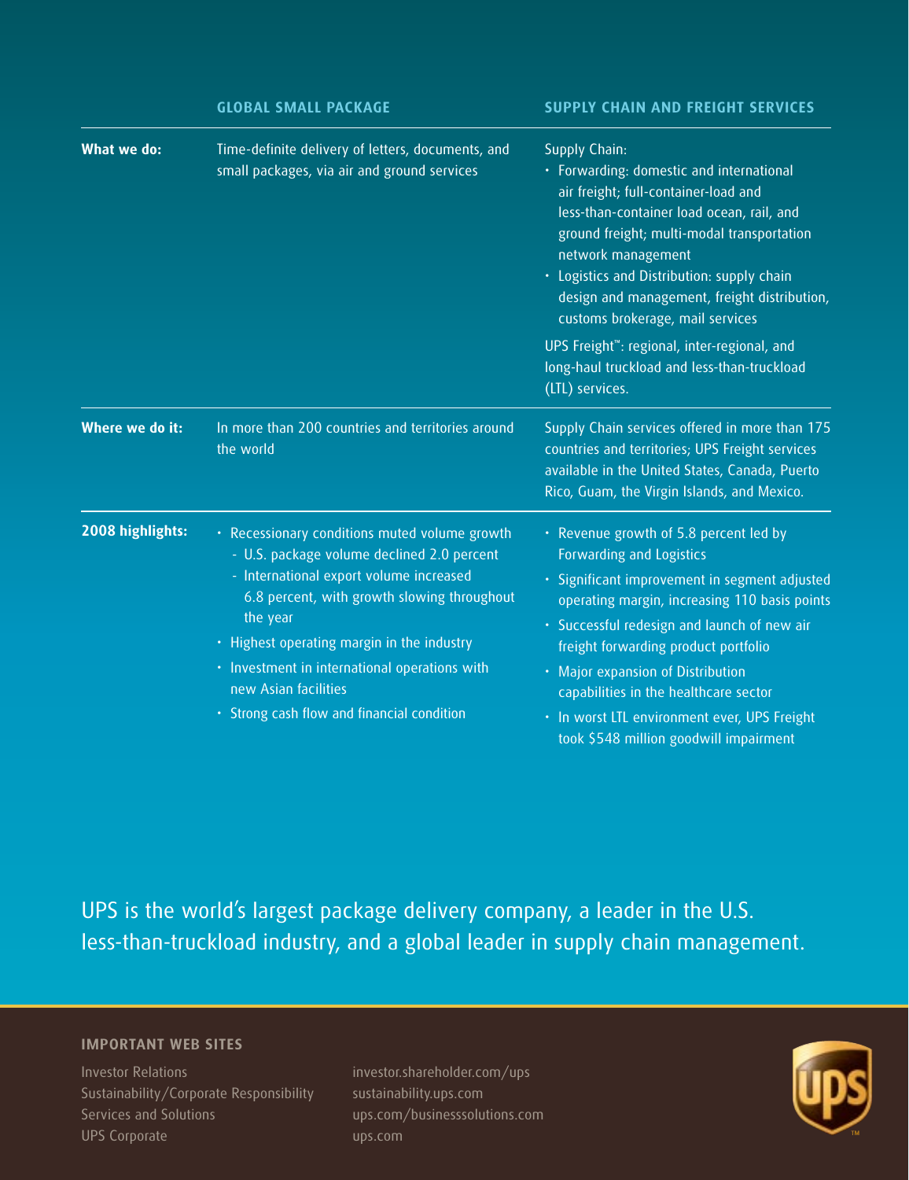| | GLOBAL SMALL PACKAGE | SUPPLY CHAIN AND FREIGHT SERVICES |
|---|---|---|
| **What we do:** | Time-definite delivery of letters, documents, and small packages, via air and ground services | Supply Chain:<br>• Forwarding: domestic and international air freight; full-container-load and less-than-container load ocean, rail, and ground freight; multi-modal transportation network management<br>• Logistics and Distribution: supply chain design and management, freight distribution, customs brokerage, mail services<br>UPS Freight™: regional, inter-regional, and long-haul truckload and less-than-truckload (LTL) services. |
| **Where we do it:** | In more than 200 countries and territories around the world | Supply Chain services offered in more than 175 countries and territories; UPS Freight services available in the United States, Canada, Puerto Rico, Guam, the Virgin Islands, and Mexico. |
| **2008 highlights:** | • Recessionary conditions muted volume growth<br>- U.S. package volume declined 2.0 percent<br>- International export volume increased 6.8 percent, with growth slowing throughout the year<br>• Highest operating margin in the industry<br>• Investment in international operations with new Asian facilities<br>• Strong cash flow and financial condition | • Revenue growth of 5.8 percent led by Forwarding and Logistics<br>• Significant improvement in segment adjusted operating margin, increasing 110 basis points<br>• Successful redesign and launch of new air freight forwarding product portfolio<br>• Major expansion of Distribution capabilities in the healthcare sector<br>• In worst LTL environment ever, UPS Freight took $548 million goodwill impairment |

UPS is the world's largest package delivery company, a leader in the U.S. less-than-truckload industry, and a global leader in supply chain management.

**IMPORTANT WEB SITES**

| | |
|---|---|
| Investor Relations | investor.shareholder.com/ups |
| Sustainability/Corporate Responsibility | sustainability.ups.com |
| Services and Solutions | ups.com/businesssolutions.com |
| UPS Corporate | ups.com |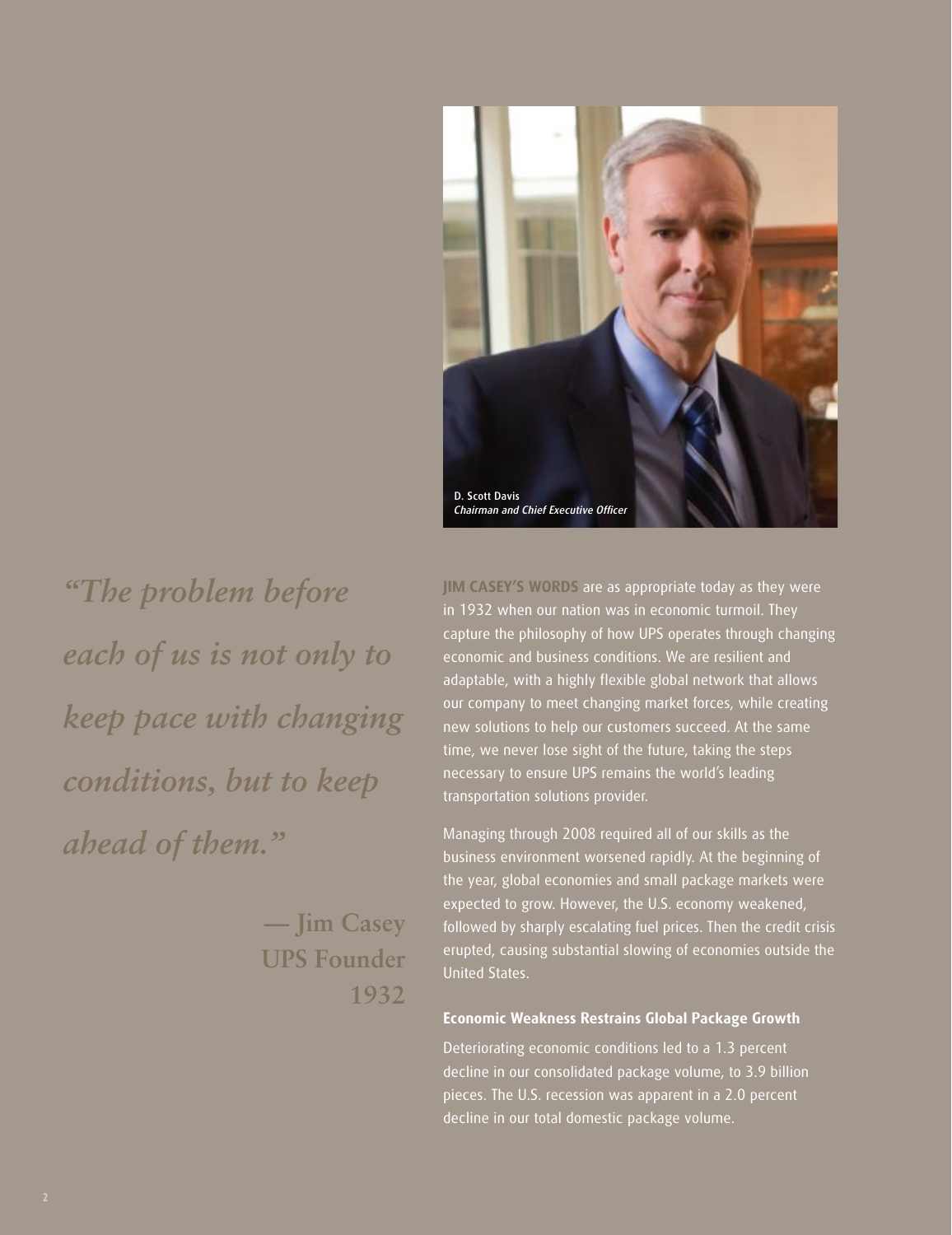D. Scott Davis
*Chairman and Chief Executive Officer*

*"The problem before each of us is not only to keep pace with changing conditions, but to keep ahead of them."*

**— Jim Casey**
**UPS Founder**
**1932**

**JIM CASEY'S WORDS** are as appropriate today as they were in 1932 when our nation was in economic turmoil. They capture the philosophy of how UPS operates through changing economic and business conditions. We are resilient and adaptable, with a highly flexible global network that allows our company to meet changing market forces, while creating new solutions to help our customers succeed. At the same time, we never lose sight of the future, taking the steps necessary to ensure UPS remains the world's leading transportation solutions provider.

Managing through 2008 required all of our skills as the business environment worsened rapidly. At the beginning of the year, global economies and small package markets were expected to grow. However, the U.S. economy weakened, followed by sharply escalating fuel prices. Then the credit crisis erupted, causing substantial slowing of economies outside the United States.

### Economic Weakness Restrains Global Package Growth

Deteriorating economic conditions led to a 1.3 percent decline in our consolidated package volume, to 3.9 billion pieces. The U.S. recession was apparent in a 2.0 percent decline in our total domestic package volume.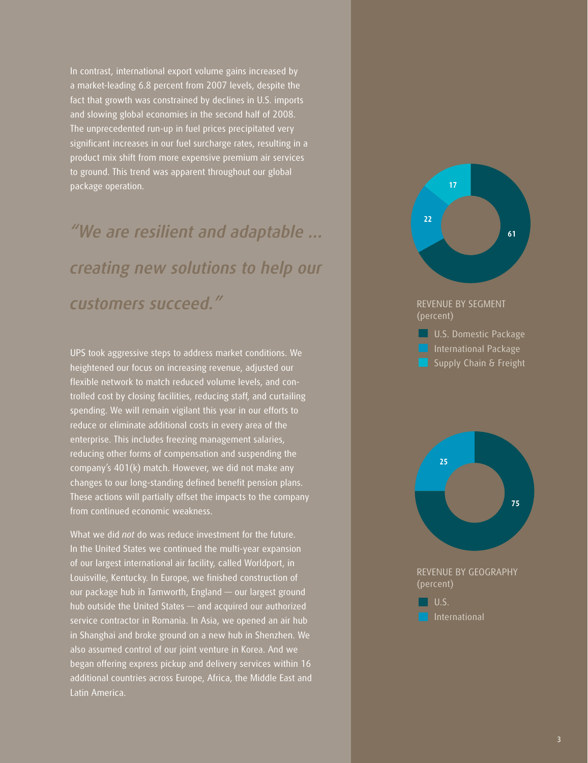In contrast, international export volume gains increased by a market-leading 6.8 percent from 2007 levels, despite the fact that growth was constrained by declines in U.S. imports and slowing global economies in the second half of 2008. The unprecedented run-up in fuel prices precipitated very significant increases in our fuel surcharge rates, resulting in a product mix shift from more expensive premium air services to ground. This trend was apparent throughout our global package operation.

*"We are resilient and adaptable … creating new solutions to help our customers succeed."*

UPS took aggressive steps to address market conditions. We heightened our focus on increasing revenue, adjusted our flexible network to match reduced volume levels, and controlled cost by closing facilities, reducing staff, and curtailing spending. We will remain vigilant this year in our efforts to reduce or eliminate additional costs in every area of the enterprise. This includes freezing management salaries, reducing other forms of compensation and suspending the company's 401(k) match. However, we did not make any changes to our long-standing defined benefit pension plans. These actions will partially offset the impacts to the company from continued economic weakness.

What we did *not* do was reduce investment for the future. In the United States we continued the multi-year expansion of our largest international air facility, called Worldport, in Louisville, Kentucky. In Europe, we finished construction of our package hub in Tamworth, England — our largest ground hub outside the United States — and acquired our authorized service contractor in Romania. In Asia, we opened an air hub in Shanghai and broke ground on a new hub in Shenzhen. We also assumed control of our joint venture in Korea. And we began offering express pickup and delivery services within 16 additional countries across Europe, Africa, the Middle East and Latin America.

REVENUE BY SEGMENT
(percent)

| Segment | Percent |
| --- | --- |
| U.S. Domestic Package | 61 |
| International Package | 22 |
| Supply Chain & Freight | 17 |

REVENUE BY GEOGRAPHY
(percent)

| Geography | Percent |
| --- | --- |
| U.S. | 75 |
| International | 25 |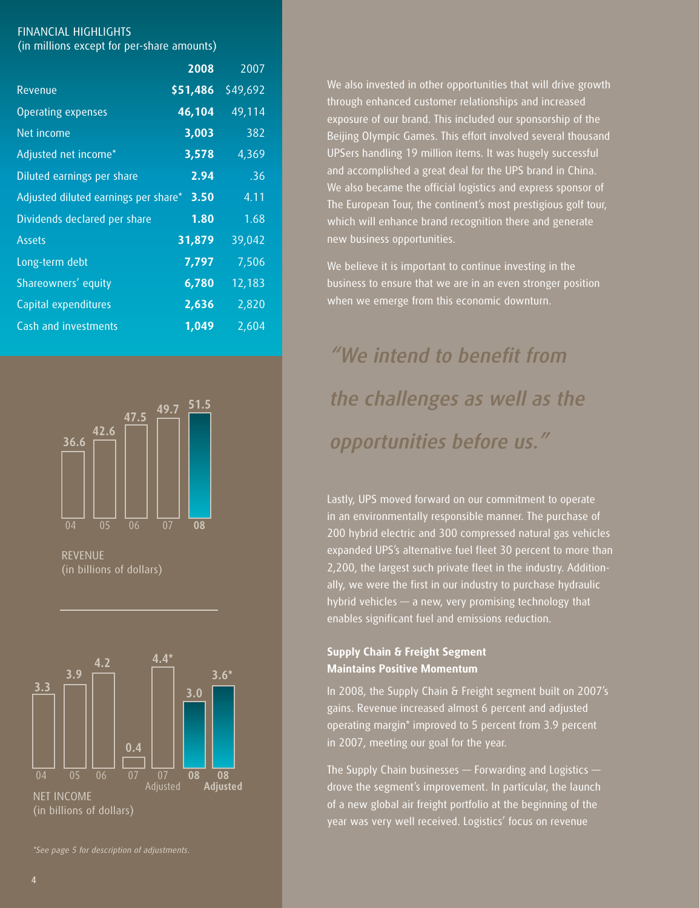FINANCIAL HIGHLIGHTS
(in millions except for per-share amounts)

| | **2008** | 2007 |
|---|---|---|
| Revenue | **$51,486** | $49,692 |
| Operating expenses | **46,104** | 49,114 |
| Net income | **3,003** | 382 |
| Adjusted net income* | **3,578** | 4,369 |
| Diluted earnings per share | **2.94** | .36 |
| Adjusted diluted earnings per share* | **3.50** | 4.11 |
| Dividends declared per share | **1.80** | 1.68 |
| Assets | **31,879** | 39,042 |
| Long-term debt | **7,797** | 7,506 |
| Shareowners' equity | **6,780** | 12,183 |
| Capital expenditures | **2,636** | 2,820 |
| Cash and investments | **1,049** | 2,604 |

| 04 | 05 | 06 | 07 | **08** |
|---|---|---|---|---|
| 36.6 | 42.6 | 47.5 | 49.7 | **51.5** |

REVENUE
(in billions of dollars)

| 04 | 05 | 06 | 07 | 07 Adjusted | **08** | **08 Adjusted** |
|---|---|---|---|---|---|---|
| 3.3 | 3.9 | 4.2 | 0.4 | 4.4* | **3.0** | **3.6*** |

NET INCOME
(in billions of dollars)

*\*See page 5 for description of adjustments.*

We also invested in other opportunities that will drive growth through enhanced customer relationships and increased exposure of our brand. This included our sponsorship of the Beijing Olympic Games. This effort involved several thousand UPSers handling 19 million items. It was hugely successful and accomplished a great deal for the UPS brand in China. We also became the official logistics and express sponsor of The European Tour, the continent's most prestigious golf tour, which will enhance brand recognition there and generate new business opportunities.

We believe it is important to continue investing in the business to ensure that we are in an even stronger position when we emerge from this economic downturn.

*"We intend to benefit from the challenges as well as the opportunities before us."*

Lastly, UPS moved forward on our commitment to operate in an environmentally responsible manner. The purchase of 200 hybrid electric and 300 compressed natural gas vehicles expanded UPS's alternative fuel fleet 30 percent to more than 2,200, the largest such private fleet in the industry. Additionally, we were the first in our industry to purchase hydraulic hybrid vehicles — a new, very promising technology that enables significant fuel and emissions reduction.

**Supply Chain & Freight Segment Maintains Positive Momentum**

In 2008, the Supply Chain & Freight segment built on 2007's gains. Revenue increased almost 6 percent and adjusted operating margin* improved to 5 percent from 3.9 percent in 2007, meeting our goal for the year.

The Supply Chain businesses — Forwarding and Logistics — drove the segment's improvement. In particular, the launch of a new global air freight portfolio at the beginning of the year was very well received. Logistics' focus on revenue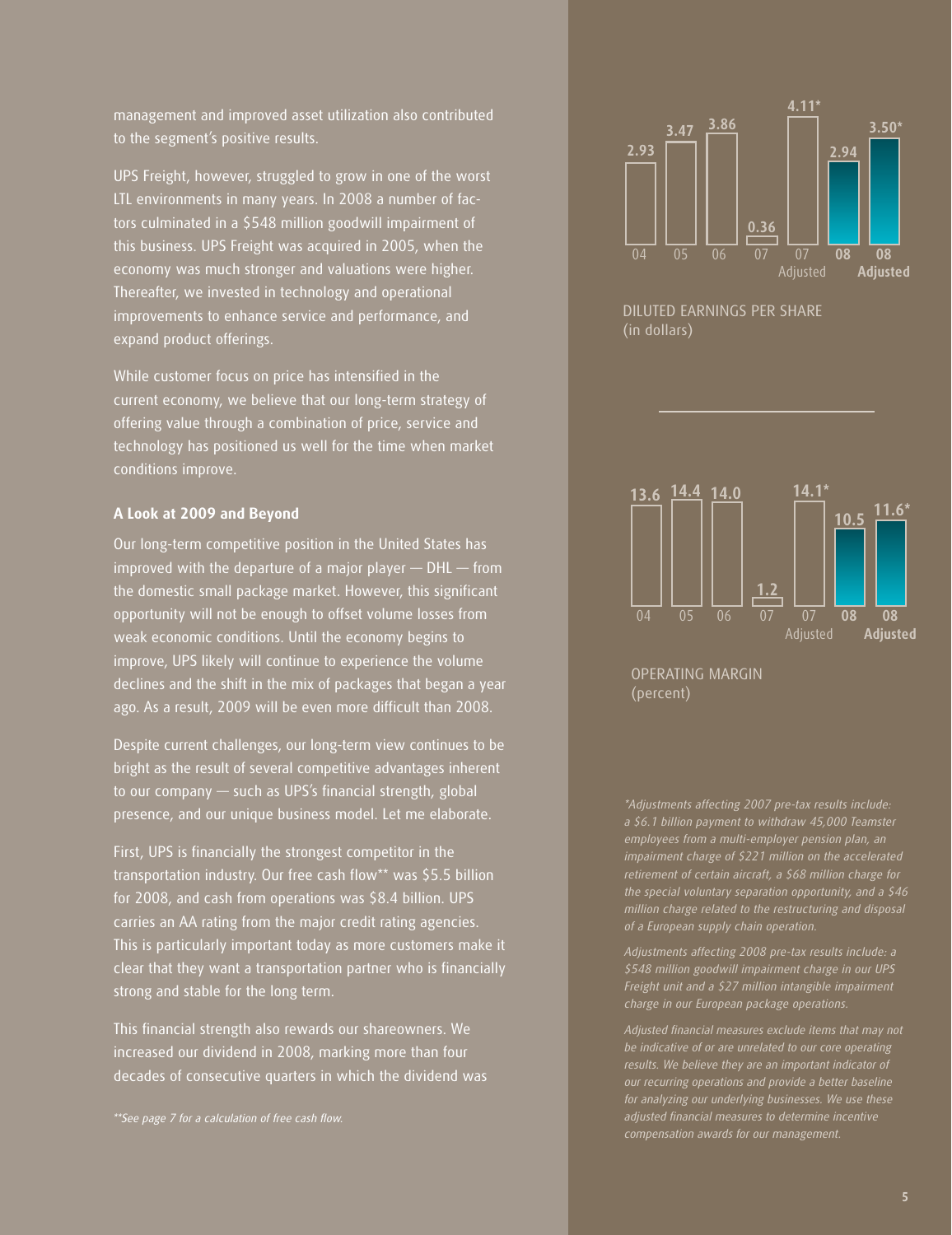management and improved asset utilization also contributed to the segment's positive results.

UPS Freight, however, struggled to grow in one of the worst LTL environments in many years. In 2008 a number of factors culminated in a $548 million goodwill impairment of this business. UPS Freight was acquired in 2005, when the economy was much stronger and valuations were higher. Thereafter, we invested in technology and operational improvements to enhance service and performance, and expand product offerings.

While customer focus on price has intensified in the current economy, we believe that our long-term strategy of offering value through a combination of price, service and technology has positioned us well for the time when market conditions improve.

**A Look at 2009 and Beyond**

Our long-term competitive position in the United States has improved with the departure of a major player — DHL — from the domestic small package market. However, this significant opportunity will not be enough to offset volume losses from weak economic conditions. Until the economy begins to improve, UPS likely will continue to experience the volume declines and the shift in the mix of packages that began a year ago. As a result, 2009 will be even more difficult than 2008.

Despite current challenges, our long-term view continues to be bright as the result of several competitive advantages inherent to our company — such as UPS's financial strength, global presence, and our unique business model. Let me elaborate.

First, UPS is financially the strongest competitor in the transportation industry. Our free cash flow** was $5.5 billion for 2008, and cash from operations was $8.4 billion. UPS carries an AA rating from the major credit rating agencies. This is particularly important today as more customers make it clear that they want a transportation partner who is financially strong and stable for the long term.

This financial strength also rewards our shareowners. We increased our dividend in 2008, marking more than four decades of consecutive quarters in which the dividend was

*\*\*See page 7 for a calculation of free cash flow.*

| 04 | 05 | 06 | 07 | 07 Adjusted | 08 | 08 Adjusted |
|---|---|---|---|---|---|---|
| 2.93 | 3.47 | 3.86 | 0.36 | 4.11* | 2.94 | 3.50* |

DILUTED EARNINGS PER SHARE (in dollars)

| 04 | 05 | 06 | 07 | 07 Adjusted | 08 | 08 Adjusted |
|---|---|---|---|---|---|---|
| 13.6 | 14.4 | 14.0 | 1.2 | 14.1* | 10.5 | 11.6* |

OPERATING MARGIN (percent)

*\*Adjustments affecting 2007 pre-tax results include: a $6.1 billion payment to withdraw 45,000 Teamster employees from a multi-employer pension plan, an impairment charge of $221 million on the accelerated retirement of certain aircraft, a $68 million charge for the special voluntary separation opportunity, and a $46 million charge related to the restructuring and disposal of a European supply chain operation.*

*Adjustments affecting 2008 pre-tax results include: a $548 million goodwill impairment charge in our UPS Freight unit and a $27 million intangible impairment charge in our European package operations.*

*Adjusted financial measures exclude items that may not be indicative of or are unrelated to our core operating results. We believe they are an important indicator of our recurring operations and provide a better baseline for analyzing our underlying businesses. We use these adjusted financial measures to determine incentive compensation awards for our management.*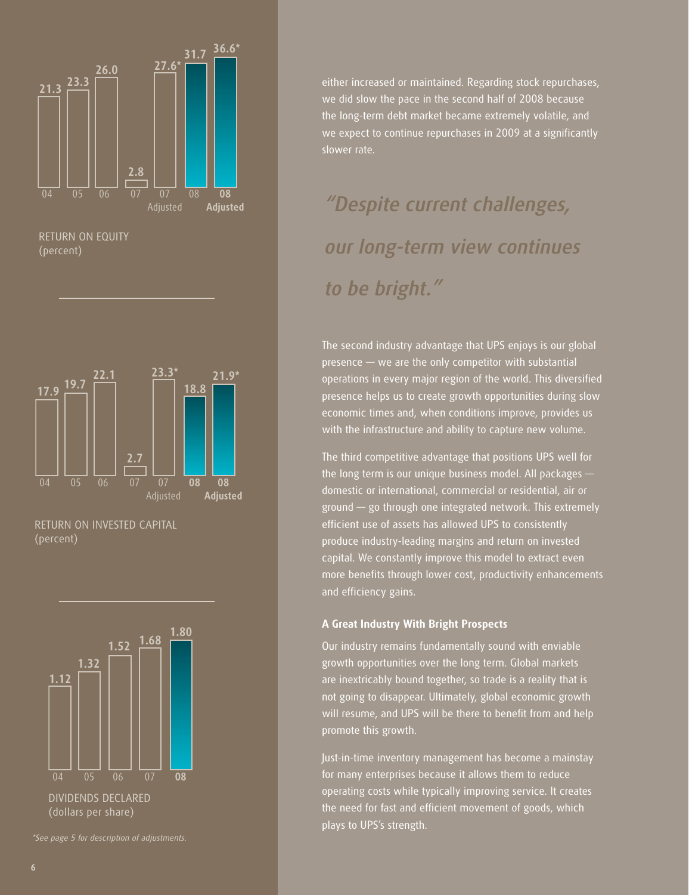| | 04 | 05 | 06 | 07 | 07 Adjusted | 08 | 08 Adjusted |
|---|---|---|---|---|---|---|---|
| RETURN ON EQUITY (percent) | 21.3 | 23.3 | 26.0 | 2.8 | 27.6* | 31.7 | 36.6* |
| RETURN ON INVESTED CAPITAL (percent) | 17.9 | 19.7 | 22.1 | 2.7 | 23.3* | 18.8 | 21.9* |

| | 04 | 05 | 06 | 07 | 08 |
|---|---|---|---|---|---|
| DIVIDENDS DECLARED (dollars per share) | 1.12 | 1.32 | 1.52 | 1.68 | 1.80 |

*\*See page 5 for description of adjustments.*

either increased or maintained. Regarding stock repurchases, we did slow the pace in the second half of 2008 because the long-term debt market became extremely volatile, and we expect to continue repurchases in 2009 at a significantly slower rate.

*"Despite current challenges, our long-term view continues to be bright."*

The second industry advantage that UPS enjoys is our global presence — we are the only competitor with substantial operations in every major region of the world. This diversified presence helps us to create growth opportunities during slow economic times and, when conditions improve, provides us with the infrastructure and ability to capture new volume.

The third competitive advantage that positions UPS well for the long term is our unique business model. All packages — domestic or international, commercial or residential, air or ground — go through one integrated network. This extremely efficient use of assets has allowed UPS to consistently produce industry-leading margins and return on invested capital. We constantly improve this model to extract even more benefits through lower cost, productivity enhancements and efficiency gains.

### A Great Industry With Bright Prospects

Our industry remains fundamentally sound with enviable growth opportunities over the long term. Global markets are inextricably bound together, so trade is a reality that is not going to disappear. Ultimately, global economic growth will resume, and UPS will be there to benefit from and help promote this growth.

Just-in-time inventory management has become a mainstay for many enterprises because it allows them to reduce operating costs while typically improving service. It creates the need for fast and efficient movement of goods, which plays to UPS's strength.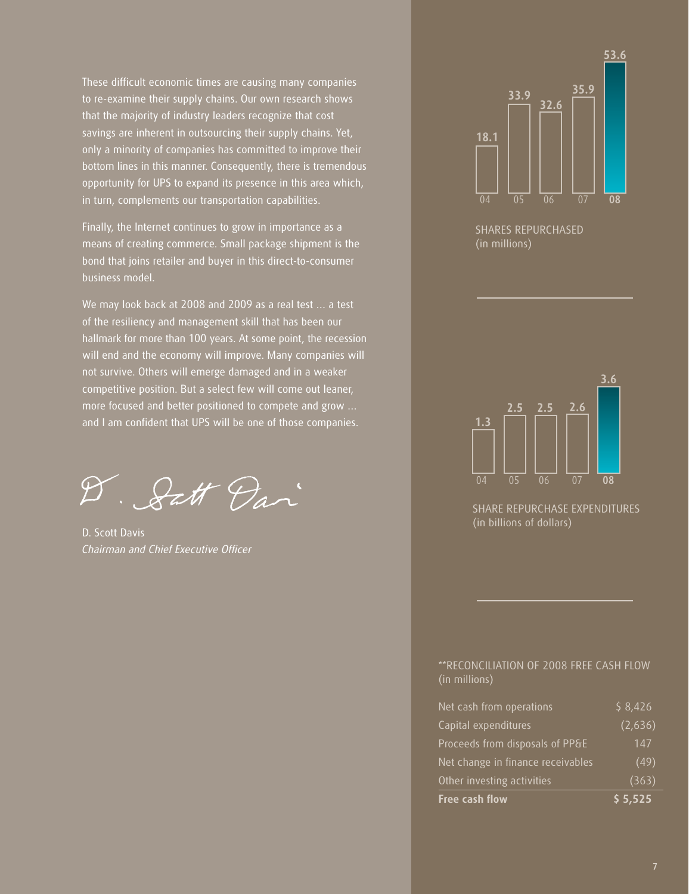These difficult economic times are causing many companies to re-examine their supply chains. Our own research shows that the majority of industry leaders recognize that cost savings are inherent in outsourcing their supply chains. Yet, only a minority of companies has committed to improve their bottom lines in this manner. Consequently, there is tremendous opportunity for UPS to expand its presence in this area which, in turn, complements our transportation capabilities.

Finally, the Internet continues to grow in importance as a means of creating commerce. Small package shipment is the bond that joins retailer and buyer in this direct-to-consumer business model.

We may look back at 2008 and 2009 as a real test ... a test of the resiliency and management skill that has been our hallmark for more than 100 years. At some point, the recession will end and the economy will improve. Many companies will not survive. Others will emerge damaged and in a weaker competitive position. But a select few will come out leaner, more focused and better positioned to compete and grow ... and I am confident that UPS will be one of those companies.

D. Scott Davis
*Chairman and Chief Executive Officer*

| 04 | 05 | 06 | 07 | 08 |
|---|---|---|---|---|
| 18.1 | 33.9 | 32.6 | 35.9 | **53.6** |

SHARES REPURCHASED
(in millions)

| 04 | 05 | 06 | 07 | 08 |
|---|---|---|---|---|
| 1.3 | 2.5 | 2.5 | 2.6 | **3.6** |

SHARE REPURCHASE EXPENDITURES
(in billions of dollars)

**RECONCILIATION OF 2008 FREE CASH FLOW
(in millions)

| | |
|---|---|
| Net cash from operations | $ 8,426 |
| Capital expenditures | (2,636) |
| Proceeds from disposals of PP&E | 147 |
| Net change in finance receivables | (49) |
| Other investing activities | (363) |
| **Free cash flow** | **$ 5,525** |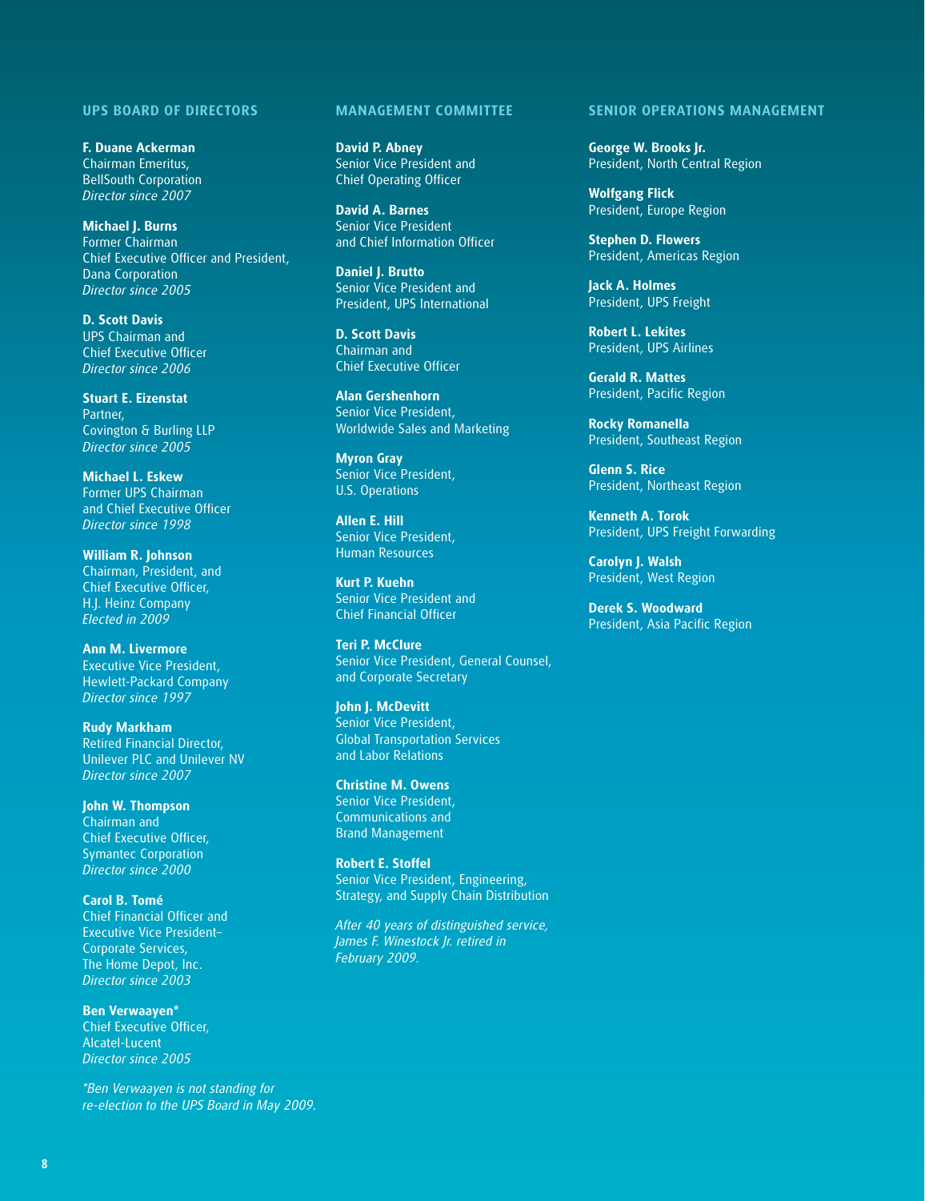## UPS BOARD OF DIRECTORS

**F. Duane Ackerman**
Chairman Emeritus,
BellSouth Corporation
*Director since 2007*

**Michael J. Burns**
Former Chairman
Chief Executive Officer and President,
Dana Corporation
*Director since 2005*

**D. Scott Davis**
UPS Chairman and
Chief Executive Officer
*Director since 2006*

**Stuart E. Eizenstat**
Partner,
Covington & Burling LLP
*Director since 2005*

**Michael L. Eskew**
Former UPS Chairman
and Chief Executive Officer
*Director since 1998*

**William R. Johnson**
Chairman, President, and
Chief Executive Officer,
H.J. Heinz Company
*Elected in 2009*

**Ann M. Livermore**
Executive Vice President,
Hewlett-Packard Company
*Director since 1997*

**Rudy Markham**
Retired Financial Director,
Unilever PLC and Unilever NV
*Director since 2007*

**John W. Thompson**
Chairman and
Chief Executive Officer,
Symantec Corporation
*Director since 2000*

**Carol B. Tomé**
Chief Financial Officer and
Executive Vice President–
Corporate Services,
The Home Depot, Inc.
*Director since 2003*

**Ben Verwaayen***
Chief Executive Officer,
Alcatel-Lucent
*Director since 2005*

*\*Ben Verwaayen is not standing for re-election to the UPS Board in May 2009.*

## MANAGEMENT COMMITTEE

**David P. Abney**
Senior Vice President and
Chief Operating Officer

**David A. Barnes**
Senior Vice President
and Chief Information Officer

**Daniel J. Brutto**
Senior Vice President and
President, UPS International

**D. Scott Davis**
Chairman and
Chief Executive Officer

**Alan Gershenhorn**
Senior Vice President,
Worldwide Sales and Marketing

**Myron Gray**
Senior Vice President,
U.S. Operations

**Allen E. Hill**
Senior Vice President,
Human Resources

**Kurt P. Kuehn**
Senior Vice President and
Chief Financial Officer

**Teri P. McClure**
Senior Vice President, General Counsel,
and Corporate Secretary

**John J. McDevitt**
Senior Vice President,
Global Transportation Services
and Labor Relations

**Christine M. Owens**
Senior Vice President,
Communications and
Brand Management

**Robert E. Stoffel**
Senior Vice President, Engineering,
Strategy, and Supply Chain Distribution

*After 40 years of distinguished service, James F. Winestock Jr. retired in February 2009.*

## SENIOR OPERATIONS MANAGEMENT

**George W. Brooks Jr.**
President, North Central Region

**Wolfgang Flick**
President, Europe Region

**Stephen D. Flowers**
President, Americas Region

**Jack A. Holmes**
President, UPS Freight

**Robert L. Lekites**
President, UPS Airlines

**Gerald R. Mattes**
President, Pacific Region

**Rocky Romanella**
President, Southeast Region

**Glenn S. Rice**
President, Northeast Region

**Kenneth A. Torok**
President, UPS Freight Forwarding

**Carolyn J. Walsh**
President, West Region

**Derek S. Woodward**
President, Asia Pacific Region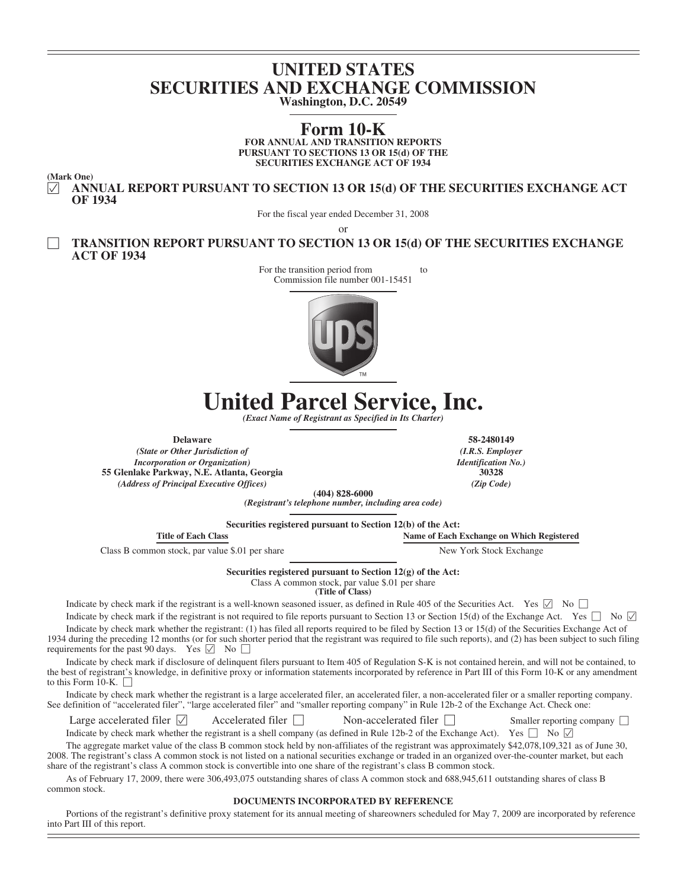# UNITED STATES
# SECURITIES AND EXCHANGE COMMISSION

**Washington, D.C. 20549**

## Form 10-K

**FOR ANNUAL AND TRANSITION REPORTS PURSUANT TO SECTIONS 13 OR 15(d) OF THE SECURITIES EXCHANGE ACT OF 1934**

**(Mark One)**

☑ **ANNUAL REPORT PURSUANT TO SECTION 13 OR 15(d) OF THE SECURITIES EXCHANGE ACT OF 1934**

For the fiscal year ended December 31, 2008

or

☐ **TRANSITION REPORT PURSUANT TO SECTION 13 OR 15(d) OF THE SECURITIES EXCHANGE ACT OF 1934**

For the transition period from to

Commission file number 001-15451

# United Parcel Service, Inc.

*(Exact Name of Registrant as Specified in Its Charter)*

| | |
|---|---|
| **Delaware** | **58-2480149** |
| *(State or Other Jurisdiction of Incorporation or Organization)* | *(I.R.S. Employer Identification No.)* |
| **55 Glenlake Parkway, N.E. Atlanta, Georgia** | **30328** |
| *(Address of Principal Executive Offices)* | *(Zip Code)* |

**(404) 828-6000**

*(Registrant's telephone number, including area code)*

**Securities registered pursuant to Section 12(b) of the Act:**

| Title of Each Class | Name of Each Exchange on Which Registered |
|---|---|
| Class B common stock, par value $.01 per share | New York Stock Exchange |

**Securities registered pursuant to Section 12(g) of the Act:**

Class A common stock, par value $.01 per share

**(Title of Class)**

Indicate by check mark if the registrant is a well-known seasoned issuer, as defined in Rule 405 of the Securities Act. Yes ☑ No ☐

Indicate by check mark if the registrant is not required to file reports pursuant to Section 13 or Section 15(d) of the Exchange Act. Yes ☐ No ☑

Indicate by check mark whether the registrant: (1) has filed all reports required to be filed by Section 13 or 15(d) of the Securities Exchange Act of 1934 during the preceding 12 months (or for such shorter period that the registrant was required to file such reports), and (2) has been subject to such filing requirements for the past 90 days. Yes ☑ No ☐

Indicate by check mark if disclosure of delinquent filers pursuant to Item 405 of Regulation S-K is not contained herein, and will not be contained, to the best of registrant's knowledge, in definitive proxy or information statements incorporated by reference in Part III of this Form 10-K or any amendment to this Form 10-K. ☐

Indicate by check mark whether the registrant is a large accelerated filer, an accelerated filer, a non-accelerated filer or a smaller reporting company. See definition of "accelerated filer", "large accelerated filer" and "smaller reporting company" in Rule 12b-2 of the Exchange Act. Check one:

Large accelerated filer ☑ Accelerated filer ☐ Non-accelerated filer ☐ Smaller reporting company ☐

Indicate by check mark whether the registrant is a shell company (as defined in Rule 12b-2 of the Exchange Act). Yes ☐ No ☑

The aggregate market value of the class B common stock held by non-affiliates of the registrant was approximately $42,078,109,321 as of June 30, 2008. The registrant's class A common stock is not listed on a national securities exchange or traded in an organized over-the-counter market, but each share of the registrant's class A common stock is convertible into one share of the registrant's class B common stock.

As of February 17, 2009, there were 306,493,075 outstanding shares of class A common stock and 688,945,611 outstanding shares of class B common stock.

**DOCUMENTS INCORPORATED BY REFERENCE**

Portions of the registrant's definitive proxy statement for its annual meeting of shareowners scheduled for May 7, 2009 are incorporated by reference into Part III of this report.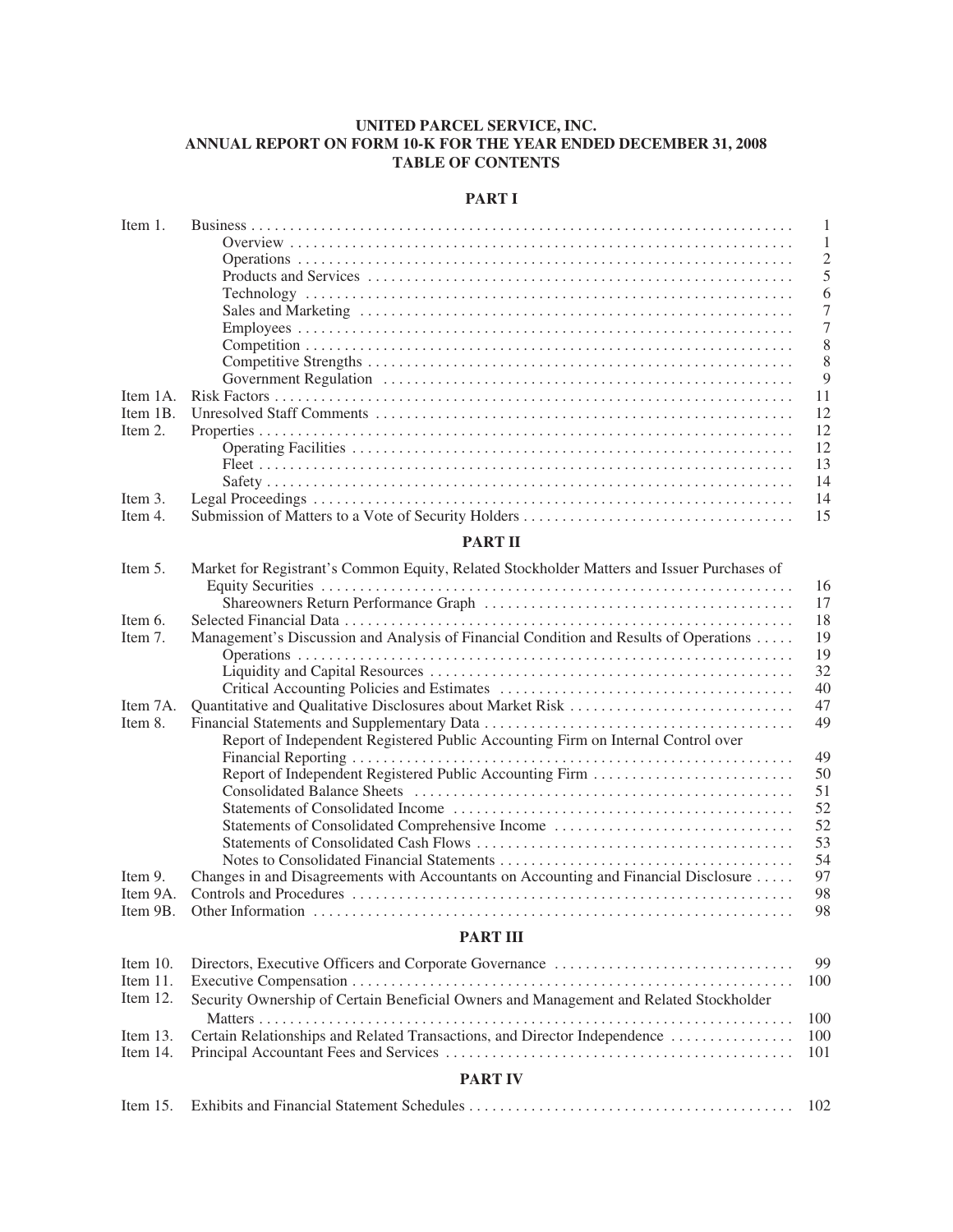# UNITED PARCEL SERVICE, INC.
# ANNUAL REPORT ON FORM 10-K FOR THE YEAR ENDED DECEMBER 31, 2008
# TABLE OF CONTENTS

## PART I

| | | |
|---|---|---|
| Item 1. | Business | 1 |
| | Overview | 1 |
| | Operations | 2 |
| | Products and Services | 5 |
| | Technology | 6 |
| | Sales and Marketing | 7 |
| | Employees | 7 |
| | Competition | 8 |
| | Competitive Strengths | 8 |
| | Government Regulation | 9 |
| Item 1A. | Risk Factors | 11 |
| Item 1B. | Unresolved Staff Comments | 12 |
| Item 2. | Properties | 12 |
| | Operating Facilities | 12 |
| | Fleet | 13 |
| | Safety | 14 |
| Item 3. | Legal Proceedings | 14 |
| Item 4. | Submission of Matters to a Vote of Security Holders | 15 |

## PART II

| | | |
|---|---|---|
| Item 5. | Market for Registrant's Common Equity, Related Stockholder Matters and Issuer Purchases of Equity Securities | 16 |
| | Shareowners Return Performance Graph | 17 |
| Item 6. | Selected Financial Data | 18 |
| Item 7. | Management's Discussion and Analysis of Financial Condition and Results of Operations | 19 |
| | Operations | 19 |
| | Liquidity and Capital Resources | 32 |
| | Critical Accounting Policies and Estimates | 40 |
| Item 7A. | Quantitative and Qualitative Disclosures about Market Risk | 47 |
| Item 8. | Financial Statements and Supplementary Data | 49 |
| | Report of Independent Registered Public Accounting Firm on Internal Control over Financial Reporting | 49 |
| | Report of Independent Registered Public Accounting Firm | 50 |
| | Consolidated Balance Sheets | 51 |
| | Statements of Consolidated Income | 52 |
| | Statements of Consolidated Comprehensive Income | 52 |
| | Statements of Consolidated Cash Flows | 53 |
| | Notes to Consolidated Financial Statements | 54 |
| Item 9. | Changes in and Disagreements with Accountants on Accounting and Financial Disclosure | 97 |
| Item 9A. | Controls and Procedures | 98 |
| Item 9B. | Other Information | 98 |

## PART III

| | | |
|---|---|---|
| Item 10. | Directors, Executive Officers and Corporate Governance | 99 |
| Item 11. | Executive Compensation | 100 |
| Item 12. | Security Ownership of Certain Beneficial Owners and Management and Related Stockholder Matters | 100 |
| Item 13. | Certain Relationships and Related Transactions, and Director Independence | 100 |
| Item 14. | Principal Accountant Fees and Services | 101 |

## PART IV

| | | |
|---|---|---|
| Item 15. | Exhibits and Financial Statement Schedules | 102 |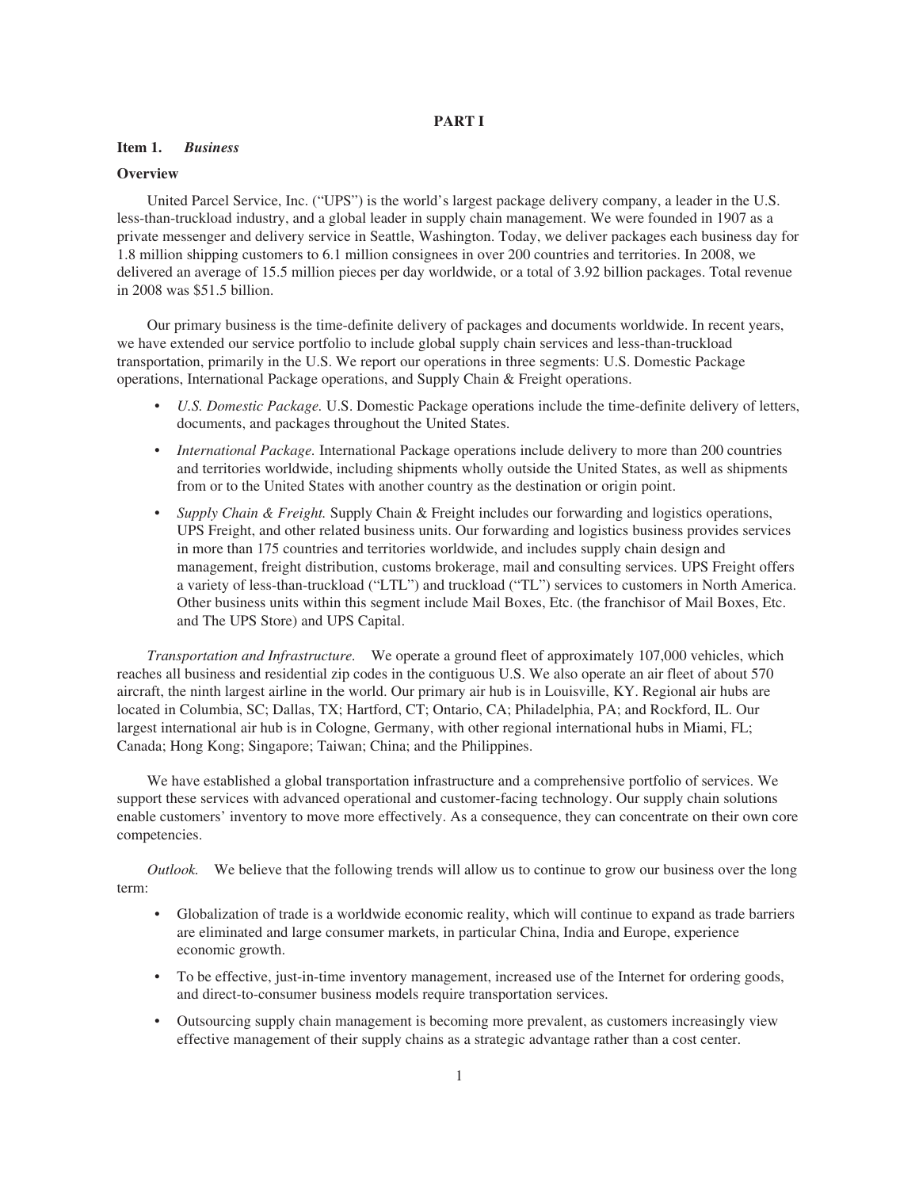# PART I

## Item 1. *Business*

### Overview

United Parcel Service, Inc. ("UPS") is the world's largest package delivery company, a leader in the U.S. less-than-truckload industry, and a global leader in supply chain management. We were founded in 1907 as a private messenger and delivery service in Seattle, Washington. Today, we deliver packages each business day for 1.8 million shipping customers to 6.1 million consignees in over 200 countries and territories. In 2008, we delivered an average of 15.5 million pieces per day worldwide, or a total of 3.92 billion packages. Total revenue in 2008 was $51.5 billion.

Our primary business is the time-definite delivery of packages and documents worldwide. In recent years, we have extended our service portfolio to include global supply chain services and less-than-truckload transportation, primarily in the U.S. We report our operations in three segments: U.S. Domestic Package operations, International Package operations, and Supply Chain & Freight operations.

- *U.S. Domestic Package.* U.S. Domestic Package operations include the time-definite delivery of letters, documents, and packages throughout the United States.
- *International Package.* International Package operations include delivery to more than 200 countries and territories worldwide, including shipments wholly outside the United States, as well as shipments from or to the United States with another country as the destination or origin point.
- *Supply Chain & Freight.* Supply Chain & Freight includes our forwarding and logistics operations, UPS Freight, and other related business units. Our forwarding and logistics business provides services in more than 175 countries and territories worldwide, and includes supply chain design and management, freight distribution, customs brokerage, mail and consulting services. UPS Freight offers a variety of less-than-truckload ("LTL") and truckload ("TL") services to customers in North America. Other business units within this segment include Mail Boxes, Etc. (the franchisor of Mail Boxes, Etc. and The UPS Store) and UPS Capital.

*Transportation and Infrastructure.* We operate a ground fleet of approximately 107,000 vehicles, which reaches all business and residential zip codes in the contiguous U.S. We also operate an air fleet of about 570 aircraft, the ninth largest airline in the world. Our primary air hub is in Louisville, KY. Regional air hubs are located in Columbia, SC; Dallas, TX; Hartford, CT; Ontario, CA; Philadelphia, PA; and Rockford, IL. Our largest international air hub is in Cologne, Germany, with other regional international hubs in Miami, FL; Canada; Hong Kong; Singapore; Taiwan; China; and the Philippines.

We have established a global transportation infrastructure and a comprehensive portfolio of services. We support these services with advanced operational and customer-facing technology. Our supply chain solutions enable customers' inventory to move more effectively. As a consequence, they can concentrate on their own core competencies.

*Outlook.* We believe that the following trends will allow us to continue to grow our business over the long term:

- Globalization of trade is a worldwide economic reality, which will continue to expand as trade barriers are eliminated and large consumer markets, in particular China, India and Europe, experience economic growth.
- To be effective, just-in-time inventory management, increased use of the Internet for ordering goods, and direct-to-consumer business models require transportation services.
- Outsourcing supply chain management is becoming more prevalent, as customers increasingly view effective management of their supply chains as a strategic advantage rather than a cost center.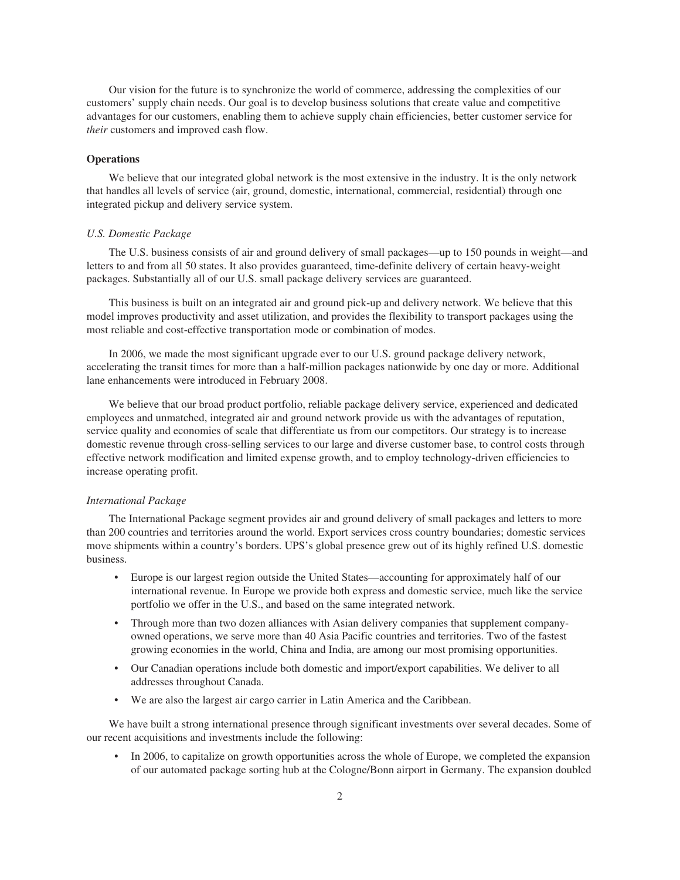Our vision for the future is to synchronize the world of commerce, addressing the complexities of our customers' supply chain needs. Our goal is to develop business solutions that create value and competitive advantages for our customers, enabling them to achieve supply chain efficiencies, better customer service for *their* customers and improved cash flow.

**Operations**

We believe that our integrated global network is the most extensive in the industry. It is the only network that handles all levels of service (air, ground, domestic, international, commercial, residential) through one integrated pickup and delivery service system.

*U.S. Domestic Package*

The U.S. business consists of air and ground delivery of small packages—up to 150 pounds in weight—and letters to and from all 50 states. It also provides guaranteed, time-definite delivery of certain heavy-weight packages. Substantially all of our U.S. small package delivery services are guaranteed.

This business is built on an integrated air and ground pick-up and delivery network. We believe that this model improves productivity and asset utilization, and provides the flexibility to transport packages using the most reliable and cost-effective transportation mode or combination of modes.

In 2006, we made the most significant upgrade ever to our U.S. ground package delivery network, accelerating the transit times for more than a half-million packages nationwide by one day or more. Additional lane enhancements were introduced in February 2008.

We believe that our broad product portfolio, reliable package delivery service, experienced and dedicated employees and unmatched, integrated air and ground network provide us with the advantages of reputation, service quality and economies of scale that differentiate us from our competitors. Our strategy is to increase domestic revenue through cross-selling services to our large and diverse customer base, to control costs through effective network modification and limited expense growth, and to employ technology-driven efficiencies to increase operating profit.

*International Package*

The International Package segment provides air and ground delivery of small packages and letters to more than 200 countries and territories around the world. Export services cross country boundaries; domestic services move shipments within a country's borders. UPS's global presence grew out of its highly refined U.S. domestic business.

- Europe is our largest region outside the United States—accounting for approximately half of our international revenue. In Europe we provide both express and domestic service, much like the service portfolio we offer in the U.S., and based on the same integrated network.
- Through more than two dozen alliances with Asian delivery companies that supplement company-owned operations, we serve more than 40 Asia Pacific countries and territories. Two of the fastest growing economies in the world, China and India, are among our most promising opportunities.
- Our Canadian operations include both domestic and import/export capabilities. We deliver to all addresses throughout Canada.
- We are also the largest air cargo carrier in Latin America and the Caribbean.

We have built a strong international presence through significant investments over several decades. Some of our recent acquisitions and investments include the following:

- In 2006, to capitalize on growth opportunities across the whole of Europe, we completed the expansion of our automated package sorting hub at the Cologne/Bonn airport in Germany. The expansion doubled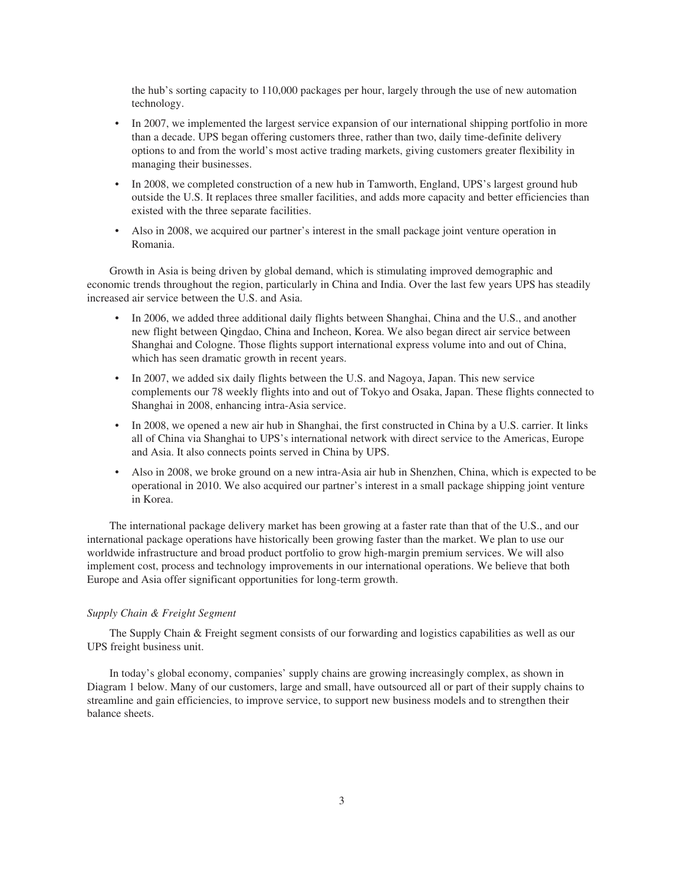the hub's sorting capacity to 110,000 packages per hour, largely through the use of new automation technology.

- In 2007, we implemented the largest service expansion of our international shipping portfolio in more than a decade. UPS began offering customers three, rather than two, daily time-definite delivery options to and from the world's most active trading markets, giving customers greater flexibility in managing their businesses.
- In 2008, we completed construction of a new hub in Tamworth, England, UPS's largest ground hub outside the U.S. It replaces three smaller facilities, and adds more capacity and better efficiencies than existed with the three separate facilities.
- Also in 2008, we acquired our partner's interest in the small package joint venture operation in Romania.

Growth in Asia is being driven by global demand, which is stimulating improved demographic and economic trends throughout the region, particularly in China and India. Over the last few years UPS has steadily increased air service between the U.S. and Asia.

- In 2006, we added three additional daily flights between Shanghai, China and the U.S., and another new flight between Qingdao, China and Incheon, Korea. We also began direct air service between Shanghai and Cologne. Those flights support international express volume into and out of China, which has seen dramatic growth in recent years.
- In 2007, we added six daily flights between the U.S. and Nagoya, Japan. This new service complements our 78 weekly flights into and out of Tokyo and Osaka, Japan. These flights connected to Shanghai in 2008, enhancing intra-Asia service.
- In 2008, we opened a new air hub in Shanghai, the first constructed in China by a U.S. carrier. It links all of China via Shanghai to UPS's international network with direct service to the Americas, Europe and Asia. It also connects points served in China by UPS.
- Also in 2008, we broke ground on a new intra-Asia air hub in Shenzhen, China, which is expected to be operational in 2010. We also acquired our partner's interest in a small package shipping joint venture in Korea.

The international package delivery market has been growing at a faster rate than that of the U.S., and our international package operations have historically been growing faster than the market. We plan to use our worldwide infrastructure and broad product portfolio to grow high-margin premium services. We will also implement cost, process and technology improvements in our international operations. We believe that both Europe and Asia offer significant opportunities for long-term growth.

*Supply Chain & Freight Segment*

The Supply Chain & Freight segment consists of our forwarding and logistics capabilities as well as our UPS freight business unit.

In today's global economy, companies' supply chains are growing increasingly complex, as shown in Diagram 1 below. Many of our customers, large and small, have outsourced all or part of their supply chains to streamline and gain efficiencies, to improve service, to support new business models and to strengthen their balance sheets.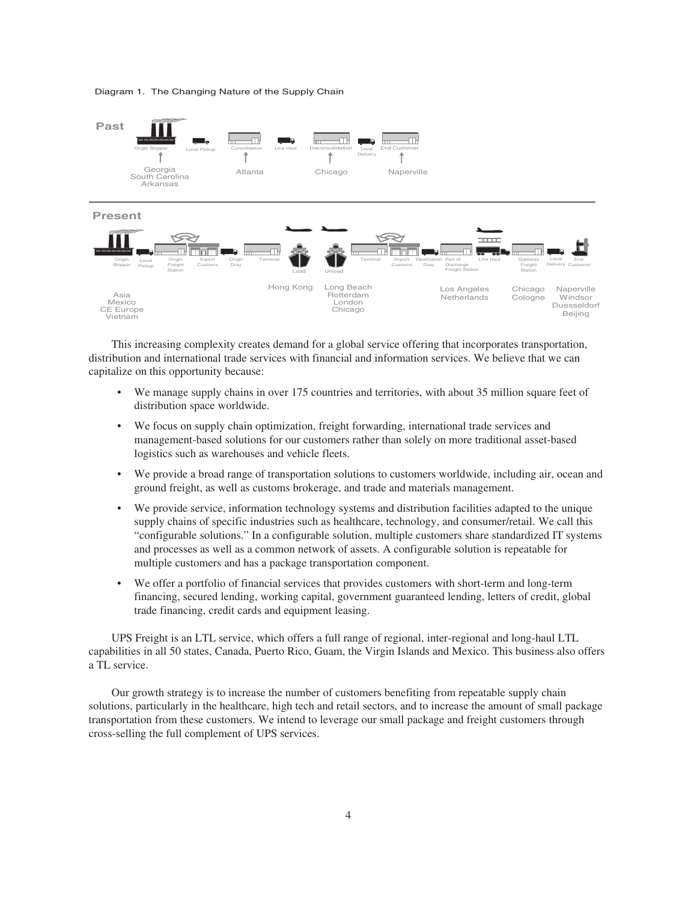Diagram 1. The Changing Nature of the Supply Chain

This increasing complexity creates demand for a global service offering that incorporates transportation, distribution and international trade services with financial and information services. We believe that we can capitalize on this opportunity because:

- We manage supply chains in over 175 countries and territories, with about 35 million square feet of distribution space worldwide.
- We focus on supply chain optimization, freight forwarding, international trade services and management-based solutions for our customers rather than solely on more traditional asset-based logistics such as warehouses and vehicle fleets.
- We provide a broad range of transportation solutions to customers worldwide, including air, ocean and ground freight, as well as customs brokerage, and trade and materials management.
- We provide service, information technology systems and distribution facilities adapted to the unique supply chains of specific industries such as healthcare, technology, and consumer/retail. We call this "configurable solutions." In a configurable solution, multiple customers share standardized IT systems and processes as well as a common network of assets. A configurable solution is repeatable for multiple customers and has a package transportation component.
- We offer a portfolio of financial services that provides customers with short-term and long-term financing, secured lending, working capital, government guaranteed lending, letters of credit, global trade financing, credit cards and equipment leasing.

UPS Freight is an LTL service, which offers a full range of regional, inter-regional and long-haul LTL capabilities in all 50 states, Canada, Puerto Rico, Guam, the Virgin Islands and Mexico. This business also offers a TL service.

Our growth strategy is to increase the number of customers benefiting from repeatable supply chain solutions, particularly in the healthcare, high tech and retail sectors, and to increase the amount of small package transportation from these customers. We intend to leverage our small package and freight customers through cross-selling the full complement of UPS services.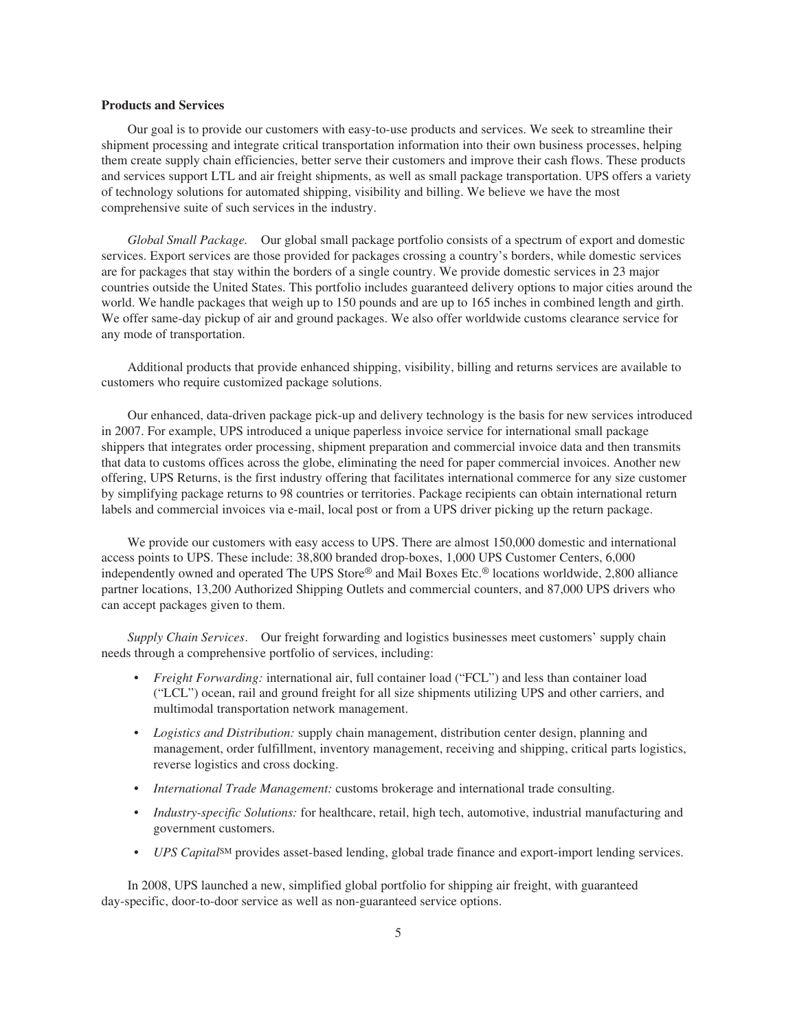### Products and Services

Our goal is to provide our customers with easy-to-use products and services. We seek to streamline their shipment processing and integrate critical transportation information into their own business processes, helping them create supply chain efficiencies, better serve their customers and improve their cash flows. These products and services support LTL and air freight shipments, as well as small package transportation. UPS offers a variety of technology solutions for automated shipping, visibility and billing. We believe we have the most comprehensive suite of such services in the industry.

*Global Small Package.* Our global small package portfolio consists of a spectrum of export and domestic services. Export services are those provided for packages crossing a country's borders, while domestic services are for packages that stay within the borders of a single country. We provide domestic services in 23 major countries outside the United States. This portfolio includes guaranteed delivery options to major cities around the world. We handle packages that weigh up to 150 pounds and are up to 165 inches in combined length and girth. We offer same-day pickup of air and ground packages. We also offer worldwide customs clearance service for any mode of transportation.

Additional products that provide enhanced shipping, visibility, billing and returns services are available to customers who require customized package solutions.

Our enhanced, data-driven package pick-up and delivery technology is the basis for new services introduced in 2007. For example, UPS introduced a unique paperless invoice service for international small package shippers that integrates order processing, shipment preparation and commercial invoice data and then transmits that data to customs offices across the globe, eliminating the need for paper commercial invoices. Another new offering, UPS Returns, is the first industry offering that facilitates international commerce for any size customer by simplifying package returns to 98 countries or territories. Package recipients can obtain international return labels and commercial invoices via e-mail, local post or from a UPS driver picking up the return package.

We provide our customers with easy access to UPS. There are almost 150,000 domestic and international access points to UPS. These include: 38,800 branded drop-boxes, 1,000 UPS Customer Centers, 6,000 independently owned and operated The UPS Store® and Mail Boxes Etc.® locations worldwide, 2,800 alliance partner locations, 13,200 Authorized Shipping Outlets and commercial counters, and 87,000 UPS drivers who can accept packages given to them.

*Supply Chain Services*. Our freight forwarding and logistics businesses meet customers' supply chain needs through a comprehensive portfolio of services, including:

- *Freight Forwarding:* international air, full container load ("FCL") and less than container load ("LCL") ocean, rail and ground freight for all size shipments utilizing UPS and other carriers, and multimodal transportation network management.
- *Logistics and Distribution:* supply chain management, distribution center design, planning and management, order fulfillment, inventory management, receiving and shipping, critical parts logistics, reverse logistics and cross docking.
- *International Trade Management:* customs brokerage and international trade consulting.
- *Industry-specific Solutions:* for healthcare, retail, high tech, automotive, industrial manufacturing and government customers.
- *UPS Capital*℠ provides asset-based lending, global trade finance and export-import lending services.

In 2008, UPS launched a new, simplified global portfolio for shipping air freight, with guaranteed day-specific, door-to-door service as well as non-guaranteed service options.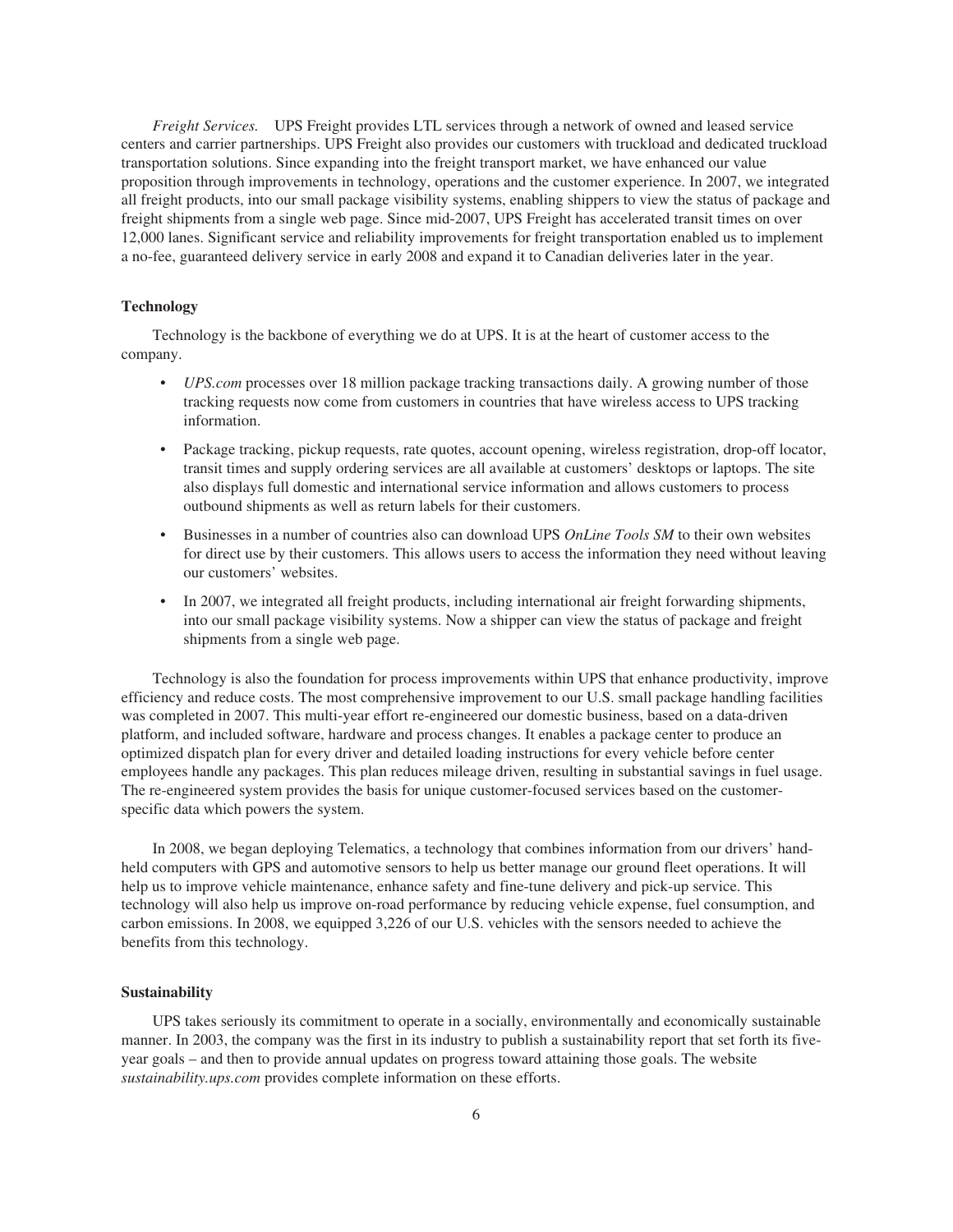*Freight Services.* UPS Freight provides LTL services through a network of owned and leased service centers and carrier partnerships. UPS Freight also provides our customers with truckload and dedicated truckload transportation solutions. Since expanding into the freight transport market, we have enhanced our value proposition through improvements in technology, operations and the customer experience. In 2007, we integrated all freight products, into our small package visibility systems, enabling shippers to view the status of package and freight shipments from a single web page. Since mid-2007, UPS Freight has accelerated transit times on over 12,000 lanes. Significant service and reliability improvements for freight transportation enabled us to implement a no-fee, guaranteed delivery service in early 2008 and expand it to Canadian deliveries later in the year.

### Technology

Technology is the backbone of everything we do at UPS. It is at the heart of customer access to the company.

- *UPS.com* processes over 18 million package tracking transactions daily. A growing number of those tracking requests now come from customers in countries that have wireless access to UPS tracking information.
- Package tracking, pickup requests, rate quotes, account opening, wireless registration, drop-off locator, transit times and supply ordering services are all available at customers' desktops or laptops. The site also displays full domestic and international service information and allows customers to process outbound shipments as well as return labels for their customers.
- Businesses in a number of countries also can download UPS *OnLine Tools SM* to their own websites for direct use by their customers. This allows users to access the information they need without leaving our customers' websites.
- In 2007, we integrated all freight products, including international air freight forwarding shipments, into our small package visibility systems. Now a shipper can view the status of package and freight shipments from a single web page.

Technology is also the foundation for process improvements within UPS that enhance productivity, improve efficiency and reduce costs. The most comprehensive improvement to our U.S. small package handling facilities was completed in 2007. This multi-year effort re-engineered our domestic business, based on a data-driven platform, and included software, hardware and process changes. It enables a package center to produce an optimized dispatch plan for every driver and detailed loading instructions for every vehicle before center employees handle any packages. This plan reduces mileage driven, resulting in substantial savings in fuel usage. The re-engineered system provides the basis for unique customer-focused services based on the customer-specific data which powers the system.

In 2008, we began deploying Telematics, a technology that combines information from our drivers' hand-held computers with GPS and automotive sensors to help us better manage our ground fleet operations. It will help us to improve vehicle maintenance, enhance safety and fine-tune delivery and pick-up service. This technology will also help us improve on-road performance by reducing vehicle expense, fuel consumption, and carbon emissions. In 2008, we equipped 3,226 of our U.S. vehicles with the sensors needed to achieve the benefits from this technology.

### Sustainability

UPS takes seriously its commitment to operate in a socially, environmentally and economically sustainable manner. In 2003, the company was the first in its industry to publish a sustainability report that set forth its five-year goals – and then to provide annual updates on progress toward attaining those goals. The website *sustainability.ups.com* provides complete information on these efforts.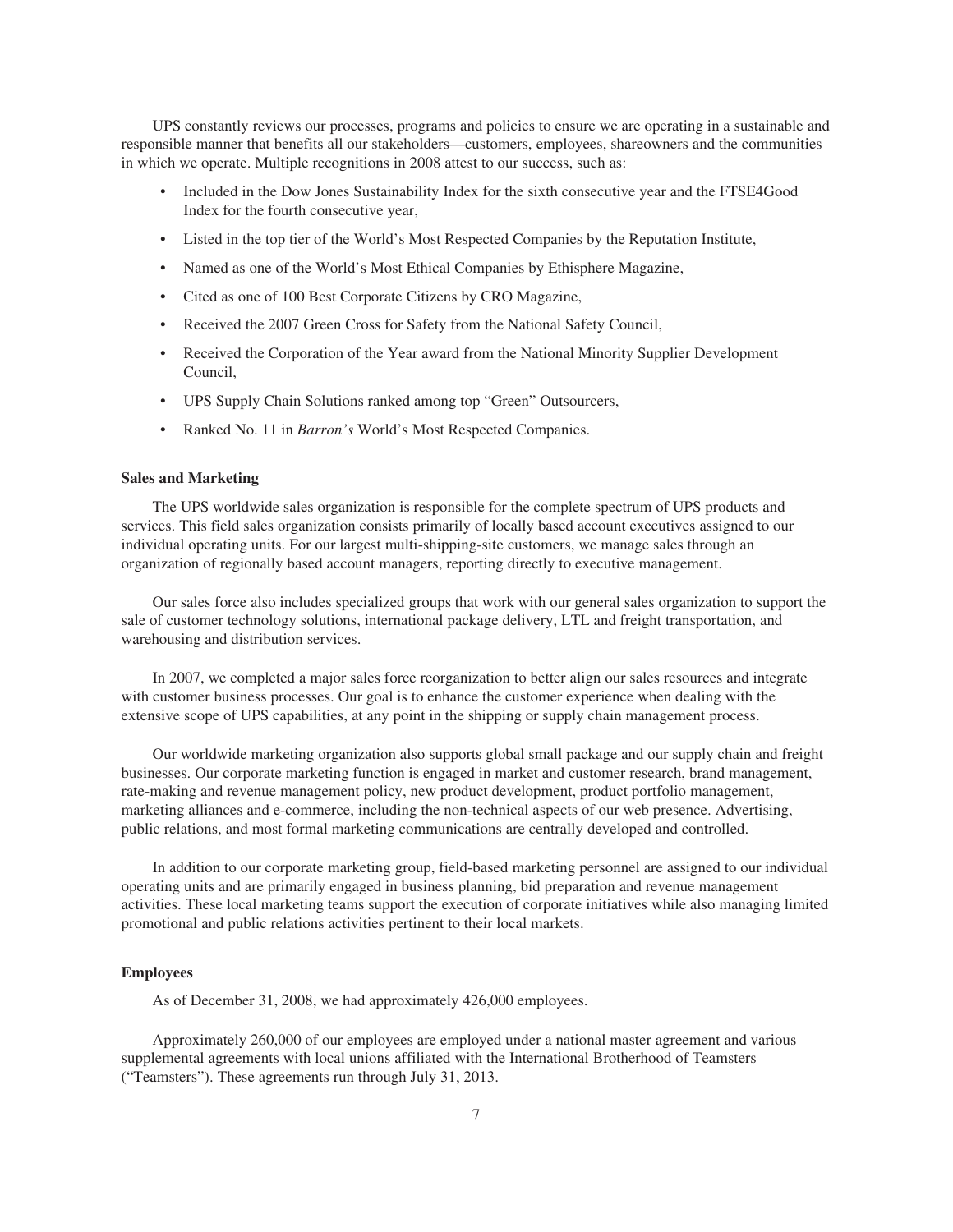UPS constantly reviews our processes, programs and policies to ensure we are operating in a sustainable and responsible manner that benefits all our stakeholders—customers, employees, shareowners and the communities in which we operate. Multiple recognitions in 2008 attest to our success, such as:

- Included in the Dow Jones Sustainability Index for the sixth consecutive year and the FTSE4Good Index for the fourth consecutive year,
- Listed in the top tier of the World's Most Respected Companies by the Reputation Institute,
- Named as one of the World's Most Ethical Companies by Ethisphere Magazine,
- Cited as one of 100 Best Corporate Citizens by CRO Magazine,
- Received the 2007 Green Cross for Safety from the National Safety Council,
- Received the Corporation of the Year award from the National Minority Supplier Development Council,
- UPS Supply Chain Solutions ranked among top "Green" Outsourcers,
- Ranked No. 11 in *Barron's* World's Most Respected Companies.

**Sales and Marketing**

The UPS worldwide sales organization is responsible for the complete spectrum of UPS products and services. This field sales organization consists primarily of locally based account executives assigned to our individual operating units. For our largest multi-shipping-site customers, we manage sales through an organization of regionally based account managers, reporting directly to executive management.

Our sales force also includes specialized groups that work with our general sales organization to support the sale of customer technology solutions, international package delivery, LTL and freight transportation, and warehousing and distribution services.

In 2007, we completed a major sales force reorganization to better align our sales resources and integrate with customer business processes. Our goal is to enhance the customer experience when dealing with the extensive scope of UPS capabilities, at any point in the shipping or supply chain management process.

Our worldwide marketing organization also supports global small package and our supply chain and freight businesses. Our corporate marketing function is engaged in market and customer research, brand management, rate-making and revenue management policy, new product development, product portfolio management, marketing alliances and e-commerce, including the non-technical aspects of our web presence. Advertising, public relations, and most formal marketing communications are centrally developed and controlled.

In addition to our corporate marketing group, field-based marketing personnel are assigned to our individual operating units and are primarily engaged in business planning, bid preparation and revenue management activities. These local marketing teams support the execution of corporate initiatives while also managing limited promotional and public relations activities pertinent to their local markets.

**Employees**

As of December 31, 2008, we had approximately 426,000 employees.

Approximately 260,000 of our employees are employed under a national master agreement and various supplemental agreements with local unions affiliated with the International Brotherhood of Teamsters ("Teamsters"). These agreements run through July 31, 2013.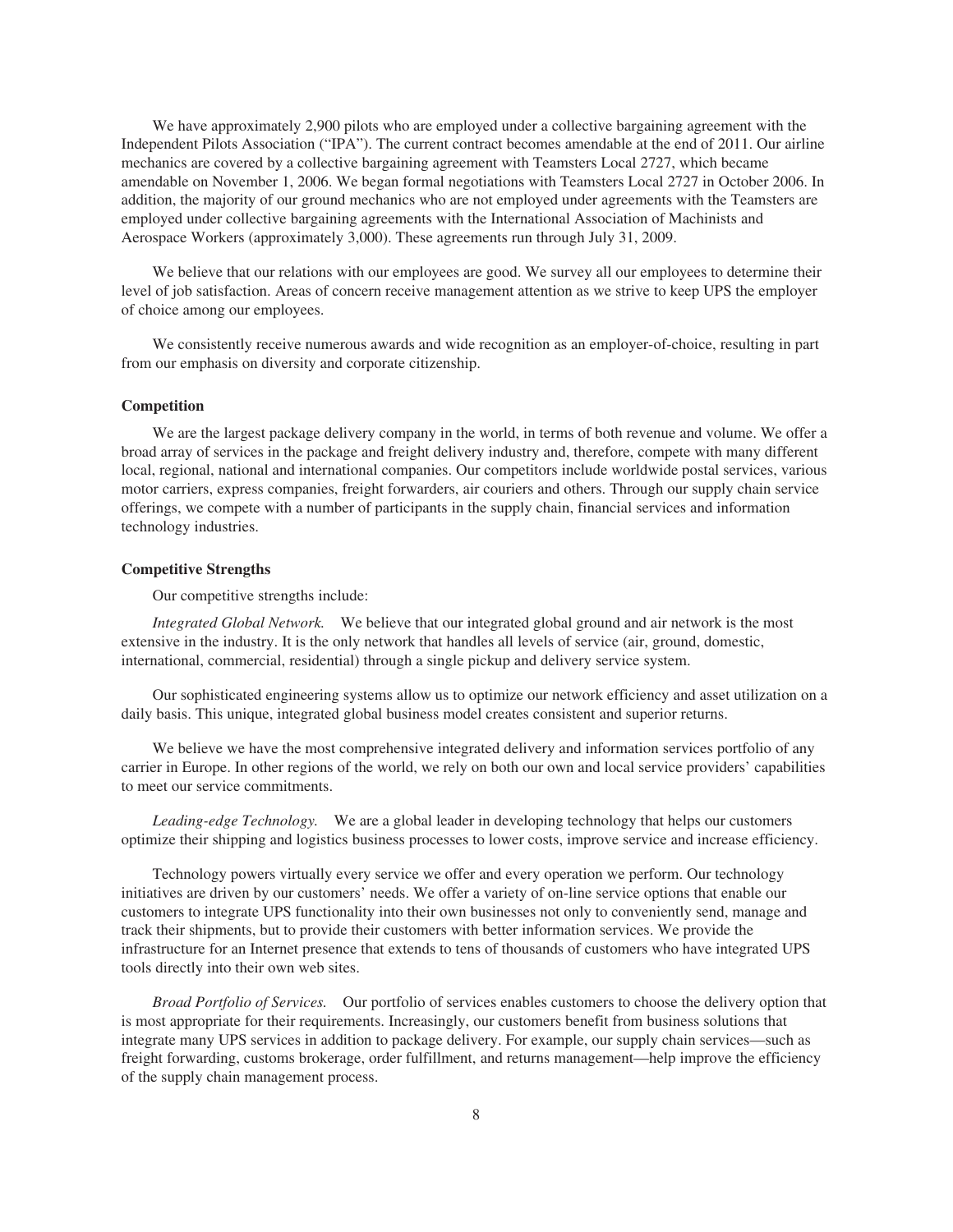We have approximately 2,900 pilots who are employed under a collective bargaining agreement with the Independent Pilots Association ("IPA"). The current contract becomes amendable at the end of 2011. Our airline mechanics are covered by a collective bargaining agreement with Teamsters Local 2727, which became amendable on November 1, 2006. We began formal negotiations with Teamsters Local 2727 in October 2006. In addition, the majority of our ground mechanics who are not employed under agreements with the Teamsters are employed under collective bargaining agreements with the International Association of Machinists and Aerospace Workers (approximately 3,000). These agreements run through July 31, 2009.

We believe that our relations with our employees are good. We survey all our employees to determine their level of job satisfaction. Areas of concern receive management attention as we strive to keep UPS the employer of choice among our employees.

We consistently receive numerous awards and wide recognition as an employer-of-choice, resulting in part from our emphasis on diversity and corporate citizenship.

### Competition

We are the largest package delivery company in the world, in terms of both revenue and volume. We offer a broad array of services in the package and freight delivery industry and, therefore, compete with many different local, regional, national and international companies. Our competitors include worldwide postal services, various motor carriers, express companies, freight forwarders, air couriers and others. Through our supply chain service offerings, we compete with a number of participants in the supply chain, financial services and information technology industries.

### Competitive Strengths

Our competitive strengths include:

*Integrated Global Network.* We believe that our integrated global ground and air network is the most extensive in the industry. It is the only network that handles all levels of service (air, ground, domestic, international, commercial, residential) through a single pickup and delivery service system.

Our sophisticated engineering systems allow us to optimize our network efficiency and asset utilization on a daily basis. This unique, integrated global business model creates consistent and superior returns.

We believe we have the most comprehensive integrated delivery and information services portfolio of any carrier in Europe. In other regions of the world, we rely on both our own and local service providers' capabilities to meet our service commitments.

*Leading-edge Technology.* We are a global leader in developing technology that helps our customers optimize their shipping and logistics business processes to lower costs, improve service and increase efficiency.

Technology powers virtually every service we offer and every operation we perform. Our technology initiatives are driven by our customers' needs. We offer a variety of on-line service options that enable our customers to integrate UPS functionality into their own businesses not only to conveniently send, manage and track their shipments, but to provide their customers with better information services. We provide the infrastructure for an Internet presence that extends to tens of thousands of customers who have integrated UPS tools directly into their own web sites.

*Broad Portfolio of Services.* Our portfolio of services enables customers to choose the delivery option that is most appropriate for their requirements. Increasingly, our customers benefit from business solutions that integrate many UPS services in addition to package delivery. For example, our supply chain services—such as freight forwarding, customs brokerage, order fulfillment, and returns management—help improve the efficiency of the supply chain management process.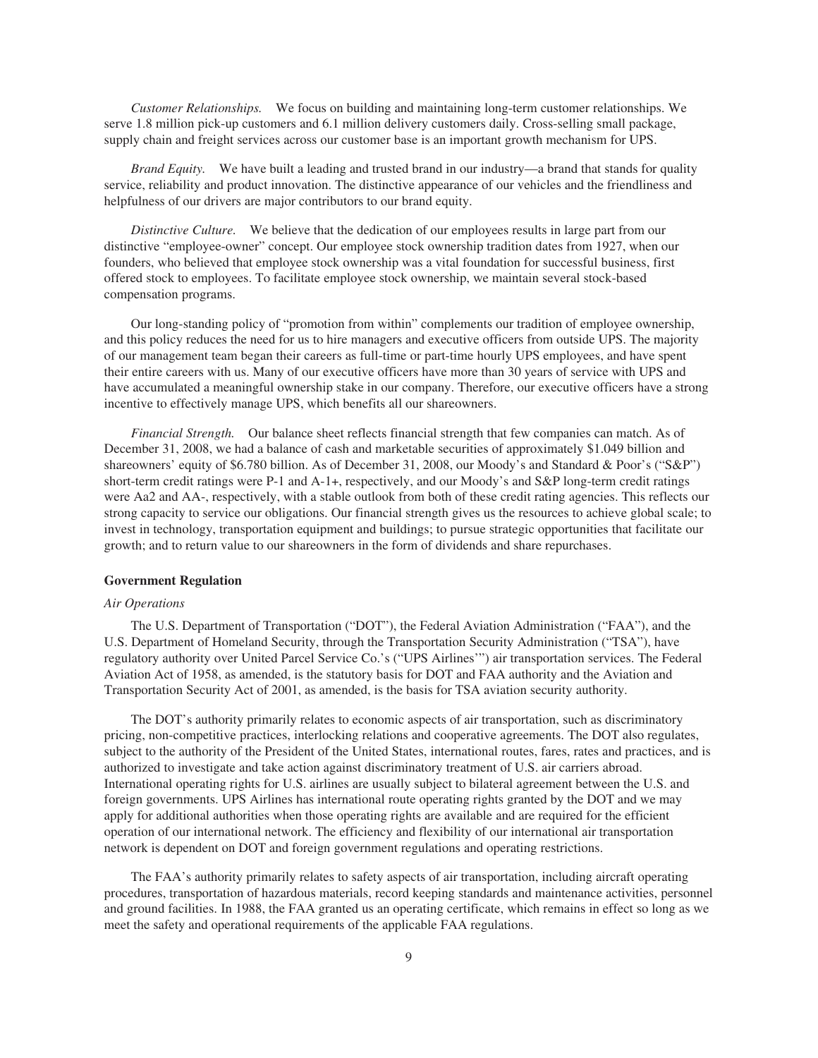*Customer Relationships.* We focus on building and maintaining long-term customer relationships. We serve 1.8 million pick-up customers and 6.1 million delivery customers daily. Cross-selling small package, supply chain and freight services across our customer base is an important growth mechanism for UPS.

*Brand Equity.* We have built a leading and trusted brand in our industry—a brand that stands for quality service, reliability and product innovation. The distinctive appearance of our vehicles and the friendliness and helpfulness of our drivers are major contributors to our brand equity.

*Distinctive Culture.* We believe that the dedication of our employees results in large part from our distinctive "employee-owner" concept. Our employee stock ownership tradition dates from 1927, when our founders, who believed that employee stock ownership was a vital foundation for successful business, first offered stock to employees. To facilitate employee stock ownership, we maintain several stock-based compensation programs.

Our long-standing policy of "promotion from within" complements our tradition of employee ownership, and this policy reduces the need for us to hire managers and executive officers from outside UPS. The majority of our management team began their careers as full-time or part-time hourly UPS employees, and have spent their entire careers with us. Many of our executive officers have more than 30 years of service with UPS and have accumulated a meaningful ownership stake in our company. Therefore, our executive officers have a strong incentive to effectively manage UPS, which benefits all our shareowners.

*Financial Strength.* Our balance sheet reflects financial strength that few companies can match. As of December 31, 2008, we had a balance of cash and marketable securities of approximately $1.049 billion and shareowners' equity of $6.780 billion. As of December 31, 2008, our Moody's and Standard & Poor's ("S&P") short-term credit ratings were P-1 and A-1+, respectively, and our Moody's and S&P long-term credit ratings were Aa2 and AA-, respectively, with a stable outlook from both of these credit rating agencies. This reflects our strong capacity to service our obligations. Our financial strength gives us the resources to achieve global scale; to invest in technology, transportation equipment and buildings; to pursue strategic opportunities that facilitate our growth; and to return value to our shareowners in the form of dividends and share repurchases.

## Government Regulation

### *Air Operations*

The U.S. Department of Transportation ("DOT"), the Federal Aviation Administration ("FAA"), and the U.S. Department of Homeland Security, through the Transportation Security Administration ("TSA"), have regulatory authority over United Parcel Service Co.'s ("UPS Airlines'") air transportation services. The Federal Aviation Act of 1958, as amended, is the statutory basis for DOT and FAA authority and the Aviation and Transportation Security Act of 2001, as amended, is the basis for TSA aviation security authority.

The DOT's authority primarily relates to economic aspects of air transportation, such as discriminatory pricing, non-competitive practices, interlocking relations and cooperative agreements. The DOT also regulates, subject to the authority of the President of the United States, international routes, fares, rates and practices, and is authorized to investigate and take action against discriminatory treatment of U.S. air carriers abroad. International operating rights for U.S. airlines are usually subject to bilateral agreement between the U.S. and foreign governments. UPS Airlines has international route operating rights granted by the DOT and we may apply for additional authorities when those operating rights are available and are required for the efficient operation of our international network. The efficiency and flexibility of our international air transportation network is dependent on DOT and foreign government regulations and operating restrictions.

The FAA's authority primarily relates to safety aspects of air transportation, including aircraft operating procedures, transportation of hazardous materials, record keeping standards and maintenance activities, personnel and ground facilities. In 1988, the FAA granted us an operating certificate, which remains in effect so long as we meet the safety and operational requirements of the applicable FAA regulations.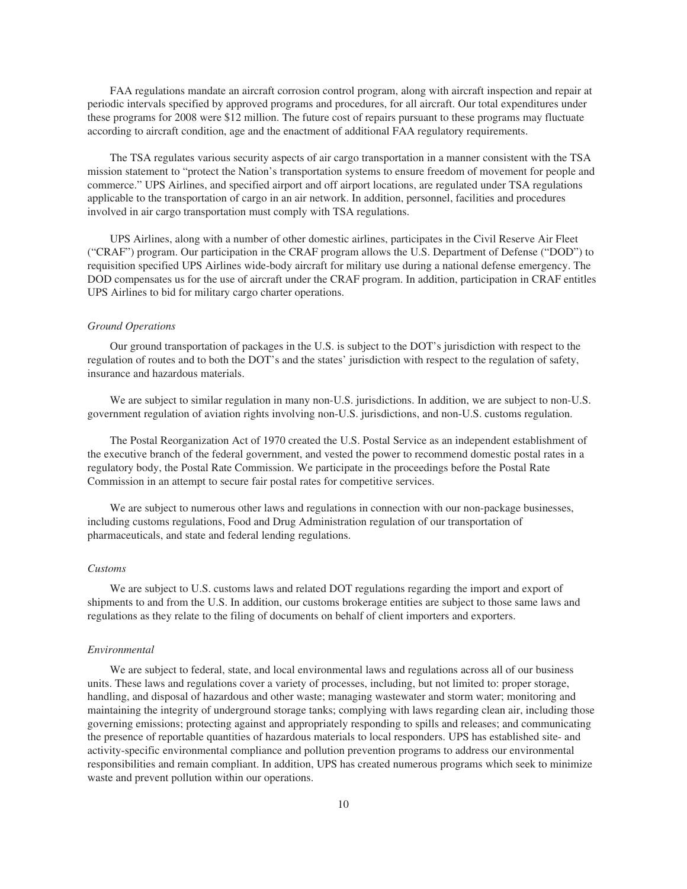FAA regulations mandate an aircraft corrosion control program, along with aircraft inspection and repair at periodic intervals specified by approved programs and procedures, for all aircraft. Our total expenditures under these programs for 2008 were $12 million. The future cost of repairs pursuant to these programs may fluctuate according to aircraft condition, age and the enactment of additional FAA regulatory requirements.

The TSA regulates various security aspects of air cargo transportation in a manner consistent with the TSA mission statement to "protect the Nation's transportation systems to ensure freedom of movement for people and commerce." UPS Airlines, and specified airport and off airport locations, are regulated under TSA regulations applicable to the transportation of cargo in an air network. In addition, personnel, facilities and procedures involved in air cargo transportation must comply with TSA regulations.

UPS Airlines, along with a number of other domestic airlines, participates in the Civil Reserve Air Fleet ("CRAF") program. Our participation in the CRAF program allows the U.S. Department of Defense ("DOD") to requisition specified UPS Airlines wide-body aircraft for military use during a national defense emergency. The DOD compensates us for the use of aircraft under the CRAF program. In addition, participation in CRAF entitles UPS Airlines to bid for military cargo charter operations.

*Ground Operations*

Our ground transportation of packages in the U.S. is subject to the DOT's jurisdiction with respect to the regulation of routes and to both the DOT's and the states' jurisdiction with respect to the regulation of safety, insurance and hazardous materials.

We are subject to similar regulation in many non-U.S. jurisdictions. In addition, we are subject to non-U.S. government regulation of aviation rights involving non-U.S. jurisdictions, and non-U.S. customs regulation.

The Postal Reorganization Act of 1970 created the U.S. Postal Service as an independent establishment of the executive branch of the federal government, and vested the power to recommend domestic postal rates in a regulatory body, the Postal Rate Commission. We participate in the proceedings before the Postal Rate Commission in an attempt to secure fair postal rates for competitive services.

We are subject to numerous other laws and regulations in connection with our non-package businesses, including customs regulations, Food and Drug Administration regulation of our transportation of pharmaceuticals, and state and federal lending regulations.

*Customs*

We are subject to U.S. customs laws and related DOT regulations regarding the import and export of shipments to and from the U.S. In addition, our customs brokerage entities are subject to those same laws and regulations as they relate to the filing of documents on behalf of client importers and exporters.

*Environmental*

We are subject to federal, state, and local environmental laws and regulations across all of our business units. These laws and regulations cover a variety of processes, including, but not limited to: proper storage, handling, and disposal of hazardous and other waste; managing wastewater and storm water; monitoring and maintaining the integrity of underground storage tanks; complying with laws regarding clean air, including those governing emissions; protecting against and appropriately responding to spills and releases; and communicating the presence of reportable quantities of hazardous materials to local responders. UPS has established site- and activity-specific environmental compliance and pollution prevention programs to address our environmental responsibilities and remain compliant. In addition, UPS has created numerous programs which seek to minimize waste and prevent pollution within our operations.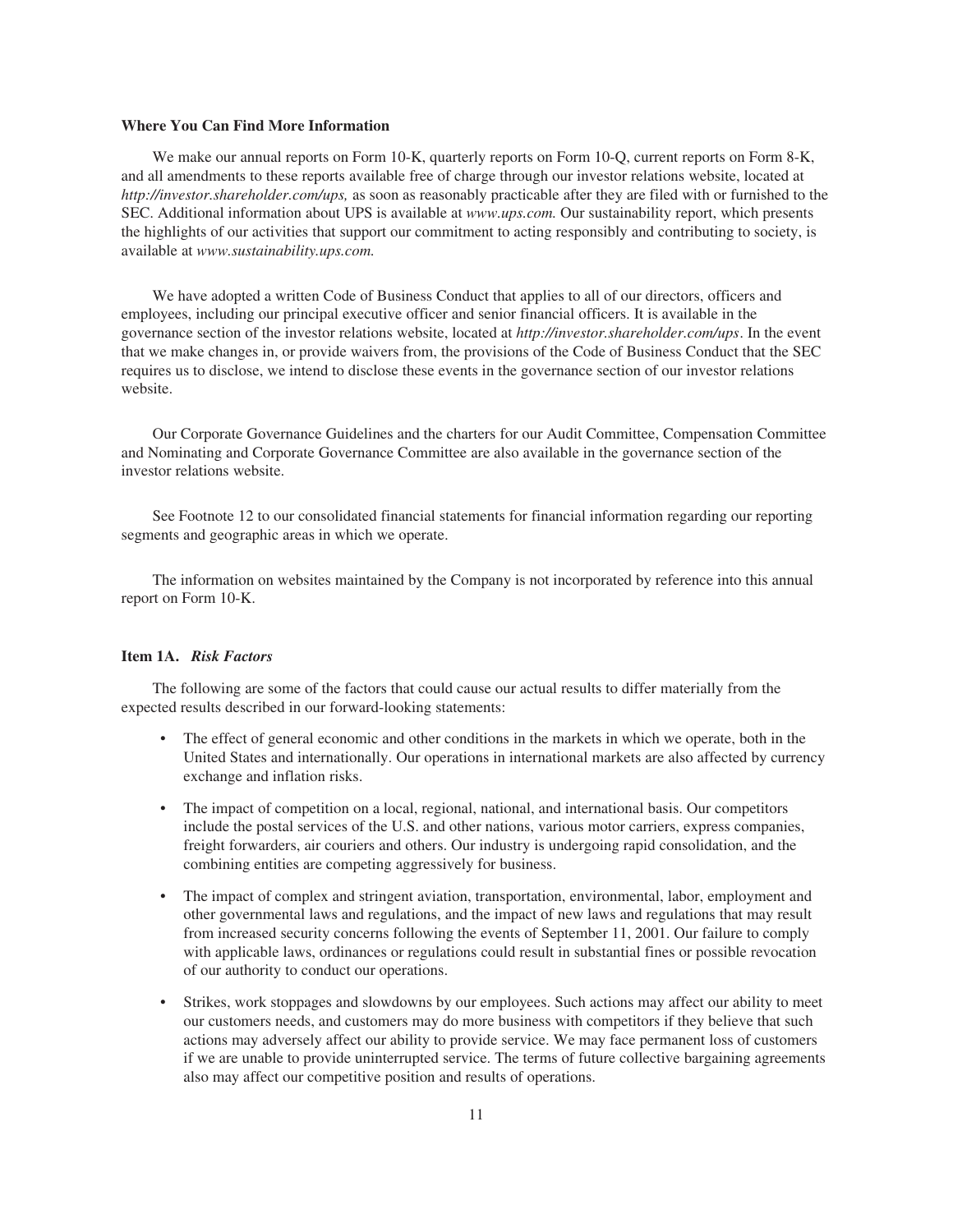### Where You Can Find More Information

We make our annual reports on Form 10-K, quarterly reports on Form 10-Q, current reports on Form 8-K, and all amendments to these reports available free of charge through our investor relations website, located at *http://investor.shareholder.com/ups,* as soon as reasonably practicable after they are filed with or furnished to the SEC. Additional information about UPS is available at *www.ups.com.* Our sustainability report, which presents the highlights of our activities that support our commitment to acting responsibly and contributing to society, is available at *www.sustainability.ups.com.*

We have adopted a written Code of Business Conduct that applies to all of our directors, officers and employees, including our principal executive officer and senior financial officers. It is available in the governance section of the investor relations website, located at *http://investor.shareholder.com/ups*. In the event that we make changes in, or provide waivers from, the provisions of the Code of Business Conduct that the SEC requires us to disclose, we intend to disclose these events in the governance section of our investor relations website.

Our Corporate Governance Guidelines and the charters for our Audit Committee, Compensation Committee and Nominating and Corporate Governance Committee are also available in the governance section of the investor relations website.

See Footnote 12 to our consolidated financial statements for financial information regarding our reporting segments and geographic areas in which we operate.

The information on websites maintained by the Company is not incorporated by reference into this annual report on Form 10-K.

### Item 1A. *Risk Factors*

The following are some of the factors that could cause our actual results to differ materially from the expected results described in our forward-looking statements:

- The effect of general economic and other conditions in the markets in which we operate, both in the United States and internationally. Our operations in international markets are also affected by currency exchange and inflation risks.
- The impact of competition on a local, regional, national, and international basis. Our competitors include the postal services of the U.S. and other nations, various motor carriers, express companies, freight forwarders, air couriers and others. Our industry is undergoing rapid consolidation, and the combining entities are competing aggressively for business.
- The impact of complex and stringent aviation, transportation, environmental, labor, employment and other governmental laws and regulations, and the impact of new laws and regulations that may result from increased security concerns following the events of September 11, 2001. Our failure to comply with applicable laws, ordinances or regulations could result in substantial fines or possible revocation of our authority to conduct our operations.
- Strikes, work stoppages and slowdowns by our employees. Such actions may affect our ability to meet our customers needs, and customers may do more business with competitors if they believe that such actions may adversely affect our ability to provide service. We may face permanent loss of customers if we are unable to provide uninterrupted service. The terms of future collective bargaining agreements also may affect our competitive position and results of operations.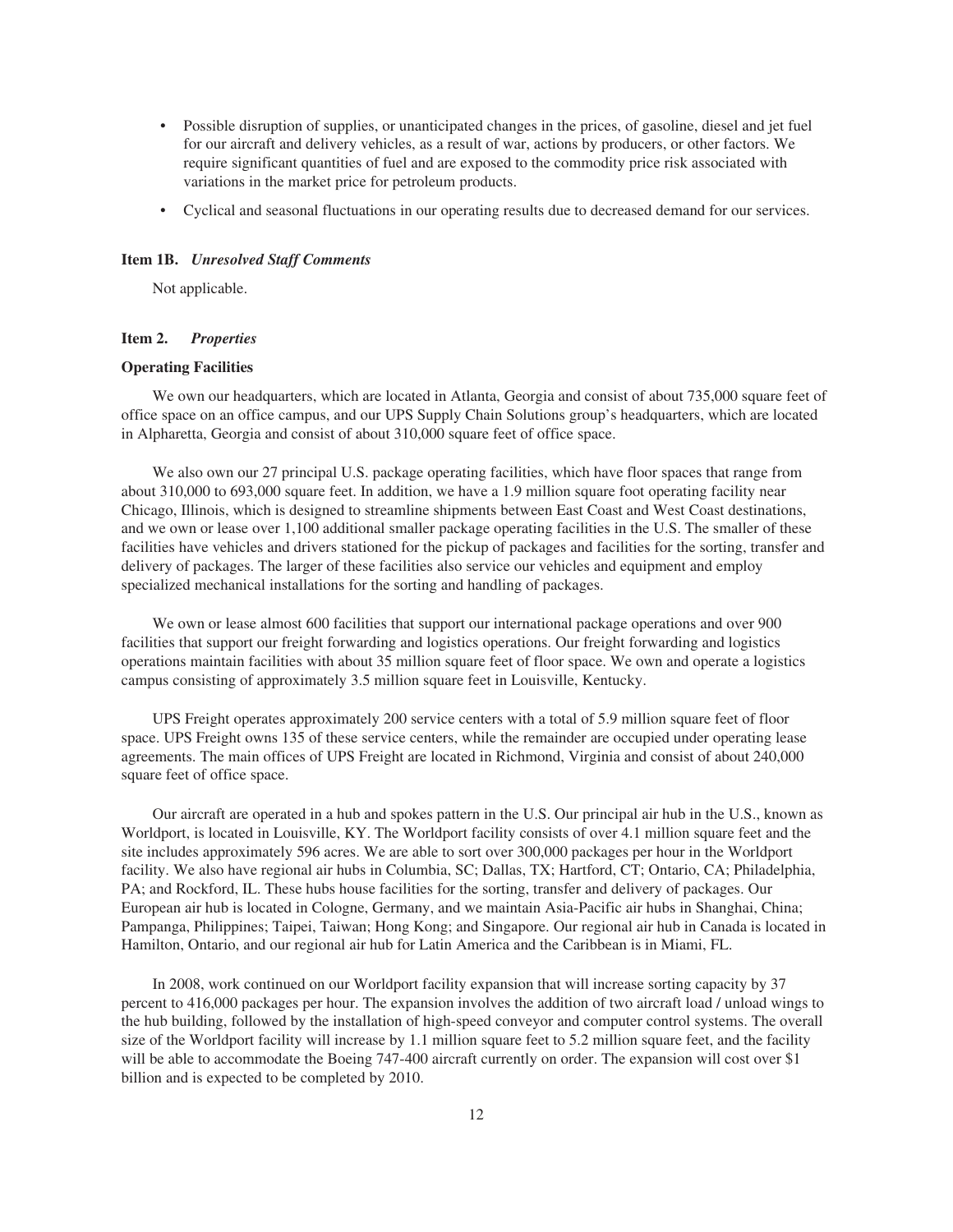- Possible disruption of supplies, or unanticipated changes in the prices, of gasoline, diesel and jet fuel for our aircraft and delivery vehicles, as a result of war, actions by producers, or other factors. We require significant quantities of fuel and are exposed to the commodity price risk associated with variations in the market price for petroleum products.
- Cyclical and seasonal fluctuations in our operating results due to decreased demand for our services.

### Item 1B. *Unresolved Staff Comments*

Not applicable.

### Item 2. *Properties*

#### Operating Facilities

We own our headquarters, which are located in Atlanta, Georgia and consist of about 735,000 square feet of office space on an office campus, and our UPS Supply Chain Solutions group's headquarters, which are located in Alpharetta, Georgia and consist of about 310,000 square feet of office space.

We also own our 27 principal U.S. package operating facilities, which have floor spaces that range from about 310,000 to 693,000 square feet. In addition, we have a 1.9 million square foot operating facility near Chicago, Illinois, which is designed to streamline shipments between East Coast and West Coast destinations, and we own or lease over 1,100 additional smaller package operating facilities in the U.S. The smaller of these facilities have vehicles and drivers stationed for the pickup of packages and facilities for the sorting, transfer and delivery of packages. The larger of these facilities also service our vehicles and equipment and employ specialized mechanical installations for the sorting and handling of packages.

We own or lease almost 600 facilities that support our international package operations and over 900 facilities that support our freight forwarding and logistics operations. Our freight forwarding and logistics operations maintain facilities with about 35 million square feet of floor space. We own and operate a logistics campus consisting of approximately 3.5 million square feet in Louisville, Kentucky.

UPS Freight operates approximately 200 service centers with a total of 5.9 million square feet of floor space. UPS Freight owns 135 of these service centers, while the remainder are occupied under operating lease agreements. The main offices of UPS Freight are located in Richmond, Virginia and consist of about 240,000 square feet of office space.

Our aircraft are operated in a hub and spokes pattern in the U.S. Our principal air hub in the U.S., known as Worldport, is located in Louisville, KY. The Worldport facility consists of over 4.1 million square feet and the site includes approximately 596 acres. We are able to sort over 300,000 packages per hour in the Worldport facility. We also have regional air hubs in Columbia, SC; Dallas, TX; Hartford, CT; Ontario, CA; Philadelphia, PA; and Rockford, IL. These hubs house facilities for the sorting, transfer and delivery of packages. Our European air hub is located in Cologne, Germany, and we maintain Asia-Pacific air hubs in Shanghai, China; Pampanga, Philippines; Taipei, Taiwan; Hong Kong; and Singapore. Our regional air hub in Canada is located in Hamilton, Ontario, and our regional air hub for Latin America and the Caribbean is in Miami, FL.

In 2008, work continued on our Worldport facility expansion that will increase sorting capacity by 37 percent to 416,000 packages per hour. The expansion involves the addition of two aircraft load / unload wings to the hub building, followed by the installation of high-speed conveyor and computer control systems. The overall size of the Worldport facility will increase by 1.1 million square feet to 5.2 million square feet, and the facility will be able to accommodate the Boeing 747-400 aircraft currently on order. The expansion will cost over $1 billion and is expected to be completed by 2010.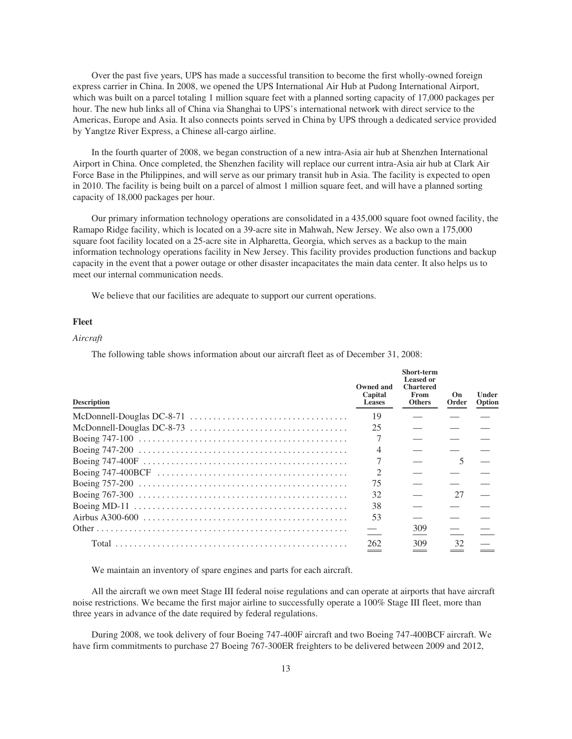Over the past five years, UPS has made a successful transition to become the first wholly-owned foreign express carrier in China. In 2008, we opened the UPS International Air Hub at Pudong International Airport, which was built on a parcel totaling 1 million square feet with a planned sorting capacity of 17,000 packages per hour. The new hub links all of China via Shanghai to UPS's international network with direct service to the Americas, Europe and Asia. It also connects points served in China by UPS through a dedicated service provided by Yangtze River Express, a Chinese all-cargo airline.

In the fourth quarter of 2008, we began construction of a new intra-Asia air hub at Shenzhen International Airport in China. Once completed, the Shenzhen facility will replace our current intra-Asia air hub at Clark Air Force Base in the Philippines, and will serve as our primary transit hub in Asia. The facility is expected to open in 2010. The facility is being built on a parcel of almost 1 million square feet, and will have a planned sorting capacity of 18,000 packages per hour.

Our primary information technology operations are consolidated in a 435,000 square foot owned facility, the Ramapo Ridge facility, which is located on a 39-acre site in Mahwah, New Jersey. We also own a 175,000 square foot facility located on a 25-acre site in Alpharetta, Georgia, which serves as a backup to the main information technology operations facility in New Jersey. This facility provides production functions and backup capacity in the event that a power outage or other disaster incapacitates the main data center. It also helps us to meet our internal communication needs.

We believe that our facilities are adequate to support our current operations.

## Fleet

*Aircraft*

The following table shows information about our aircraft fleet as of December 31, 2008:

| Description | Owned and Capital Leases | Short-term Leased or Chartered From Others | On Order | Under Option |
|---|---|---|---|---|
| McDonnell-Douglas DC-8-71 | 19 | — | — | — |
| McDonnell-Douglas DC-8-73 | 25 | — | — | — |
| Boeing 747-100 | 7 | — | — | — |
| Boeing 747-200 | 4 | — | — | — |
| Boeing 747-400F | 7 | — | 5 | — |
| Boeing 747-400BCF | 2 | — | — | — |
| Boeing 757-200 | 75 | — | — | — |
| Boeing 767-300 | 32 | — | 27 | — |
| Boeing MD-11 | 38 | — | — | — |
| Airbus A300-600 | 53 | — | — | — |
| Other | — | 309 | — | — |
| Total | 262 | 309 | 32 | — |

We maintain an inventory of spare engines and parts for each aircraft.

All the aircraft we own meet Stage III federal noise regulations and can operate at airports that have aircraft noise restrictions. We became the first major airline to successfully operate a 100% Stage III fleet, more than three years in advance of the date required by federal regulations.

During 2008, we took delivery of four Boeing 747-400F aircraft and two Boeing 747-400BCF aircraft. We have firm commitments to purchase 27 Boeing 767-300ER freighters to be delivered between 2009 and 2012,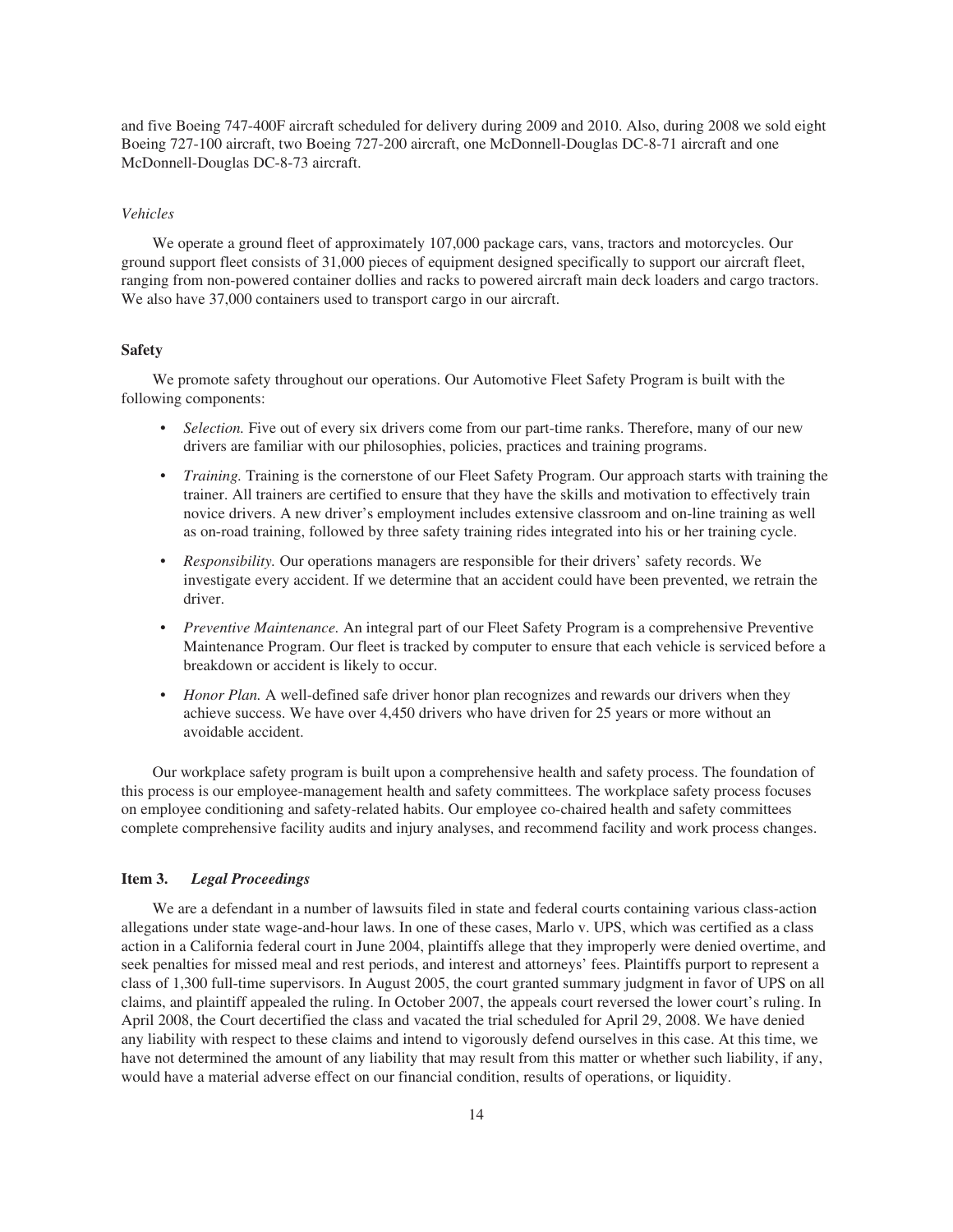and five Boeing 747-400F aircraft scheduled for delivery during 2009 and 2010. Also, during 2008 we sold eight Boeing 727-100 aircraft, two Boeing 727-200 aircraft, one McDonnell-Douglas DC-8-71 aircraft and one McDonnell-Douglas DC-8-73 aircraft.

*Vehicles*

We operate a ground fleet of approximately 107,000 package cars, vans, tractors and motorcycles. Our ground support fleet consists of 31,000 pieces of equipment designed specifically to support our aircraft fleet, ranging from non-powered container dollies and racks to powered aircraft main deck loaders and cargo tractors. We also have 37,000 containers used to transport cargo in our aircraft.

**Safety**

We promote safety throughout our operations. Our Automotive Fleet Safety Program is built with the following components:

- *Selection.* Five out of every six drivers come from our part-time ranks. Therefore, many of our new drivers are familiar with our philosophies, policies, practices and training programs.
- *Training.* Training is the cornerstone of our Fleet Safety Program. Our approach starts with training the trainer. All trainers are certified to ensure that they have the skills and motivation to effectively train novice drivers. A new driver's employment includes extensive classroom and on-line training as well as on-road training, followed by three safety training rides integrated into his or her training cycle.
- *Responsibility.* Our operations managers are responsible for their drivers' safety records. We investigate every accident. If we determine that an accident could have been prevented, we retrain the driver.
- *Preventive Maintenance.* An integral part of our Fleet Safety Program is a comprehensive Preventive Maintenance Program. Our fleet is tracked by computer to ensure that each vehicle is serviced before a breakdown or accident is likely to occur.
- *Honor Plan.* A well-defined safe driver honor plan recognizes and rewards our drivers when they achieve success. We have over 4,450 drivers who have driven for 25 years or more without an avoidable accident.

Our workplace safety program is built upon a comprehensive health and safety process. The foundation of this process is our employee-management health and safety committees. The workplace safety process focuses on employee conditioning and safety-related habits. Our employee co-chaired health and safety committees complete comprehensive facility audits and injury analyses, and recommend facility and work process changes.

## Item 3. *Legal Proceedings*

We are a defendant in a number of lawsuits filed in state and federal courts containing various class-action allegations under state wage-and-hour laws. In one of these cases, Marlo v. UPS, which was certified as a class action in a California federal court in June 2004, plaintiffs allege that they improperly were denied overtime, and seek penalties for missed meal and rest periods, and interest and attorneys' fees. Plaintiffs purport to represent a class of 1,300 full-time supervisors. In August 2005, the court granted summary judgment in favor of UPS on all claims, and plaintiff appealed the ruling. In October 2007, the appeals court reversed the lower court's ruling. In April 2008, the Court decertified the class and vacated the trial scheduled for April 29, 2008. We have denied any liability with respect to these claims and intend to vigorously defend ourselves in this case. At this time, we have not determined the amount of any liability that may result from this matter or whether such liability, if any, would have a material adverse effect on our financial condition, results of operations, or liquidity.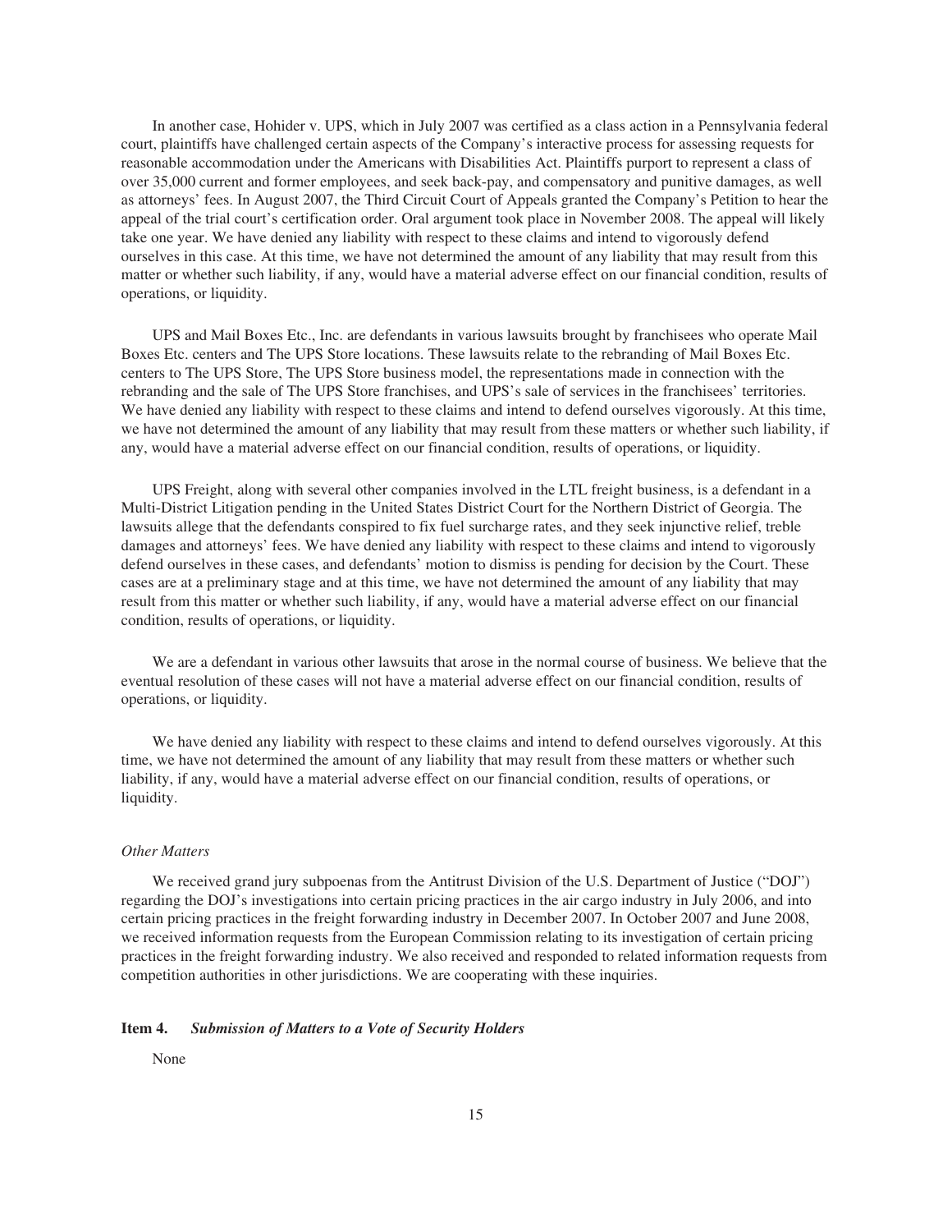In another case, Hohider v. UPS, which in July 2007 was certified as a class action in a Pennsylvania federal court, plaintiffs have challenged certain aspects of the Company's interactive process for assessing requests for reasonable accommodation under the Americans with Disabilities Act. Plaintiffs purport to represent a class of over 35,000 current and former employees, and seek back-pay, and compensatory and punitive damages, as well as attorneys' fees. In August 2007, the Third Circuit Court of Appeals granted the Company's Petition to hear the appeal of the trial court's certification order. Oral argument took place in November 2008. The appeal will likely take one year. We have denied any liability with respect to these claims and intend to vigorously defend ourselves in this case. At this time, we have not determined the amount of any liability that may result from this matter or whether such liability, if any, would have a material adverse effect on our financial condition, results of operations, or liquidity.

UPS and Mail Boxes Etc., Inc. are defendants in various lawsuits brought by franchisees who operate Mail Boxes Etc. centers and The UPS Store locations. These lawsuits relate to the rebranding of Mail Boxes Etc. centers to The UPS Store, The UPS Store business model, the representations made in connection with the rebranding and the sale of The UPS Store franchises, and UPS's sale of services in the franchisees' territories. We have denied any liability with respect to these claims and intend to defend ourselves vigorously. At this time, we have not determined the amount of any liability that may result from these matters or whether such liability, if any, would have a material adverse effect on our financial condition, results of operations, or liquidity.

UPS Freight, along with several other companies involved in the LTL freight business, is a defendant in a Multi-District Litigation pending in the United States District Court for the Northern District of Georgia. The lawsuits allege that the defendants conspired to fix fuel surcharge rates, and they seek injunctive relief, treble damages and attorneys' fees. We have denied any liability with respect to these claims and intend to vigorously defend ourselves in these cases, and defendants' motion to dismiss is pending for decision by the Court. These cases are at a preliminary stage and at this time, we have not determined the amount of any liability that may result from this matter or whether such liability, if any, would have a material adverse effect on our financial condition, results of operations, or liquidity.

We are a defendant in various other lawsuits that arose in the normal course of business. We believe that the eventual resolution of these cases will not have a material adverse effect on our financial condition, results of operations, or liquidity.

We have denied any liability with respect to these claims and intend to defend ourselves vigorously. At this time, we have not determined the amount of any liability that may result from these matters or whether such liability, if any, would have a material adverse effect on our financial condition, results of operations, or liquidity.

*Other Matters*

We received grand jury subpoenas from the Antitrust Division of the U.S. Department of Justice ("DOJ") regarding the DOJ's investigations into certain pricing practices in the air cargo industry in July 2006, and into certain pricing practices in the freight forwarding industry in December 2007. In October 2007 and June 2008, we received information requests from the European Commission relating to its investigation of certain pricing practices in the freight forwarding industry. We also received and responded to related information requests from competition authorities in other jurisdictions. We are cooperating with these inquiries.

## Item 4. *Submission of Matters to a Vote of Security Holders*

None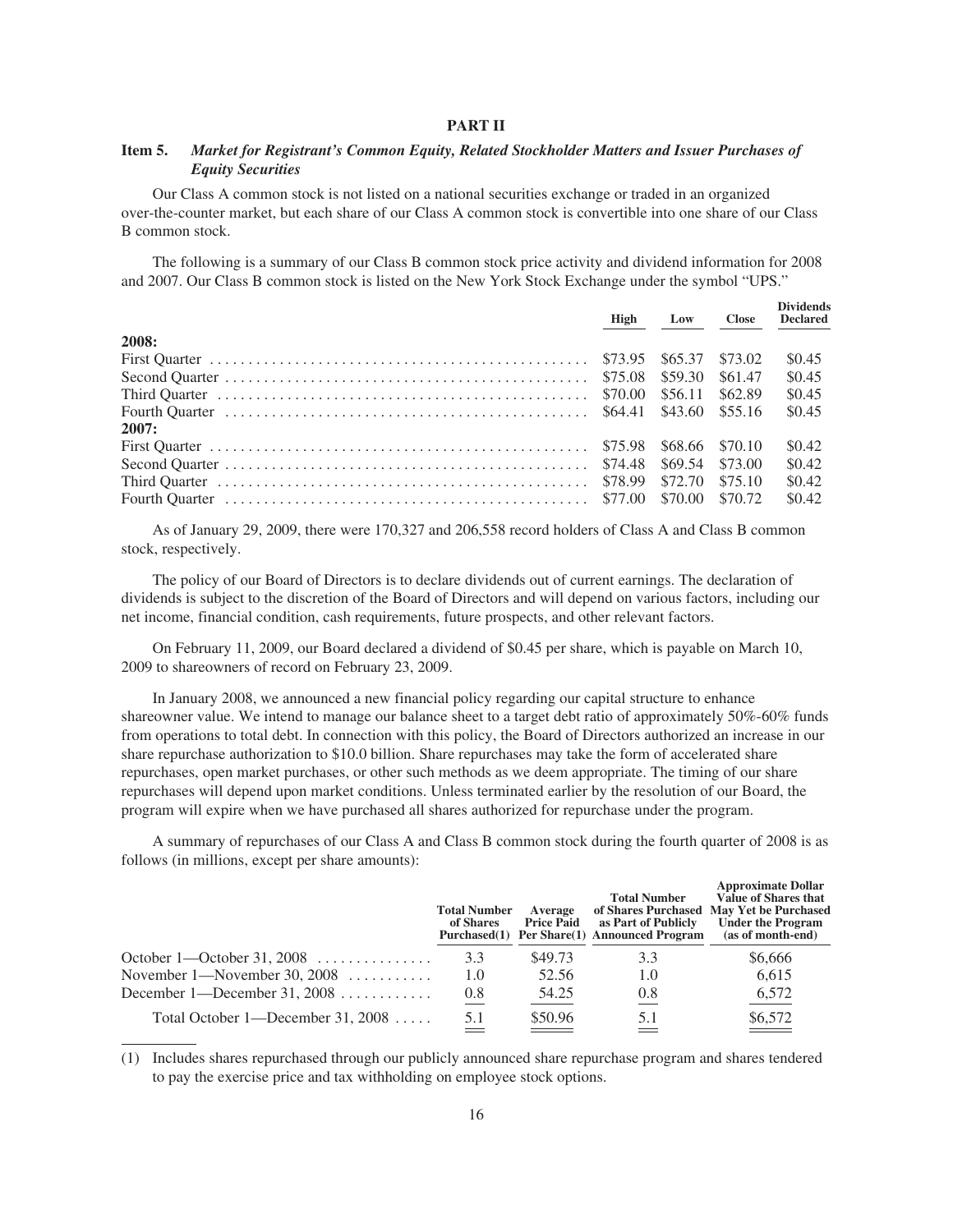# PART II

## Item 5. *Market for Registrant's Common Equity, Related Stockholder Matters and Issuer Purchases of Equity Securities*

Our Class A common stock is not listed on a national securities exchange or traded in an organized over-the-counter market, but each share of our Class A common stock is convertible into one share of our Class B common stock.

The following is a summary of our Class B common stock price activity and dividend information for 2008 and 2007. Our Class B common stock is listed on the New York Stock Exchange under the symbol "UPS."

| | High | Low | Close | Dividends Declared |
|---|---|---|---|---|
| **2008:** | | | | |
| First Quarter | $73.95 | $65.37 | $73.02 | $0.45 |
| Second Quarter | $75.08 | $59.30 | $61.47 | $0.45 |
| Third Quarter | $70.00 | $56.11 | $62.89 | $0.45 |
| Fourth Quarter | $64.41 | $43.60 | $55.16 | $0.45 |
| **2007:** | | | | |
| First Quarter | $75.98 | $68.66 | $70.10 | $0.42 |
| Second Quarter | $74.48 | $69.54 | $73.00 | $0.42 |
| Third Quarter | $78.99 | $72.70 | $75.10 | $0.42 |
| Fourth Quarter | $77.00 | $70.00 | $70.72 | $0.42 |

As of January 29, 2009, there were 170,327 and 206,558 record holders of Class A and Class B common stock, respectively.

The policy of our Board of Directors is to declare dividends out of current earnings. The declaration of dividends is subject to the discretion of the Board of Directors and will depend on various factors, including our net income, financial condition, cash requirements, future prospects, and other relevant factors.

On February 11, 2009, our Board declared a dividend of $0.45 per share, which is payable on March 10, 2009 to shareowners of record on February 23, 2009.

In January 2008, we announced a new financial policy regarding our capital structure to enhance shareowner value. We intend to manage our balance sheet to a target debt ratio of approximately 50%-60% funds from operations to total debt. In connection with this policy, the Board of Directors authorized an increase in our share repurchase authorization to $10.0 billion. Share repurchases may take the form of accelerated share repurchases, open market purchases, or other such methods as we deem appropriate. The timing of our share repurchases will depend upon market conditions. Unless terminated earlier by the resolution of our Board, the program will expire when we have purchased all shares authorized for repurchase under the program.

A summary of repurchases of our Class A and Class B common stock during the fourth quarter of 2008 is as follows (in millions, except per share amounts):

| | Total Number of Shares Purchased(1) | Average Price Paid Per Share(1) | Total Number of Shares Purchased as Part of Publicly Announced Program | Approximate Dollar Value of Shares that May Yet be Purchased Under the Program (as of month-end) |
|---|---|---|---|---|
| October 1—October 31, 2008 | 3.3 | $49.73 | 3.3 | $6,666 |
| November 1—November 30, 2008 | 1.0 | 52.56 | 1.0 | 6,615 |
| December 1—December 31, 2008 | 0.8 | 54.25 | 0.8 | 6,572 |
| Total October 1—December 31, 2008 | 5.1 | $50.96 | 5.1 | $6,572 |

(1) Includes shares repurchased through our publicly announced share repurchase program and shares tendered to pay the exercise price and tax withholding on employee stock options.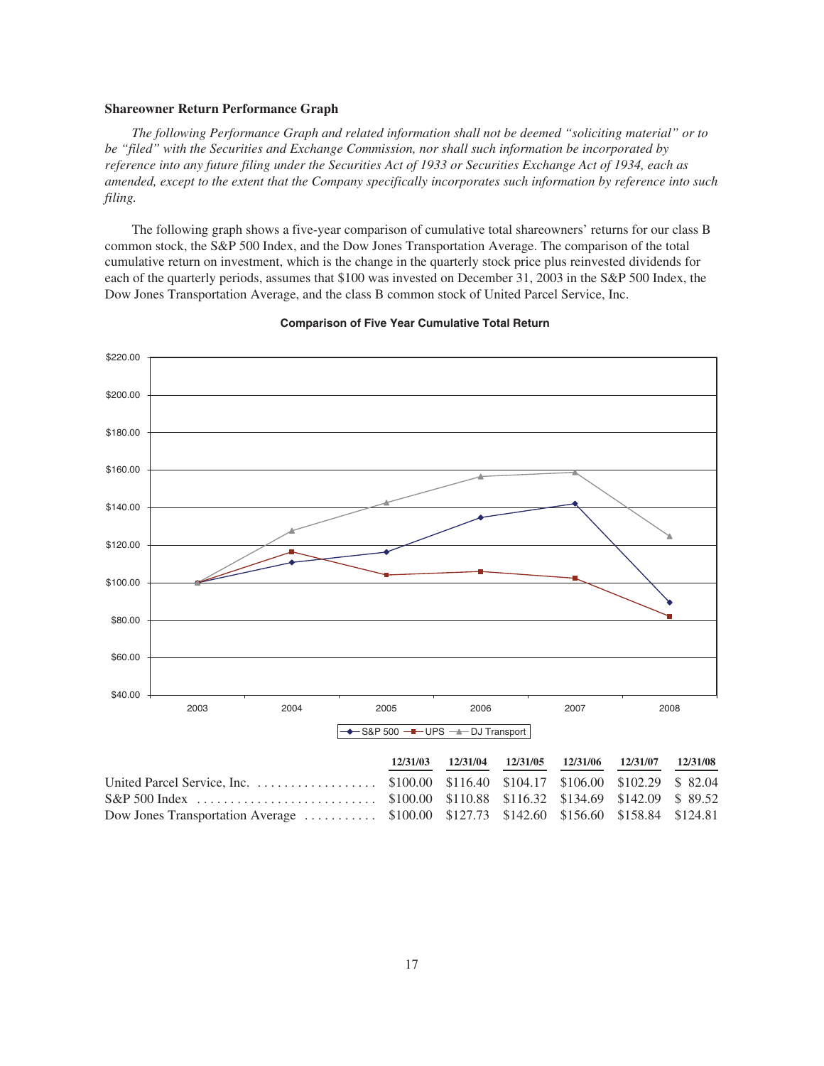### Shareowner Return Performance Graph

*The following Performance Graph and related information shall not be deemed "soliciting material" or to be "filed" with the Securities and Exchange Commission, nor shall such information be incorporated by reference into any future filing under the Securities Act of 1933 or Securities Exchange Act of 1934, each as amended, except to the extent that the Company specifically incorporates such information by reference into such filing.*

The following graph shows a five-year comparison of cumulative total shareowners' returns for our class B common stock, the S&P 500 Index, and the Dow Jones Transportation Average. The comparison of the total cumulative return on investment, which is the change in the quarterly stock price plus reinvested dividends for each of the quarterly periods, assumes that $100 was invested on December 31, 2003 in the S&P 500 Index, the Dow Jones Transportation Average, and the class B common stock of United Parcel Service, Inc.

**Comparison of Five Year Cumulative Total Return**

| | 12/31/03 | 12/31/04 | 12/31/05 | 12/31/06 | 12/31/07 | 12/31/08 |
|---|---|---|---|---|---|---|
| United Parcel Service, Inc. | $100.00 | $116.40 | $104.17 | $106.00 | $102.29 | $ 82.04 |
| S&P 500 Index | $100.00 | $110.88 | $116.32 | $134.69 | $142.09 | $ 89.52 |
| Dow Jones Transportation Average | $100.00 | $127.73 | $142.60 | $156.60 | $158.84 | $124.81 |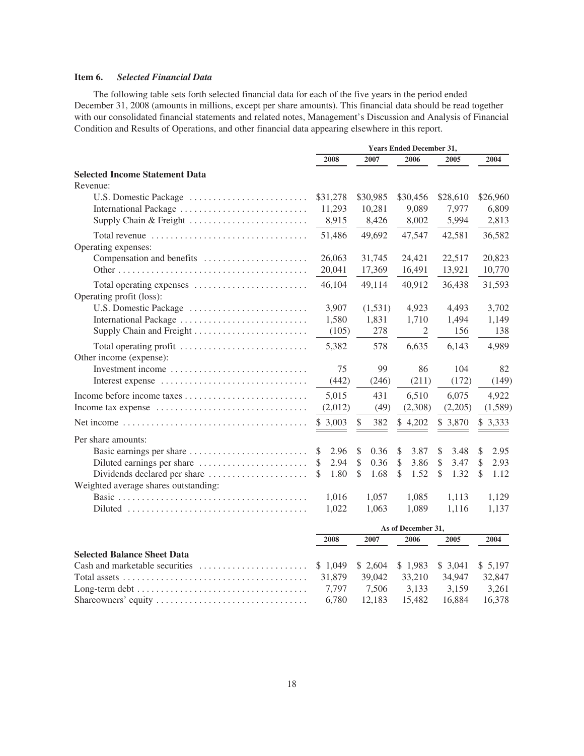### Item 6. *Selected Financial Data*

The following table sets forth selected financial data for each of the five years in the period ended December 31, 2008 (amounts in millions, except per share amounts). This financial data should be read together with our consolidated financial statements and related notes, Management's Discussion and Analysis of Financial Condition and Results of Operations, and other financial data appearing elsewhere in this report.

| | Years Ended December 31, | | | | |
|---|---|---|---|---|---|
| | 2008 | 2007 | 2006 | 2005 | 2004 |
| **Selected Income Statement Data** | | | | | |
| Revenue: | | | | | |
| U.S. Domestic Package | $31,278 | $30,985 | $30,456 | $28,610 | $26,960 |
| International Package | 11,293 | 10,281 | 9,089 | 7,977 | 6,809 |
| Supply Chain & Freight | 8,915 | 8,426 | 8,002 | 5,994 | 2,813 |
| Total revenue | 51,486 | 49,692 | 47,547 | 42,581 | 36,582 |
| Operating expenses: | | | | | |
| Compensation and benefits | 26,063 | 31,745 | 24,421 | 22,517 | 20,823 |
| Other | 20,041 | 17,369 | 16,491 | 13,921 | 10,770 |
| Total operating expenses | 46,104 | 49,114 | 40,912 | 36,438 | 31,593 |
| Operating profit (loss): | | | | | |
| U.S. Domestic Package | 3,907 | (1,531) | 4,923 | 4,493 | 3,702 |
| International Package | 1,580 | 1,831 | 1,710 | 1,494 | 1,149 |
| Supply Chain and Freight | (105) | 278 | 2 | 156 | 138 |
| Total operating profit | 5,382 | 578 | 6,635 | 6,143 | 4,989 |
| Other income (expense): | | | | | |
| Investment income | 75 | 99 | 86 | 104 | 82 |
| Interest expense | (442) | (246) | (211) | (172) | (149) |
| Income before income taxes | 5,015 | 431 | 6,510 | 6,075 | 4,922 |
| Income tax expense | (2,012) | (49) | (2,308) | (2,205) | (1,589) |
| Net income | $ 3,003 | $ 382 | $ 4,202 | $ 3,870 | $ 3,333 |
| Per share amounts: | | | | | |
| Basic earnings per share | $ 2.96 | $ 0.36 | $ 3.87 | $ 3.48 | $ 2.95 |
| Diluted earnings per share | $ 2.94 | $ 0.36 | $ 3.86 | $ 3.47 | $ 2.93 |
| Dividends declared per share | $ 1.80 | $ 1.68 | $ 1.52 | $ 1.32 | $ 1.12 |
| Weighted average shares outstanding: | | | | | |
| Basic | 1,016 | 1,057 | 1,085 | 1,113 | 1,129 |
| Diluted | 1,022 | 1,063 | 1,089 | 1,116 | 1,137 |

| | As of December 31, | | | | |
|---|---|---|---|---|---|
| | 2008 | 2007 | 2006 | 2005 | 2004 |
| **Selected Balance Sheet Data** | | | | | |
| Cash and marketable securities | $ 1,049 | $ 2,604 | $ 1,983 | $ 3,041 | $ 5,197 |
| Total assets | 31,879 | 39,042 | 33,210 | 34,947 | 32,847 |
| Long-term debt | 7,797 | 7,506 | 3,133 | 3,159 | 3,261 |
| Shareowners' equity | 6,780 | 12,183 | 15,482 | 16,884 | 16,378 |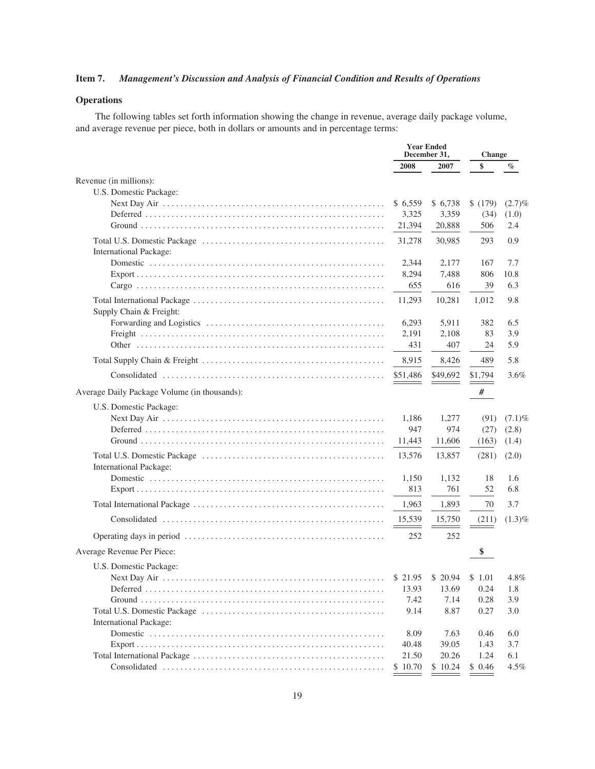## Item 7. *Management's Discussion and Analysis of Financial Condition and Results of Operations*

### Operations

The following tables set forth information showing the change in revenue, average daily package volume, and average revenue per piece, both in dollars or amounts and in percentage terms:

| | Year Ended December 31, | | Change | |
|---|---|---|---|---|
| | 2008 | 2007 | $ | % |
| Revenue (in millions): | | | | |
| U.S. Domestic Package: | | | | |
| Next Day Air | $ 6,559 | $ 6,738 | $ (179) | (2.7)% |
| Deferred | 3,325 | 3,359 | (34) | (1.0) |
| Ground | 21,394 | 20,888 | 506 | 2.4 |
| Total U.S. Domestic Package | 31,278 | 30,985 | 293 | 0.9 |
| International Package: | | | | |
| Domestic | 2,344 | 2,177 | 167 | 7.7 |
| Export | 8,294 | 7,488 | 806 | 10.8 |
| Cargo | 655 | 616 | 39 | 6.3 |
| Total International Package | 11,293 | 10,281 | 1,012 | 9.8 |
| Supply Chain & Freight: | | | | |
| Forwarding and Logistics | 6,293 | 5,911 | 382 | 6.5 |
| Freight | 2,191 | 2,108 | 83 | 3.9 |
| Other | 431 | 407 | 24 | 5.9 |
| Total Supply Chain & Freight | 8,915 | 8,426 | 489 | 5.8 |
| Consolidated | $51,486 | $49,692 | $1,794 | 3.6% |
| Average Daily Package Volume (in thousands): | | | # | |
| U.S. Domestic Package: | | | | |
| Next Day Air | 1,186 | 1,277 | (91) | (7.1)% |
| Deferred | 947 | 974 | (27) | (2.8) |
| Ground | 11,443 | 11,606 | (163) | (1.4) |
| Total U.S. Domestic Package | 13,576 | 13,857 | (281) | (2.0) |
| International Package: | | | | |
| Domestic | 1,150 | 1,132 | 18 | 1.6 |
| Export | 813 | 761 | 52 | 6.8 |
| Total International Package | 1,963 | 1,893 | 70 | 3.7 |
| Consolidated | 15,539 | 15,750 | (211) | (1.3)% |
| Operating days in period | 252 | 252 | | |
| Average Revenue Per Piece: | | | $ | |
| U.S. Domestic Package: | | | | |
| Next Day Air | $ 21.95 | $ 20.94 | $ 1.01 | 4.8% |
| Deferred | 13.93 | 13.69 | 0.24 | 1.8 |
| Ground | 7.42 | 7.14 | 0.28 | 3.9 |
| Total U.S. Domestic Package | 9.14 | 8.87 | 0.27 | 3.0 |
| International Package: | | | | |
| Domestic | 8.09 | 7.63 | 0.46 | 6.0 |
| Export | 40.48 | 39.05 | 1.43 | 3.7 |
| Total International Package | 21.50 | 20.26 | 1.24 | 6.1 |
| Consolidated | $ 10.70 | $ 10.24 | $ 0.46 | 4.5% |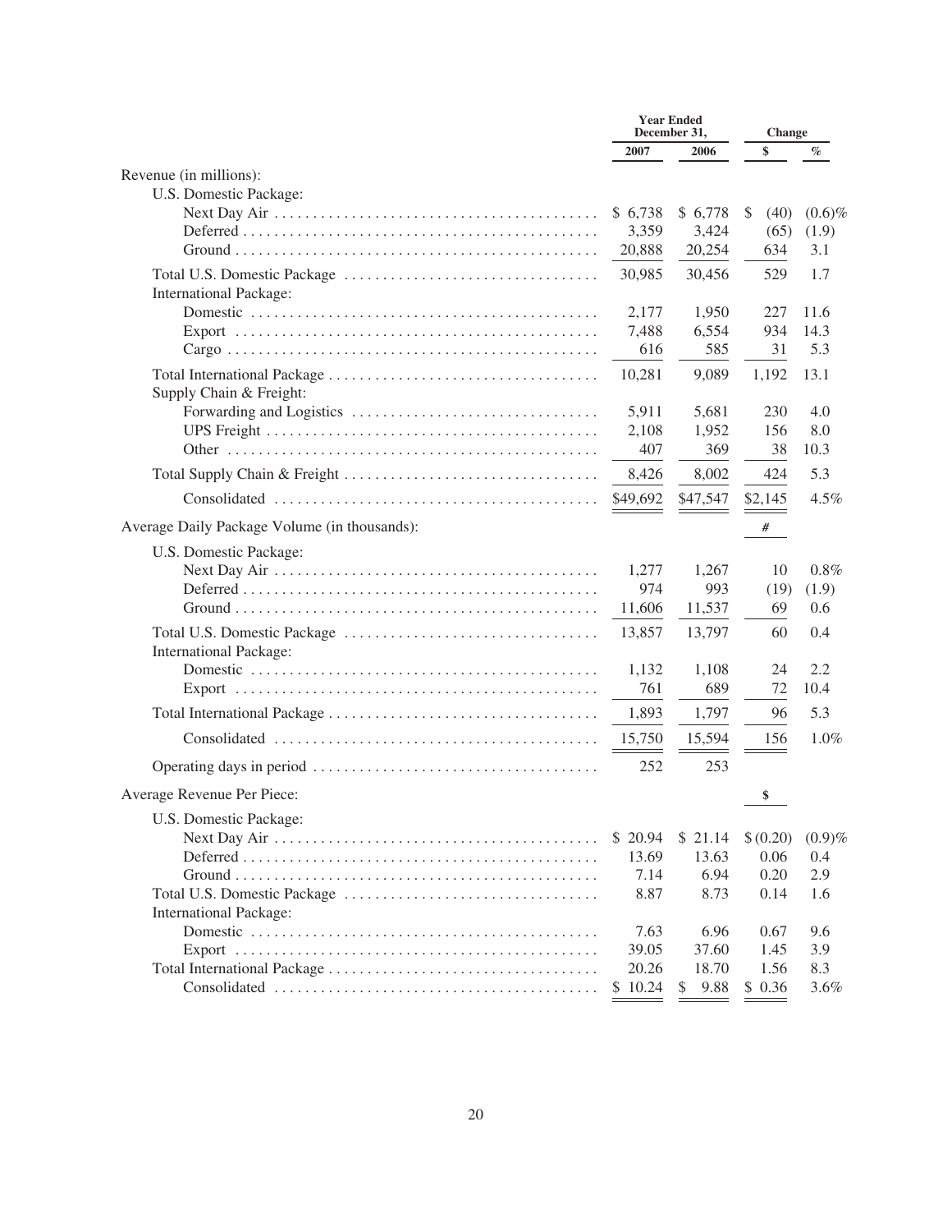| | Year Ended December 31, | | Change | |
|---|---|---|---|---|
| | 2007 | 2006 | $ | % |
| Revenue (in millions): | | | | |
| U.S. Domestic Package: | | | | |
| Next Day Air | $ 6,738 | $ 6,778 | $ (40) | (0.6)% |
| Deferred | 3,359 | 3,424 | (65) | (1.9) |
| Ground | 20,888 | 20,254 | 634 | 3.1 |
| Total U.S. Domestic Package | 30,985 | 30,456 | 529 | 1.7 |
| International Package: | | | | |
| Domestic | 2,177 | 1,950 | 227 | 11.6 |
| Export | 7,488 | 6,554 | 934 | 14.3 |
| Cargo | 616 | 585 | 31 | 5.3 |
| Total International Package | 10,281 | 9,089 | 1,192 | 13.1 |
| Supply Chain & Freight: | | | | |
| Forwarding and Logistics | 5,911 | 5,681 | 230 | 4.0 |
| UPS Freight | 2,108 | 1,952 | 156 | 8.0 |
| Other | 407 | 369 | 38 | 10.3 |
| Total Supply Chain & Freight | 8,426 | 8,002 | 424 | 5.3 |
| Consolidated | $49,692 | $47,547 | $2,145 | 4.5% |
| Average Daily Package Volume (in thousands): | | | # | |
| U.S. Domestic Package: | | | | |
| Next Day Air | 1,277 | 1,267 | 10 | 0.8% |
| Deferred | 974 | 993 | (19) | (1.9) |
| Ground | 11,606 | 11,537 | 69 | 0.6 |
| Total U.S. Domestic Package | 13,857 | 13,797 | 60 | 0.4 |
| International Package: | | | | |
| Domestic | 1,132 | 1,108 | 24 | 2.2 |
| Export | 761 | 689 | 72 | 10.4 |
| Total International Package | 1,893 | 1,797 | 96 | 5.3 |
| Consolidated | 15,750 | 15,594 | 156 | 1.0% |
| Operating days in period | 252 | 253 | | |
| Average Revenue Per Piece: | | | $ | |
| U.S. Domestic Package: | | | | |
| Next Day Air | $ 20.94 | $ 21.14 | $ (0.20) | (0.9)% |
| Deferred | 13.69 | 13.63 | 0.06 | 0.4 |
| Ground | 7.14 | 6.94 | 0.20 | 2.9 |
| Total U.S. Domestic Package | 8.87 | 8.73 | 0.14 | 1.6 |
| International Package: | | | | |
| Domestic | 7.63 | 6.96 | 0.67 | 9.6 |
| Export | 39.05 | 37.60 | 1.45 | 3.9 |
| Total International Package | 20.26 | 18.70 | 1.56 | 8.3 |
| Consolidated | $ 10.24 | $ 9.88 | $ 0.36 | 3.6% |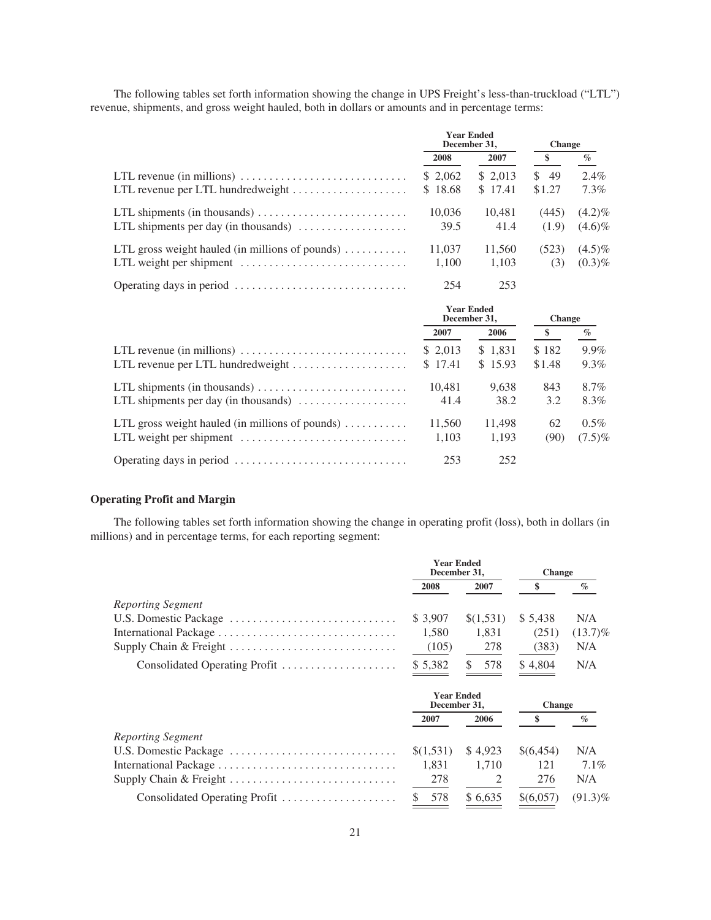The following tables set forth information showing the change in UPS Freight's less-than-truckload ("LTL") revenue, shipments, and gross weight hauled, both in dollars or amounts and in percentage terms:

| | Year Ended December 31, | | Change | |
|---|---|---|---|---|
| | 2008 | 2007 | $ | % |
| LTL revenue (in millions) | $ 2,062 | $ 2,013 | $ 49 | 2.4% |
| LTL revenue per LTL hundredweight | $ 18.68 | $ 17.41 | $1.27 | 7.3% |
| LTL shipments (in thousands) | 10,036 | 10,481 | (445) | (4.2)% |
| LTL shipments per day (in thousands) | 39.5 | 41.4 | (1.9) | (4.6)% |
| LTL gross weight hauled (in millions of pounds) | 11,037 | 11,560 | (523) | (4.5)% |
| LTL weight per shipment | 1,100 | 1,103 | (3) | (0.3)% |
| Operating days in period | 254 | 253 | | |

| | Year Ended December 31, | | Change | |
|---|---|---|---|---|
| | 2007 | 2006 | $ | % |
| LTL revenue (in millions) | $ 2,013 | $ 1,831 | $ 182 | 9.9% |
| LTL revenue per LTL hundredweight | $ 17.41 | $ 15.93 | $1.48 | 9.3% |
| LTL shipments (in thousands) | 10,481 | 9,638 | 843 | 8.7% |
| LTL shipments per day (in thousands) | 41.4 | 38.2 | 3.2 | 8.3% |
| LTL gross weight hauled (in millions of pounds) | 11,560 | 11,498 | 62 | 0.5% |
| LTL weight per shipment | 1,103 | 1,193 | (90) | (7.5)% |
| Operating days in period | 253 | 252 | | |

### Operating Profit and Margin

The following tables set forth information showing the change in operating profit (loss), both in dollars (in millions) and in percentage terms, for each reporting segment:

| | Year Ended December 31, | | Change | |
|---|---|---|---|---|
| | 2008 | 2007 | $ | % |
| *Reporting Segment* | | | | |
| U.S. Domestic Package | $ 3,907 | $(1,531) | $ 5,438 | N/A |
| International Package | 1,580 | 1,831 | (251) | (13.7)% |
| Supply Chain & Freight | (105) | 278 | (383) | N/A |
| Consolidated Operating Profit | $ 5,382 | $ 578 | $ 4,804 | N/A |

| | Year Ended December 31, | | Change | |
|---|---|---|---|---|
| | 2007 | 2006 | $ | % |
| *Reporting Segment* | | | | |
| U.S. Domestic Package | $(1,531) | $ 4,923 | $(6,454) | N/A |
| International Package | 1,831 | 1,710 | 121 | 7.1% |
| Supply Chain & Freight | 278 | 2 | 276 | N/A |
| Consolidated Operating Profit | $ 578 | $ 6,635 | $(6,057) | (91.3)% |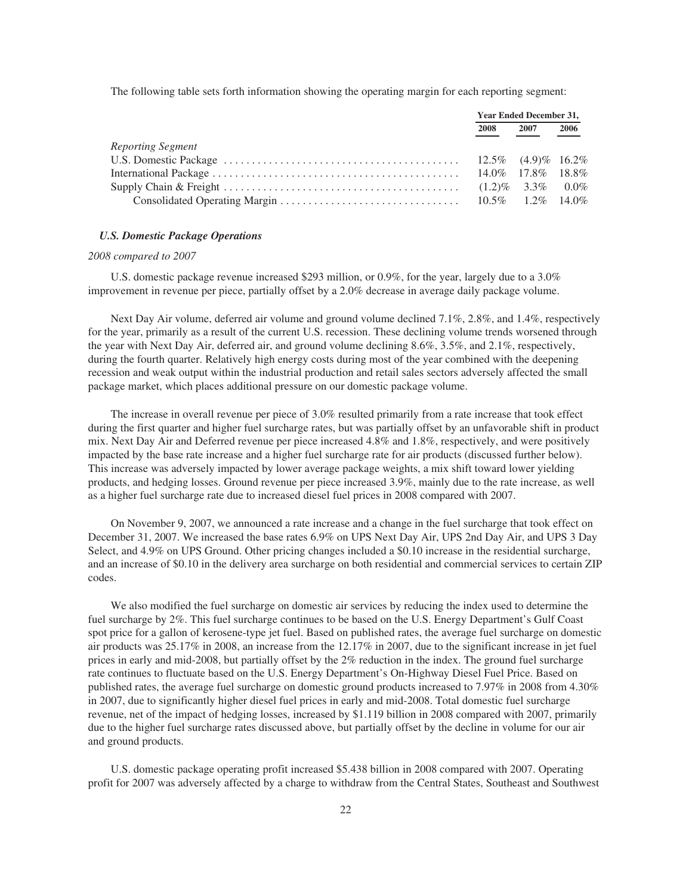The following table sets forth information showing the operating margin for each reporting segment:

| | Year Ended December 31, | | |
|---|---|---|---|
| | 2008 | 2007 | 2006 |
| *Reporting Segment* | | | |
| U.S. Domestic Package | 12.5% | (4.9)% | 16.2% |
| International Package | 14.0% | 17.8% | 18.8% |
| Supply Chain & Freight | (1.2)% | 3.3% | 0.0% |
| Consolidated Operating Margin | 10.5% | 1.2% | 14.0% |

### *U.S. Domestic Package Operations*

*2008 compared to 2007*

U.S. domestic package revenue increased $293 million, or 0.9%, for the year, largely due to a 3.0% improvement in revenue per piece, partially offset by a 2.0% decrease in average daily package volume.

Next Day Air volume, deferred air volume and ground volume declined 7.1%, 2.8%, and 1.4%, respectively for the year, primarily as a result of the current U.S. recession. These declining volume trends worsened through the year with Next Day Air, deferred air, and ground volume declining 8.6%, 3.5%, and 2.1%, respectively, during the fourth quarter. Relatively high energy costs during most of the year combined with the deepening recession and weak output within the industrial production and retail sales sectors adversely affected the small package market, which places additional pressure on our domestic package volume.

The increase in overall revenue per piece of 3.0% resulted primarily from a rate increase that took effect during the first quarter and higher fuel surcharge rates, but was partially offset by an unfavorable shift in product mix. Next Day Air and Deferred revenue per piece increased 4.8% and 1.8%, respectively, and were positively impacted by the base rate increase and a higher fuel surcharge rate for air products (discussed further below). This increase was adversely impacted by lower average package weights, a mix shift toward lower yielding products, and hedging losses. Ground revenue per piece increased 3.9%, mainly due to the rate increase, as well as a higher fuel surcharge rate due to increased diesel fuel prices in 2008 compared with 2007.

On November 9, 2007, we announced a rate increase and a change in the fuel surcharge that took effect on December 31, 2007. We increased the base rates 6.9% on UPS Next Day Air, UPS 2nd Day Air, and UPS 3 Day Select, and 4.9% on UPS Ground. Other pricing changes included a $0.10 increase in the residential surcharge, and an increase of $0.10 in the delivery area surcharge on both residential and commercial services to certain ZIP codes.

We also modified the fuel surcharge on domestic air services by reducing the index used to determine the fuel surcharge by 2%. This fuel surcharge continues to be based on the U.S. Energy Department's Gulf Coast spot price for a gallon of kerosene-type jet fuel. Based on published rates, the average fuel surcharge on domestic air products was 25.17% in 2008, an increase from the 12.17% in 2007, due to the significant increase in jet fuel prices in early and mid-2008, but partially offset by the 2% reduction in the index. The ground fuel surcharge rate continues to fluctuate based on the U.S. Energy Department's On-Highway Diesel Fuel Price. Based on published rates, the average fuel surcharge on domestic ground products increased to 7.97% in 2008 from 4.30% in 2007, due to significantly higher diesel fuel prices in early and mid-2008. Total domestic fuel surcharge revenue, net of the impact of hedging losses, increased by $1.119 billion in 2008 compared with 2007, primarily due to the higher fuel surcharge rates discussed above, but partially offset by the decline in volume for our air and ground products.

U.S. domestic package operating profit increased $5.438 billion in 2008 compared with 2007. Operating profit for 2007 was adversely affected by a charge to withdraw from the Central States, Southeast and Southwest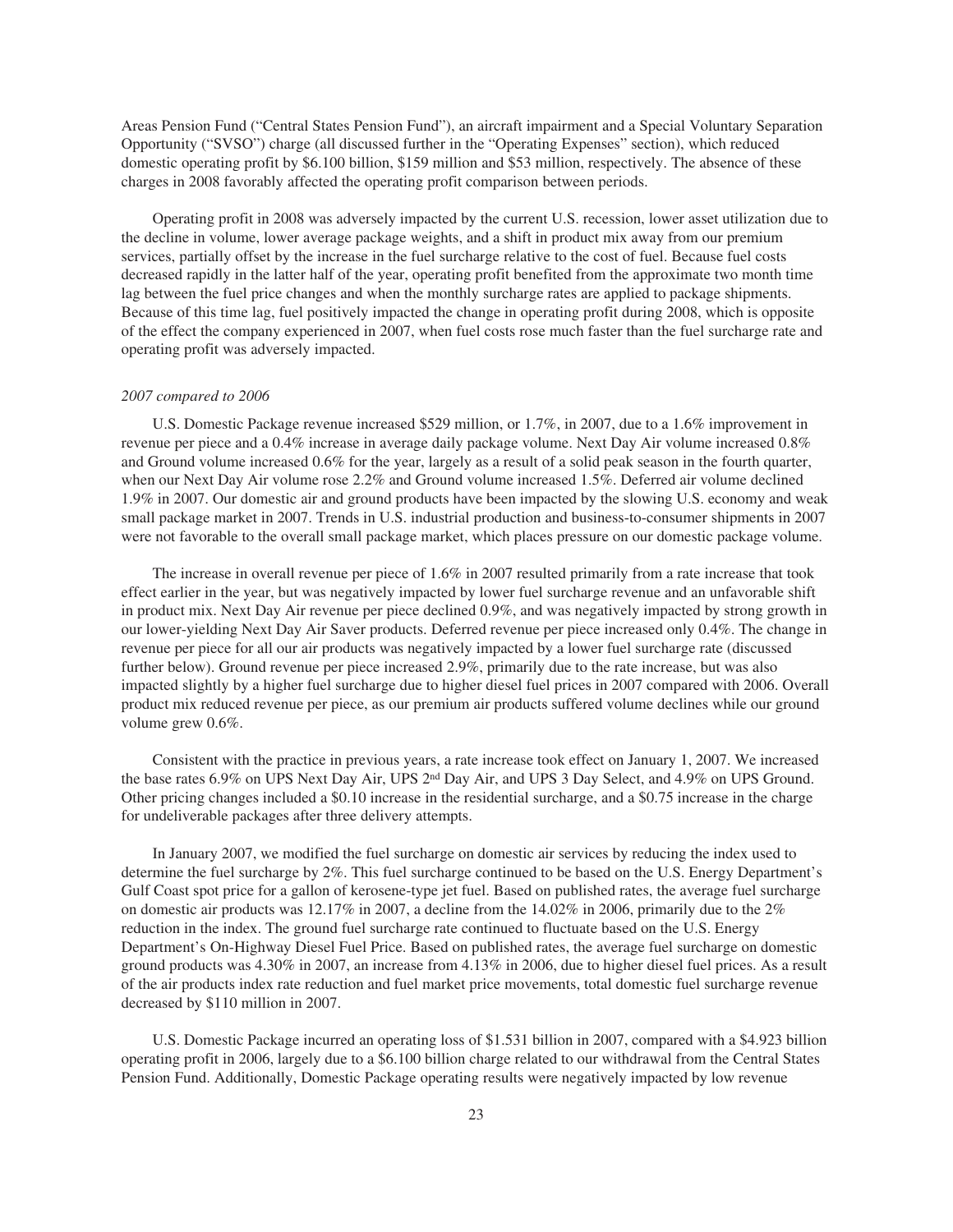Areas Pension Fund ("Central States Pension Fund"), an aircraft impairment and a Special Voluntary Separation Opportunity ("SVSO") charge (all discussed further in the "Operating Expenses" section), which reduced domestic operating profit by $6.100 billion, $159 million and $53 million, respectively. The absence of these charges in 2008 favorably affected the operating profit comparison between periods.

Operating profit in 2008 was adversely impacted by the current U.S. recession, lower asset utilization due to the decline in volume, lower average package weights, and a shift in product mix away from our premium services, partially offset by the increase in the fuel surcharge relative to the cost of fuel. Because fuel costs decreased rapidly in the latter half of the year, operating profit benefited from the approximate two month time lag between the fuel price changes and when the monthly surcharge rates are applied to package shipments. Because of this time lag, fuel positively impacted the change in operating profit during 2008, which is opposite of the effect the company experienced in 2007, when fuel costs rose much faster than the fuel surcharge rate and operating profit was adversely impacted.

*2007 compared to 2006*

U.S. Domestic Package revenue increased $529 million, or 1.7%, in 2007, due to a 1.6% improvement in revenue per piece and a 0.4% increase in average daily package volume. Next Day Air volume increased 0.8% and Ground volume increased 0.6% for the year, largely as a result of a solid peak season in the fourth quarter, when our Next Day Air volume rose 2.2% and Ground volume increased 1.5%. Deferred air volume declined 1.9% in 2007. Our domestic air and ground products have been impacted by the slowing U.S. economy and weak small package market in 2007. Trends in U.S. industrial production and business-to-consumer shipments in 2007 were not favorable to the overall small package market, which places pressure on our domestic package volume.

The increase in overall revenue per piece of 1.6% in 2007 resulted primarily from a rate increase that took effect earlier in the year, but was negatively impacted by lower fuel surcharge revenue and an unfavorable shift in product mix. Next Day Air revenue per piece declined 0.9%, and was negatively impacted by strong growth in our lower-yielding Next Day Air Saver products. Deferred revenue per piece increased only 0.4%. The change in revenue per piece for all our air products was negatively impacted by a lower fuel surcharge rate (discussed further below). Ground revenue per piece increased 2.9%, primarily due to the rate increase, but was also impacted slightly by a higher fuel surcharge due to higher diesel fuel prices in 2007 compared with 2006. Overall product mix reduced revenue per piece, as our premium air products suffered volume declines while our ground volume grew 0.6%.

Consistent with the practice in previous years, a rate increase took effect on January 1, 2007. We increased the base rates 6.9% on UPS Next Day Air, UPS 2nd Day Air, and UPS 3 Day Select, and 4.9% on UPS Ground. Other pricing changes included a $0.10 increase in the residential surcharge, and a $0.75 increase in the charge for undeliverable packages after three delivery attempts.

In January 2007, we modified the fuel surcharge on domestic air services by reducing the index used to determine the fuel surcharge by 2%. This fuel surcharge continued to be based on the U.S. Energy Department's Gulf Coast spot price for a gallon of kerosene-type jet fuel. Based on published rates, the average fuel surcharge on domestic air products was 12.17% in 2007, a decline from the 14.02% in 2006, primarily due to the 2% reduction in the index. The ground fuel surcharge rate continued to fluctuate based on the U.S. Energy Department's On-Highway Diesel Fuel Price. Based on published rates, the average fuel surcharge on domestic ground products was 4.30% in 2007, an increase from 4.13% in 2006, due to higher diesel fuel prices. As a result of the air products index rate reduction and fuel market price movements, total domestic fuel surcharge revenue decreased by $110 million in 2007.

U.S. Domestic Package incurred an operating loss of $1.531 billion in 2007, compared with a $4.923 billion operating profit in 2006, largely due to a $6.100 billion charge related to our withdrawal from the Central States Pension Fund. Additionally, Domestic Package operating results were negatively impacted by low revenue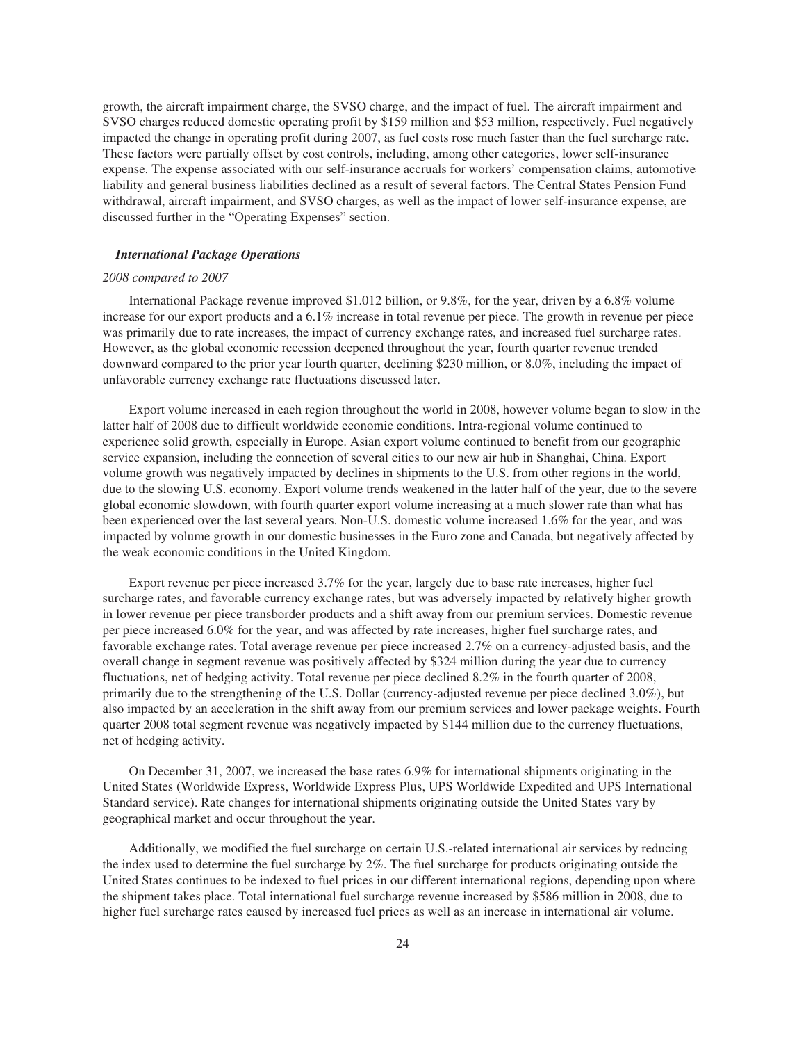growth, the aircraft impairment charge, the SVSO charge, and the impact of fuel. The aircraft impairment and SVSO charges reduced domestic operating profit by $159 million and $53 million, respectively. Fuel negatively impacted the change in operating profit during 2007, as fuel costs rose much faster than the fuel surcharge rate. These factors were partially offset by cost controls, including, among other categories, lower self-insurance expense. The expense associated with our self-insurance accruals for workers' compensation claims, automotive liability and general business liabilities declined as a result of several factors. The Central States Pension Fund withdrawal, aircraft impairment, and SVSO charges, as well as the impact of lower self-insurance expense, are discussed further in the "Operating Expenses" section.

### *International Package Operations*

*2008 compared to 2007*

International Package revenue improved $1.012 billion, or 9.8%, for the year, driven by a 6.8% volume increase for our export products and a 6.1% increase in total revenue per piece. The growth in revenue per piece was primarily due to rate increases, the impact of currency exchange rates, and increased fuel surcharge rates. However, as the global economic recession deepened throughout the year, fourth quarter revenue trended downward compared to the prior year fourth quarter, declining $230 million, or 8.0%, including the impact of unfavorable currency exchange rate fluctuations discussed later.

Export volume increased in each region throughout the world in 2008, however volume began to slow in the latter half of 2008 due to difficult worldwide economic conditions. Intra-regional volume continued to experience solid growth, especially in Europe. Asian export volume continued to benefit from our geographic service expansion, including the connection of several cities to our new air hub in Shanghai, China. Export volume growth was negatively impacted by declines in shipments to the U.S. from other regions in the world, due to the slowing U.S. economy. Export volume trends weakened in the latter half of the year, due to the severe global economic slowdown, with fourth quarter export volume increasing at a much slower rate than what has been experienced over the last several years. Non-U.S. domestic volume increased 1.6% for the year, and was impacted by volume growth in our domestic businesses in the Euro zone and Canada, but negatively affected by the weak economic conditions in the United Kingdom.

Export revenue per piece increased 3.7% for the year, largely due to base rate increases, higher fuel surcharge rates, and favorable currency exchange rates, but was adversely impacted by relatively higher growth in lower revenue per piece transborder products and a shift away from our premium services. Domestic revenue per piece increased 6.0% for the year, and was affected by rate increases, higher fuel surcharge rates, and favorable exchange rates. Total average revenue per piece increased 2.7% on a currency-adjusted basis, and the overall change in segment revenue was positively affected by $324 million during the year due to currency fluctuations, net of hedging activity. Total revenue per piece declined 8.2% in the fourth quarter of 2008, primarily due to the strengthening of the U.S. Dollar (currency-adjusted revenue per piece declined 3.0%), but also impacted by an acceleration in the shift away from our premium services and lower package weights. Fourth quarter 2008 total segment revenue was negatively impacted by $144 million due to the currency fluctuations, net of hedging activity.

On December 31, 2007, we increased the base rates 6.9% for international shipments originating in the United States (Worldwide Express, Worldwide Express Plus, UPS Worldwide Expedited and UPS International Standard service). Rate changes for international shipments originating outside the United States vary by geographical market and occur throughout the year.

Additionally, we modified the fuel surcharge on certain U.S.-related international air services by reducing the index used to determine the fuel surcharge by 2%. The fuel surcharge for products originating outside the United States continues to be indexed to fuel prices in our different international regions, depending upon where the shipment takes place. Total international fuel surcharge revenue increased by $586 million in 2008, due to higher fuel surcharge rates caused by increased fuel prices as well as an increase in international air volume.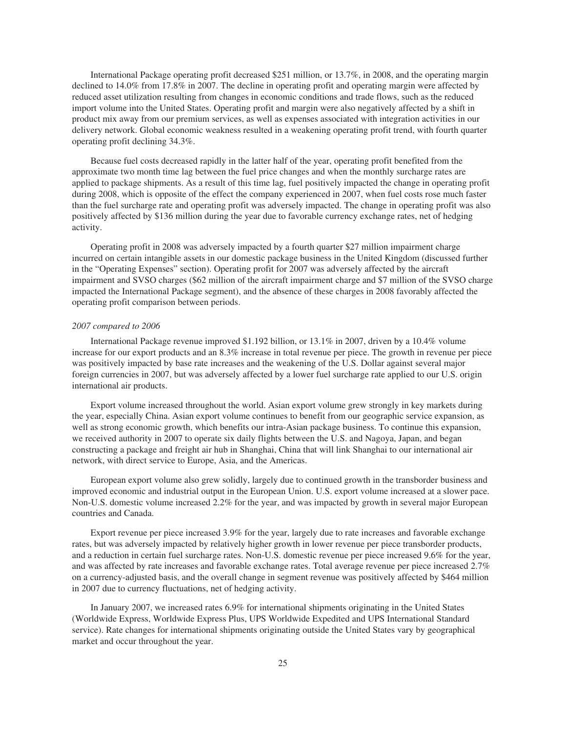International Package operating profit decreased $251 million, or 13.7%, in 2008, and the operating margin declined to 14.0% from 17.8% in 2007. The decline in operating profit and operating margin were affected by reduced asset utilization resulting from changes in economic conditions and trade flows, such as the reduced import volume into the United States. Operating profit and margin were also negatively affected by a shift in product mix away from our premium services, as well as expenses associated with integration activities in our delivery network. Global economic weakness resulted in a weakening operating profit trend, with fourth quarter operating profit declining 34.3%.

Because fuel costs decreased rapidly in the latter half of the year, operating profit benefited from the approximate two month time lag between the fuel price changes and when the monthly surcharge rates are applied to package shipments. As a result of this time lag, fuel positively impacted the change in operating profit during 2008, which is opposite of the effect the company experienced in 2007, when fuel costs rose much faster than the fuel surcharge rate and operating profit was adversely impacted. The change in operating profit was also positively affected by $136 million during the year due to favorable currency exchange rates, net of hedging activity.

Operating profit in 2008 was adversely impacted by a fourth quarter $27 million impairment charge incurred on certain intangible assets in our domestic package business in the United Kingdom (discussed further in the "Operating Expenses" section). Operating profit for 2007 was adversely affected by the aircraft impairment and SVSO charges ($62 million of the aircraft impairment charge and $7 million of the SVSO charge impacted the International Package segment), and the absence of these charges in 2008 favorably affected the operating profit comparison between periods.

*2007 compared to 2006*

International Package revenue improved $1.192 billion, or 13.1% in 2007, driven by a 10.4% volume increase for our export products and an 8.3% increase in total revenue per piece. The growth in revenue per piece was positively impacted by base rate increases and the weakening of the U.S. Dollar against several major foreign currencies in 2007, but was adversely affected by a lower fuel surcharge rate applied to our U.S. origin international air products.

Export volume increased throughout the world. Asian export volume grew strongly in key markets during the year, especially China. Asian export volume continues to benefit from our geographic service expansion, as well as strong economic growth, which benefits our intra-Asian package business. To continue this expansion, we received authority in 2007 to operate six daily flights between the U.S. and Nagoya, Japan, and began constructing a package and freight air hub in Shanghai, China that will link Shanghai to our international air network, with direct service to Europe, Asia, and the Americas.

European export volume also grew solidly, largely due to continued growth in the transborder business and improved economic and industrial output in the European Union. U.S. export volume increased at a slower pace. Non-U.S. domestic volume increased 2.2% for the year, and was impacted by growth in several major European countries and Canada.

Export revenue per piece increased 3.9% for the year, largely due to rate increases and favorable exchange rates, but was adversely impacted by relatively higher growth in lower revenue per piece transborder products, and a reduction in certain fuel surcharge rates. Non-U.S. domestic revenue per piece increased 9.6% for the year, and was affected by rate increases and favorable exchange rates. Total average revenue per piece increased 2.7% on a currency-adjusted basis, and the overall change in segment revenue was positively affected by $464 million in 2007 due to currency fluctuations, net of hedging activity.

In January 2007, we increased rates 6.9% for international shipments originating in the United States (Worldwide Express, Worldwide Express Plus, UPS Worldwide Expedited and UPS International Standard service). Rate changes for international shipments originating outside the United States vary by geographical market and occur throughout the year.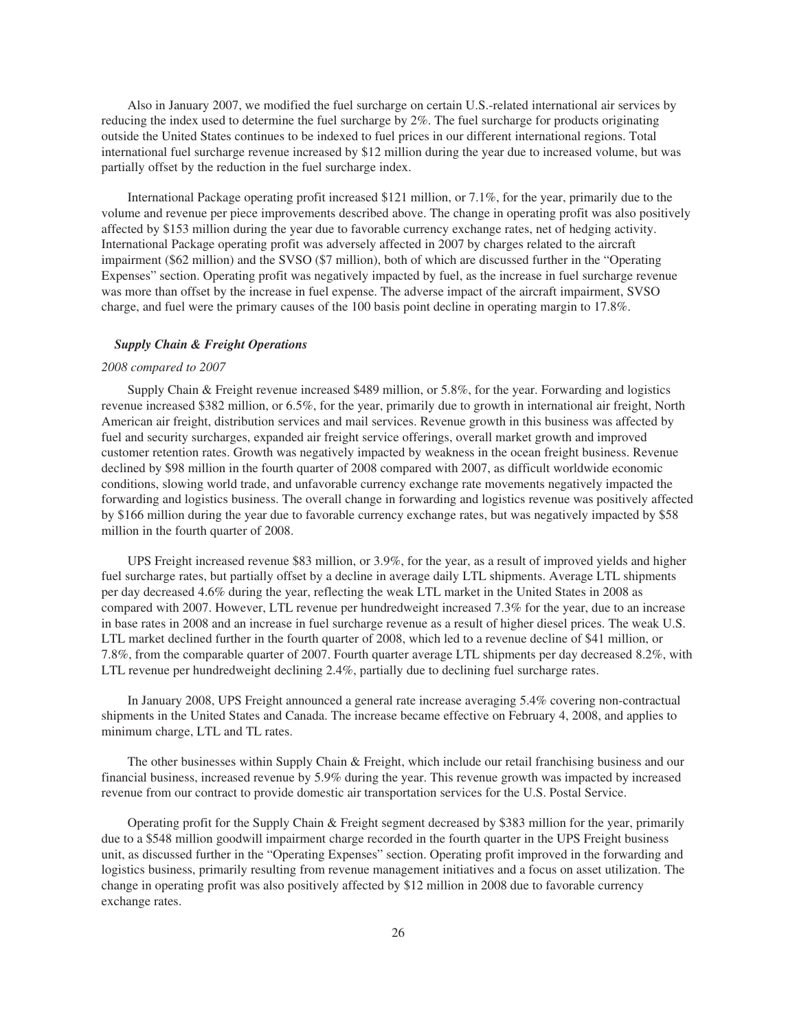Also in January 2007, we modified the fuel surcharge on certain U.S.-related international air services by reducing the index used to determine the fuel surcharge by 2%. The fuel surcharge for products originating outside the United States continues to be indexed to fuel prices in our different international regions. Total international fuel surcharge revenue increased by $12 million during the year due to increased volume, but was partially offset by the reduction in the fuel surcharge index.

International Package operating profit increased $121 million, or 7.1%, for the year, primarily due to the volume and revenue per piece improvements described above. The change in operating profit was also positively affected by $153 million during the year due to favorable currency exchange rates, net of hedging activity. International Package operating profit was adversely affected in 2007 by charges related to the aircraft impairment ($62 million) and the SVSO ($7 million), both of which are discussed further in the "Operating Expenses" section. Operating profit was negatively impacted by fuel, as the increase in fuel surcharge revenue was more than offset by the increase in fuel expense. The adverse impact of the aircraft impairment, SVSO charge, and fuel were the primary causes of the 100 basis point decline in operating margin to 17.8%.

### *Supply Chain & Freight Operations*

*2008 compared to 2007*

Supply Chain & Freight revenue increased $489 million, or 5.8%, for the year. Forwarding and logistics revenue increased $382 million, or 6.5%, for the year, primarily due to growth in international air freight, North American air freight, distribution services and mail services. Revenue growth in this business was affected by fuel and security surcharges, expanded air freight service offerings, overall market growth and improved customer retention rates. Growth was negatively impacted by weakness in the ocean freight business. Revenue declined by $98 million in the fourth quarter of 2008 compared with 2007, as difficult worldwide economic conditions, slowing world trade, and unfavorable currency exchange rate movements negatively impacted the forwarding and logistics business. The overall change in forwarding and logistics revenue was positively affected by $166 million during the year due to favorable currency exchange rates, but was negatively impacted by $58 million in the fourth quarter of 2008.

UPS Freight increased revenue $83 million, or 3.9%, for the year, as a result of improved yields and higher fuel surcharge rates, but partially offset by a decline in average daily LTL shipments. Average LTL shipments per day decreased 4.6% during the year, reflecting the weak LTL market in the United States in 2008 as compared with 2007. However, LTL revenue per hundredweight increased 7.3% for the year, due to an increase in base rates in 2008 and an increase in fuel surcharge revenue as a result of higher diesel prices. The weak U.S. LTL market declined further in the fourth quarter of 2008, which led to a revenue decline of $41 million, or 7.8%, from the comparable quarter of 2007. Fourth quarter average LTL shipments per day decreased 8.2%, with LTL revenue per hundredweight declining 2.4%, partially due to declining fuel surcharge rates.

In January 2008, UPS Freight announced a general rate increase averaging 5.4% covering non-contractual shipments in the United States and Canada. The increase became effective on February 4, 2008, and applies to minimum charge, LTL and TL rates.

The other businesses within Supply Chain & Freight, which include our retail franchising business and our financial business, increased revenue by 5.9% during the year. This revenue growth was impacted by increased revenue from our contract to provide domestic air transportation services for the U.S. Postal Service.

Operating profit for the Supply Chain & Freight segment decreased by $383 million for the year, primarily due to a $548 million goodwill impairment charge recorded in the fourth quarter in the UPS Freight business unit, as discussed further in the "Operating Expenses" section. Operating profit improved in the forwarding and logistics business, primarily resulting from revenue management initiatives and a focus on asset utilization. The change in operating profit was also positively affected by $12 million in 2008 due to favorable currency exchange rates.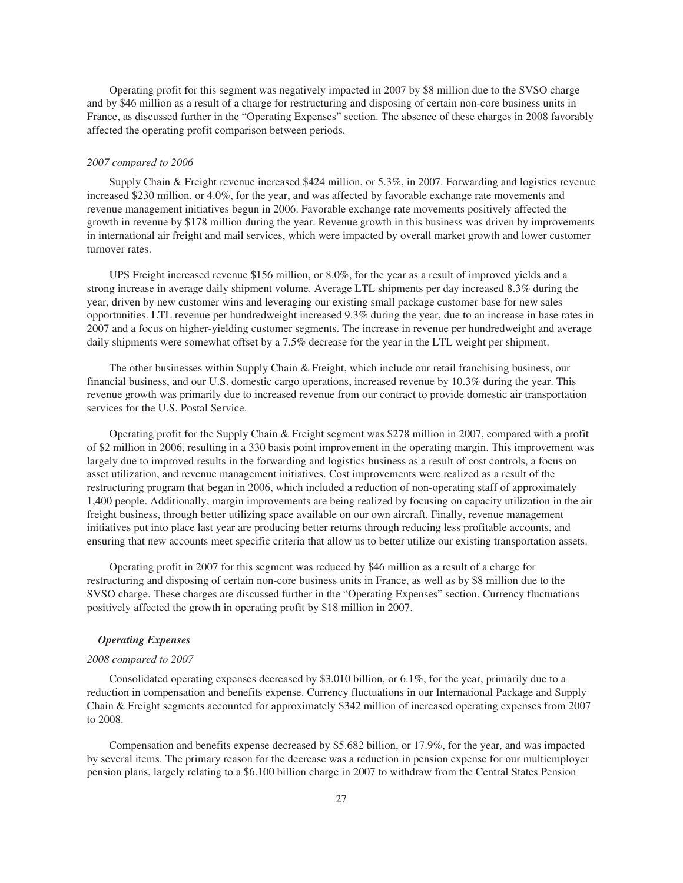Operating profit for this segment was negatively impacted in 2007 by $8 million due to the SVSO charge and by $46 million as a result of a charge for restructuring and disposing of certain non-core business units in France, as discussed further in the "Operating Expenses" section. The absence of these charges in 2008 favorably affected the operating profit comparison between periods.

*2007 compared to 2006*

Supply Chain & Freight revenue increased $424 million, or 5.3%, in 2007. Forwarding and logistics revenue increased $230 million, or 4.0%, for the year, and was affected by favorable exchange rate movements and revenue management initiatives begun in 2006. Favorable exchange rate movements positively affected the growth in revenue by $178 million during the year. Revenue growth in this business was driven by improvements in international air freight and mail services, which were impacted by overall market growth and lower customer turnover rates.

UPS Freight increased revenue $156 million, or 8.0%, for the year as a result of improved yields and a strong increase in average daily shipment volume. Average LTL shipments per day increased 8.3% during the year, driven by new customer wins and leveraging our existing small package customer base for new sales opportunities. LTL revenue per hundredweight increased 9.3% during the year, due to an increase in base rates in 2007 and a focus on higher-yielding customer segments. The increase in revenue per hundredweight and average daily shipments were somewhat offset by a 7.5% decrease for the year in the LTL weight per shipment.

The other businesses within Supply Chain & Freight, which include our retail franchising business, our financial business, and our U.S. domestic cargo operations, increased revenue by 10.3% during the year. This revenue growth was primarily due to increased revenue from our contract to provide domestic air transportation services for the U.S. Postal Service.

Operating profit for the Supply Chain & Freight segment was $278 million in 2007, compared with a profit of $2 million in 2006, resulting in a 330 basis point improvement in the operating margin. This improvement was largely due to improved results in the forwarding and logistics business as a result of cost controls, a focus on asset utilization, and revenue management initiatives. Cost improvements were realized as a result of the restructuring program that began in 2006, which included a reduction of non-operating staff of approximately 1,400 people. Additionally, margin improvements are being realized by focusing on capacity utilization in the air freight business, through better utilizing space available on our own aircraft. Finally, revenue management initiatives put into place last year are producing better returns through reducing less profitable accounts, and ensuring that new accounts meet specific criteria that allow us to better utilize our existing transportation assets.

Operating profit in 2007 for this segment was reduced by $46 million as a result of a charge for restructuring and disposing of certain non-core business units in France, as well as by $8 million due to the SVSO charge. These charges are discussed further in the "Operating Expenses" section. Currency fluctuations positively affected the growth in operating profit by $18 million in 2007.

### *Operating Expenses*

*2008 compared to 2007*

Consolidated operating expenses decreased by $3.010 billion, or 6.1%, for the year, primarily due to a reduction in compensation and benefits expense. Currency fluctuations in our International Package and Supply Chain & Freight segments accounted for approximately $342 million of increased operating expenses from 2007 to 2008.

Compensation and benefits expense decreased by $5.682 billion, or 17.9%, for the year, and was impacted by several items. The primary reason for the decrease was a reduction in pension expense for our multiemployer pension plans, largely relating to a $6.100 billion charge in 2007 to withdraw from the Central States Pension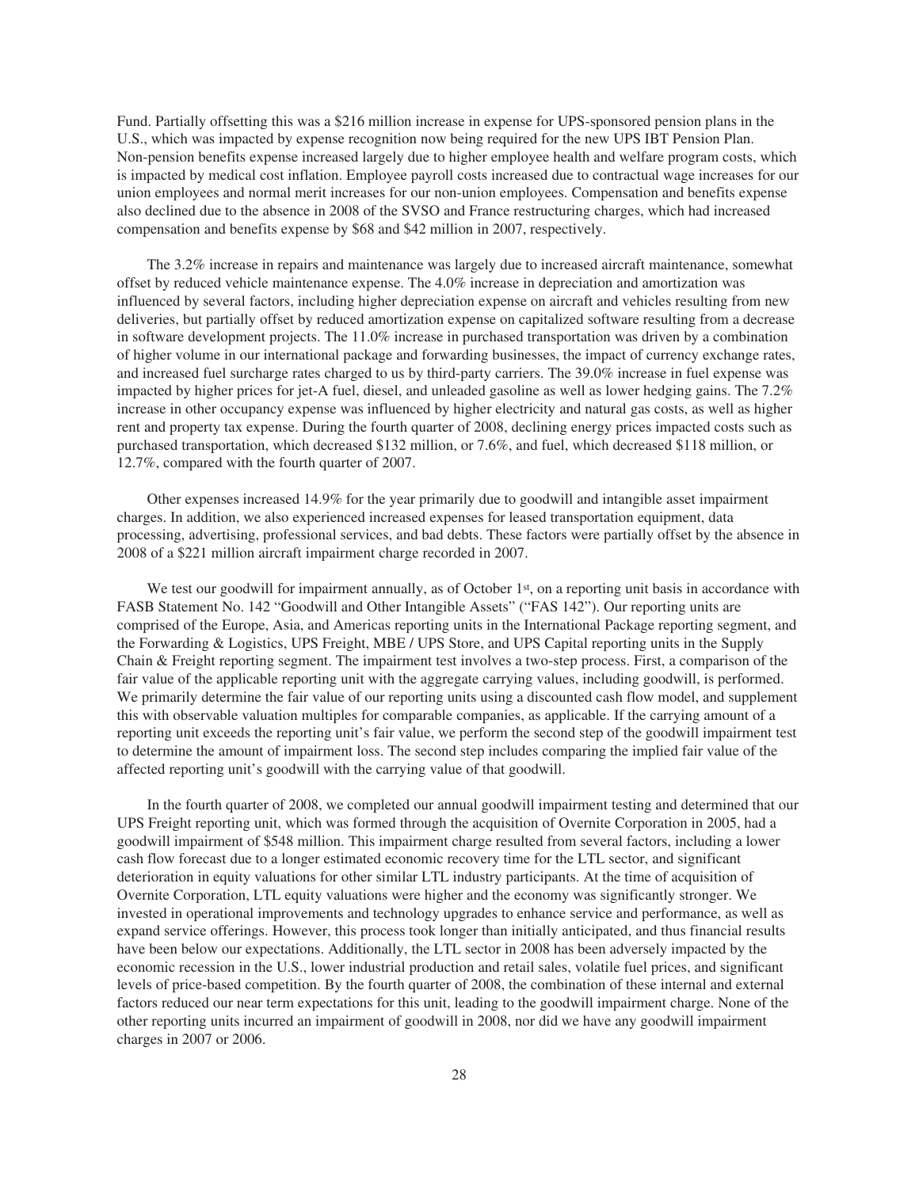Fund. Partially offsetting this was a $216 million increase in expense for UPS-sponsored pension plans in the U.S., which was impacted by expense recognition now being required for the new UPS IBT Pension Plan. Non-pension benefits expense increased largely due to higher employee health and welfare program costs, which is impacted by medical cost inflation. Employee payroll costs increased due to contractual wage increases for our union employees and normal merit increases for our non-union employees. Compensation and benefits expense also declined due to the absence in 2008 of the SVSO and France restructuring charges, which had increased compensation and benefits expense by $68 and $42 million in 2007, respectively.

The 3.2% increase in repairs and maintenance was largely due to increased aircraft maintenance, somewhat offset by reduced vehicle maintenance expense. The 4.0% increase in depreciation and amortization was influenced by several factors, including higher depreciation expense on aircraft and vehicles resulting from new deliveries, but partially offset by reduced amortization expense on capitalized software resulting from a decrease in software development projects. The 11.0% increase in purchased transportation was driven by a combination of higher volume in our international package and forwarding businesses, the impact of currency exchange rates, and increased fuel surcharge rates charged to us by third-party carriers. The 39.0% increase in fuel expense was impacted by higher prices for jet-A fuel, diesel, and unleaded gasoline as well as lower hedging gains. The 7.2% increase in other occupancy expense was influenced by higher electricity and natural gas costs, as well as higher rent and property tax expense. During the fourth quarter of 2008, declining energy prices impacted costs such as purchased transportation, which decreased $132 million, or 7.6%, and fuel, which decreased $118 million, or 12.7%, compared with the fourth quarter of 2007.

Other expenses increased 14.9% for the year primarily due to goodwill and intangible asset impairment charges. In addition, we also experienced increased expenses for leased transportation equipment, data processing, advertising, professional services, and bad debts. These factors were partially offset by the absence in 2008 of a $221 million aircraft impairment charge recorded in 2007.

We test our goodwill for impairment annually, as of October 1st, on a reporting unit basis in accordance with FASB Statement No. 142 "Goodwill and Other Intangible Assets" ("FAS 142"). Our reporting units are comprised of the Europe, Asia, and Americas reporting units in the International Package reporting segment, and the Forwarding & Logistics, UPS Freight, MBE / UPS Store, and UPS Capital reporting units in the Supply Chain & Freight reporting segment. The impairment test involves a two-step process. First, a comparison of the fair value of the applicable reporting unit with the aggregate carrying values, including goodwill, is performed. We primarily determine the fair value of our reporting units using a discounted cash flow model, and supplement this with observable valuation multiples for comparable companies, as applicable. If the carrying amount of a reporting unit exceeds the reporting unit's fair value, we perform the second step of the goodwill impairment test to determine the amount of impairment loss. The second step includes comparing the implied fair value of the affected reporting unit's goodwill with the carrying value of that goodwill.

In the fourth quarter of 2008, we completed our annual goodwill impairment testing and determined that our UPS Freight reporting unit, which was formed through the acquisition of Overnite Corporation in 2005, had a goodwill impairment of $548 million. This impairment charge resulted from several factors, including a lower cash flow forecast due to a longer estimated economic recovery time for the LTL sector, and significant deterioration in equity valuations for other similar LTL industry participants. At the time of acquisition of Overnite Corporation, LTL equity valuations were higher and the economy was significantly stronger. We invested in operational improvements and technology upgrades to enhance service and performance, as well as expand service offerings. However, this process took longer than initially anticipated, and thus financial results have been below our expectations. Additionally, the LTL sector in 2008 has been adversely impacted by the economic recession in the U.S., lower industrial production and retail sales, volatile fuel prices, and significant levels of price-based competition. By the fourth quarter of 2008, the combination of these internal and external factors reduced our near term expectations for this unit, leading to the goodwill impairment charge. None of the other reporting units incurred an impairment of goodwill in 2008, nor did we have any goodwill impairment charges in 2007 or 2006.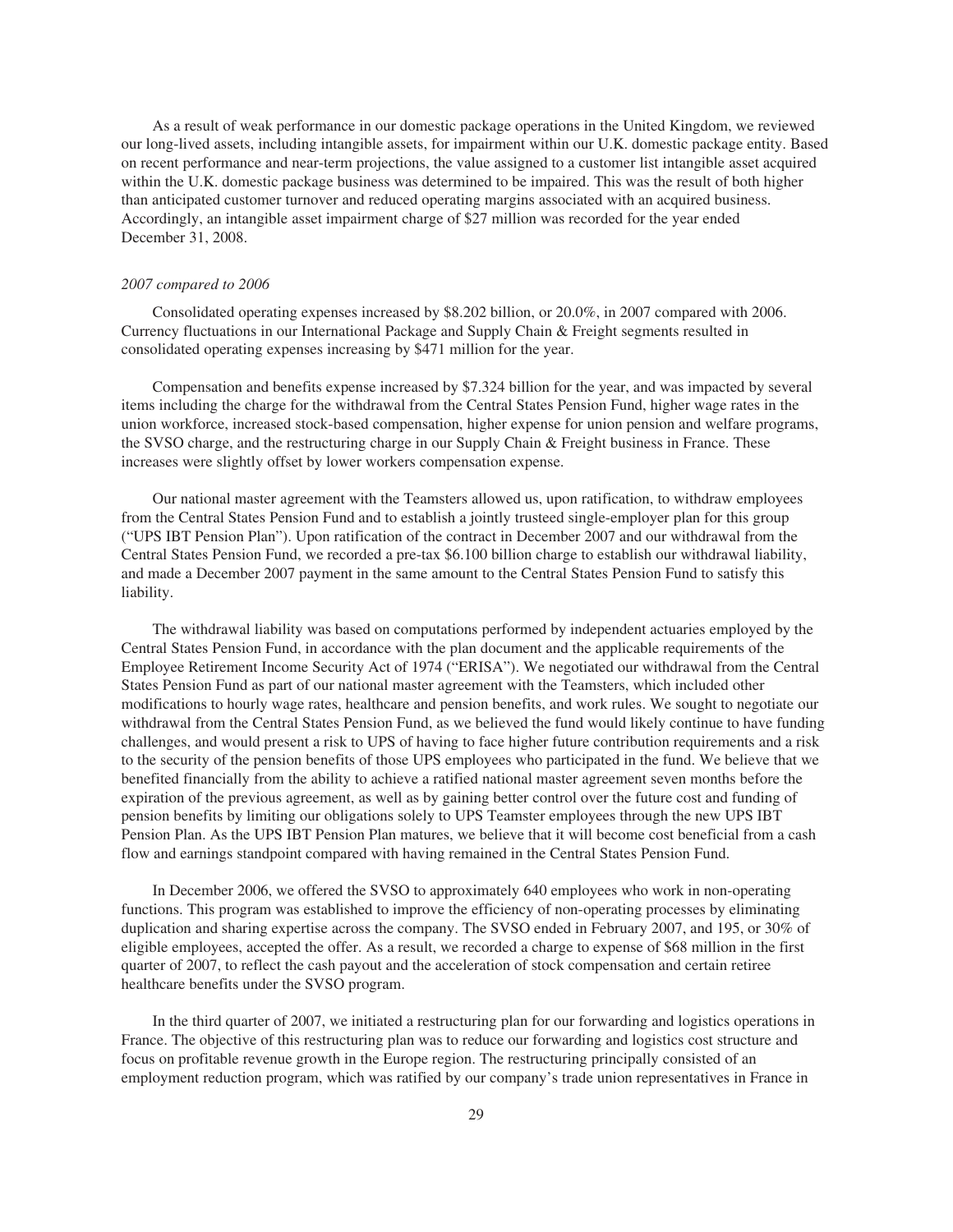As a result of weak performance in our domestic package operations in the United Kingdom, we reviewed our long-lived assets, including intangible assets, for impairment within our U.K. domestic package entity. Based on recent performance and near-term projections, the value assigned to a customer list intangible asset acquired within the U.K. domestic package business was determined to be impaired. This was the result of both higher than anticipated customer turnover and reduced operating margins associated with an acquired business. Accordingly, an intangible asset impairment charge of $27 million was recorded for the year ended December 31, 2008.

*2007 compared to 2006*

Consolidated operating expenses increased by $8.202 billion, or 20.0%, in 2007 compared with 2006. Currency fluctuations in our International Package and Supply Chain & Freight segments resulted in consolidated operating expenses increasing by $471 million for the year.

Compensation and benefits expense increased by $7.324 billion for the year, and was impacted by several items including the charge for the withdrawal from the Central States Pension Fund, higher wage rates in the union workforce, increased stock-based compensation, higher expense for union pension and welfare programs, the SVSO charge, and the restructuring charge in our Supply Chain & Freight business in France. These increases were slightly offset by lower workers compensation expense.

Our national master agreement with the Teamsters allowed us, upon ratification, to withdraw employees from the Central States Pension Fund and to establish a jointly trusteed single-employer plan for this group ("UPS IBT Pension Plan"). Upon ratification of the contract in December 2007 and our withdrawal from the Central States Pension Fund, we recorded a pre-tax $6.100 billion charge to establish our withdrawal liability, and made a December 2007 payment in the same amount to the Central States Pension Fund to satisfy this liability.

The withdrawal liability was based on computations performed by independent actuaries employed by the Central States Pension Fund, in accordance with the plan document and the applicable requirements of the Employee Retirement Income Security Act of 1974 ("ERISA"). We negotiated our withdrawal from the Central States Pension Fund as part of our national master agreement with the Teamsters, which included other modifications to hourly wage rates, healthcare and pension benefits, and work rules. We sought to negotiate our withdrawal from the Central States Pension Fund, as we believed the fund would likely continue to have funding challenges, and would present a risk to UPS of having to face higher future contribution requirements and a risk to the security of the pension benefits of those UPS employees who participated in the fund. We believe that we benefited financially from the ability to achieve a ratified national master agreement seven months before the expiration of the previous agreement, as well as by gaining better control over the future cost and funding of pension benefits by limiting our obligations solely to UPS Teamster employees through the new UPS IBT Pension Plan. As the UPS IBT Pension Plan matures, we believe that it will become cost beneficial from a cash flow and earnings standpoint compared with having remained in the Central States Pension Fund.

In December 2006, we offered the SVSO to approximately 640 employees who work in non-operating functions. This program was established to improve the efficiency of non-operating processes by eliminating duplication and sharing expertise across the company. The SVSO ended in February 2007, and 195, or 30% of eligible employees, accepted the offer. As a result, we recorded a charge to expense of $68 million in the first quarter of 2007, to reflect the cash payout and the acceleration of stock compensation and certain retiree healthcare benefits under the SVSO program.

In the third quarter of 2007, we initiated a restructuring plan for our forwarding and logistics operations in France. The objective of this restructuring plan was to reduce our forwarding and logistics cost structure and focus on profitable revenue growth in the Europe region. The restructuring principally consisted of an employment reduction program, which was ratified by our company's trade union representatives in France in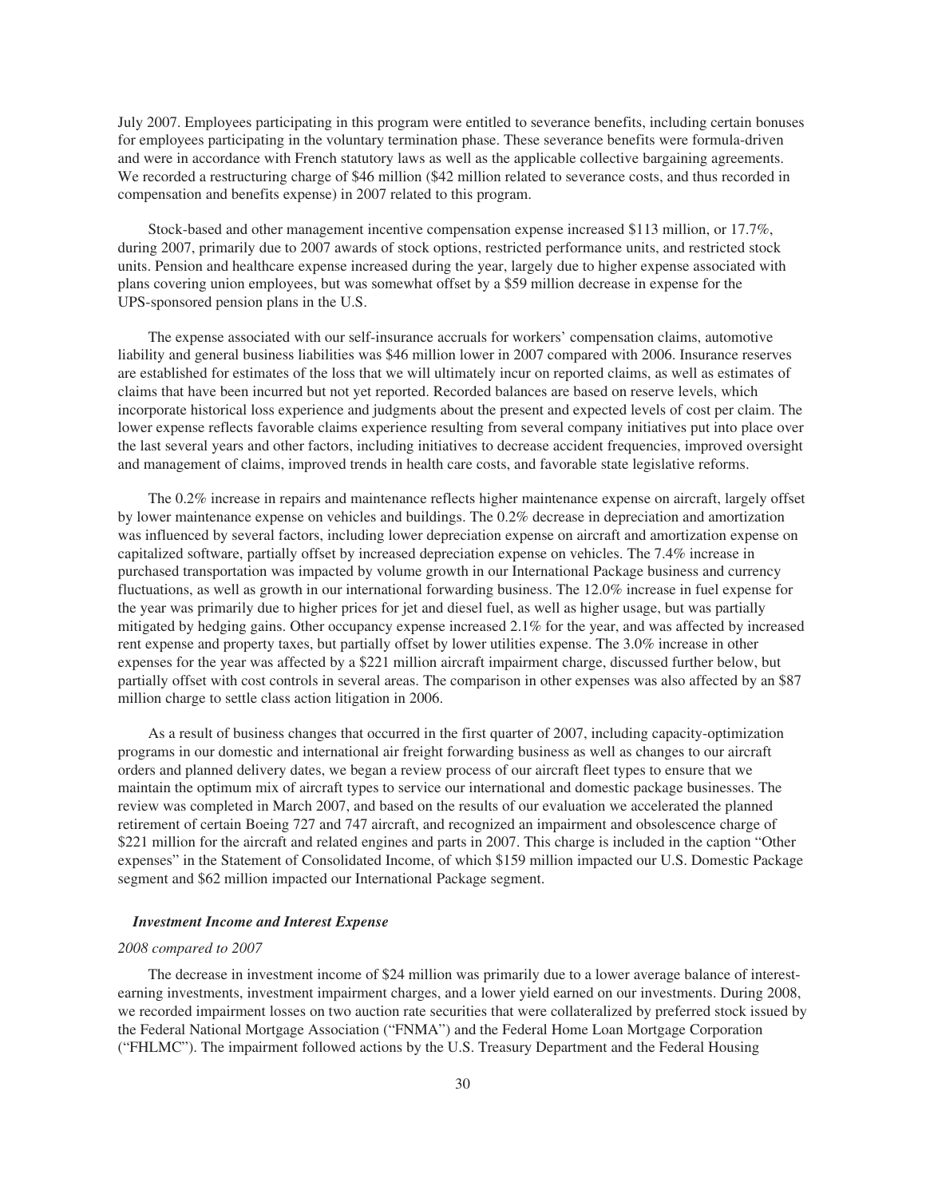July 2007. Employees participating in this program were entitled to severance benefits, including certain bonuses for employees participating in the voluntary termination phase. These severance benefits were formula-driven and were in accordance with French statutory laws as well as the applicable collective bargaining agreements. We recorded a restructuring charge of $46 million ($42 million related to severance costs, and thus recorded in compensation and benefits expense) in 2007 related to this program.

Stock-based and other management incentive compensation expense increased $113 million, or 17.7%, during 2007, primarily due to 2007 awards of stock options, restricted performance units, and restricted stock units. Pension and healthcare expense increased during the year, largely due to higher expense associated with plans covering union employees, but was somewhat offset by a $59 million decrease in expense for the UPS-sponsored pension plans in the U.S.

The expense associated with our self-insurance accruals for workers' compensation claims, automotive liability and general business liabilities was $46 million lower in 2007 compared with 2006. Insurance reserves are established for estimates of the loss that we will ultimately incur on reported claims, as well as estimates of claims that have been incurred but not yet reported. Recorded balances are based on reserve levels, which incorporate historical loss experience and judgments about the present and expected levels of cost per claim. The lower expense reflects favorable claims experience resulting from several company initiatives put into place over the last several years and other factors, including initiatives to decrease accident frequencies, improved oversight and management of claims, improved trends in health care costs, and favorable state legislative reforms.

The 0.2% increase in repairs and maintenance reflects higher maintenance expense on aircraft, largely offset by lower maintenance expense on vehicles and buildings. The 0.2% decrease in depreciation and amortization was influenced by several factors, including lower depreciation expense on aircraft and amortization expense on capitalized software, partially offset by increased depreciation expense on vehicles. The 7.4% increase in purchased transportation was impacted by volume growth in our International Package business and currency fluctuations, as well as growth in our international forwarding business. The 12.0% increase in fuel expense for the year was primarily due to higher prices for jet and diesel fuel, as well as higher usage, but was partially mitigated by hedging gains. Other occupancy expense increased 2.1% for the year, and was affected by increased rent expense and property taxes, but partially offset by lower utilities expense. The 3.0% increase in other expenses for the year was affected by a $221 million aircraft impairment charge, discussed further below, but partially offset with cost controls in several areas. The comparison in other expenses was also affected by an $87 million charge to settle class action litigation in 2006.

As a result of business changes that occurred in the first quarter of 2007, including capacity-optimization programs in our domestic and international air freight forwarding business as well as changes to our aircraft orders and planned delivery dates, we began a review process of our aircraft fleet types to ensure that we maintain the optimum mix of aircraft types to service our international and domestic package businesses. The review was completed in March 2007, and based on the results of our evaluation we accelerated the planned retirement of certain Boeing 727 and 747 aircraft, and recognized an impairment and obsolescence charge of $221 million for the aircraft and related engines and parts in 2007. This charge is included in the caption "Other expenses" in the Statement of Consolidated Income, of which $159 million impacted our U.S. Domestic Package segment and $62 million impacted our International Package segment.

### *Investment Income and Interest Expense*

*2008 compared to 2007*

The decrease in investment income of $24 million was primarily due to a lower average balance of interest-earning investments, investment impairment charges, and a lower yield earned on our investments. During 2008, we recorded impairment losses on two auction rate securities that were collateralized by preferred stock issued by the Federal National Mortgage Association ("FNMA") and the Federal Home Loan Mortgage Corporation ("FHLMC"). The impairment followed actions by the U.S. Treasury Department and the Federal Housing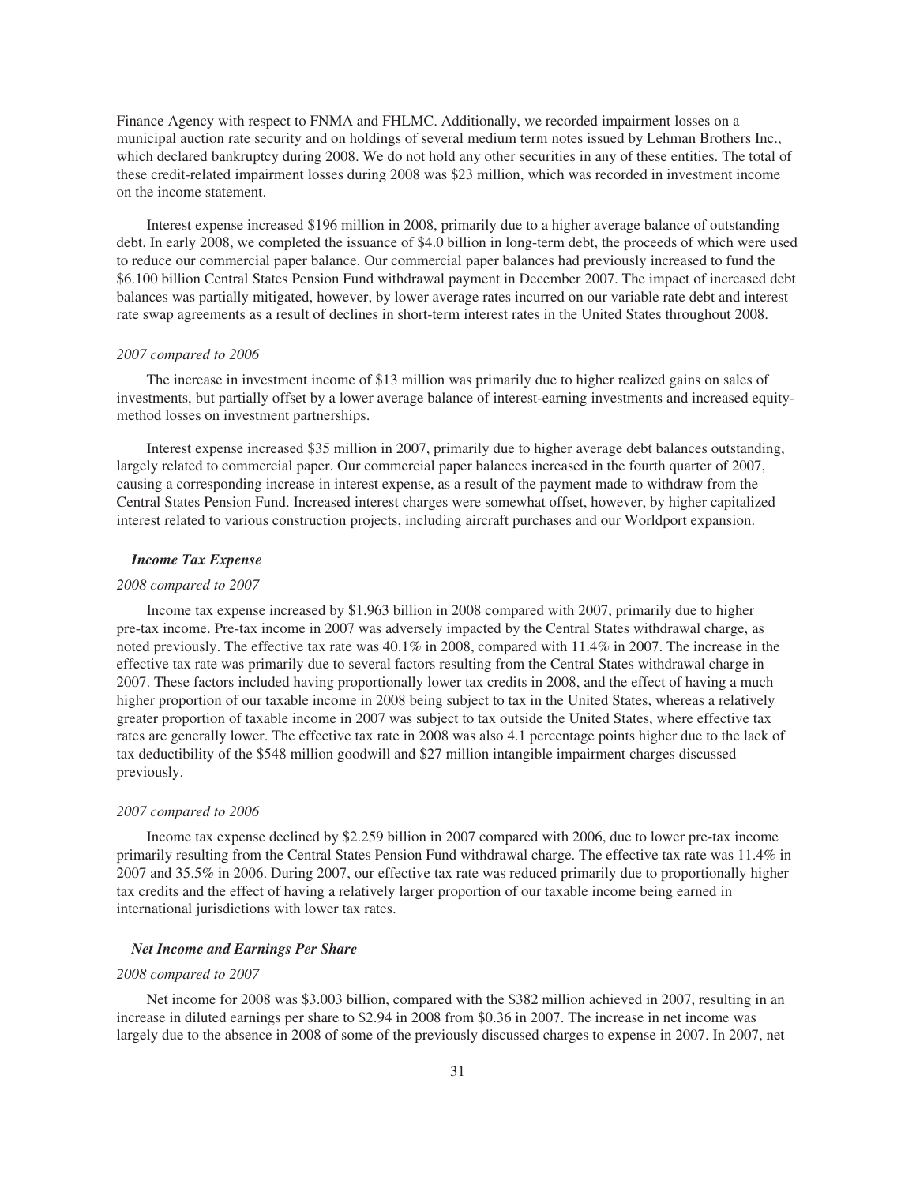Finance Agency with respect to FNMA and FHLMC. Additionally, we recorded impairment losses on a municipal auction rate security and on holdings of several medium term notes issued by Lehman Brothers Inc., which declared bankruptcy during 2008. We do not hold any other securities in any of these entities. The total of these credit-related impairment losses during 2008 was $23 million, which was recorded in investment income on the income statement.

Interest expense increased $196 million in 2008, primarily due to a higher average balance of outstanding debt. In early 2008, we completed the issuance of $4.0 billion in long-term debt, the proceeds of which were used to reduce our commercial paper balance. Our commercial paper balances had previously increased to fund the $6.100 billion Central States Pension Fund withdrawal payment in December 2007. The impact of increased debt balances was partially mitigated, however, by lower average rates incurred on our variable rate debt and interest rate swap agreements as a result of declines in short-term interest rates in the United States throughout 2008.

*2007 compared to 2006*

The increase in investment income of $13 million was primarily due to higher realized gains on sales of investments, but partially offset by a lower average balance of interest-earning investments and increased equity-method losses on investment partnerships.

Interest expense increased $35 million in 2007, primarily due to higher average debt balances outstanding, largely related to commercial paper. Our commercial paper balances increased in the fourth quarter of 2007, causing a corresponding increase in interest expense, as a result of the payment made to withdraw from the Central States Pension Fund. Increased interest charges were somewhat offset, however, by higher capitalized interest related to various construction projects, including aircraft purchases and our Worldport expansion.

### *Income Tax Expense*

*2008 compared to 2007*

Income tax expense increased by $1.963 billion in 2008 compared with 2007, primarily due to higher pre-tax income. Pre-tax income in 2007 was adversely impacted by the Central States withdrawal charge, as noted previously. The effective tax rate was 40.1% in 2008, compared with 11.4% in 2007. The increase in the effective tax rate was primarily due to several factors resulting from the Central States withdrawal charge in 2007. These factors included having proportionally lower tax credits in 2008, and the effect of having a much higher proportion of our taxable income in 2008 being subject to tax in the United States, whereas a relatively greater proportion of taxable income in 2007 was subject to tax outside the United States, where effective tax rates are generally lower. The effective tax rate in 2008 was also 4.1 percentage points higher due to the lack of tax deductibility of the $548 million goodwill and $27 million intangible impairment charges discussed previously.

*2007 compared to 2006*

Income tax expense declined by $2.259 billion in 2007 compared with 2006, due to lower pre-tax income primarily resulting from the Central States Pension Fund withdrawal charge. The effective tax rate was 11.4% in 2007 and 35.5% in 2006. During 2007, our effective tax rate was reduced primarily due to proportionally higher tax credits and the effect of having a relatively larger proportion of our taxable income being earned in international jurisdictions with lower tax rates.

### *Net Income and Earnings Per Share*

*2008 compared to 2007*

Net income for 2008 was $3.003 billion, compared with the $382 million achieved in 2007, resulting in an increase in diluted earnings per share to $2.94 in 2008 from $0.36 in 2007. The increase in net income was largely due to the absence in 2008 of some of the previously discussed charges to expense in 2007. In 2007, net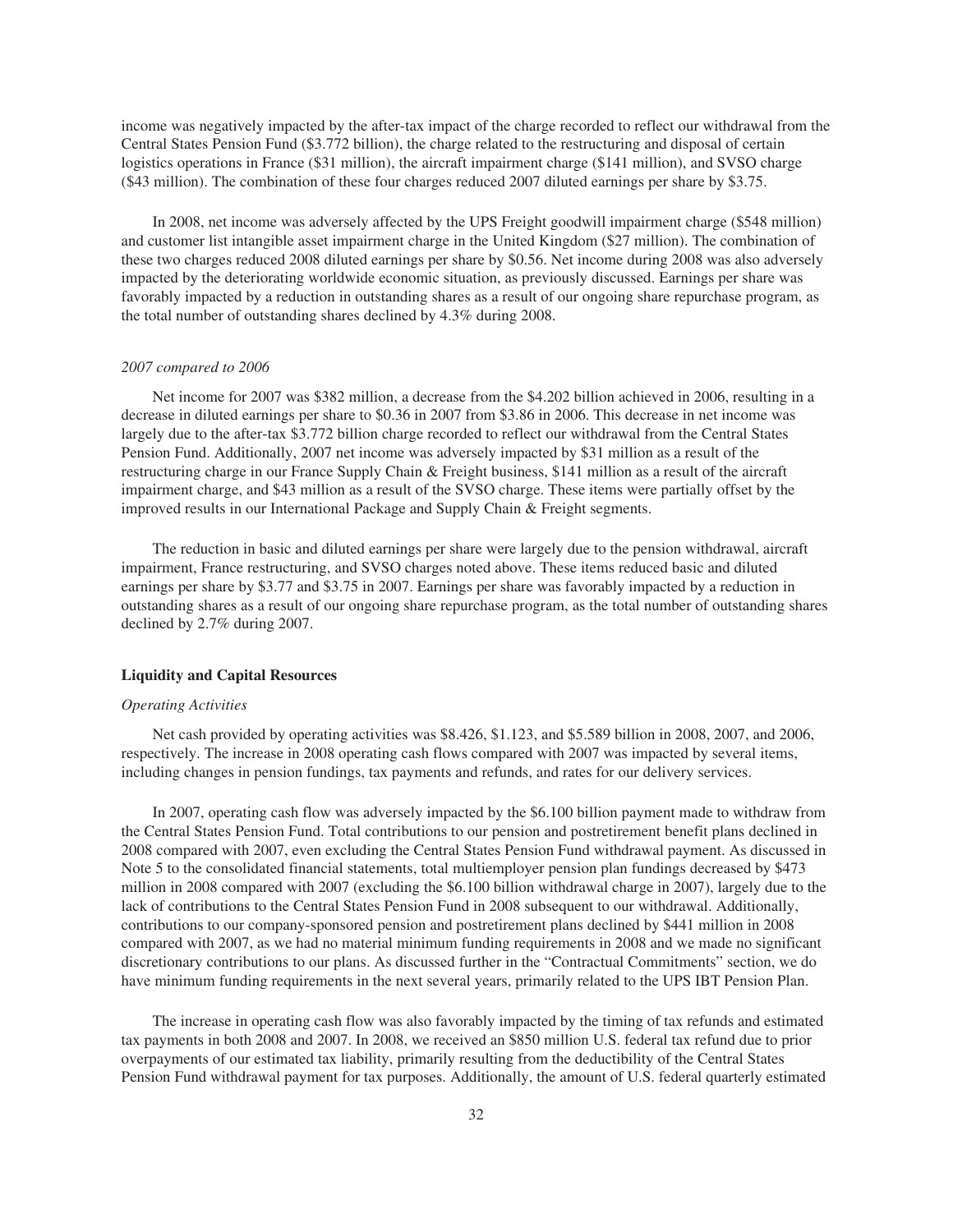income was negatively impacted by the after-tax impact of the charge recorded to reflect our withdrawal from the Central States Pension Fund ($3.772 billion), the charge related to the restructuring and disposal of certain logistics operations in France ($31 million), the aircraft impairment charge ($141 million), and SVSO charge ($43 million). The combination of these four charges reduced 2007 diluted earnings per share by $3.75.

In 2008, net income was adversely affected by the UPS Freight goodwill impairment charge ($548 million) and customer list intangible asset impairment charge in the United Kingdom ($27 million). The combination of these two charges reduced 2008 diluted earnings per share by $0.56. Net income during 2008 was also adversely impacted by the deteriorating worldwide economic situation, as previously discussed. Earnings per share was favorably impacted by a reduction in outstanding shares as a result of our ongoing share repurchase program, as the total number of outstanding shares declined by 4.3% during 2008.

*2007 compared to 2006*

Net income for 2007 was $382 million, a decrease from the $4.202 billion achieved in 2006, resulting in a decrease in diluted earnings per share to $0.36 in 2007 from $3.86 in 2006. This decrease in net income was largely due to the after-tax $3.772 billion charge recorded to reflect our withdrawal from the Central States Pension Fund. Additionally, 2007 net income was adversely impacted by $31 million as a result of the restructuring charge in our France Supply Chain & Freight business, $141 million as a result of the aircraft impairment charge, and $43 million as a result of the SVSO charge. These items were partially offset by the improved results in our International Package and Supply Chain & Freight segments.

The reduction in basic and diluted earnings per share were largely due to the pension withdrawal, aircraft impairment, France restructuring, and SVSO charges noted above. These items reduced basic and diluted earnings per share by $3.77 and $3.75 in 2007. Earnings per share was favorably impacted by a reduction in outstanding shares as a result of our ongoing share repurchase program, as the total number of outstanding shares declined by 2.7% during 2007.

## Liquidity and Capital Resources

*Operating Activities*

Net cash provided by operating activities was $8.426, $1.123, and $5.589 billion in 2008, 2007, and 2006, respectively. The increase in 2008 operating cash flows compared with 2007 was impacted by several items, including changes in pension fundings, tax payments and refunds, and rates for our delivery services.

In 2007, operating cash flow was adversely impacted by the $6.100 billion payment made to withdraw from the Central States Pension Fund. Total contributions to our pension and postretirement benefit plans declined in 2008 compared with 2007, even excluding the Central States Pension Fund withdrawal payment. As discussed in Note 5 to the consolidated financial statements, total multiemployer pension plan fundings decreased by $473 million in 2008 compared with 2007 (excluding the $6.100 billion withdrawal charge in 2007), largely due to the lack of contributions to the Central States Pension Fund in 2008 subsequent to our withdrawal. Additionally, contributions to our company-sponsored pension and postretirement plans declined by $441 million in 2008 compared with 2007, as we had no material minimum funding requirements in 2008 and we made no significant discretionary contributions to our plans. As discussed further in the "Contractual Commitments" section, we do have minimum funding requirements in the next several years, primarily related to the UPS IBT Pension Plan.

The increase in operating cash flow was also favorably impacted by the timing of tax refunds and estimated tax payments in both 2008 and 2007. In 2008, we received an $850 million U.S. federal tax refund due to prior overpayments of our estimated tax liability, primarily resulting from the deductibility of the Central States Pension Fund withdrawal payment for tax purposes. Additionally, the amount of U.S. federal quarterly estimated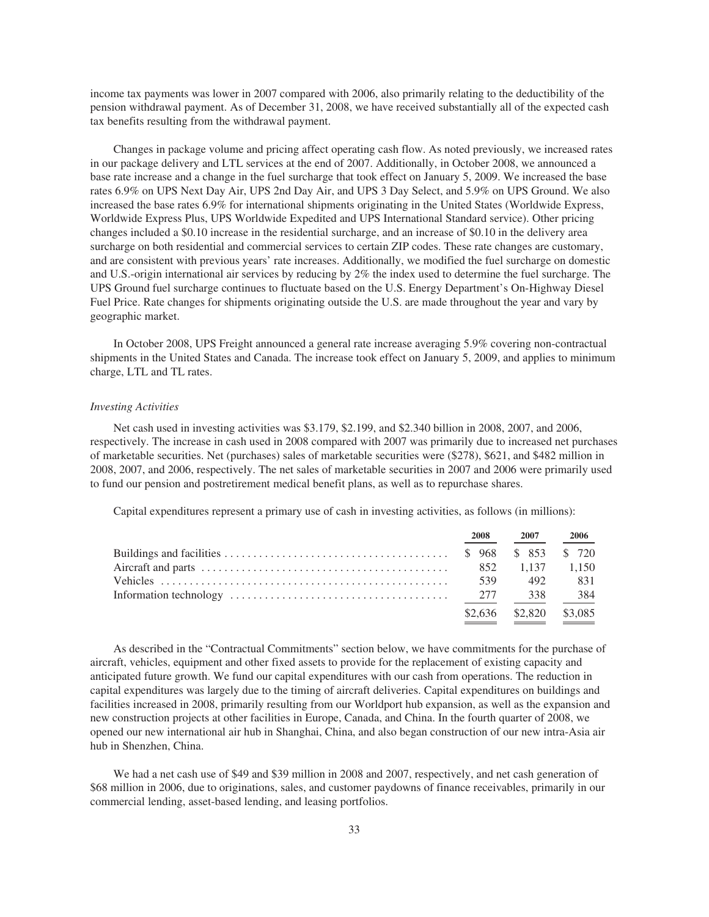income tax payments was lower in 2007 compared with 2006, also primarily relating to the deductibility of the pension withdrawal payment. As of December 31, 2008, we have received substantially all of the expected cash tax benefits resulting from the withdrawal payment.

Changes in package volume and pricing affect operating cash flow. As noted previously, we increased rates in our package delivery and LTL services at the end of 2007. Additionally, in October 2008, we announced a base rate increase and a change in the fuel surcharge that took effect on January 5, 2009. We increased the base rates 6.9% on UPS Next Day Air, UPS 2nd Day Air, and UPS 3 Day Select, and 5.9% on UPS Ground. We also increased the base rates 6.9% for international shipments originating in the United States (Worldwide Express, Worldwide Express Plus, UPS Worldwide Expedited and UPS International Standard service). Other pricing changes included a $0.10 increase in the residential surcharge, and an increase of $0.10 in the delivery area surcharge on both residential and commercial services to certain ZIP codes. These rate changes are customary, and are consistent with previous years' rate increases. Additionally, we modified the fuel surcharge on domestic and U.S.-origin international air services by reducing by 2% the index used to determine the fuel surcharge. The UPS Ground fuel surcharge continues to fluctuate based on the U.S. Energy Department's On-Highway Diesel Fuel Price. Rate changes for shipments originating outside the U.S. are made throughout the year and vary by geographic market.

In October 2008, UPS Freight announced a general rate increase averaging 5.9% covering non-contractual shipments in the United States and Canada. The increase took effect on January 5, 2009, and applies to minimum charge, LTL and TL rates.

*Investing Activities*

Net cash used in investing activities was $3.179, $2.199, and $2.340 billion in 2008, 2007, and 2006, respectively. The increase in cash used in 2008 compared with 2007 was primarily due to increased net purchases of marketable securities. Net (purchases) sales of marketable securities were ($278), $621, and $482 million in 2008, 2007, and 2006, respectively. The net sales of marketable securities in 2007 and 2006 were primarily used to fund our pension and postretirement medical benefit plans, as well as to repurchase shares.

Capital expenditures represent a primary use of cash in investing activities, as follows (in millions):

| | 2008 | 2007 | 2006 |
|---|---|---|---|
| Buildings and facilities | $ 968 | $ 853 | $ 720 |
| Aircraft and parts | 852 | 1,137 | 1,150 |
| Vehicles | 539 | 492 | 831 |
| Information technology | 277 | 338 | 384 |
| | $2,636 | $2,820 | $3,085 |

As described in the "Contractual Commitments" section below, we have commitments for the purchase of aircraft, vehicles, equipment and other fixed assets to provide for the replacement of existing capacity and anticipated future growth. We fund our capital expenditures with our cash from operations. The reduction in capital expenditures was largely due to the timing of aircraft deliveries. Capital expenditures on buildings and facilities increased in 2008, primarily resulting from our Worldport hub expansion, as well as the expansion and new construction projects at other facilities in Europe, Canada, and China. In the fourth quarter of 2008, we opened our new international air hub in Shanghai, China, and also began construction of our new intra-Asia air hub in Shenzhen, China.

We had a net cash use of $49 and $39 million in 2008 and 2007, respectively, and net cash generation of $68 million in 2006, due to originations, sales, and customer paydowns of finance receivables, primarily in our commercial lending, asset-based lending, and leasing portfolios.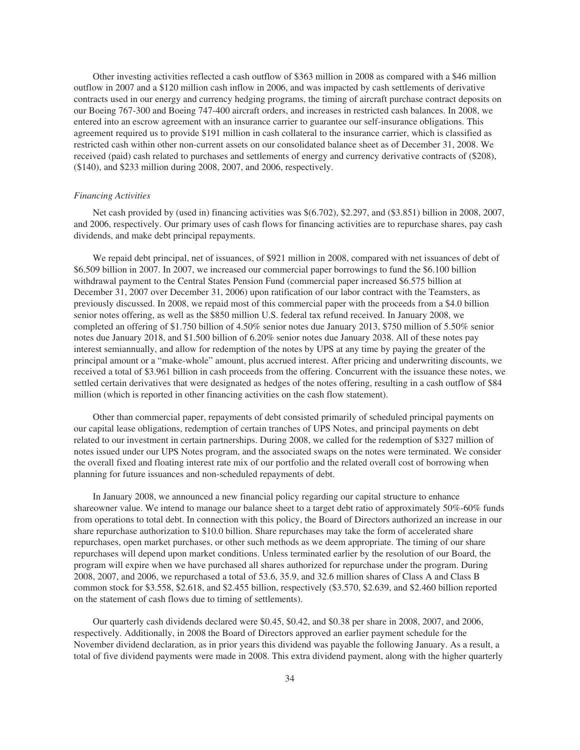Other investing activities reflected a cash outflow of $363 million in 2008 as compared with a $46 million outflow in 2007 and a $120 million cash inflow in 2006, and was impacted by cash settlements of derivative contracts used in our energy and currency hedging programs, the timing of aircraft purchase contract deposits on our Boeing 767-300 and Boeing 747-400 aircraft orders, and increases in restricted cash balances. In 2008, we entered into an escrow agreement with an insurance carrier to guarantee our self-insurance obligations. This agreement required us to provide $191 million in cash collateral to the insurance carrier, which is classified as restricted cash within other non-current assets on our consolidated balance sheet as of December 31, 2008. We received (paid) cash related to purchases and settlements of energy and currency derivative contracts of ($208), ($140), and $233 million during 2008, 2007, and 2006, respectively.

*Financing Activities*

Net cash provided by (used in) financing activities was $(6.702), $2.297, and ($3.851) billion in 2008, 2007, and 2006, respectively. Our primary uses of cash flows for financing activities are to repurchase shares, pay cash dividends, and make debt principal repayments.

We repaid debt principal, net of issuances, of $921 million in 2008, compared with net issuances of debt of $6.509 billion in 2007. In 2007, we increased our commercial paper borrowings to fund the $6.100 billion withdrawal payment to the Central States Pension Fund (commercial paper increased $6.575 billion at December 31, 2007 over December 31, 2006) upon ratification of our labor contract with the Teamsters, as previously discussed. In 2008, we repaid most of this commercial paper with the proceeds from a $4.0 billion senior notes offering, as well as the $850 million U.S. federal tax refund received. In January 2008, we completed an offering of $1.750 billion of 4.50% senior notes due January 2013, $750 million of 5.50% senior notes due January 2018, and $1.500 billion of 6.20% senior notes due January 2038. All of these notes pay interest semiannually, and allow for redemption of the notes by UPS at any time by paying the greater of the principal amount or a "make-whole" amount, plus accrued interest. After pricing and underwriting discounts, we received a total of $3.961 billion in cash proceeds from the offering. Concurrent with the issuance these notes, we settled certain derivatives that were designated as hedges of the notes offering, resulting in a cash outflow of $84 million (which is reported in other financing activities on the cash flow statement).

Other than commercial paper, repayments of debt consisted primarily of scheduled principal payments on our capital lease obligations, redemption of certain tranches of UPS Notes, and principal payments on debt related to our investment in certain partnerships. During 2008, we called for the redemption of $327 million of notes issued under our UPS Notes program, and the associated swaps on the notes were terminated. We consider the overall fixed and floating interest rate mix of our portfolio and the related overall cost of borrowing when planning for future issuances and non-scheduled repayments of debt.

In January 2008, we announced a new financial policy regarding our capital structure to enhance shareowner value. We intend to manage our balance sheet to a target debt ratio of approximately 50%-60% funds from operations to total debt. In connection with this policy, the Board of Directors authorized an increase in our share repurchase authorization to $10.0 billion. Share repurchases may take the form of accelerated share repurchases, open market purchases, or other such methods as we deem appropriate. The timing of our share repurchases will depend upon market conditions. Unless terminated earlier by the resolution of our Board, the program will expire when we have purchased all shares authorized for repurchase under the program. During 2008, 2007, and 2006, we repurchased a total of 53.6, 35.9, and 32.6 million shares of Class A and Class B common stock for $3.558, $2.618, and $2.455 billion, respectively ($3.570, $2.639, and $2.460 billion reported on the statement of cash flows due to timing of settlements).

Our quarterly cash dividends declared were $0.45, $0.42, and $0.38 per share in 2008, 2007, and 2006, respectively. Additionally, in 2008 the Board of Directors approved an earlier payment schedule for the November dividend declaration, as in prior years this dividend was payable the following January. As a result, a total of five dividend payments were made in 2008. This extra dividend payment, along with the higher quarterly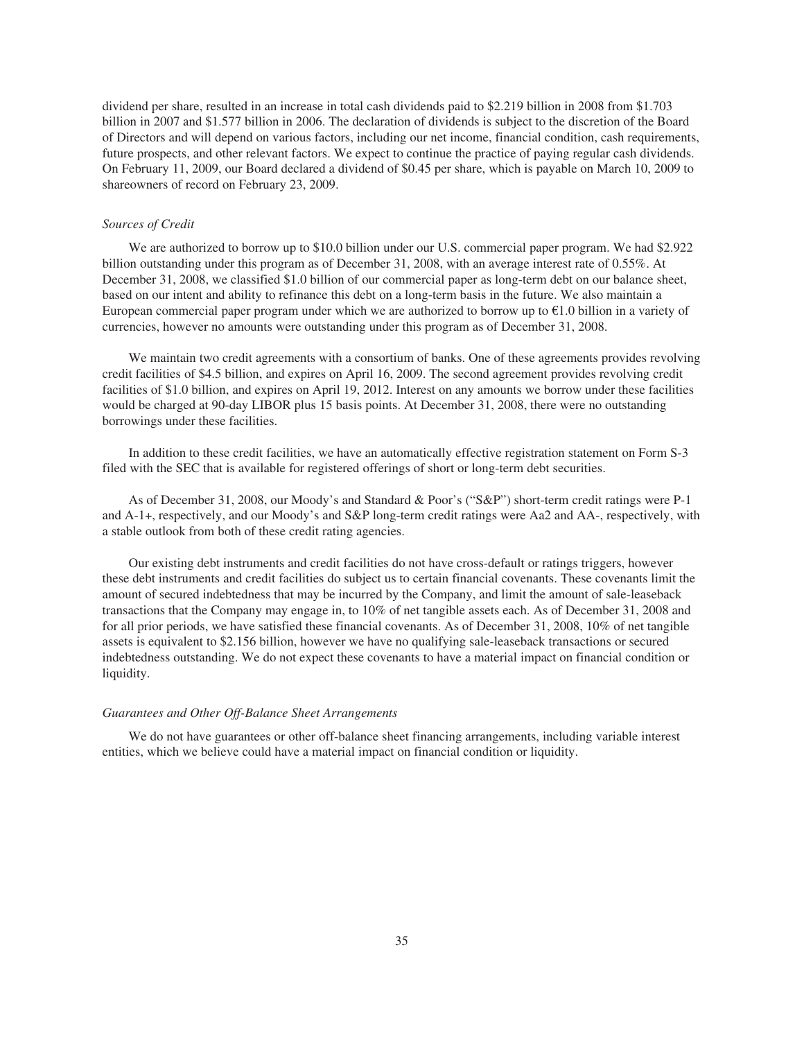dividend per share, resulted in an increase in total cash dividends paid to $2.219 billion in 2008 from $1.703 billion in 2007 and $1.577 billion in 2006. The declaration of dividends is subject to the discretion of the Board of Directors and will depend on various factors, including our net income, financial condition, cash requirements, future prospects, and other relevant factors. We expect to continue the practice of paying regular cash dividends. On February 11, 2009, our Board declared a dividend of $0.45 per share, which is payable on March 10, 2009 to shareowners of record on February 23, 2009.

*Sources of Credit*

We are authorized to borrow up to $10.0 billion under our U.S. commercial paper program. We had $2.922 billion outstanding under this program as of December 31, 2008, with an average interest rate of 0.55%. At December 31, 2008, we classified $1.0 billion of our commercial paper as long-term debt on our balance sheet, based on our intent and ability to refinance this debt on a long-term basis in the future. We also maintain a European commercial paper program under which we are authorized to borrow up to €1.0 billion in a variety of currencies, however no amounts were outstanding under this program as of December 31, 2008.

We maintain two credit agreements with a consortium of banks. One of these agreements provides revolving credit facilities of $4.5 billion, and expires on April 16, 2009. The second agreement provides revolving credit facilities of $1.0 billion, and expires on April 19, 2012. Interest on any amounts we borrow under these facilities would be charged at 90-day LIBOR plus 15 basis points. At December 31, 2008, there were no outstanding borrowings under these facilities.

In addition to these credit facilities, we have an automatically effective registration statement on Form S-3 filed with the SEC that is available for registered offerings of short or long-term debt securities.

As of December 31, 2008, our Moody's and Standard & Poor's ("S&P") short-term credit ratings were P-1 and A-1+, respectively, and our Moody's and S&P long-term credit ratings were Aa2 and AA-, respectively, with a stable outlook from both of these credit rating agencies.

Our existing debt instruments and credit facilities do not have cross-default or ratings triggers, however these debt instruments and credit facilities do subject us to certain financial covenants. These covenants limit the amount of secured indebtedness that may be incurred by the Company, and limit the amount of sale-leaseback transactions that the Company may engage in, to 10% of net tangible assets each. As of December 31, 2008 and for all prior periods, we have satisfied these financial covenants. As of December 31, 2008, 10% of net tangible assets is equivalent to $2.156 billion, however we have no qualifying sale-leaseback transactions or secured indebtedness outstanding. We do not expect these covenants to have a material impact on financial condition or liquidity.

*Guarantees and Other Off-Balance Sheet Arrangements*

We do not have guarantees or other off-balance sheet financing arrangements, including variable interest entities, which we believe could have a material impact on financial condition or liquidity.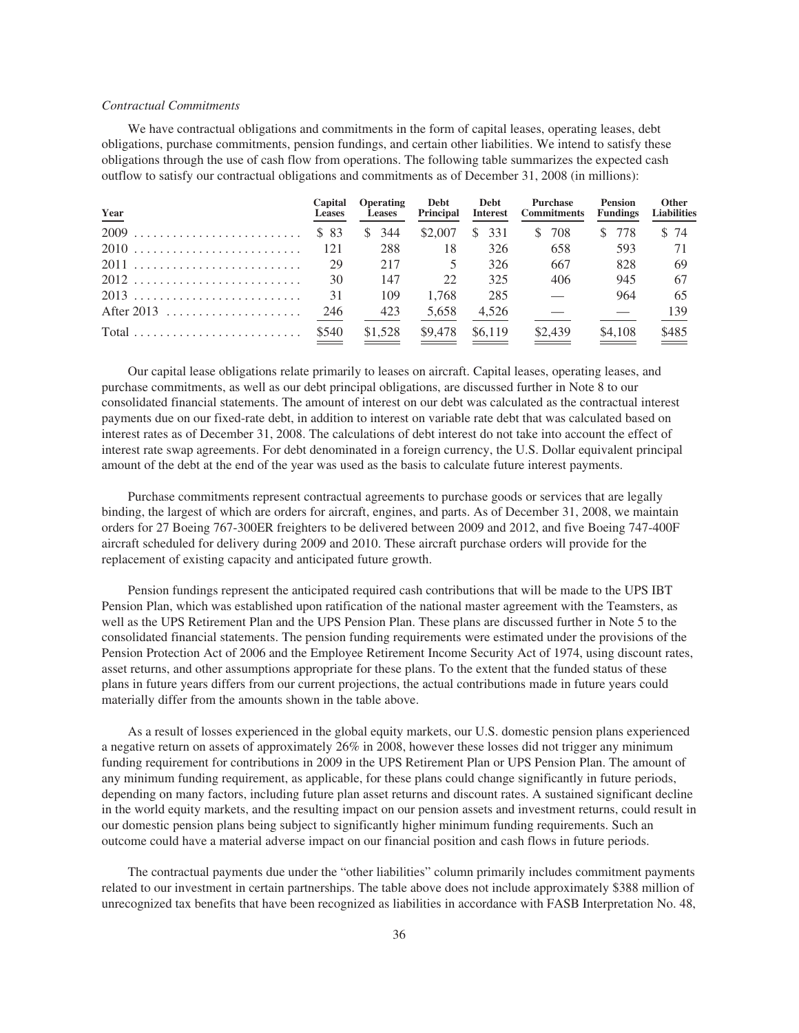*Contractual Commitments*

We have contractual obligations and commitments in the form of capital leases, operating leases, debt obligations, purchase commitments, pension fundings, and certain other liabilities. We intend to satisfy these obligations through the use of cash flow from operations. The following table summarizes the expected cash outflow to satisfy our contractual obligations and commitments as of December 31, 2008 (in millions):

| Year | Capital Leases | Operating Leases | Debt Principal | Debt Interest | Purchase Commitments | Pension Fundings | Other Liabilities |
|---|---|---|---|---|---|---|---|
| 2009 | $ 83 | $ 344 | $2,007 | $ 331 | $ 708 | $ 778 | $ 74 |
| 2010 | 121 | 288 | 18 | 326 | 658 | 593 | 71 |
| 2011 | 29 | 217 | 5 | 326 | 667 | 828 | 69 |
| 2012 | 30 | 147 | 22 | 325 | 406 | 945 | 67 |
| 2013 | 31 | 109 | 1,768 | 285 | — | 964 | 65 |
| After 2013 | 246 | 423 | 5,658 | 4,526 | — | — | 139 |
| Total | $540 | $1,528 | $9,478 | $6,119 | $2,439 | $4,108 | $485 |

Our capital lease obligations relate primarily to leases on aircraft. Capital leases, operating leases, and purchase commitments, as well as our debt principal obligations, are discussed further in Note 8 to our consolidated financial statements. The amount of interest on our debt was calculated as the contractual interest payments due on our fixed-rate debt, in addition to interest on variable rate debt that was calculated based on interest rates as of December 31, 2008. The calculations of debt interest do not take into account the effect of interest rate swap agreements. For debt denominated in a foreign currency, the U.S. Dollar equivalent principal amount of the debt at the end of the year was used as the basis to calculate future interest payments.

Purchase commitments represent contractual agreements to purchase goods or services that are legally binding, the largest of which are orders for aircraft, engines, and parts. As of December 31, 2008, we maintain orders for 27 Boeing 767-300ER freighters to be delivered between 2009 and 2012, and five Boeing 747-400F aircraft scheduled for delivery during 2009 and 2010. These aircraft purchase orders will provide for the replacement of existing capacity and anticipated future growth.

Pension fundings represent the anticipated required cash contributions that will be made to the UPS IBT Pension Plan, which was established upon ratification of the national master agreement with the Teamsters, as well as the UPS Retirement Plan and the UPS Pension Plan. These plans are discussed further in Note 5 to the consolidated financial statements. The pension funding requirements were estimated under the provisions of the Pension Protection Act of 2006 and the Employee Retirement Income Security Act of 1974, using discount rates, asset returns, and other assumptions appropriate for these plans. To the extent that the funded status of these plans in future years differs from our current projections, the actual contributions made in future years could materially differ from the amounts shown in the table above.

As a result of losses experienced in the global equity markets, our U.S. domestic pension plans experienced a negative return on assets of approximately 26% in 2008, however these losses did not trigger any minimum funding requirement for contributions in 2009 in the UPS Retirement Plan or UPS Pension Plan. The amount of any minimum funding requirement, as applicable, for these plans could change significantly in future periods, depending on many factors, including future plan asset returns and discount rates. A sustained significant decline in the world equity markets, and the resulting impact on our pension assets and investment returns, could result in our domestic pension plans being subject to significantly higher minimum funding requirements. Such an outcome could have a material adverse impact on our financial position and cash flows in future periods.

The contractual payments due under the "other liabilities" column primarily includes commitment payments related to our investment in certain partnerships. The table above does not include approximately $388 million of unrecognized tax benefits that have been recognized as liabilities in accordance with FASB Interpretation No. 48,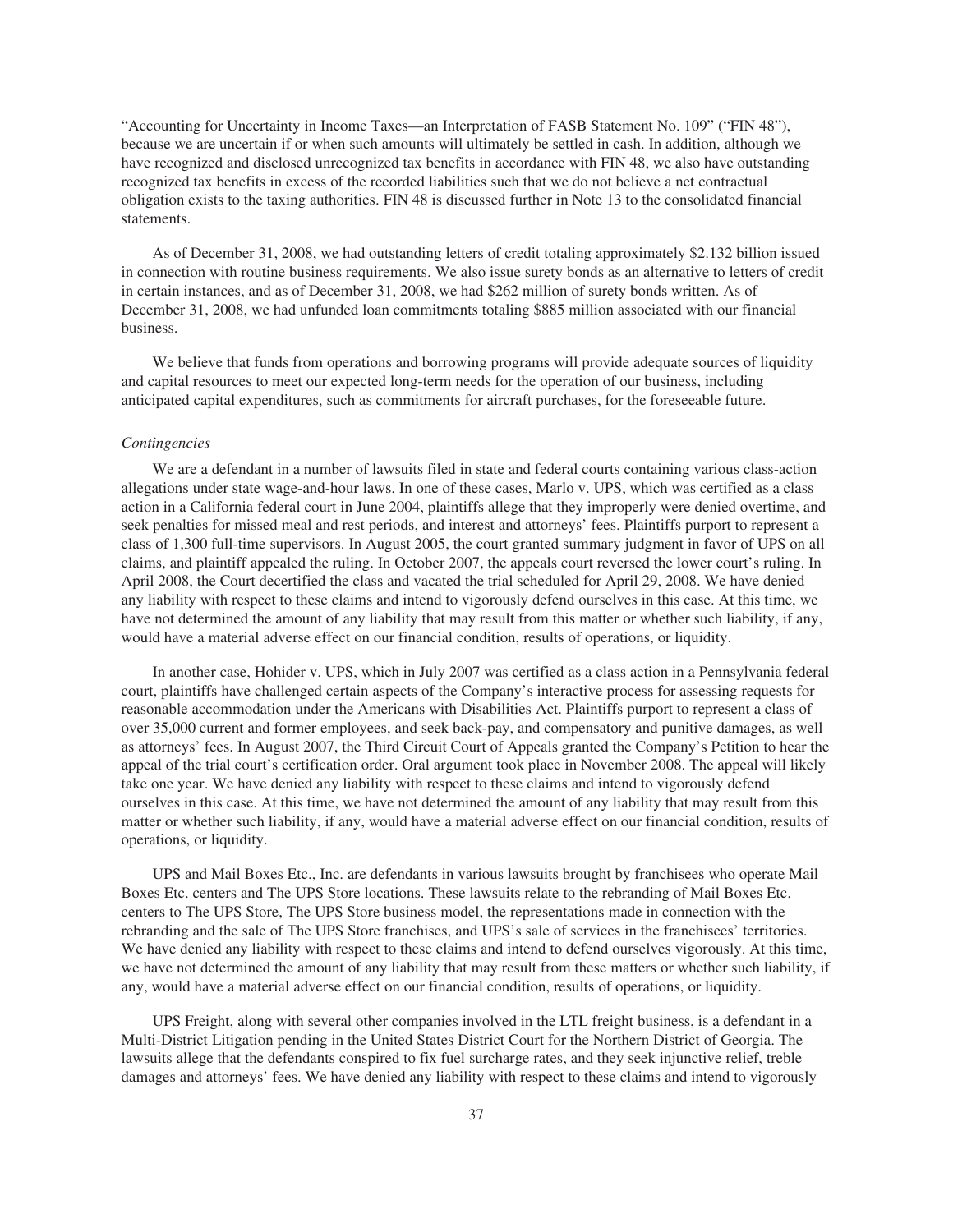"Accounting for Uncertainty in Income Taxes—an Interpretation of FASB Statement No. 109" ("FIN 48"), because we are uncertain if or when such amounts will ultimately be settled in cash. In addition, although we have recognized and disclosed unrecognized tax benefits in accordance with FIN 48, we also have outstanding recognized tax benefits in excess of the recorded liabilities such that we do not believe a net contractual obligation exists to the taxing authorities. FIN 48 is discussed further in Note 13 to the consolidated financial statements.

As of December 31, 2008, we had outstanding letters of credit totaling approximately $2.132 billion issued in connection with routine business requirements. We also issue surety bonds as an alternative to letters of credit in certain instances, and as of December 31, 2008, we had $262 million of surety bonds written. As of December 31, 2008, we had unfunded loan commitments totaling $885 million associated with our financial business.

We believe that funds from operations and borrowing programs will provide adequate sources of liquidity and capital resources to meet our expected long-term needs for the operation of our business, including anticipated capital expenditures, such as commitments for aircraft purchases, for the foreseeable future.

*Contingencies*

We are a defendant in a number of lawsuits filed in state and federal courts containing various class-action allegations under state wage-and-hour laws. In one of these cases, Marlo v. UPS, which was certified as a class action in a California federal court in June 2004, plaintiffs allege that they improperly were denied overtime, and seek penalties for missed meal and rest periods, and interest and attorneys' fees. Plaintiffs purport to represent a class of 1,300 full-time supervisors. In August 2005, the court granted summary judgment in favor of UPS on all claims, and plaintiff appealed the ruling. In October 2007, the appeals court reversed the lower court's ruling. In April 2008, the Court decertified the class and vacated the trial scheduled for April 29, 2008. We have denied any liability with respect to these claims and intend to vigorously defend ourselves in this case. At this time, we have not determined the amount of any liability that may result from this matter or whether such liability, if any, would have a material adverse effect on our financial condition, results of operations, or liquidity.

In another case, Hohider v. UPS, which in July 2007 was certified as a class action in a Pennsylvania federal court, plaintiffs have challenged certain aspects of the Company's interactive process for assessing requests for reasonable accommodation under the Americans with Disabilities Act. Plaintiffs purport to represent a class of over 35,000 current and former employees, and seek back-pay, and compensatory and punitive damages, as well as attorneys' fees. In August 2007, the Third Circuit Court of Appeals granted the Company's Petition to hear the appeal of the trial court's certification order. Oral argument took place in November 2008. The appeal will likely take one year. We have denied any liability with respect to these claims and intend to vigorously defend ourselves in this case. At this time, we have not determined the amount of any liability that may result from this matter or whether such liability, if any, would have a material adverse effect on our financial condition, results of operations, or liquidity.

UPS and Mail Boxes Etc., Inc. are defendants in various lawsuits brought by franchisees who operate Mail Boxes Etc. centers and The UPS Store locations. These lawsuits relate to the rebranding of Mail Boxes Etc. centers to The UPS Store, The UPS Store business model, the representations made in connection with the rebranding and the sale of The UPS Store franchises, and UPS's sale of services in the franchisees' territories. We have denied any liability with respect to these claims and intend to defend ourselves vigorously. At this time, we have not determined the amount of any liability that may result from these matters or whether such liability, if any, would have a material adverse effect on our financial condition, results of operations, or liquidity.

UPS Freight, along with several other companies involved in the LTL freight business, is a defendant in a Multi-District Litigation pending in the United States District Court for the Northern District of Georgia. The lawsuits allege that the defendants conspired to fix fuel surcharge rates, and they seek injunctive relief, treble damages and attorneys' fees. We have denied any liability with respect to these claims and intend to vigorously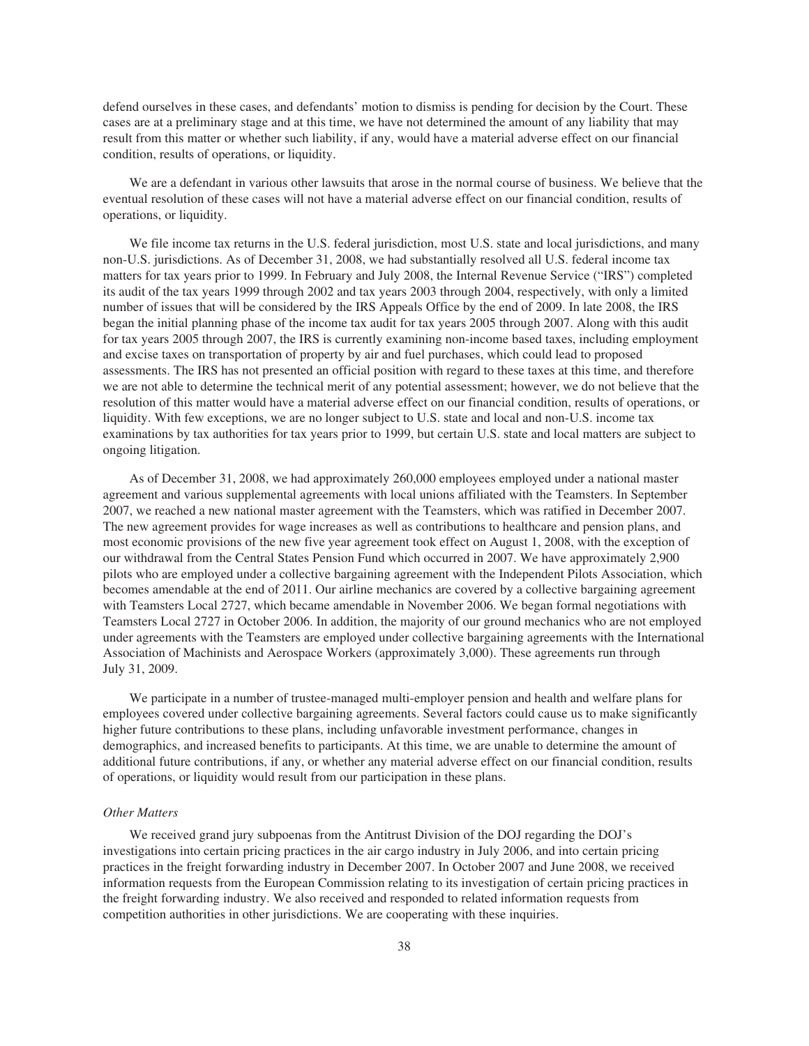defend ourselves in these cases, and defendants' motion to dismiss is pending for decision by the Court. These cases are at a preliminary stage and at this time, we have not determined the amount of any liability that may result from this matter or whether such liability, if any, would have a material adverse effect on our financial condition, results of operations, or liquidity.

We are a defendant in various other lawsuits that arose in the normal course of business. We believe that the eventual resolution of these cases will not have a material adverse effect on our financial condition, results of operations, or liquidity.

We file income tax returns in the U.S. federal jurisdiction, most U.S. state and local jurisdictions, and many non-U.S. jurisdictions. As of December 31, 2008, we had substantially resolved all U.S. federal income tax matters for tax years prior to 1999. In February and July 2008, the Internal Revenue Service ("IRS") completed its audit of the tax years 1999 through 2002 and tax years 2003 through 2004, respectively, with only a limited number of issues that will be considered by the IRS Appeals Office by the end of 2009. In late 2008, the IRS began the initial planning phase of the income tax audit for tax years 2005 through 2007. Along with this audit for tax years 2005 through 2007, the IRS is currently examining non-income based taxes, including employment and excise taxes on transportation of property by air and fuel purchases, which could lead to proposed assessments. The IRS has not presented an official position with regard to these taxes at this time, and therefore we are not able to determine the technical merit of any potential assessment; however, we do not believe that the resolution of this matter would have a material adverse effect on our financial condition, results of operations, or liquidity. With few exceptions, we are no longer subject to U.S. state and local and non-U.S. income tax examinations by tax authorities for tax years prior to 1999, but certain U.S. state and local matters are subject to ongoing litigation.

As of December 31, 2008, we had approximately 260,000 employees employed under a national master agreement and various supplemental agreements with local unions affiliated with the Teamsters. In September 2007, we reached a new national master agreement with the Teamsters, which was ratified in December 2007. The new agreement provides for wage increases as well as contributions to healthcare and pension plans, and most economic provisions of the new five year agreement took effect on August 1, 2008, with the exception of our withdrawal from the Central States Pension Fund which occurred in 2007. We have approximately 2,900 pilots who are employed under a collective bargaining agreement with the Independent Pilots Association, which becomes amendable at the end of 2011. Our airline mechanics are covered by a collective bargaining agreement with Teamsters Local 2727, which became amendable in November 2006. We began formal negotiations with Teamsters Local 2727 in October 2006. In addition, the majority of our ground mechanics who are not employed under agreements with the Teamsters are employed under collective bargaining agreements with the International Association of Machinists and Aerospace Workers (approximately 3,000). These agreements run through July 31, 2009.

We participate in a number of trustee-managed multi-employer pension and health and welfare plans for employees covered under collective bargaining agreements. Several factors could cause us to make significantly higher future contributions to these plans, including unfavorable investment performance, changes in demographics, and increased benefits to participants. At this time, we are unable to determine the amount of additional future contributions, if any, or whether any material adverse effect on our financial condition, results of operations, or liquidity would result from our participation in these plans.

*Other Matters*

We received grand jury subpoenas from the Antitrust Division of the DOJ regarding the DOJ's investigations into certain pricing practices in the air cargo industry in July 2006, and into certain pricing practices in the freight forwarding industry in December 2007. In October 2007 and June 2008, we received information requests from the European Commission relating to its investigation of certain pricing practices in the freight forwarding industry. We also received and responded to related information requests from competition authorities in other jurisdictions. We are cooperating with these inquiries.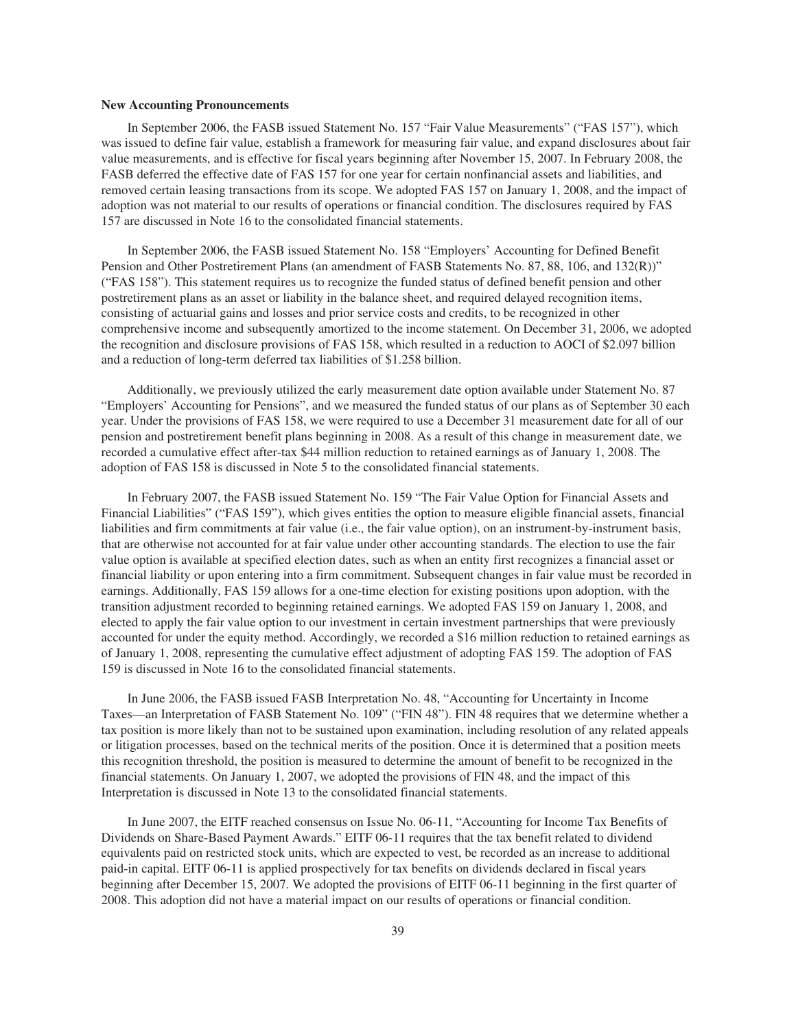### New Accounting Pronouncements

In September 2006, the FASB issued Statement No. 157 "Fair Value Measurements" ("FAS 157"), which was issued to define fair value, establish a framework for measuring fair value, and expand disclosures about fair value measurements, and is effective for fiscal years beginning after November 15, 2007. In February 2008, the FASB deferred the effective date of FAS 157 for one year for certain nonfinancial assets and liabilities, and removed certain leasing transactions from its scope. We adopted FAS 157 on January 1, 2008, and the impact of adoption was not material to our results of operations or financial condition. The disclosures required by FAS 157 are discussed in Note 16 to the consolidated financial statements.

In September 2006, the FASB issued Statement No. 158 "Employers' Accounting for Defined Benefit Pension and Other Postretirement Plans (an amendment of FASB Statements No. 87, 88, 106, and 132(R))" ("FAS 158"). This statement requires us to recognize the funded status of defined benefit pension and other postretirement plans as an asset or liability in the balance sheet, and required delayed recognition items, consisting of actuarial gains and losses and prior service costs and credits, to be recognized in other comprehensive income and subsequently amortized to the income statement. On December 31, 2006, we adopted the recognition and disclosure provisions of FAS 158, which resulted in a reduction to AOCI of $2.097 billion and a reduction of long-term deferred tax liabilities of $1.258 billion.

Additionally, we previously utilized the early measurement date option available under Statement No. 87 "Employers' Accounting for Pensions", and we measured the funded status of our plans as of September 30 each year. Under the provisions of FAS 158, we were required to use a December 31 measurement date for all of our pension and postretirement benefit plans beginning in 2008. As a result of this change in measurement date, we recorded a cumulative effect after-tax $44 million reduction to retained earnings as of January 1, 2008. The adoption of FAS 158 is discussed in Note 5 to the consolidated financial statements.

In February 2007, the FASB issued Statement No. 159 "The Fair Value Option for Financial Assets and Financial Liabilities" ("FAS 159"), which gives entities the option to measure eligible financial assets, financial liabilities and firm commitments at fair value (i.e., the fair value option), on an instrument-by-instrument basis, that are otherwise not accounted for at fair value under other accounting standards. The election to use the fair value option is available at specified election dates, such as when an entity first recognizes a financial asset or financial liability or upon entering into a firm commitment. Subsequent changes in fair value must be recorded in earnings. Additionally, FAS 159 allows for a one-time election for existing positions upon adoption, with the transition adjustment recorded to beginning retained earnings. We adopted FAS 159 on January 1, 2008, and elected to apply the fair value option to our investment in certain investment partnerships that were previously accounted for under the equity method. Accordingly, we recorded a $16 million reduction to retained earnings as of January 1, 2008, representing the cumulative effect adjustment of adopting FAS 159. The adoption of FAS 159 is discussed in Note 16 to the consolidated financial statements.

In June 2006, the FASB issued FASB Interpretation No. 48, "Accounting for Uncertainty in Income Taxes—an Interpretation of FASB Statement No. 109" ("FIN 48"). FIN 48 requires that we determine whether a tax position is more likely than not to be sustained upon examination, including resolution of any related appeals or litigation processes, based on the technical merits of the position. Once it is determined that a position meets this recognition threshold, the position is measured to determine the amount of benefit to be recognized in the financial statements. On January 1, 2007, we adopted the provisions of FIN 48, and the impact of this Interpretation is discussed in Note 13 to the consolidated financial statements.

In June 2007, the EITF reached consensus on Issue No. 06-11, "Accounting for Income Tax Benefits of Dividends on Share-Based Payment Awards." EITF 06-11 requires that the tax benefit related to dividend equivalents paid on restricted stock units, which are expected to vest, be recorded as an increase to additional paid-in capital. EITF 06-11 is applied prospectively for tax benefits on dividends declared in fiscal years beginning after December 15, 2007. We adopted the provisions of EITF 06-11 beginning in the first quarter of 2008. This adoption did not have a material impact on our results of operations or financial condition.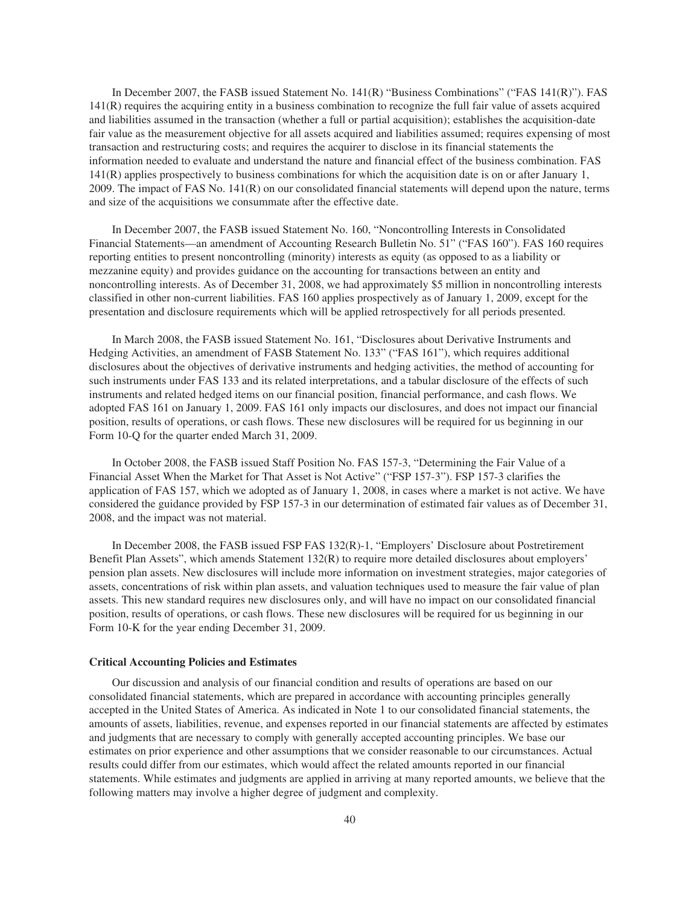In December 2007, the FASB issued Statement No. 141(R) "Business Combinations" ("FAS 141(R)"). FAS 141(R) requires the acquiring entity in a business combination to recognize the full fair value of assets acquired and liabilities assumed in the transaction (whether a full or partial acquisition); establishes the acquisition-date fair value as the measurement objective for all assets acquired and liabilities assumed; requires expensing of most transaction and restructuring costs; and requires the acquirer to disclose in its financial statements the information needed to evaluate and understand the nature and financial effect of the business combination. FAS 141(R) applies prospectively to business combinations for which the acquisition date is on or after January 1, 2009. The impact of FAS No. 141(R) on our consolidated financial statements will depend upon the nature, terms and size of the acquisitions we consummate after the effective date.

In December 2007, the FASB issued Statement No. 160, "Noncontrolling Interests in Consolidated Financial Statements—an amendment of Accounting Research Bulletin No. 51" ("FAS 160"). FAS 160 requires reporting entities to present noncontrolling (minority) interests as equity (as opposed to as a liability or mezzanine equity) and provides guidance on the accounting for transactions between an entity and noncontrolling interests. As of December 31, 2008, we had approximately $5 million in noncontrolling interests classified in other non-current liabilities. FAS 160 applies prospectively as of January 1, 2009, except for the presentation and disclosure requirements which will be applied retrospectively for all periods presented.

In March 2008, the FASB issued Statement No. 161, "Disclosures about Derivative Instruments and Hedging Activities, an amendment of FASB Statement No. 133" ("FAS 161"), which requires additional disclosures about the objectives of derivative instruments and hedging activities, the method of accounting for such instruments under FAS 133 and its related interpretations, and a tabular disclosure of the effects of such instruments and related hedged items on our financial position, financial performance, and cash flows. We adopted FAS 161 on January 1, 2009. FAS 161 only impacts our disclosures, and does not impact our financial position, results of operations, or cash flows. These new disclosures will be required for us beginning in our Form 10-Q for the quarter ended March 31, 2009.

In October 2008, the FASB issued Staff Position No. FAS 157-3, "Determining the Fair Value of a Financial Asset When the Market for That Asset is Not Active" ("FSP 157-3"). FSP 157-3 clarifies the application of FAS 157, which we adopted as of January 1, 2008, in cases where a market is not active. We have considered the guidance provided by FSP 157-3 in our determination of estimated fair values as of December 31, 2008, and the impact was not material.

In December 2008, the FASB issued FSP FAS 132(R)-1, "Employers' Disclosure about Postretirement Benefit Plan Assets", which amends Statement 132(R) to require more detailed disclosures about employers' pension plan assets. New disclosures will include more information on investment strategies, major categories of assets, concentrations of risk within plan assets, and valuation techniques used to measure the fair value of plan assets. This new standard requires new disclosures only, and will have no impact on our consolidated financial position, results of operations, or cash flows. These new disclosures will be required for us beginning in our Form 10-K for the year ending December 31, 2009.

**Critical Accounting Policies and Estimates**

Our discussion and analysis of our financial condition and results of operations are based on our consolidated financial statements, which are prepared in accordance with accounting principles generally accepted in the United States of America. As indicated in Note 1 to our consolidated financial statements, the amounts of assets, liabilities, revenue, and expenses reported in our financial statements are affected by estimates and judgments that are necessary to comply with generally accepted accounting principles. We base our estimates on prior experience and other assumptions that we consider reasonable to our circumstances. Actual results could differ from our estimates, which would affect the related amounts reported in our financial statements. While estimates and judgments are applied in arriving at many reported amounts, we believe that the following matters may involve a higher degree of judgment and complexity.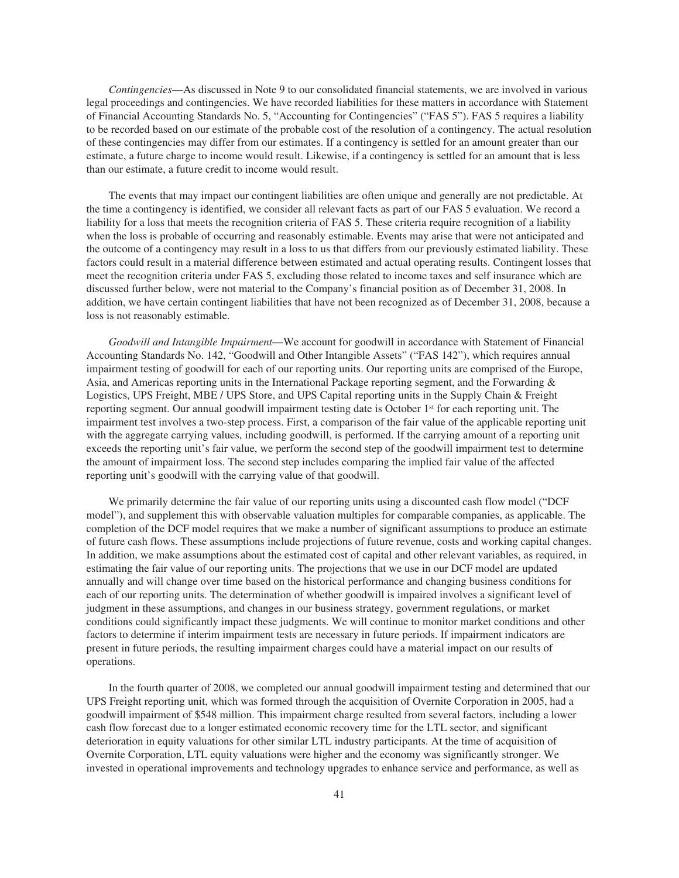*Contingencies*—As discussed in Note 9 to our consolidated financial statements, we are involved in various legal proceedings and contingencies. We have recorded liabilities for these matters in accordance with Statement of Financial Accounting Standards No. 5, "Accounting for Contingencies" ("FAS 5"). FAS 5 requires a liability to be recorded based on our estimate of the probable cost of the resolution of a contingency. The actual resolution of these contingencies may differ from our estimates. If a contingency is settled for an amount greater than our estimate, a future charge to income would result. Likewise, if a contingency is settled for an amount that is less than our estimate, a future credit to income would result.

The events that may impact our contingent liabilities are often unique and generally are not predictable. At the time a contingency is identified, we consider all relevant facts as part of our FAS 5 evaluation. We record a liability for a loss that meets the recognition criteria of FAS 5. These criteria require recognition of a liability when the loss is probable of occurring and reasonably estimable. Events may arise that were not anticipated and the outcome of a contingency may result in a loss to us that differs from our previously estimated liability. These factors could result in a material difference between estimated and actual operating results. Contingent losses that meet the recognition criteria under FAS 5, excluding those related to income taxes and self insurance which are discussed further below, were not material to the Company's financial position as of December 31, 2008. In addition, we have certain contingent liabilities that have not been recognized as of December 31, 2008, because a loss is not reasonably estimable.

*Goodwill and Intangible Impairment*—We account for goodwill in accordance with Statement of Financial Accounting Standards No. 142, "Goodwill and Other Intangible Assets" ("FAS 142"), which requires annual impairment testing of goodwill for each of our reporting units. Our reporting units are comprised of the Europe, Asia, and Americas reporting units in the International Package reporting segment, and the Forwarding & Logistics, UPS Freight, MBE / UPS Store, and UPS Capital reporting units in the Supply Chain & Freight reporting segment. Our annual goodwill impairment testing date is October 1st for each reporting unit. The impairment test involves a two-step process. First, a comparison of the fair value of the applicable reporting unit with the aggregate carrying values, including goodwill, is performed. If the carrying amount of a reporting unit exceeds the reporting unit's fair value, we perform the second step of the goodwill impairment test to determine the amount of impairment loss. The second step includes comparing the implied fair value of the affected reporting unit's goodwill with the carrying value of that goodwill.

We primarily determine the fair value of our reporting units using a discounted cash flow model ("DCF model"), and supplement this with observable valuation multiples for comparable companies, as applicable. The completion of the DCF model requires that we make a number of significant assumptions to produce an estimate of future cash flows. These assumptions include projections of future revenue, costs and working capital changes. In addition, we make assumptions about the estimated cost of capital and other relevant variables, as required, in estimating the fair value of our reporting units. The projections that we use in our DCF model are updated annually and will change over time based on the historical performance and changing business conditions for each of our reporting units. The determination of whether goodwill is impaired involves a significant level of judgment in these assumptions, and changes in our business strategy, government regulations, or market conditions could significantly impact these judgments. We will continue to monitor market conditions and other factors to determine if interim impairment tests are necessary in future periods. If impairment indicators are present in future periods, the resulting impairment charges could have a material impact on our results of operations.

In the fourth quarter of 2008, we completed our annual goodwill impairment testing and determined that our UPS Freight reporting unit, which was formed through the acquisition of Overnite Corporation in 2005, had a goodwill impairment of $548 million. This impairment charge resulted from several factors, including a lower cash flow forecast due to a longer estimated economic recovery time for the LTL sector, and significant deterioration in equity valuations for other similar LTL industry participants. At the time of acquisition of Overnite Corporation, LTL equity valuations were higher and the economy was significantly stronger. We invested in operational improvements and technology upgrades to enhance service and performance, as well as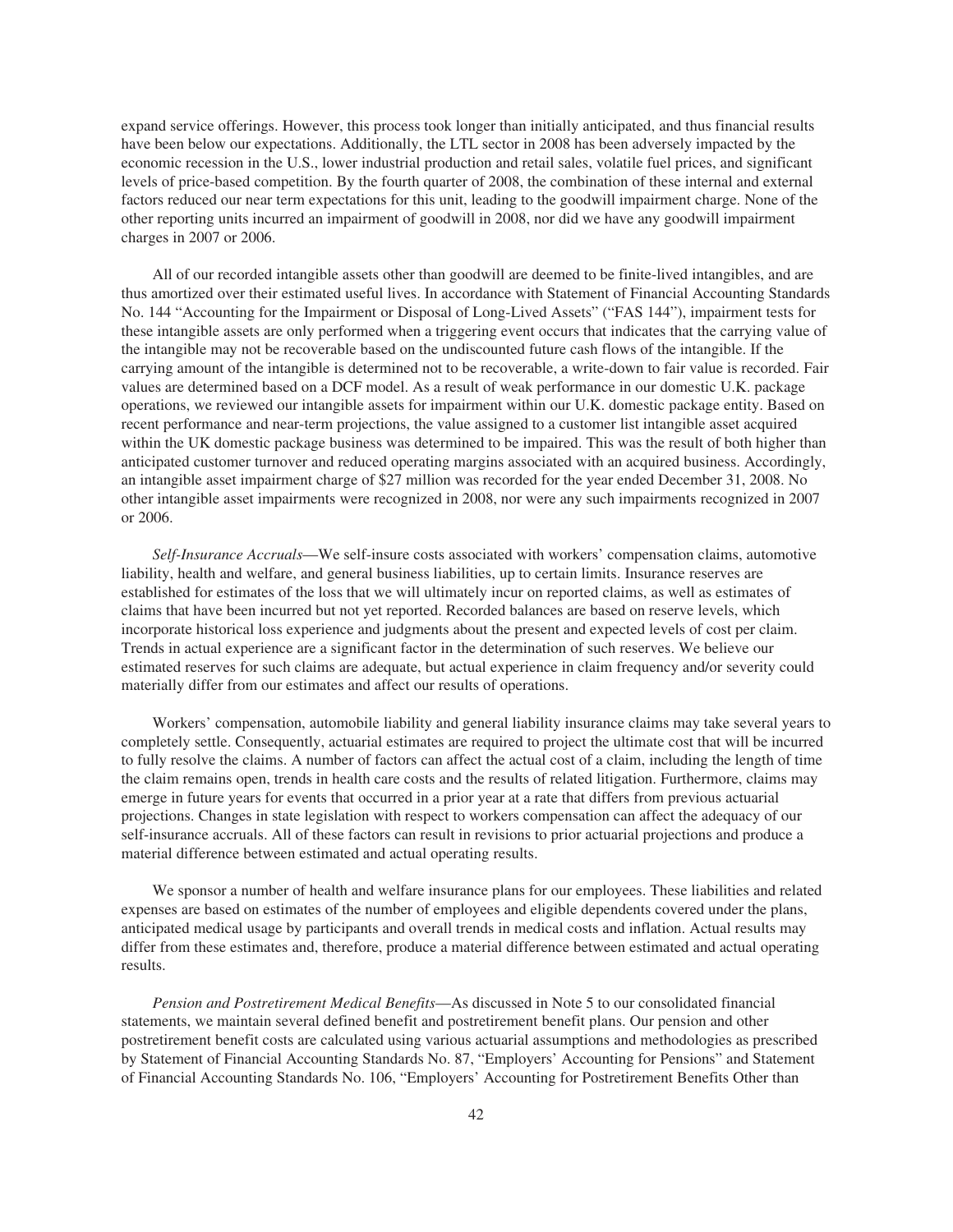expand service offerings. However, this process took longer than initially anticipated, and thus financial results have been below our expectations. Additionally, the LTL sector in 2008 has been adversely impacted by the economic recession in the U.S., lower industrial production and retail sales, volatile fuel prices, and significant levels of price-based competition. By the fourth quarter of 2008, the combination of these internal and external factors reduced our near term expectations for this unit, leading to the goodwill impairment charge. None of the other reporting units incurred an impairment of goodwill in 2008, nor did we have any goodwill impairment charges in 2007 or 2006.

All of our recorded intangible assets other than goodwill are deemed to be finite-lived intangibles, and are thus amortized over their estimated useful lives. In accordance with Statement of Financial Accounting Standards No. 144 "Accounting for the Impairment or Disposal of Long-Lived Assets" ("FAS 144"), impairment tests for these intangible assets are only performed when a triggering event occurs that indicates that the carrying value of the intangible may not be recoverable based on the undiscounted future cash flows of the intangible. If the carrying amount of the intangible is determined not to be recoverable, a write-down to fair value is recorded. Fair values are determined based on a DCF model. As a result of weak performance in our domestic U.K. package operations, we reviewed our intangible assets for impairment within our U.K. domestic package entity. Based on recent performance and near-term projections, the value assigned to a customer list intangible asset acquired within the UK domestic package business was determined to be impaired. This was the result of both higher than anticipated customer turnover and reduced operating margins associated with an acquired business. Accordingly, an intangible asset impairment charge of $27 million was recorded for the year ended December 31, 2008. No other intangible asset impairments were recognized in 2008, nor were any such impairments recognized in 2007 or 2006.

*Self-Insurance Accruals*—We self-insure costs associated with workers' compensation claims, automotive liability, health and welfare, and general business liabilities, up to certain limits. Insurance reserves are established for estimates of the loss that we will ultimately incur on reported claims, as well as estimates of claims that have been incurred but not yet reported. Recorded balances are based on reserve levels, which incorporate historical loss experience and judgments about the present and expected levels of cost per claim. Trends in actual experience are a significant factor in the determination of such reserves. We believe our estimated reserves for such claims are adequate, but actual experience in claim frequency and/or severity could materially differ from our estimates and affect our results of operations.

Workers' compensation, automobile liability and general liability insurance claims may take several years to completely settle. Consequently, actuarial estimates are required to project the ultimate cost that will be incurred to fully resolve the claims. A number of factors can affect the actual cost of a claim, including the length of time the claim remains open, trends in health care costs and the results of related litigation. Furthermore, claims may emerge in future years for events that occurred in a prior year at a rate that differs from previous actuarial projections. Changes in state legislation with respect to workers compensation can affect the adequacy of our self-insurance accruals. All of these factors can result in revisions to prior actuarial projections and produce a material difference between estimated and actual operating results.

We sponsor a number of health and welfare insurance plans for our employees. These liabilities and related expenses are based on estimates of the number of employees and eligible dependents covered under the plans, anticipated medical usage by participants and overall trends in medical costs and inflation. Actual results may differ from these estimates and, therefore, produce a material difference between estimated and actual operating results.

*Pension and Postretirement Medical Benefits*—As discussed in Note 5 to our consolidated financial statements, we maintain several defined benefit and postretirement benefit plans. Our pension and other postretirement benefit costs are calculated using various actuarial assumptions and methodologies as prescribed by Statement of Financial Accounting Standards No. 87, "Employers' Accounting for Pensions" and Statement of Financial Accounting Standards No. 106, "Employers' Accounting for Postretirement Benefits Other than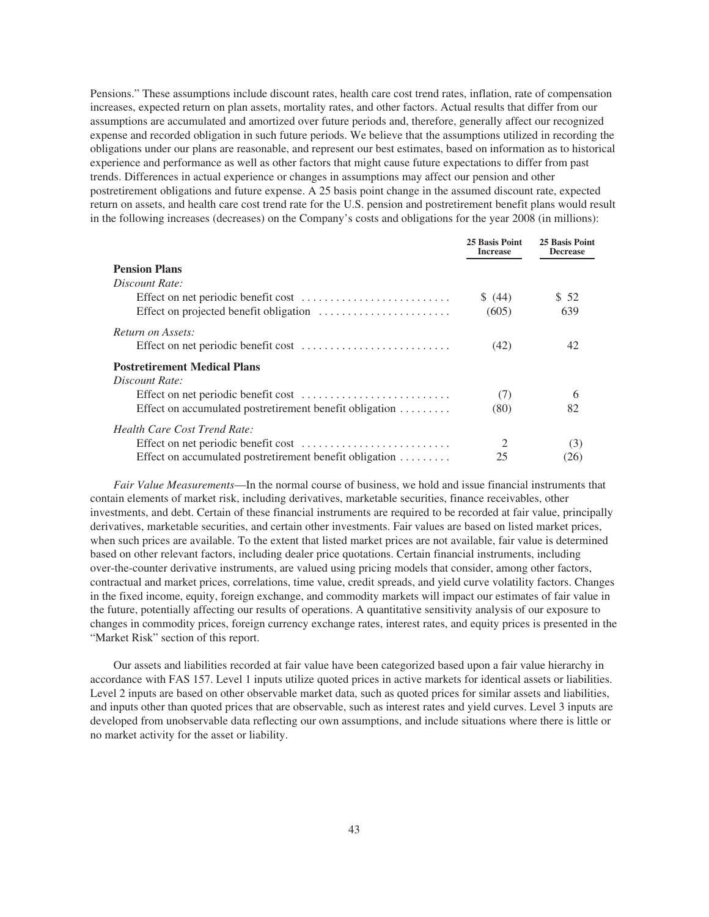Pensions." These assumptions include discount rates, health care cost trend rates, inflation, rate of compensation increases, expected return on plan assets, mortality rates, and other factors. Actual results that differ from our assumptions are accumulated and amortized over future periods and, therefore, generally affect our recognized expense and recorded obligation in such future periods. We believe that the assumptions utilized in recording the obligations under our plans are reasonable, and represent our best estimates, based on information as to historical experience and performance as well as other factors that might cause future expectations to differ from past trends. Differences in actual experience or changes in assumptions may affect our pension and other postretirement obligations and future expense. A 25 basis point change in the assumed discount rate, expected return on assets, and health care cost trend rate for the U.S. pension and postretirement benefit plans would result in the following increases (decreases) on the Company's costs and obligations for the year 2008 (in millions):

| | 25 Basis Point Increase | 25 Basis Point Decrease |
|---|---|---|
| **Pension Plans** | | |
| *Discount Rate:* | | |
| Effect on net periodic benefit cost | $ (44) | $ 52 |
| Effect on projected benefit obligation | (605) | 639 |
| *Return on Assets:* | | |
| Effect on net periodic benefit cost | (42) | 42 |
| **Postretirement Medical Plans** | | |
| *Discount Rate:* | | |
| Effect on net periodic benefit cost | (7) | 6 |
| Effect on accumulated postretirement benefit obligation | (80) | 82 |
| *Health Care Cost Trend Rate:* | | |
| Effect on net periodic benefit cost | 2 | (3) |
| Effect on accumulated postretirement benefit obligation | 25 | (26) |

*Fair Value Measurements*—In the normal course of business, we hold and issue financial instruments that contain elements of market risk, including derivatives, marketable securities, finance receivables, other investments, and debt. Certain of these financial instruments are required to be recorded at fair value, principally derivatives, marketable securities, and certain other investments. Fair values are based on listed market prices, when such prices are available. To the extent that listed market prices are not available, fair value is determined based on other relevant factors, including dealer price quotations. Certain financial instruments, including over-the-counter derivative instruments, are valued using pricing models that consider, among other factors, contractual and market prices, correlations, time value, credit spreads, and yield curve volatility factors. Changes in the fixed income, equity, foreign exchange, and commodity markets will impact our estimates of fair value in the future, potentially affecting our results of operations. A quantitative sensitivity analysis of our exposure to changes in commodity prices, foreign currency exchange rates, interest rates, and equity prices is presented in the "Market Risk" section of this report.

Our assets and liabilities recorded at fair value have been categorized based upon a fair value hierarchy in accordance with FAS 157. Level 1 inputs utilize quoted prices in active markets for identical assets or liabilities. Level 2 inputs are based on other observable market data, such as quoted prices for similar assets and liabilities, and inputs other than quoted prices that are observable, such as interest rates and yield curves. Level 3 inputs are developed from unobservable data reflecting our own assumptions, and include situations where there is little or no market activity for the asset or liability.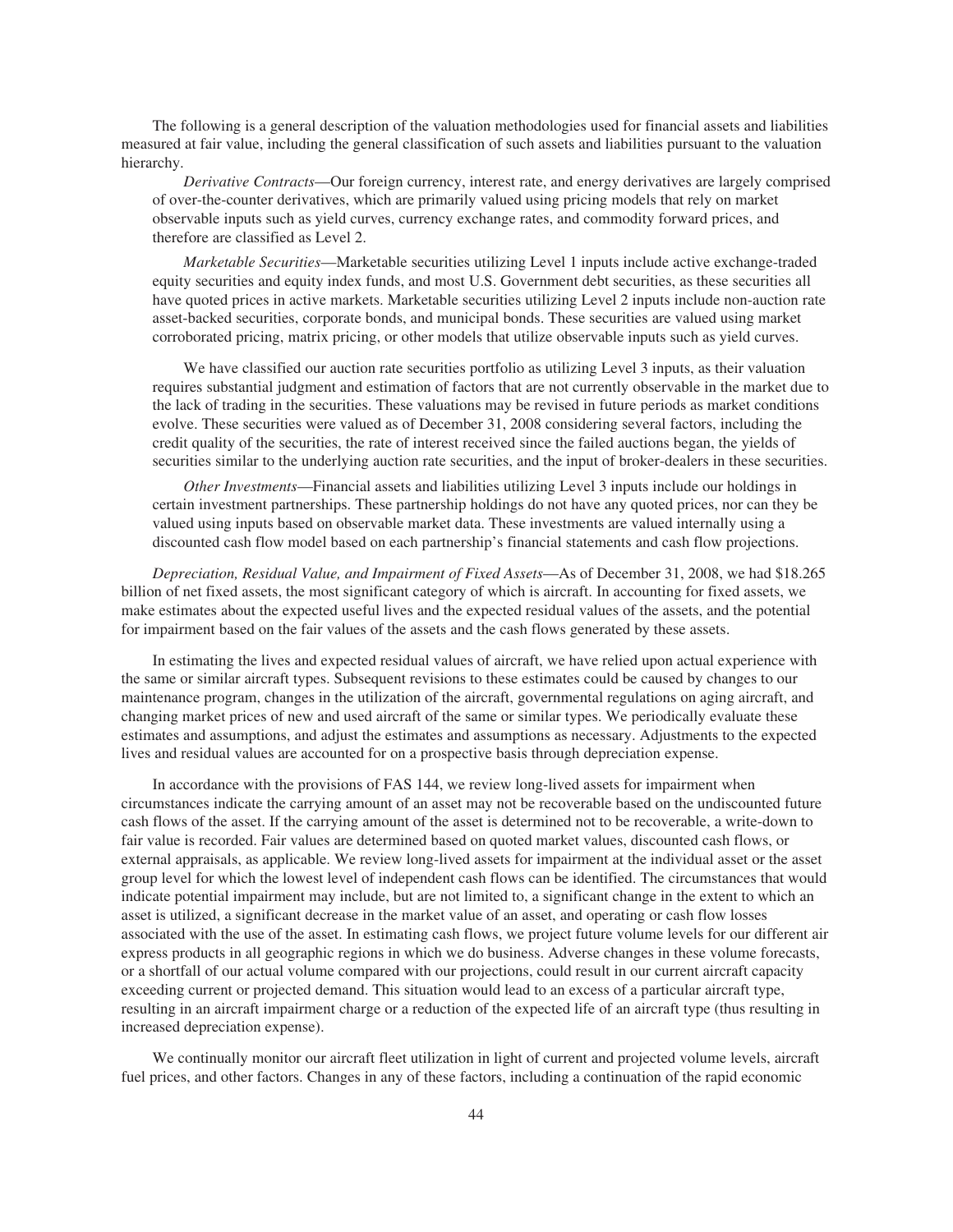The following is a general description of the valuation methodologies used for financial assets and liabilities measured at fair value, including the general classification of such assets and liabilities pursuant to the valuation hierarchy.

*Derivative Contracts*—Our foreign currency, interest rate, and energy derivatives are largely comprised of over-the-counter derivatives, which are primarily valued using pricing models that rely on market observable inputs such as yield curves, currency exchange rates, and commodity forward prices, and therefore are classified as Level 2.

*Marketable Securities*—Marketable securities utilizing Level 1 inputs include active exchange-traded equity securities and equity index funds, and most U.S. Government debt securities, as these securities all have quoted prices in active markets. Marketable securities utilizing Level 2 inputs include non-auction rate asset-backed securities, corporate bonds, and municipal bonds. These securities are valued using market corroborated pricing, matrix pricing, or other models that utilize observable inputs such as yield curves.

We have classified our auction rate securities portfolio as utilizing Level 3 inputs, as their valuation requires substantial judgment and estimation of factors that are not currently observable in the market due to the lack of trading in the securities. These valuations may be revised in future periods as market conditions evolve. These securities were valued as of December 31, 2008 considering several factors, including the credit quality of the securities, the rate of interest received since the failed auctions began, the yields of securities similar to the underlying auction rate securities, and the input of broker-dealers in these securities.

*Other Investments*—Financial assets and liabilities utilizing Level 3 inputs include our holdings in certain investment partnerships. These partnership holdings do not have any quoted prices, nor can they be valued using inputs based on observable market data. These investments are valued internally using a discounted cash flow model based on each partnership's financial statements and cash flow projections.

*Depreciation, Residual Value, and Impairment of Fixed Assets*—As of December 31, 2008, we had $18.265 billion of net fixed assets, the most significant category of which is aircraft. In accounting for fixed assets, we make estimates about the expected useful lives and the expected residual values of the assets, and the potential for impairment based on the fair values of the assets and the cash flows generated by these assets.

In estimating the lives and expected residual values of aircraft, we have relied upon actual experience with the same or similar aircraft types. Subsequent revisions to these estimates could be caused by changes to our maintenance program, changes in the utilization of the aircraft, governmental regulations on aging aircraft, and changing market prices of new and used aircraft of the same or similar types. We periodically evaluate these estimates and assumptions, and adjust the estimates and assumptions as necessary. Adjustments to the expected lives and residual values are accounted for on a prospective basis through depreciation expense.

In accordance with the provisions of FAS 144, we review long-lived assets for impairment when circumstances indicate the carrying amount of an asset may not be recoverable based on the undiscounted future cash flows of the asset. If the carrying amount of the asset is determined not to be recoverable, a write-down to fair value is recorded. Fair values are determined based on quoted market values, discounted cash flows, or external appraisals, as applicable. We review long-lived assets for impairment at the individual asset or the asset group level for which the lowest level of independent cash flows can be identified. The circumstances that would indicate potential impairment may include, but are not limited to, a significant change in the extent to which an asset is utilized, a significant decrease in the market value of an asset, and operating or cash flow losses associated with the use of the asset. In estimating cash flows, we project future volume levels for our different air express products in all geographic regions in which we do business. Adverse changes in these volume forecasts, or a shortfall of our actual volume compared with our projections, could result in our current aircraft capacity exceeding current or projected demand. This situation would lead to an excess of a particular aircraft type, resulting in an aircraft impairment charge or a reduction of the expected life of an aircraft type (thus resulting in increased depreciation expense).

We continually monitor our aircraft fleet utilization in light of current and projected volume levels, aircraft fuel prices, and other factors. Changes in any of these factors, including a continuation of the rapid economic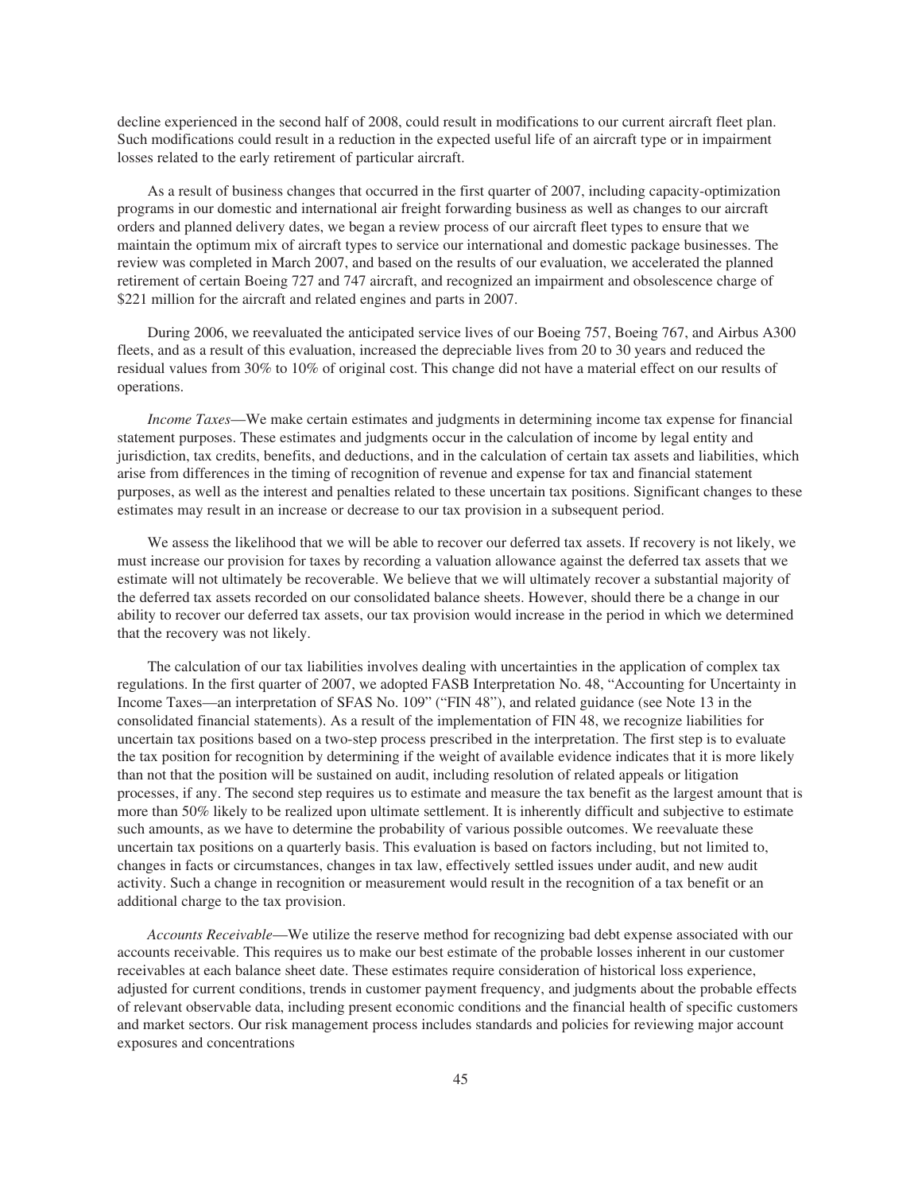decline experienced in the second half of 2008, could result in modifications to our current aircraft fleet plan. Such modifications could result in a reduction in the expected useful life of an aircraft type or in impairment losses related to the early retirement of particular aircraft.

As a result of business changes that occurred in the first quarter of 2007, including capacity-optimization programs in our domestic and international air freight forwarding business as well as changes to our aircraft orders and planned delivery dates, we began a review process of our aircraft fleet types to ensure that we maintain the optimum mix of aircraft types to service our international and domestic package businesses. The review was completed in March 2007, and based on the results of our evaluation, we accelerated the planned retirement of certain Boeing 727 and 747 aircraft, and recognized an impairment and obsolescence charge of \$221 million for the aircraft and related engines and parts in 2007.

During 2006, we reevaluated the anticipated service lives of our Boeing 757, Boeing 767, and Airbus A300 fleets, and as a result of this evaluation, increased the depreciable lives from 20 to 30 years and reduced the residual values from 30% to 10% of original cost. This change did not have a material effect on our results of operations.

*Income Taxes*—We make certain estimates and judgments in determining income tax expense for financial statement purposes. These estimates and judgments occur in the calculation of income by legal entity and jurisdiction, tax credits, benefits, and deductions, and in the calculation of certain tax assets and liabilities, which arise from differences in the timing of recognition of revenue and expense for tax and financial statement purposes, as well as the interest and penalties related to these uncertain tax positions. Significant changes to these estimates may result in an increase or decrease to our tax provision in a subsequent period.

We assess the likelihood that we will be able to recover our deferred tax assets. If recovery is not likely, we must increase our provision for taxes by recording a valuation allowance against the deferred tax assets that we estimate will not ultimately be recoverable. We believe that we will ultimately recover a substantial majority of the deferred tax assets recorded on our consolidated balance sheets. However, should there be a change in our ability to recover our deferred tax assets, our tax provision would increase in the period in which we determined that the recovery was not likely.

The calculation of our tax liabilities involves dealing with uncertainties in the application of complex tax regulations. In the first quarter of 2007, we adopted FASB Interpretation No. 48, "Accounting for Uncertainty in Income Taxes—an interpretation of SFAS No. 109" ("FIN 48"), and related guidance (see Note 13 in the consolidated financial statements). As a result of the implementation of FIN 48, we recognize liabilities for uncertain tax positions based on a two-step process prescribed in the interpretation. The first step is to evaluate the tax position for recognition by determining if the weight of available evidence indicates that it is more likely than not that the position will be sustained on audit, including resolution of related appeals or litigation processes, if any. The second step requires us to estimate and measure the tax benefit as the largest amount that is more than 50% likely to be realized upon ultimate settlement. It is inherently difficult and subjective to estimate such amounts, as we have to determine the probability of various possible outcomes. We reevaluate these uncertain tax positions on a quarterly basis. This evaluation is based on factors including, but not limited to, changes in facts or circumstances, changes in tax law, effectively settled issues under audit, and new audit activity. Such a change in recognition or measurement would result in the recognition of a tax benefit or an additional charge to the tax provision.

*Accounts Receivable*—We utilize the reserve method for recognizing bad debt expense associated with our accounts receivable. This requires us to make our best estimate of the probable losses inherent in our customer receivables at each balance sheet date. These estimates require consideration of historical loss experience, adjusted for current conditions, trends in customer payment frequency, and judgments about the probable effects of relevant observable data, including present economic conditions and the financial health of specific customers and market sectors. Our risk management process includes standards and policies for reviewing major account exposures and concentrations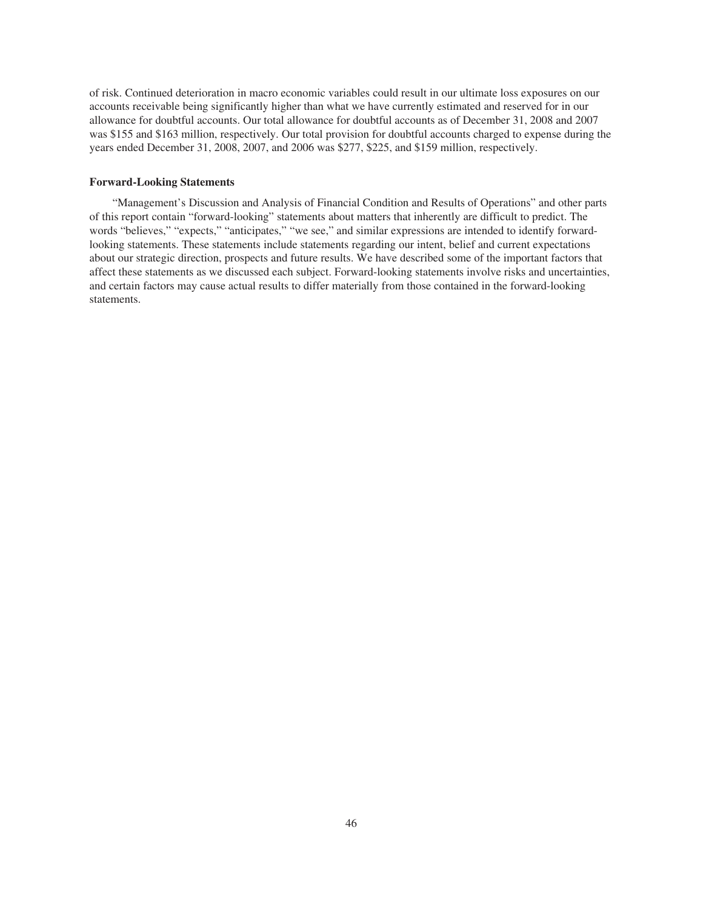of risk. Continued deterioration in macro economic variables could result in our ultimate loss exposures on our accounts receivable being significantly higher than what we have currently estimated and reserved for in our allowance for doubtful accounts. Our total allowance for doubtful accounts as of December 31, 2008 and 2007 was $155 and $163 million, respectively. Our total provision for doubtful accounts charged to expense during the years ended December 31, 2008, 2007, and 2006 was $277, $225, and $159 million, respectively.

**Forward-Looking Statements**

"Management's Discussion and Analysis of Financial Condition and Results of Operations" and other parts of this report contain "forward-looking" statements about matters that inherently are difficult to predict. The words "believes," "expects," "anticipates," "we see," and similar expressions are intended to identify forward-looking statements. These statements include statements regarding our intent, belief and current expectations about our strategic direction, prospects and future results. We have described some of the important factors that affect these statements as we discussed each subject. Forward-looking statements involve risks and uncertainties, and certain factors may cause actual results to differ materially from those contained in the forward-looking statements.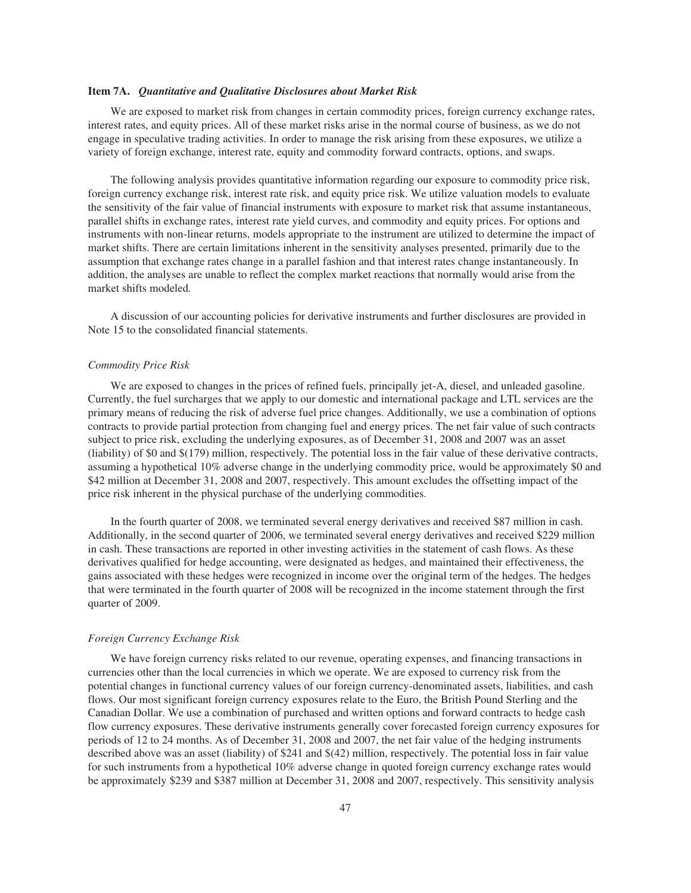### Item 7A. *Quantitative and Qualitative Disclosures about Market Risk*

We are exposed to market risk from changes in certain commodity prices, foreign currency exchange rates, interest rates, and equity prices. All of these market risks arise in the normal course of business, as we do not engage in speculative trading activities. In order to manage the risk arising from these exposures, we utilize a variety of foreign exchange, interest rate, equity and commodity forward contracts, options, and swaps.

The following analysis provides quantitative information regarding our exposure to commodity price risk, foreign currency exchange risk, interest rate risk, and equity price risk. We utilize valuation models to evaluate the sensitivity of the fair value of financial instruments with exposure to market risk that assume instantaneous, parallel shifts in exchange rates, interest rate yield curves, and commodity and equity prices. For options and instruments with non-linear returns, models appropriate to the instrument are utilized to determine the impact of market shifts. There are certain limitations inherent in the sensitivity analyses presented, primarily due to the assumption that exchange rates change in a parallel fashion and that interest rates change instantaneously. In addition, the analyses are unable to reflect the complex market reactions that normally would arise from the market shifts modeled.

A discussion of our accounting policies for derivative instruments and further disclosures are provided in Note 15 to the consolidated financial statements.

*Commodity Price Risk*

We are exposed to changes in the prices of refined fuels, principally jet-A, diesel, and unleaded gasoline. Currently, the fuel surcharges that we apply to our domestic and international package and LTL services are the primary means of reducing the risk of adverse fuel price changes. Additionally, we use a combination of options contracts to provide partial protection from changing fuel and energy prices. The net fair value of such contracts subject to price risk, excluding the underlying exposures, as of December 31, 2008 and 2007 was an asset (liability) of $0 and $(179) million, respectively. The potential loss in the fair value of these derivative contracts, assuming a hypothetical 10% adverse change in the underlying commodity price, would be approximately $0 and $42 million at December 31, 2008 and 2007, respectively. This amount excludes the offsetting impact of the price risk inherent in the physical purchase of the underlying commodities.

In the fourth quarter of 2008, we terminated several energy derivatives and received $87 million in cash. Additionally, in the second quarter of 2006, we terminated several energy derivatives and received $229 million in cash. These transactions are reported in other investing activities in the statement of cash flows. As these derivatives qualified for hedge accounting, were designated as hedges, and maintained their effectiveness, the gains associated with these hedges were recognized in income over the original term of the hedges. The hedges that were terminated in the fourth quarter of 2008 will be recognized in the income statement through the first quarter of 2009.

*Foreign Currency Exchange Risk*

We have foreign currency risks related to our revenue, operating expenses, and financing transactions in currencies other than the local currencies in which we operate. We are exposed to currency risk from the potential changes in functional currency values of our foreign currency-denominated assets, liabilities, and cash flows. Our most significant foreign currency exposures relate to the Euro, the British Pound Sterling and the Canadian Dollar. We use a combination of purchased and written options and forward contracts to hedge cash flow currency exposures. These derivative instruments generally cover forecasted foreign currency exposures for periods of 12 to 24 months. As of December 31, 2008 and 2007, the net fair value of the hedging instruments described above was an asset (liability) of $241 and $(42) million, respectively. The potential loss in fair value for such instruments from a hypothetical 10% adverse change in quoted foreign currency exchange rates would be approximately $239 and $387 million at December 31, 2008 and 2007, respectively. This sensitivity analysis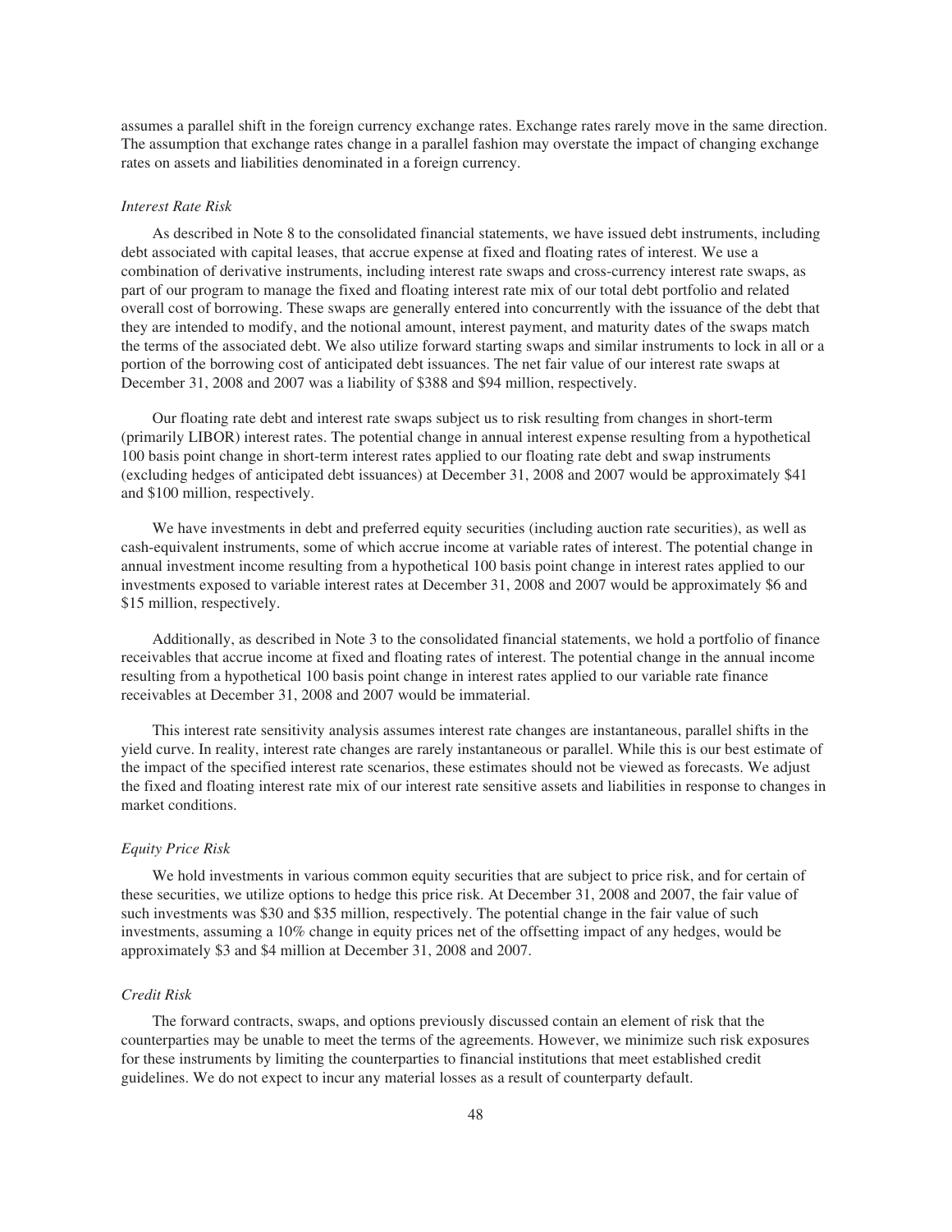assumes a parallel shift in the foreign currency exchange rates. Exchange rates rarely move in the same direction. The assumption that exchange rates change in a parallel fashion may overstate the impact of changing exchange rates on assets and liabilities denominated in a foreign currency.

*Interest Rate Risk*

As described in Note 8 to the consolidated financial statements, we have issued debt instruments, including debt associated with capital leases, that accrue expense at fixed and floating rates of interest. We use a combination of derivative instruments, including interest rate swaps and cross-currency interest rate swaps, as part of our program to manage the fixed and floating interest rate mix of our total debt portfolio and related overall cost of borrowing. These swaps are generally entered into concurrently with the issuance of the debt that they are intended to modify, and the notional amount, interest payment, and maturity dates of the swaps match the terms of the associated debt. We also utilize forward starting swaps and similar instruments to lock in all or a portion of the borrowing cost of anticipated debt issuances. The net fair value of our interest rate swaps at December 31, 2008 and 2007 was a liability of $388 and $94 million, respectively.

Our floating rate debt and interest rate swaps subject us to risk resulting from changes in short-term (primarily LIBOR) interest rates. The potential change in annual interest expense resulting from a hypothetical 100 basis point change in short-term interest rates applied to our floating rate debt and swap instruments (excluding hedges of anticipated debt issuances) at December 31, 2008 and 2007 would be approximately $41 and $100 million, respectively.

We have investments in debt and preferred equity securities (including auction rate securities), as well as cash-equivalent instruments, some of which accrue income at variable rates of interest. The potential change in annual investment income resulting from a hypothetical 100 basis point change in interest rates applied to our investments exposed to variable interest rates at December 31, 2008 and 2007 would be approximately $6 and $15 million, respectively.

Additionally, as described in Note 3 to the consolidated financial statements, we hold a portfolio of finance receivables that accrue income at fixed and floating rates of interest. The potential change in the annual income resulting from a hypothetical 100 basis point change in interest rates applied to our variable rate finance receivables at December 31, 2008 and 2007 would be immaterial.

This interest rate sensitivity analysis assumes interest rate changes are instantaneous, parallel shifts in the yield curve. In reality, interest rate changes are rarely instantaneous or parallel. While this is our best estimate of the impact of the specified interest rate scenarios, these estimates should not be viewed as forecasts. We adjust the fixed and floating interest rate mix of our interest rate sensitive assets and liabilities in response to changes in market conditions.

*Equity Price Risk*

We hold investments in various common equity securities that are subject to price risk, and for certain of these securities, we utilize options to hedge this price risk. At December 31, 2008 and 2007, the fair value of such investments was $30 and $35 million, respectively. The potential change in the fair value of such investments, assuming a 10% change in equity prices net of the offsetting impact of any hedges, would be approximately $3 and $4 million at December 31, 2008 and 2007.

*Credit Risk*

The forward contracts, swaps, and options previously discussed contain an element of risk that the counterparties may be unable to meet the terms of the agreements. However, we minimize such risk exposures for these instruments by limiting the counterparties to financial institutions that meet established credit guidelines. We do not expect to incur any material losses as a result of counterparty default.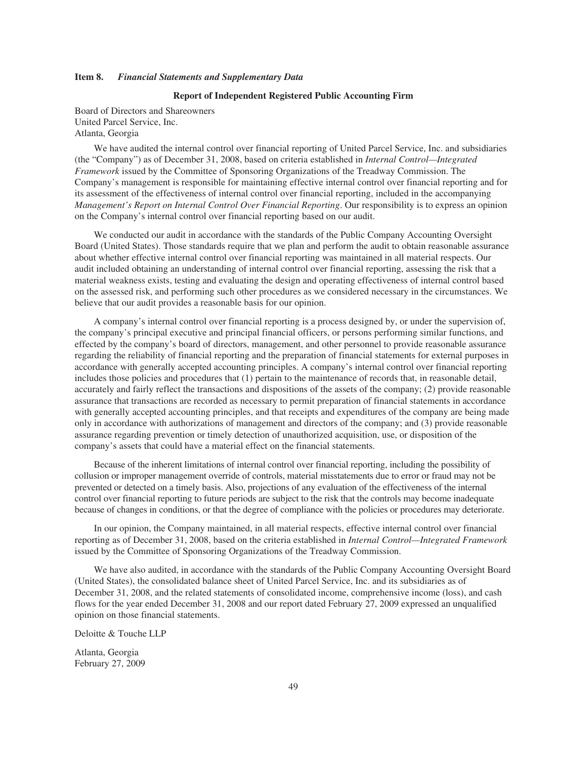**Item 8.** ***Financial Statements and Supplementary Data***

**Report of Independent Registered Public Accounting Firm**

Board of Directors and Shareowners
United Parcel Service, Inc.
Atlanta, Georgia

We have audited the internal control over financial reporting of United Parcel Service, Inc. and subsidiaries (the "Company") as of December 31, 2008, based on criteria established in *Internal Control—Integrated Framework* issued by the Committee of Sponsoring Organizations of the Treadway Commission. The Company's management is responsible for maintaining effective internal control over financial reporting and for its assessment of the effectiveness of internal control over financial reporting, included in the accompanying *Management's Report on Internal Control Over Financial Reporting*. Our responsibility is to express an opinion on the Company's internal control over financial reporting based on our audit.

We conducted our audit in accordance with the standards of the Public Company Accounting Oversight Board (United States). Those standards require that we plan and perform the audit to obtain reasonable assurance about whether effective internal control over financial reporting was maintained in all material respects. Our audit included obtaining an understanding of internal control over financial reporting, assessing the risk that a material weakness exists, testing and evaluating the design and operating effectiveness of internal control based on the assessed risk, and performing such other procedures as we considered necessary in the circumstances. We believe that our audit provides a reasonable basis for our opinion.

A company's internal control over financial reporting is a process designed by, or under the supervision of, the company's principal executive and principal financial officers, or persons performing similar functions, and effected by the company's board of directors, management, and other personnel to provide reasonable assurance regarding the reliability of financial reporting and the preparation of financial statements for external purposes in accordance with generally accepted accounting principles. A company's internal control over financial reporting includes those policies and procedures that (1) pertain to the maintenance of records that, in reasonable detail, accurately and fairly reflect the transactions and dispositions of the assets of the company; (2) provide reasonable assurance that transactions are recorded as necessary to permit preparation of financial statements in accordance with generally accepted accounting principles, and that receipts and expenditures of the company are being made only in accordance with authorizations of management and directors of the company; and (3) provide reasonable assurance regarding prevention or timely detection of unauthorized acquisition, use, or disposition of the company's assets that could have a material effect on the financial statements.

Because of the inherent limitations of internal control over financial reporting, including the possibility of collusion or improper management override of controls, material misstatements due to error or fraud may not be prevented or detected on a timely basis. Also, projections of any evaluation of the effectiveness of the internal control over financial reporting to future periods are subject to the risk that the controls may become inadequate because of changes in conditions, or that the degree of compliance with the policies or procedures may deteriorate.

In our opinion, the Company maintained, in all material respects, effective internal control over financial reporting as of December 31, 2008, based on the criteria established in *Internal Control—Integrated Framework* issued by the Committee of Sponsoring Organizations of the Treadway Commission.

We have also audited, in accordance with the standards of the Public Company Accounting Oversight Board (United States), the consolidated balance sheet of United Parcel Service, Inc. and its subsidiaries as of December 31, 2008, and the related statements of consolidated income, comprehensive income (loss), and cash flows for the year ended December 31, 2008 and our report dated February 27, 2009 expressed an unqualified opinion on those financial statements.

Deloitte & Touche LLP

Atlanta, Georgia
February 27, 2009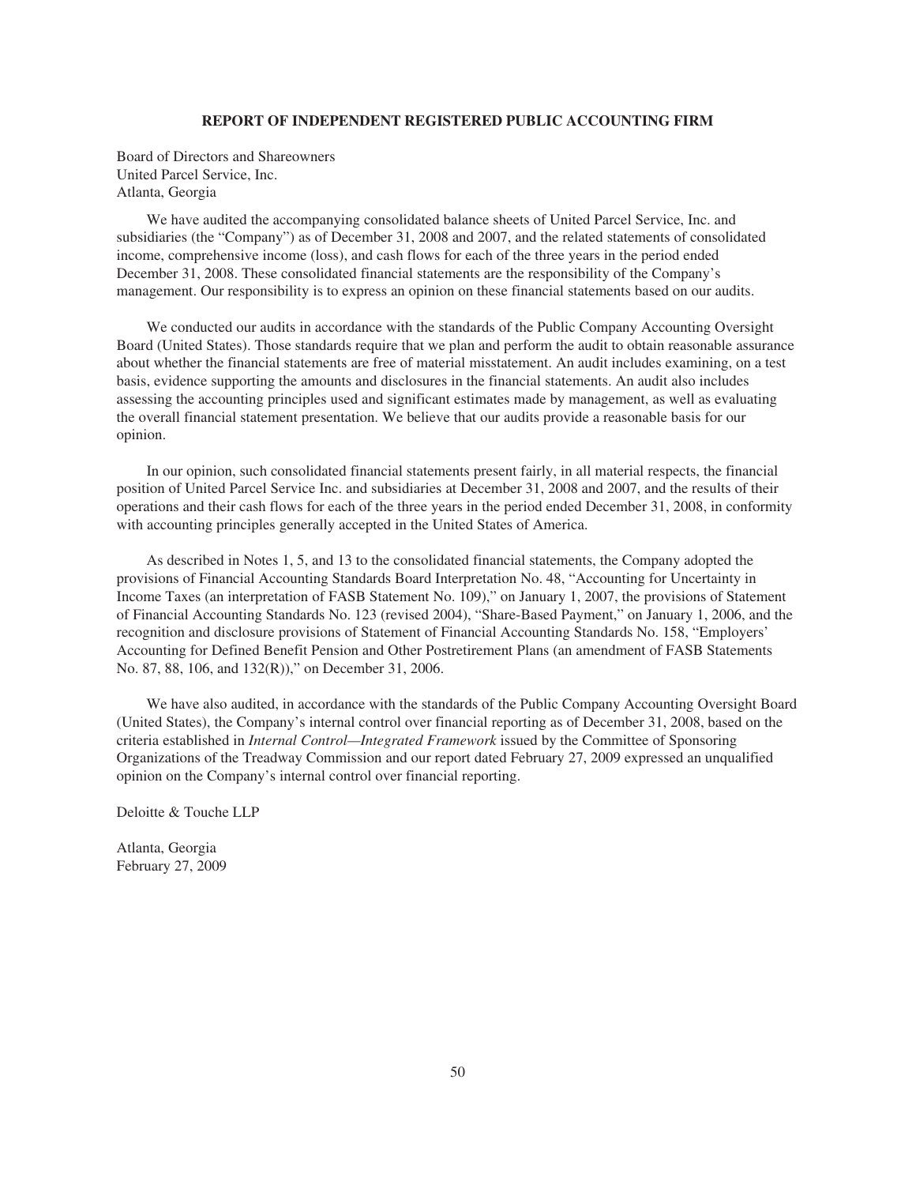## REPORT OF INDEPENDENT REGISTERED PUBLIC ACCOUNTING FIRM

Board of Directors and Shareowners
United Parcel Service, Inc.
Atlanta, Georgia

We have audited the accompanying consolidated balance sheets of United Parcel Service, Inc. and subsidiaries (the "Company") as of December 31, 2008 and 2007, and the related statements of consolidated income, comprehensive income (loss), and cash flows for each of the three years in the period ended December 31, 2008. These consolidated financial statements are the responsibility of the Company's management. Our responsibility is to express an opinion on these financial statements based on our audits.

We conducted our audits in accordance with the standards of the Public Company Accounting Oversight Board (United States). Those standards require that we plan and perform the audit to obtain reasonable assurance about whether the financial statements are free of material misstatement. An audit includes examining, on a test basis, evidence supporting the amounts and disclosures in the financial statements. An audit also includes assessing the accounting principles used and significant estimates made by management, as well as evaluating the overall financial statement presentation. We believe that our audits provide a reasonable basis for our opinion.

In our opinion, such consolidated financial statements present fairly, in all material respects, the financial position of United Parcel Service Inc. and subsidiaries at December 31, 2008 and 2007, and the results of their operations and their cash flows for each of the three years in the period ended December 31, 2008, in conformity with accounting principles generally accepted in the United States of America.

As described in Notes 1, 5, and 13 to the consolidated financial statements, the Company adopted the provisions of Financial Accounting Standards Board Interpretation No. 48, "Accounting for Uncertainty in Income Taxes (an interpretation of FASB Statement No. 109)," on January 1, 2007, the provisions of Statement of Financial Accounting Standards No. 123 (revised 2004), "Share-Based Payment," on January 1, 2006, and the recognition and disclosure provisions of Statement of Financial Accounting Standards No. 158, "Employers' Accounting for Defined Benefit Pension and Other Postretirement Plans (an amendment of FASB Statements No. 87, 88, 106, and 132(R))," on December 31, 2006.

We have also audited, in accordance with the standards of the Public Company Accounting Oversight Board (United States), the Company's internal control over financial reporting as of December 31, 2008, based on the criteria established in *Internal Control—Integrated Framework* issued by the Committee of Sponsoring Organizations of the Treadway Commission and our report dated February 27, 2009 expressed an unqualified opinion on the Company's internal control over financial reporting.

Deloitte & Touche LLP

Atlanta, Georgia
February 27, 2009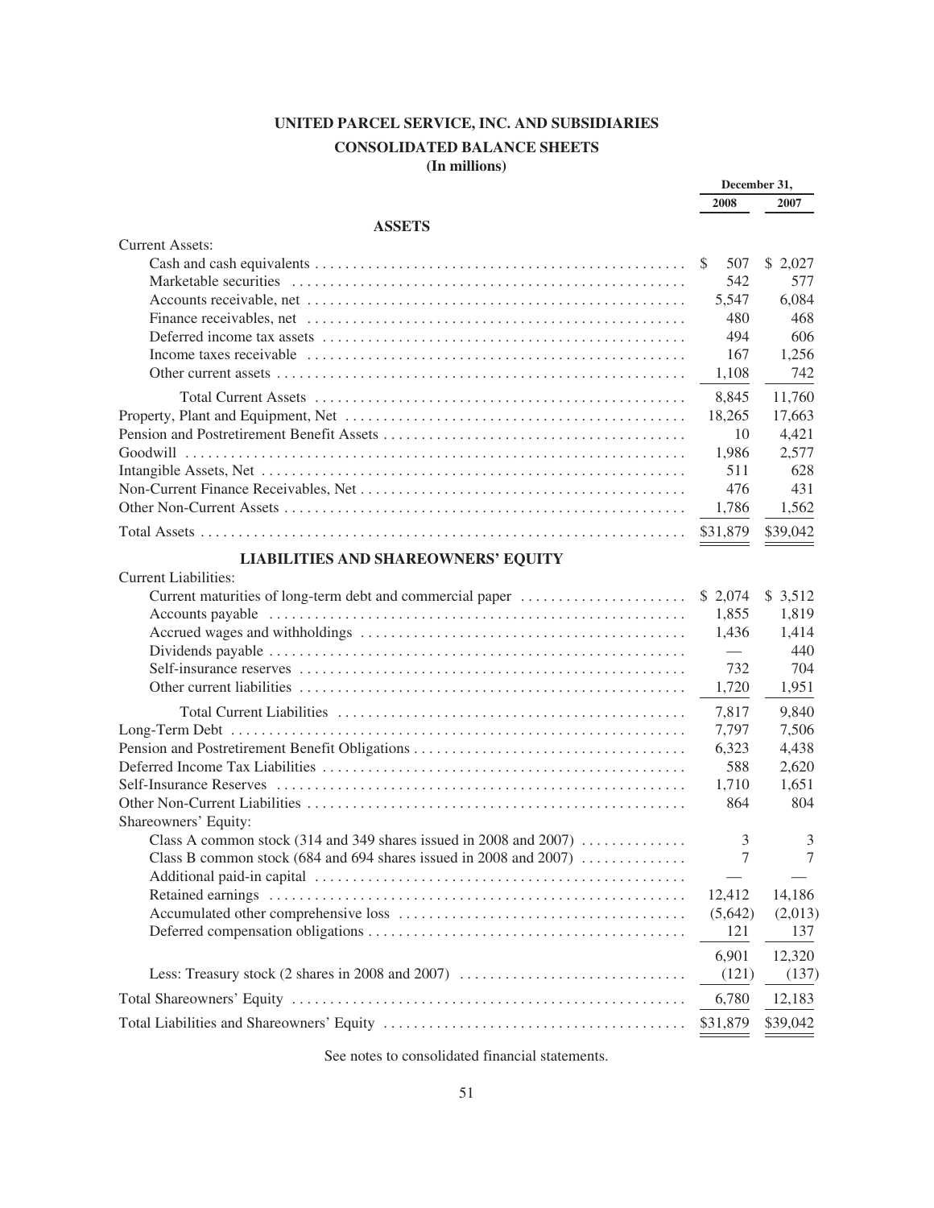# UNITED PARCEL SERVICE, INC. AND SUBSIDIARIES

## CONSOLIDATED BALANCE SHEETS

**(In millions)**

| | December 31, 2008 | December 31, 2007 |
|---|---|---|
| **ASSETS** | | |
| Current Assets: | | |
| Cash and cash equivalents | $ 507 | $ 2,027 |
| Marketable securities | 542 | 577 |
| Accounts receivable, net | 5,547 | 6,084 |
| Finance receivables, net | 480 | 468 |
| Deferred income tax assets | 494 | 606 |
| Income taxes receivable | 167 | 1,256 |
| Other current assets | 1,108 | 742 |
| Total Current Assets | 8,845 | 11,760 |
| Property, Plant and Equipment, Net | 18,265 | 17,663 |
| Pension and Postretirement Benefit Assets | 10 | 4,421 |
| Goodwill | 1,986 | 2,577 |
| Intangible Assets, Net | 511 | 628 |
| Non-Current Finance Receivables, Net | 476 | 431 |
| Other Non-Current Assets | 1,786 | 1,562 |
| Total Assets | $31,879 | $39,042 |
| **LIABILITIES AND SHAREOWNERS' EQUITY** | | |
| Current Liabilities: | | |
| Current maturities of long-term debt and commercial paper | $ 2,074 | $ 3,512 |
| Accounts payable | 1,855 | 1,819 |
| Accrued wages and withholdings | 1,436 | 1,414 |
| Dividends payable | — | 440 |
| Self-insurance reserves | 732 | 704 |
| Other current liabilities | 1,720 | 1,951 |
| Total Current Liabilities | 7,817 | 9,840 |
| Long-Term Debt | 7,797 | 7,506 |
| Pension and Postretirement Benefit Obligations | 6,323 | 4,438 |
| Deferred Income Tax Liabilities | 588 | 2,620 |
| Self-Insurance Reserves | 1,710 | 1,651 |
| Other Non-Current Liabilities | 864 | 804 |
| Shareowners' Equity: | | |
| Class A common stock (314 and 349 shares issued in 2008 and 2007) | 3 | 3 |
| Class B common stock (684 and 694 shares issued in 2008 and 2007) | 7 | 7 |
| Additional paid-in capital | — | — |
| Retained earnings | 12,412 | 14,186 |
| Accumulated other comprehensive loss | (5,642) | (2,013) |
| Deferred compensation obligations | 121 | 137 |
| | 6,901 | 12,320 |
| Less: Treasury stock (2 shares in 2008 and 2007) | (121) | (137) |
| Total Shareowners' Equity | 6,780 | 12,183 |
| Total Liabilities and Shareowners' Equity | $31,879 | $39,042 |

See notes to consolidated financial statements.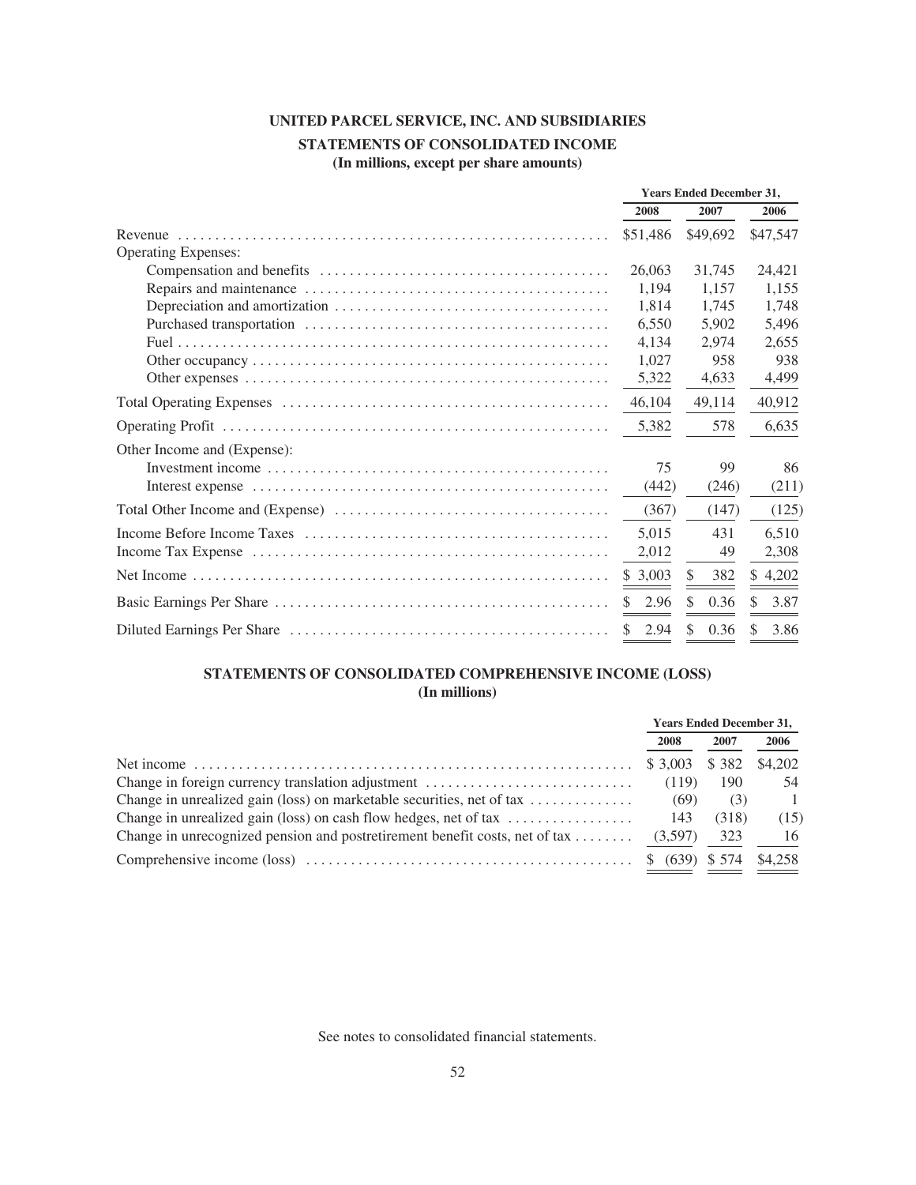# UNITED PARCEL SERVICE, INC. AND SUBSIDIARIES

## STATEMENTS OF CONSOLIDATED INCOME

**(In millions, except per share amounts)**

| | Years Ended December 31, | | |
|---|---|---|---|
| | 2008 | 2007 | 2006 |
| Revenue | $51,486 | $49,692 | $47,547 |
| Operating Expenses: | | | |
| Compensation and benefits | 26,063 | 31,745 | 24,421 |
| Repairs and maintenance | 1,194 | 1,157 | 1,155 |
| Depreciation and amortization | 1,814 | 1,745 | 1,748 |
| Purchased transportation | 6,550 | 5,902 | 5,496 |
| Fuel | 4,134 | 2,974 | 2,655 |
| Other occupancy | 1,027 | 958 | 938 |
| Other expenses | 5,322 | 4,633 | 4,499 |
| Total Operating Expenses | 46,104 | 49,114 | 40,912 |
| Operating Profit | 5,382 | 578 | 6,635 |
| Other Income and (Expense): | | | |
| Investment income | 75 | 99 | 86 |
| Interest expense | (442) | (246) | (211) |
| Total Other Income and (Expense) | (367) | (147) | (125) |
| Income Before Income Taxes | 5,015 | 431 | 6,510 |
| Income Tax Expense | 2,012 | 49 | 2,308 |
| Net Income | $ 3,003 | $ 382 | $ 4,202 |
| Basic Earnings Per Share | $ 2.96 | $ 0.36 | $ 3.87 |
| Diluted Earnings Per Share | $ 2.94 | $ 0.36 | $ 3.86 |

## STATEMENTS OF CONSOLIDATED COMPREHENSIVE INCOME (LOSS)

**(In millions)**

| | Years Ended December 31, | | |
|---|---|---|---|
| | 2008 | 2007 | 2006 |
| Net income | $ 3,003 | $ 382 | $4,202 |
| Change in foreign currency translation adjustment | (119) | 190 | 54 |
| Change in unrealized gain (loss) on marketable securities, net of tax | (69) | (3) | 1 |
| Change in unrealized gain (loss) on cash flow hedges, net of tax | 143 | (318) | (15) |
| Change in unrecognized pension and postretirement benefit costs, net of tax | (3,597) | 323 | 16 |
| Comprehensive income (loss) | $ (639) | $ 574 | $4,258 |

See notes to consolidated financial statements.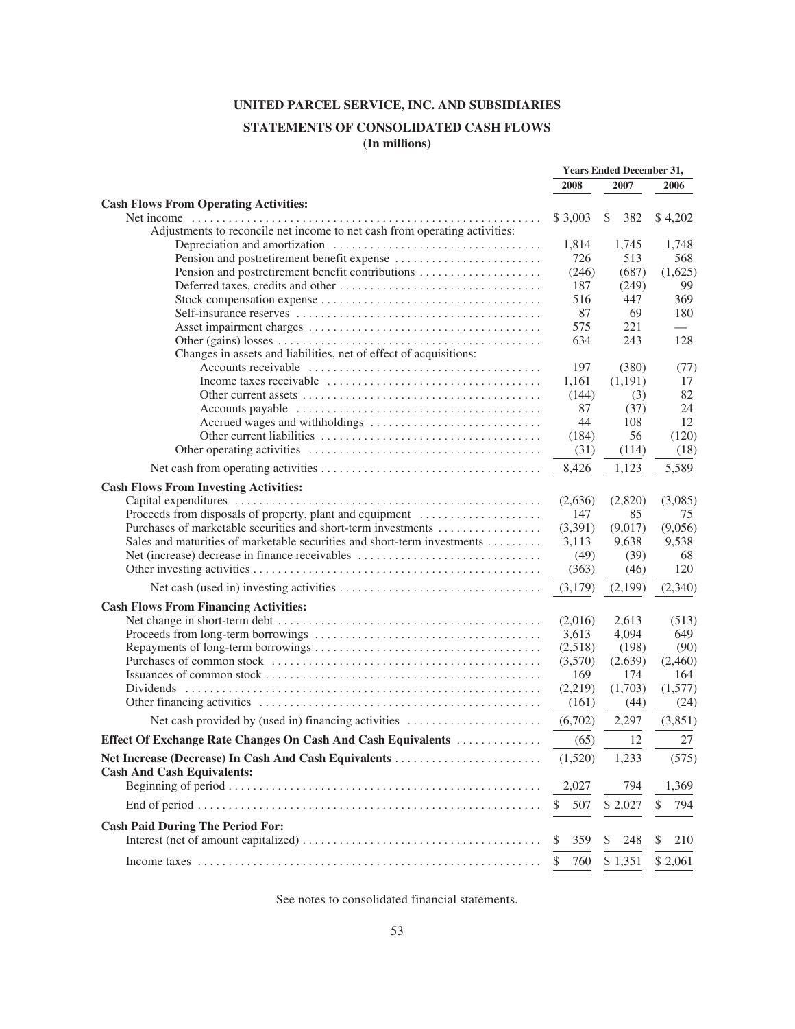# UNITED PARCEL SERVICE, INC. AND SUBSIDIARIES

## STATEMENTS OF CONSOLIDATED CASH FLOWS

**(In millions)**

| | Years Ended December 31, | | |
|---|---|---|---|
| | 2008 | 2007 | 2006 |
| **Cash Flows From Operating Activities:** | | | |
| Net income | $ 3,003 | $ 382 | $ 4,202 |
| Adjustments to reconcile net income to net cash from operating activities: | | | |
| Depreciation and amortization | 1,814 | 1,745 | 1,748 |
| Pension and postretirement benefit expense | 726 | 513 | 568 |
| Pension and postretirement benefit contributions | (246) | (687) | (1,625) |
| Deferred taxes, credits and other | 187 | (249) | 99 |
| Stock compensation expense | 516 | 447 | 369 |
| Self-insurance reserves | 87 | 69 | 180 |
| Asset impairment charges | 575 | 221 | — |
| Other (gains) losses | 634 | 243 | 128 |
| Changes in assets and liabilities, net of effect of acquisitions: | | | |
| Accounts receivable | 197 | (380) | (77) |
| Income taxes receivable | 1,161 | (1,191) | 17 |
| Other current assets | (144) | (3) | 82 |
| Accounts payable | 87 | (37) | 24 |
| Accrued wages and withholdings | 44 | 108 | 12 |
| Other current liabilities | (184) | 56 | (120) |
| Other operating activities | (31) | (114) | (18) |
| Net cash from operating activities | 8,426 | 1,123 | 5,589 |
| **Cash Flows From Investing Activities:** | | | |
| Capital expenditures | (2,636) | (2,820) | (3,085) |
| Proceeds from disposals of property, plant and equipment | 147 | 85 | 75 |
| Purchases of marketable securities and short-term investments | (3,391) | (9,017) | (9,056) |
| Sales and maturities of marketable securities and short-term investments | 3,113 | 9,638 | 9,538 |
| Net (increase) decrease in finance receivables | (49) | (39) | 68 |
| Other investing activities | (363) | (46) | 120 |
| Net cash (used in) investing activities | (3,179) | (2,199) | (2,340) |
| **Cash Flows From Financing Activities:** | | | |
| Net change in short-term debt | (2,016) | 2,613 | (513) |
| Proceeds from long-term borrowings | 3,613 | 4,094 | 649 |
| Repayments of long-term borrowings | (2,518) | (198) | (90) |
| Purchases of common stock | (3,570) | (2,639) | (2,460) |
| Issuances of common stock | 169 | 174 | 164 |
| Dividends | (2,219) | (1,703) | (1,577) |
| Other financing activities | (161) | (44) | (24) |
| Net cash provided by (used in) financing activities | (6,702) | 2,297 | (3,851) |
| **Effect Of Exchange Rate Changes On Cash And Cash Equivalents** | (65) | 12 | 27 |
| **Net Increase (Decrease) In Cash And Cash Equivalents** | (1,520) | 1,233 | (575) |
| **Cash And Cash Equivalents:** | | | |
| Beginning of period | 2,027 | 794 | 1,369 |
| End of period | $ 507 | $ 2,027 | $ 794 |
| **Cash Paid During The Period For:** | | | |
| Interest (net of amount capitalized) | $ 359 | $ 248 | $ 210 |
| Income taxes | $ 760 | $ 1,351 | $ 2,061 |

See notes to consolidated financial statements.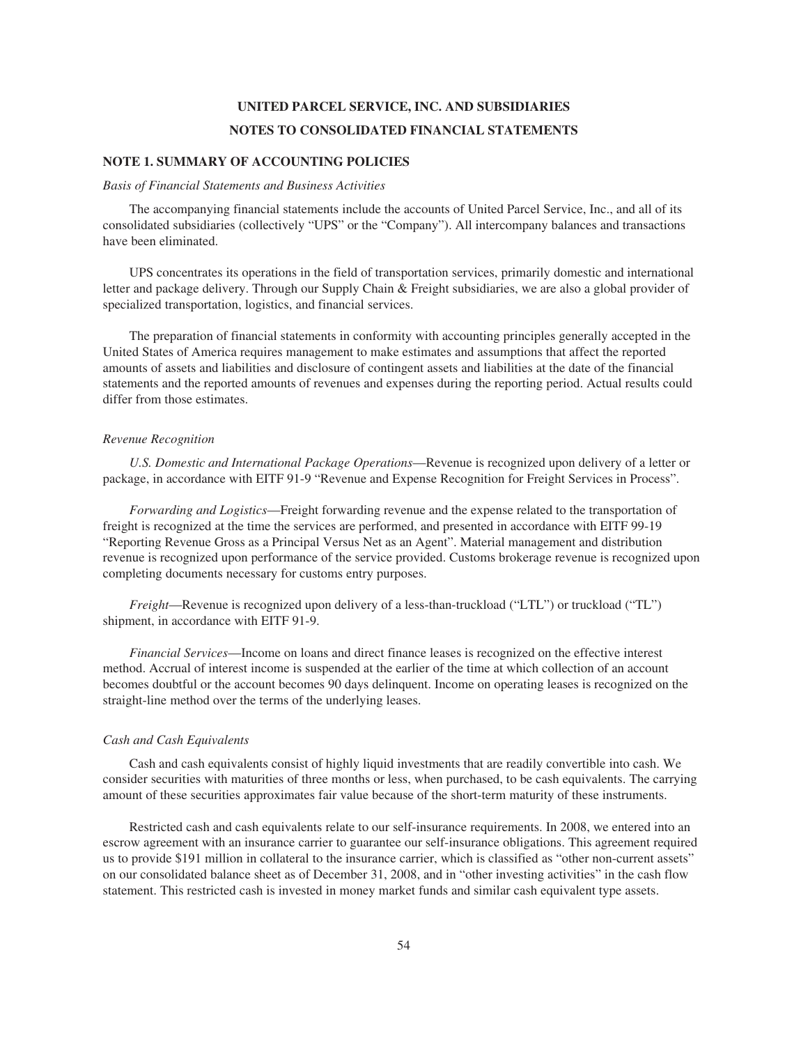# UNITED PARCEL SERVICE, INC. AND SUBSIDIARIES
# NOTES TO CONSOLIDATED FINANCIAL STATEMENTS

## NOTE 1. SUMMARY OF ACCOUNTING POLICIES

*Basis of Financial Statements and Business Activities*

The accompanying financial statements include the accounts of United Parcel Service, Inc., and all of its consolidated subsidiaries (collectively "UPS" or the "Company"). All intercompany balances and transactions have been eliminated.

UPS concentrates its operations in the field of transportation services, primarily domestic and international letter and package delivery. Through our Supply Chain & Freight subsidiaries, we are also a global provider of specialized transportation, logistics, and financial services.

The preparation of financial statements in conformity with accounting principles generally accepted in the United States of America requires management to make estimates and assumptions that affect the reported amounts of assets and liabilities and disclosure of contingent assets and liabilities at the date of the financial statements and the reported amounts of revenues and expenses during the reporting period. Actual results could differ from those estimates.

*Revenue Recognition*

*U.S. Domestic and International Package Operations*—Revenue is recognized upon delivery of a letter or package, in accordance with EITF 91-9 "Revenue and Expense Recognition for Freight Services in Process".

*Forwarding and Logistics*—Freight forwarding revenue and the expense related to the transportation of freight is recognized at the time the services are performed, and presented in accordance with EITF 99-19 "Reporting Revenue Gross as a Principal Versus Net as an Agent". Material management and distribution revenue is recognized upon performance of the service provided. Customs brokerage revenue is recognized upon completing documents necessary for customs entry purposes.

*Freight*—Revenue is recognized upon delivery of a less-than-truckload ("LTL") or truckload ("TL") shipment, in accordance with EITF 91-9.

*Financial Services*—Income on loans and direct finance leases is recognized on the effective interest method. Accrual of interest income is suspended at the earlier of the time at which collection of an account becomes doubtful or the account becomes 90 days delinquent. Income on operating leases is recognized on the straight-line method over the terms of the underlying leases.

*Cash and Cash Equivalents*

Cash and cash equivalents consist of highly liquid investments that are readily convertible into cash. We consider securities with maturities of three months or less, when purchased, to be cash equivalents. The carrying amount of these securities approximates fair value because of the short-term maturity of these instruments.

Restricted cash and cash equivalents relate to our self-insurance requirements. In 2008, we entered into an escrow agreement with an insurance carrier to guarantee our self-insurance obligations. This agreement required us to provide $191 million in collateral to the insurance carrier, which is classified as "other non-current assets" on our consolidated balance sheet as of December 31, 2008, and in "other investing activities" in the cash flow statement. This restricted cash is invested in money market funds and similar cash equivalent type assets.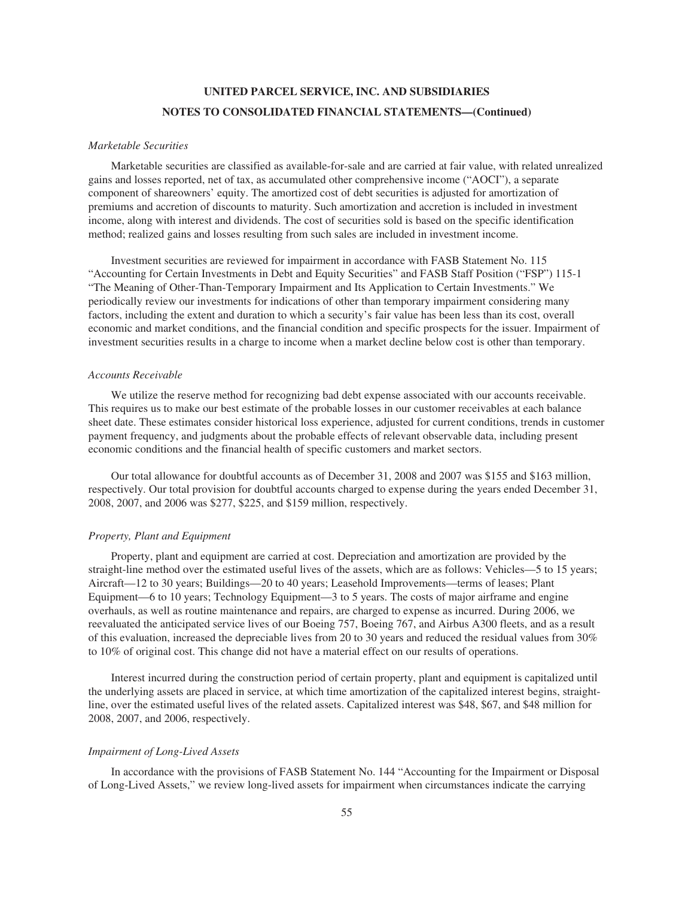*Marketable Securities*

Marketable securities are classified as available-for-sale and are carried at fair value, with related unrealized gains and losses reported, net of tax, as accumulated other comprehensive income ("AOCI"), a separate component of shareowners' equity. The amortized cost of debt securities is adjusted for amortization of premiums and accretion of discounts to maturity. Such amortization and accretion is included in investment income, along with interest and dividends. The cost of securities sold is based on the specific identification method; realized gains and losses resulting from such sales are included in investment income.

Investment securities are reviewed for impairment in accordance with FASB Statement No. 115 "Accounting for Certain Investments in Debt and Equity Securities" and FASB Staff Position ("FSP") 115-1 "The Meaning of Other-Than-Temporary Impairment and Its Application to Certain Investments." We periodically review our investments for indications of other than temporary impairment considering many factors, including the extent and duration to which a security's fair value has been less than its cost, overall economic and market conditions, and the financial condition and specific prospects for the issuer. Impairment of investment securities results in a charge to income when a market decline below cost is other than temporary.

*Accounts Receivable*

We utilize the reserve method for recognizing bad debt expense associated with our accounts receivable. This requires us to make our best estimate of the probable losses in our customer receivables at each balance sheet date. These estimates consider historical loss experience, adjusted for current conditions, trends in customer payment frequency, and judgments about the probable effects of relevant observable data, including present economic conditions and the financial health of specific customers and market sectors.

Our total allowance for doubtful accounts as of December 31, 2008 and 2007 was $155 and $163 million, respectively. Our total provision for doubtful accounts charged to expense during the years ended December 31, 2008, 2007, and 2006 was $277, $225, and $159 million, respectively.

*Property, Plant and Equipment*

Property, plant and equipment are carried at cost. Depreciation and amortization are provided by the straight-line method over the estimated useful lives of the assets, which are as follows: Vehicles—5 to 15 years; Aircraft—12 to 30 years; Buildings—20 to 40 years; Leasehold Improvements—terms of leases; Plant Equipment—6 to 10 years; Technology Equipment—3 to 5 years. The costs of major airframe and engine overhauls, as well as routine maintenance and repairs, are charged to expense as incurred. During 2006, we reevaluated the anticipated service lives of our Boeing 757, Boeing 767, and Airbus A300 fleets, and as a result of this evaluation, increased the depreciable lives from 20 to 30 years and reduced the residual values from 30% to 10% of original cost. This change did not have a material effect on our results of operations.

Interest incurred during the construction period of certain property, plant and equipment is capitalized until the underlying assets are placed in service, at which time amortization of the capitalized interest begins, straight-line, over the estimated useful lives of the related assets. Capitalized interest was $48, $67, and $48 million for 2008, 2007, and 2006, respectively.

*Impairment of Long-Lived Assets*

In accordance with the provisions of FASB Statement No. 144 "Accounting for the Impairment or Disposal of Long-Lived Assets," we review long-lived assets for impairment when circumstances indicate the carrying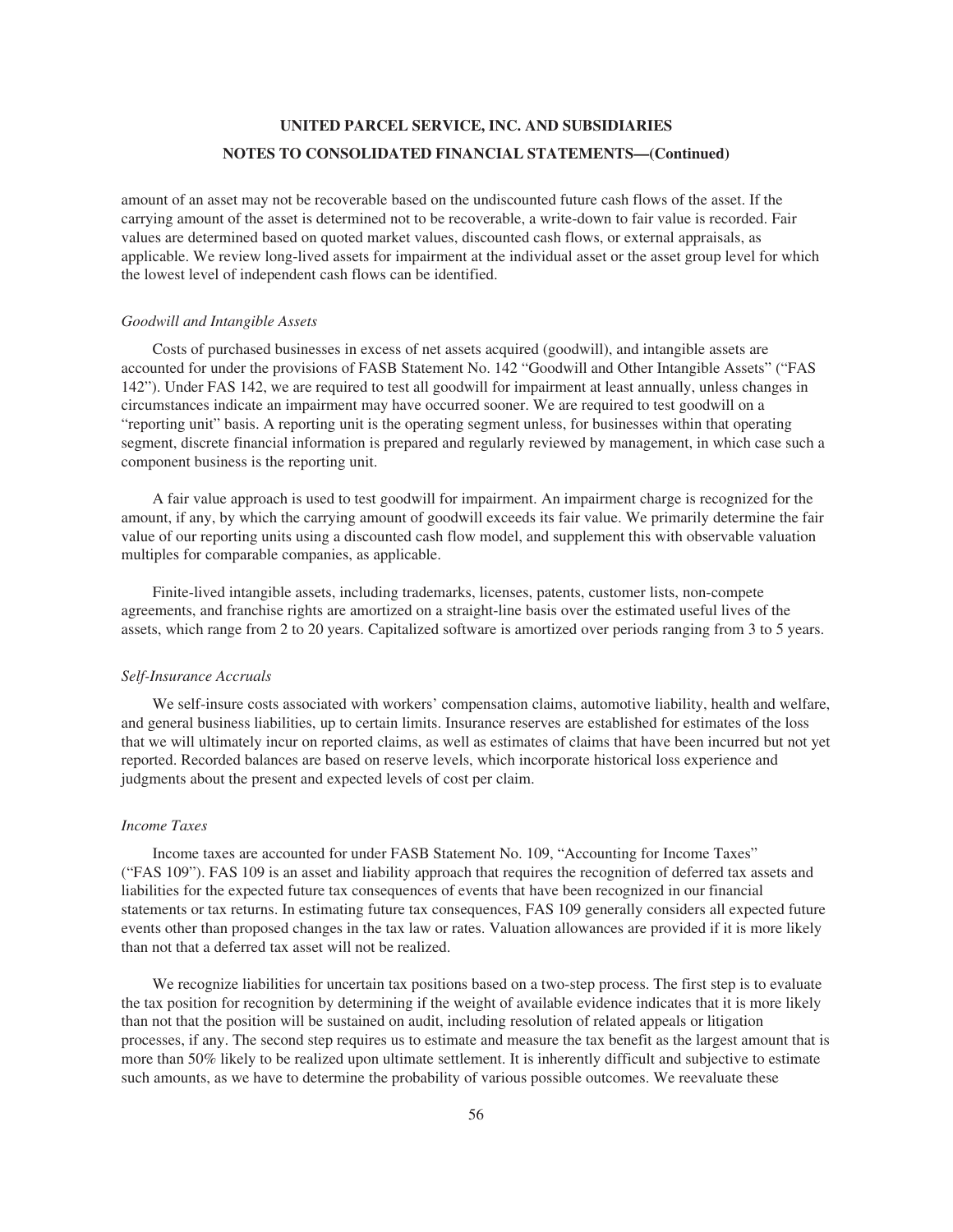amount of an asset may not be recoverable based on the undiscounted future cash flows of the asset. If the carrying amount of the asset is determined not to be recoverable, a write-down to fair value is recorded. Fair values are determined based on quoted market values, discounted cash flows, or external appraisals, as applicable. We review long-lived assets for impairment at the individual asset or the asset group level for which the lowest level of independent cash flows can be identified.

*Goodwill and Intangible Assets*

Costs of purchased businesses in excess of net assets acquired (goodwill), and intangible assets are accounted for under the provisions of FASB Statement No. 142 "Goodwill and Other Intangible Assets" ("FAS 142"). Under FAS 142, we are required to test all goodwill for impairment at least annually, unless changes in circumstances indicate an impairment may have occurred sooner. We are required to test goodwill on a "reporting unit" basis. A reporting unit is the operating segment unless, for businesses within that operating segment, discrete financial information is prepared and regularly reviewed by management, in which case such a component business is the reporting unit.

A fair value approach is used to test goodwill for impairment. An impairment charge is recognized for the amount, if any, by which the carrying amount of goodwill exceeds its fair value. We primarily determine the fair value of our reporting units using a discounted cash flow model, and supplement this with observable valuation multiples for comparable companies, as applicable.

Finite-lived intangible assets, including trademarks, licenses, patents, customer lists, non-compete agreements, and franchise rights are amortized on a straight-line basis over the estimated useful lives of the assets, which range from 2 to 20 years. Capitalized software is amortized over periods ranging from 3 to 5 years.

*Self-Insurance Accruals*

We self-insure costs associated with workers' compensation claims, automotive liability, health and welfare, and general business liabilities, up to certain limits. Insurance reserves are established for estimates of the loss that we will ultimately incur on reported claims, as well as estimates of claims that have been incurred but not yet reported. Recorded balances are based on reserve levels, which incorporate historical loss experience and judgments about the present and expected levels of cost per claim.

*Income Taxes*

Income taxes are accounted for under FASB Statement No. 109, "Accounting for Income Taxes" ("FAS 109"). FAS 109 is an asset and liability approach that requires the recognition of deferred tax assets and liabilities for the expected future tax consequences of events that have been recognized in our financial statements or tax returns. In estimating future tax consequences, FAS 109 generally considers all expected future events other than proposed changes in the tax law or rates. Valuation allowances are provided if it is more likely than not that a deferred tax asset will not be realized.

We recognize liabilities for uncertain tax positions based on a two-step process. The first step is to evaluate the tax position for recognition by determining if the weight of available evidence indicates that it is more likely than not that the position will be sustained on audit, including resolution of related appeals or litigation processes, if any. The second step requires us to estimate and measure the tax benefit as the largest amount that is more than 50% likely to be realized upon ultimate settlement. It is inherently difficult and subjective to estimate such amounts, as we have to determine the probability of various possible outcomes. We reevaluate these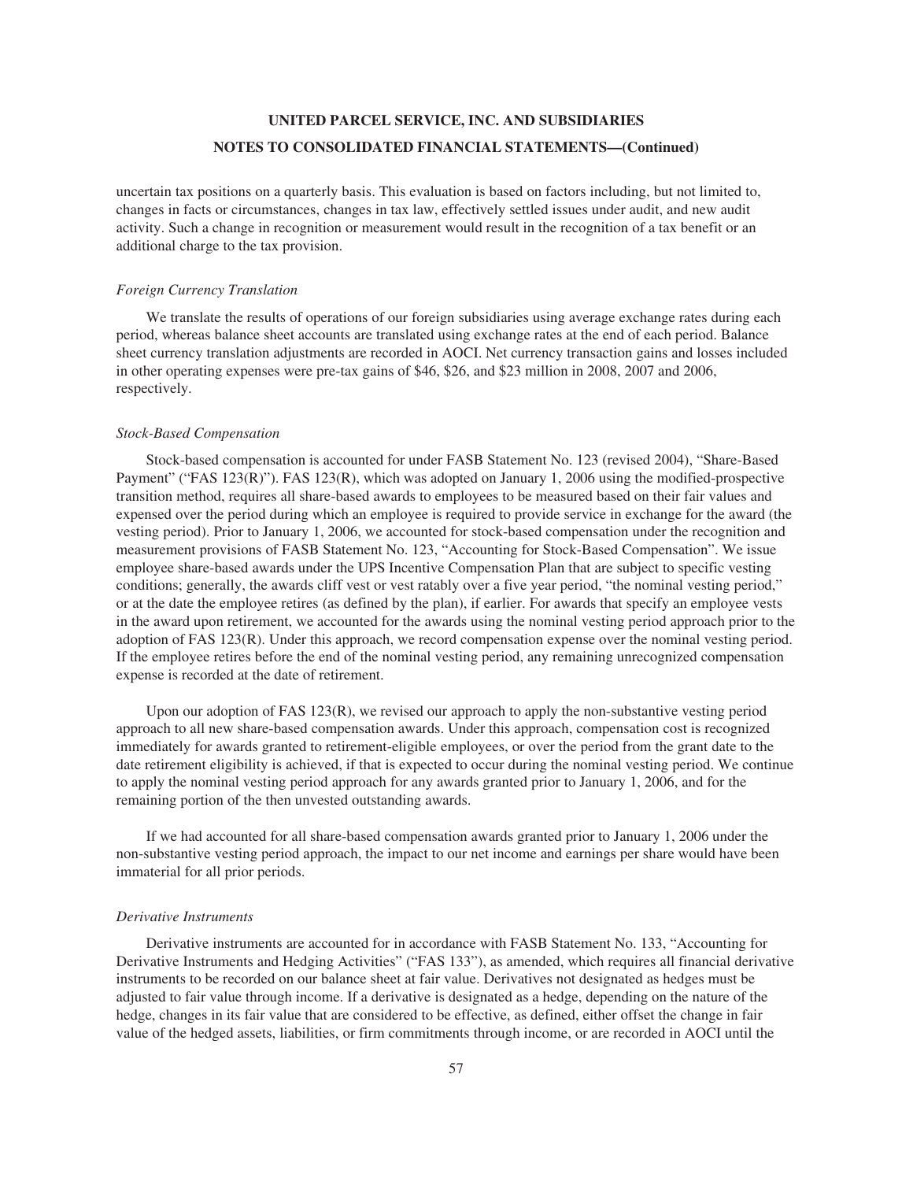uncertain tax positions on a quarterly basis. This evaluation is based on factors including, but not limited to, changes in facts or circumstances, changes in tax law, effectively settled issues under audit, and new audit activity. Such a change in recognition or measurement would result in the recognition of a tax benefit or an additional charge to the tax provision.

*Foreign Currency Translation*

We translate the results of operations of our foreign subsidiaries using average exchange rates during each period, whereas balance sheet accounts are translated using exchange rates at the end of each period. Balance sheet currency translation adjustments are recorded in AOCI. Net currency transaction gains and losses included in other operating expenses were pre-tax gains of $46, $26, and $23 million in 2008, 2007 and 2006, respectively.

*Stock-Based Compensation*

Stock-based compensation is accounted for under FASB Statement No. 123 (revised 2004), "Share-Based Payment" ("FAS 123(R)"). FAS 123(R), which was adopted on January 1, 2006 using the modified-prospective transition method, requires all share-based awards to employees to be measured based on their fair values and expensed over the period during which an employee is required to provide service in exchange for the award (the vesting period). Prior to January 1, 2006, we accounted for stock-based compensation under the recognition and measurement provisions of FASB Statement No. 123, "Accounting for Stock-Based Compensation". We issue employee share-based awards under the UPS Incentive Compensation Plan that are subject to specific vesting conditions; generally, the awards cliff vest or vest ratably over a five year period, "the nominal vesting period," or at the date the employee retires (as defined by the plan), if earlier. For awards that specify an employee vests in the award upon retirement, we accounted for the awards using the nominal vesting period approach prior to the adoption of FAS 123(R). Under this approach, we record compensation expense over the nominal vesting period. If the employee retires before the end of the nominal vesting period, any remaining unrecognized compensation expense is recorded at the date of retirement.

Upon our adoption of FAS 123(R), we revised our approach to apply the non-substantive vesting period approach to all new share-based compensation awards. Under this approach, compensation cost is recognized immediately for awards granted to retirement-eligible employees, or over the period from the grant date to the date retirement eligibility is achieved, if that is expected to occur during the nominal vesting period. We continue to apply the nominal vesting period approach for any awards granted prior to January 1, 2006, and for the remaining portion of the then unvested outstanding awards.

If we had accounted for all share-based compensation awards granted prior to January 1, 2006 under the non-substantive vesting period approach, the impact to our net income and earnings per share would have been immaterial for all prior periods.

*Derivative Instruments*

Derivative instruments are accounted for in accordance with FASB Statement No. 133, "Accounting for Derivative Instruments and Hedging Activities" ("FAS 133"), as amended, which requires all financial derivative instruments to be recorded on our balance sheet at fair value. Derivatives not designated as hedges must be adjusted to fair value through income. If a derivative is designated as a hedge, depending on the nature of the hedge, changes in its fair value that are considered to be effective, as defined, either offset the change in fair value of the hedged assets, liabilities, or firm commitments through income, or are recorded in AOCI until the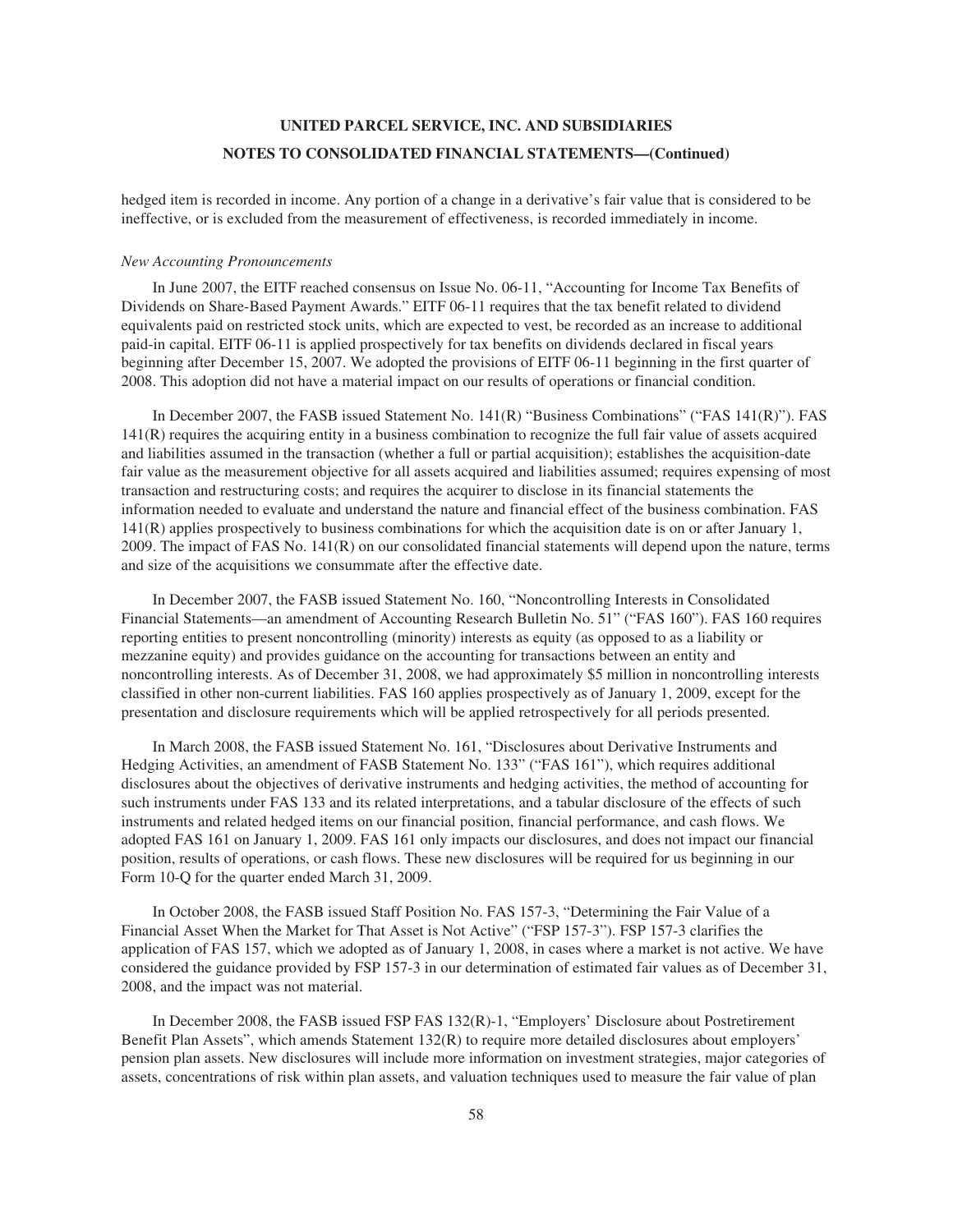hedged item is recorded in income. Any portion of a change in a derivative's fair value that is considered to be ineffective, or is excluded from the measurement of effectiveness, is recorded immediately in income.

*New Accounting Pronouncements*

In June 2007, the EITF reached consensus on Issue No. 06-11, "Accounting for Income Tax Benefits of Dividends on Share-Based Payment Awards." EITF 06-11 requires that the tax benefit related to dividend equivalents paid on restricted stock units, which are expected to vest, be recorded as an increase to additional paid-in capital. EITF 06-11 is applied prospectively for tax benefits on dividends declared in fiscal years beginning after December 15, 2007. We adopted the provisions of EITF 06-11 beginning in the first quarter of 2008. This adoption did not have a material impact on our results of operations or financial condition.

In December 2007, the FASB issued Statement No. 141(R) "Business Combinations" ("FAS 141(R)"). FAS 141(R) requires the acquiring entity in a business combination to recognize the full fair value of assets acquired and liabilities assumed in the transaction (whether a full or partial acquisition); establishes the acquisition-date fair value as the measurement objective for all assets acquired and liabilities assumed; requires expensing of most transaction and restructuring costs; and requires the acquirer to disclose in its financial statements the information needed to evaluate and understand the nature and financial effect of the business combination. FAS 141(R) applies prospectively to business combinations for which the acquisition date is on or after January 1, 2009. The impact of FAS No. 141(R) on our consolidated financial statements will depend upon the nature, terms and size of the acquisitions we consummate after the effective date.

In December 2007, the FASB issued Statement No. 160, "Noncontrolling Interests in Consolidated Financial Statements—an amendment of Accounting Research Bulletin No. 51" ("FAS 160"). FAS 160 requires reporting entities to present noncontrolling (minority) interests as equity (as opposed to as a liability or mezzanine equity) and provides guidance on the accounting for transactions between an entity and noncontrolling interests. As of December 31, 2008, we had approximately $5 million in noncontrolling interests classified in other non-current liabilities. FAS 160 applies prospectively as of January 1, 2009, except for the presentation and disclosure requirements which will be applied retrospectively for all periods presented.

In March 2008, the FASB issued Statement No. 161, "Disclosures about Derivative Instruments and Hedging Activities, an amendment of FASB Statement No. 133" ("FAS 161"), which requires additional disclosures about the objectives of derivative instruments and hedging activities, the method of accounting for such instruments under FAS 133 and its related interpretations, and a tabular disclosure of the effects of such instruments and related hedged items on our financial position, financial performance, and cash flows. We adopted FAS 161 on January 1, 2009. FAS 161 only impacts our disclosures, and does not impact our financial position, results of operations, or cash flows. These new disclosures will be required for us beginning in our Form 10-Q for the quarter ended March 31, 2009.

In October 2008, the FASB issued Staff Position No. FAS 157-3, "Determining the Fair Value of a Financial Asset When the Market for That Asset is Not Active" ("FSP 157-3"). FSP 157-3 clarifies the application of FAS 157, which we adopted as of January 1, 2008, in cases where a market is not active. We have considered the guidance provided by FSP 157-3 in our determination of estimated fair values as of December 31, 2008, and the impact was not material.

In December 2008, the FASB issued FSP FAS 132(R)-1, "Employers' Disclosure about Postretirement Benefit Plan Assets", which amends Statement 132(R) to require more detailed disclosures about employers' pension plan assets. New disclosures will include more information on investment strategies, major categories of assets, concentrations of risk within plan assets, and valuation techniques used to measure the fair value of plan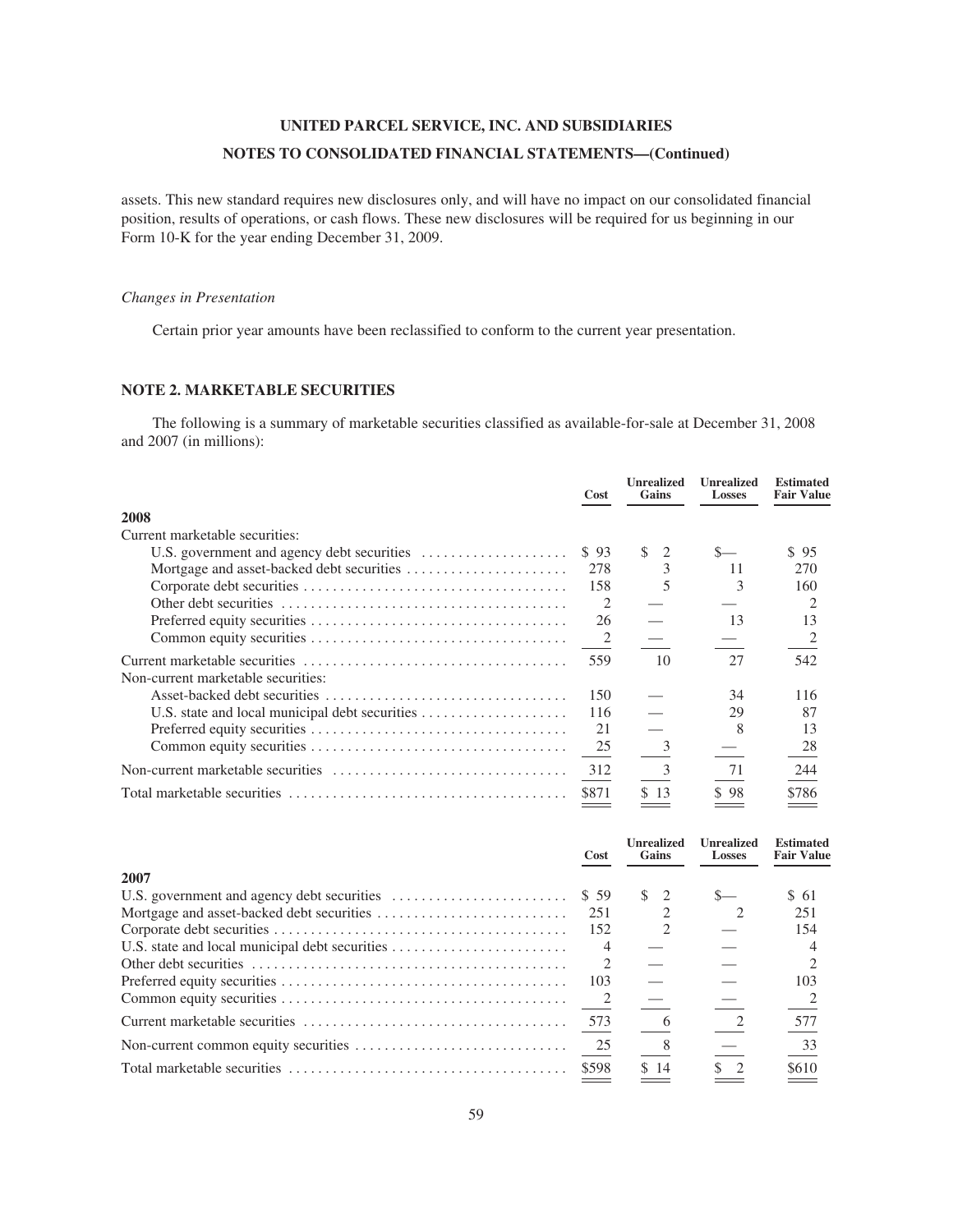assets. This new standard requires new disclosures only, and will have no impact on our consolidated financial position, results of operations, or cash flows. These new disclosures will be required for us beginning in our Form 10-K for the year ending December 31, 2009.

*Changes in Presentation*

Certain prior year amounts have been reclassified to conform to the current year presentation.

## NOTE 2. MARKETABLE SECURITIES

The following is a summary of marketable securities classified as available-for-sale at December 31, 2008 and 2007 (in millions):

| | Cost | Unrealized Gains | Unrealized Losses | Estimated Fair Value |
|---|---|---|---|---|
| **2008** | | | | |
| Current marketable securities: | | | | |
| U.S. government and agency debt securities | $ 93 | $ 2 | $— | $ 95 |
| Mortgage and asset-backed debt securities | 278 | 3 | 11 | 270 |
| Corporate debt securities | 158 | 5 | 3 | 160 |
| Other debt securities | 2 | — | — | 2 |
| Preferred equity securities | 26 | — | 13 | 13 |
| Common equity securities | 2 | — | — | 2 |
| Current marketable securities | 559 | 10 | 27 | 542 |
| Non-current marketable securities: | | | | |
| Asset-backed debt securities | 150 | — | 34 | 116 |
| U.S. state and local municipal debt securities | 116 | — | 29 | 87 |
| Preferred equity securities | 21 | — | 8 | 13 |
| Common equity securities | 25 | 3 | — | 28 |
| Non-current marketable securities | 312 | 3 | 71 | 244 |
| Total marketable securities | $871 | $ 13 | $ 98 | $786 |

| | Cost | Unrealized Gains | Unrealized Losses | Estimated Fair Value |
|---|---|---|---|---|
| **2007** | | | | |
| U.S. government and agency debt securities | $ 59 | $ 2 | $— | $ 61 |
| Mortgage and asset-backed debt securities | 251 | 2 | 2 | 251 |
| Corporate debt securities | 152 | 2 | — | 154 |
| U.S. state and local municipal debt securities | 4 | — | — | 4 |
| Other debt securities | 2 | — | — | 2 |
| Preferred equity securities | 103 | — | — | 103 |
| Common equity securities | 2 | — | — | 2 |
| Current marketable securities | 573 | 6 | 2 | 577 |
| Non-current common equity securities | 25 | 8 | — | 33 |
| Total marketable securities | $598 | $ 14 | $ 2 | $610 |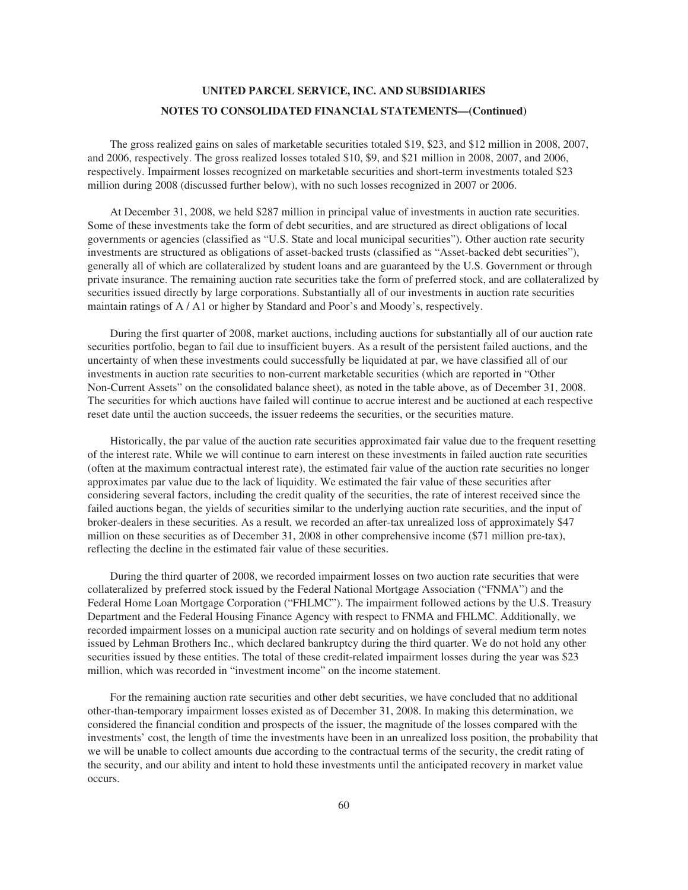The gross realized gains on sales of marketable securities totaled $19, $23, and $12 million in 2008, 2007, and 2006, respectively. The gross realized losses totaled $10, $9, and $21 million in 2008, 2007, and 2006, respectively. Impairment losses recognized on marketable securities and short-term investments totaled $23 million during 2008 (discussed further below), with no such losses recognized in 2007 or 2006.

At December 31, 2008, we held $287 million in principal value of investments in auction rate securities. Some of these investments take the form of debt securities, and are structured as direct obligations of local governments or agencies (classified as "U.S. State and local municipal securities"). Other auction rate security investments are structured as obligations of asset-backed trusts (classified as "Asset-backed debt securities"), generally all of which are collateralized by student loans and are guaranteed by the U.S. Government or through private insurance. The remaining auction rate securities take the form of preferred stock, and are collateralized by securities issued directly by large corporations. Substantially all of our investments in auction rate securities maintain ratings of A / A1 or higher by Standard and Poor's and Moody's, respectively.

During the first quarter of 2008, market auctions, including auctions for substantially all of our auction rate securities portfolio, began to fail due to insufficient buyers. As a result of the persistent failed auctions, and the uncertainty of when these investments could successfully be liquidated at par, we have classified all of our investments in auction rate securities to non-current marketable securities (which are reported in "Other Non-Current Assets" on the consolidated balance sheet), as noted in the table above, as of December 31, 2008. The securities for which auctions have failed will continue to accrue interest and be auctioned at each respective reset date until the auction succeeds, the issuer redeems the securities, or the securities mature.

Historically, the par value of the auction rate securities approximated fair value due to the frequent resetting of the interest rate. While we will continue to earn interest on these investments in failed auction rate securities (often at the maximum contractual interest rate), the estimated fair value of the auction rate securities no longer approximates par value due to the lack of liquidity. We estimated the fair value of these securities after considering several factors, including the credit quality of the securities, the rate of interest received since the failed auctions began, the yields of securities similar to the underlying auction rate securities, and the input of broker-dealers in these securities. As a result, we recorded an after-tax unrealized loss of approximately $47 million on these securities as of December 31, 2008 in other comprehensive income ($71 million pre-tax), reflecting the decline in the estimated fair value of these securities.

During the third quarter of 2008, we recorded impairment losses on two auction rate securities that were collateralized by preferred stock issued by the Federal National Mortgage Association ("FNMA") and the Federal Home Loan Mortgage Corporation ("FHLMC"). The impairment followed actions by the U.S. Treasury Department and the Federal Housing Finance Agency with respect to FNMA and FHLMC. Additionally, we recorded impairment losses on a municipal auction rate security and on holdings of several medium term notes issued by Lehman Brothers Inc., which declared bankruptcy during the third quarter. We do not hold any other securities issued by these entities. The total of these credit-related impairment losses during the year was $23 million, which was recorded in "investment income" on the income statement.

For the remaining auction rate securities and other debt securities, we have concluded that no additional other-than-temporary impairment losses existed as of December 31, 2008. In making this determination, we considered the financial condition and prospects of the issuer, the magnitude of the losses compared with the investments' cost, the length of time the investments have been in an unrealized loss position, the probability that we will be unable to collect amounts due according to the contractual terms of the security, the credit rating of the security, and our ability and intent to hold these investments until the anticipated recovery in market value occurs.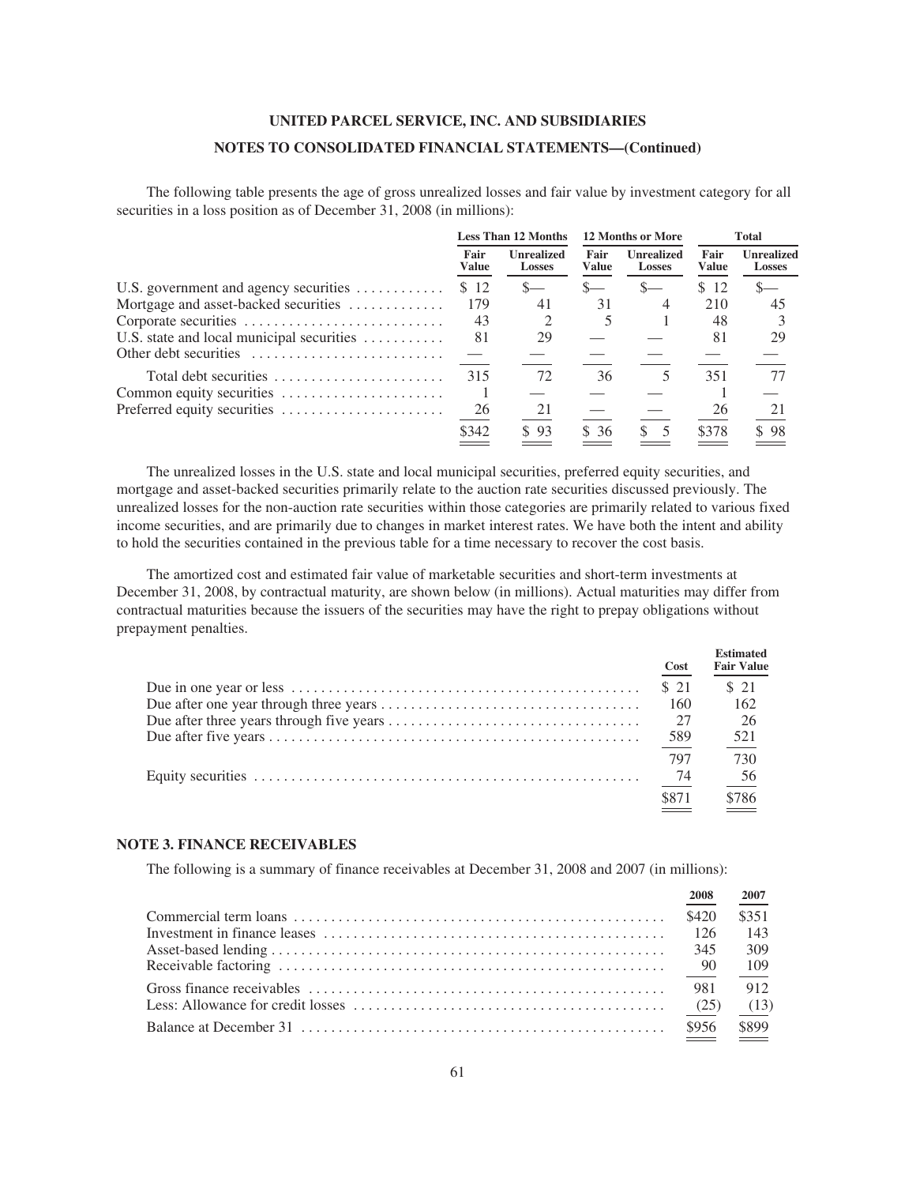The following table presents the age of gross unrealized losses and fair value by investment category for all securities in a loss position as of December 31, 2008 (in millions):

| | Less Than 12 Months | | 12 Months or More | | Total | |
|---|---|---|---|---|---|---|
| | Fair Value | Unrealized Losses | Fair Value | Unrealized Losses | Fair Value | Unrealized Losses |
| U.S. government and agency securities | $ 12 | $— | $— | $— | $ 12 | $— |
| Mortgage and asset-backed securities | 179 | 41 | 31 | 4 | 210 | 45 |
| Corporate securities | 43 | 2 | 5 | 1 | 48 | 3 |
| U.S. state and local municipal securities | 81 | 29 | — | — | 81 | 29 |
| Other debt securities | — | — | — | — | — | — |
| Total debt securities | 315 | 72 | 36 | 5 | 351 | 77 |
| Common equity securities | 1 | — | — | — | 1 | — |
| Preferred equity securities | 26 | 21 | — | — | 26 | 21 |
| | $342 | $ 93 | $ 36 | $ 5 | $378 | $ 98 |

The unrealized losses in the U.S. state and local municipal securities, preferred equity securities, and mortgage and asset-backed securities primarily relate to the auction rate securities discussed previously. The unrealized losses for the non-auction rate securities within those categories are primarily related to various fixed income securities, and are primarily due to changes in market interest rates. We have both the intent and ability to hold the securities contained in the previous table for a time necessary to recover the cost basis.

The amortized cost and estimated fair value of marketable securities and short-term investments at December 31, 2008, by contractual maturity, are shown below (in millions). Actual maturities may differ from contractual maturities because the issuers of the securities may have the right to prepay obligations without prepayment penalties.

| | Cost | Estimated Fair Value |
|---|---|---|
| Due in one year or less | $ 21 | $ 21 |
| Due after one year through three years | 160 | 162 |
| Due after three years through five years | 27 | 26 |
| Due after five years | 589 | 521 |
| | 797 | 730 |
| Equity securities | 74 | 56 |
| | $871 | $786 |

## NOTE 3. FINANCE RECEIVABLES

The following is a summary of finance receivables at December 31, 2008 and 2007 (in millions):

| | 2008 | 2007 |
|---|---|---|
| Commercial term loans | $420 | $351 |
| Investment in finance leases | 126 | 143 |
| Asset-based lending | 345 | 309 |
| Receivable factoring | 90 | 109 |
| Gross finance receivables | 981 | 912 |
| Less: Allowance for credit losses | (25) | (13) |
| Balance at December 31 | $956 | $899 |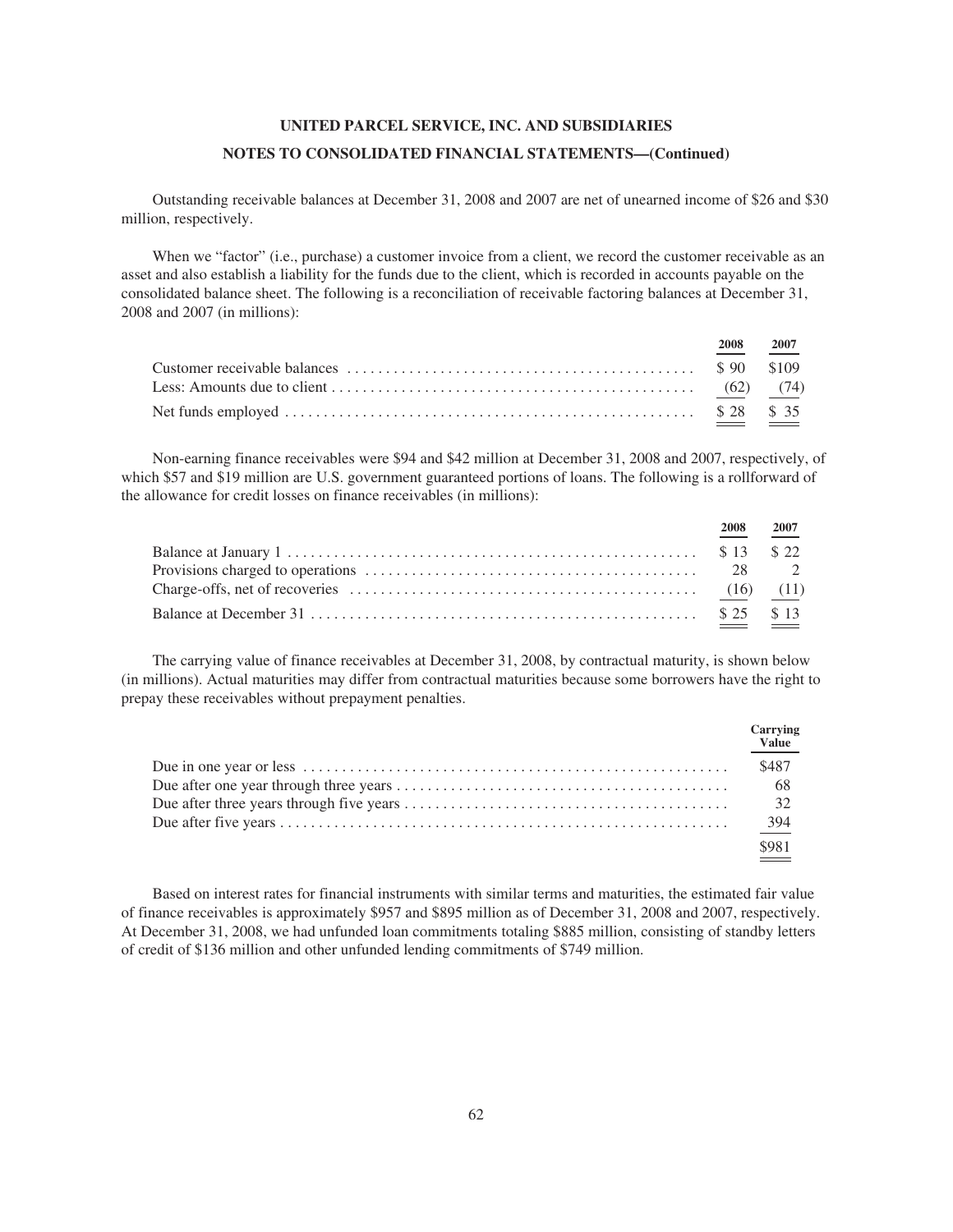Outstanding receivable balances at December 31, 2008 and 2007 are net of unearned income of $26 and $30 million, respectively.

When we "factor" (i.e., purchase) a customer invoice from a client, we record the customer receivable as an asset and also establish a liability for the funds due to the client, which is recorded in accounts payable on the consolidated balance sheet. The following is a reconciliation of receivable factoring balances at December 31, 2008 and 2007 (in millions):

| | 2008 | 2007 |
|---|---|---|
| Customer receivable balances | $ 90 | $109 |
| Less: Amounts due to client | (62) | (74) |
| Net funds employed | $ 28 | $ 35 |

Non-earning finance receivables were $94 and $42 million at December 31, 2008 and 2007, respectively, of which $57 and $19 million are U.S. government guaranteed portions of loans. The following is a rollforward of the allowance for credit losses on finance receivables (in millions):

| | 2008 | 2007 |
|---|---|---|
| Balance at January 1 | $ 13 | $ 22 |
| Provisions charged to operations | 28 | 2 |
| Charge-offs, net of recoveries | (16) | (11) |
| Balance at December 31 | $ 25 | $ 13 |

The carrying value of finance receivables at December 31, 2008, by contractual maturity, is shown below (in millions). Actual maturities may differ from contractual maturities because some borrowers have the right to prepay these receivables without prepayment penalties.

| | Carrying Value |
|---|---|
| Due in one year or less | $487 |
| Due after one year through three years | 68 |
| Due after three years through five years | 32 |
| Due after five years | 394 |
| | $981 |

Based on interest rates for financial instruments with similar terms and maturities, the estimated fair value of finance receivables is approximately $957 and $895 million as of December 31, 2008 and 2007, respectively. At December 31, 2008, we had unfunded loan commitments totaling $885 million, consisting of standby letters of credit of $136 million and other unfunded lending commitments of $749 million.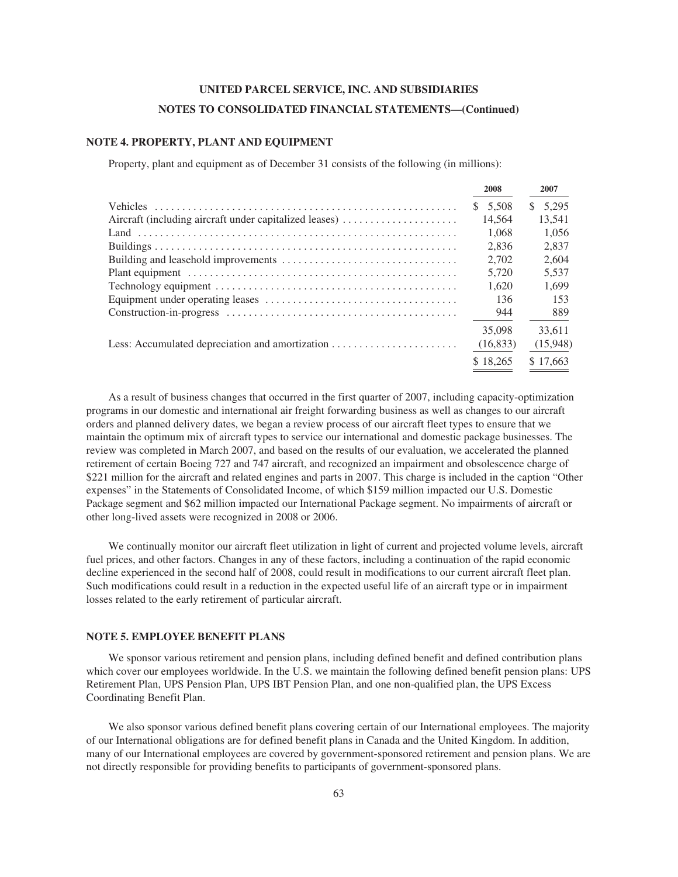### NOTE 4. PROPERTY, PLANT AND EQUIPMENT

Property, plant and equipment as of December 31 consists of the following (in millions):

| | 2008 | 2007 |
|---|---|---|
| Vehicles | $ 5,508 | $ 5,295 |
| Aircraft (including aircraft under capitalized leases) | 14,564 | 13,541 |
| Land | 1,068 | 1,056 |
| Buildings | 2,836 | 2,837 |
| Building and leasehold improvements | 2,702 | 2,604 |
| Plant equipment | 5,720 | 5,537 |
| Technology equipment | 1,620 | 1,699 |
| Equipment under operating leases | 136 | 153 |
| Construction-in-progress | 944 | 889 |
| | 35,098 | 33,611 |
| Less: Accumulated depreciation and amortization | (16,833) | (15,948) |
| | $ 18,265 | $ 17,663 |

As a result of business changes that occurred in the first quarter of 2007, including capacity-optimization programs in our domestic and international air freight forwarding business as well as changes to our aircraft orders and planned delivery dates, we began a review process of our aircraft fleet types to ensure that we maintain the optimum mix of aircraft types to service our international and domestic package businesses. The review was completed in March 2007, and based on the results of our evaluation, we accelerated the planned retirement of certain Boeing 727 and 747 aircraft, and recognized an impairment and obsolescence charge of $221 million for the aircraft and related engines and parts in 2007. This charge is included in the caption "Other expenses" in the Statements of Consolidated Income, of which $159 million impacted our U.S. Domestic Package segment and $62 million impacted our International Package segment. No impairments of aircraft or other long-lived assets were recognized in 2008 or 2006.

We continually monitor our aircraft fleet utilization in light of current and projected volume levels, aircraft fuel prices, and other factors. Changes in any of these factors, including a continuation of the rapid economic decline experienced in the second half of 2008, could result in modifications to our current aircraft fleet plan. Such modifications could result in a reduction in the expected useful life of an aircraft type or in impairment losses related to the early retirement of particular aircraft.

### NOTE 5. EMPLOYEE BENEFIT PLANS

We sponsor various retirement and pension plans, including defined benefit and defined contribution plans which cover our employees worldwide. In the U.S. we maintain the following defined benefit pension plans: UPS Retirement Plan, UPS Pension Plan, UPS IBT Pension Plan, and one non-qualified plan, the UPS Excess Coordinating Benefit Plan.

We also sponsor various defined benefit plans covering certain of our International employees. The majority of our International obligations are for defined benefit plans in Canada and the United Kingdom. In addition, many of our International employees are covered by government-sponsored retirement and pension plans. We are not directly responsible for providing benefits to participants of government-sponsored plans.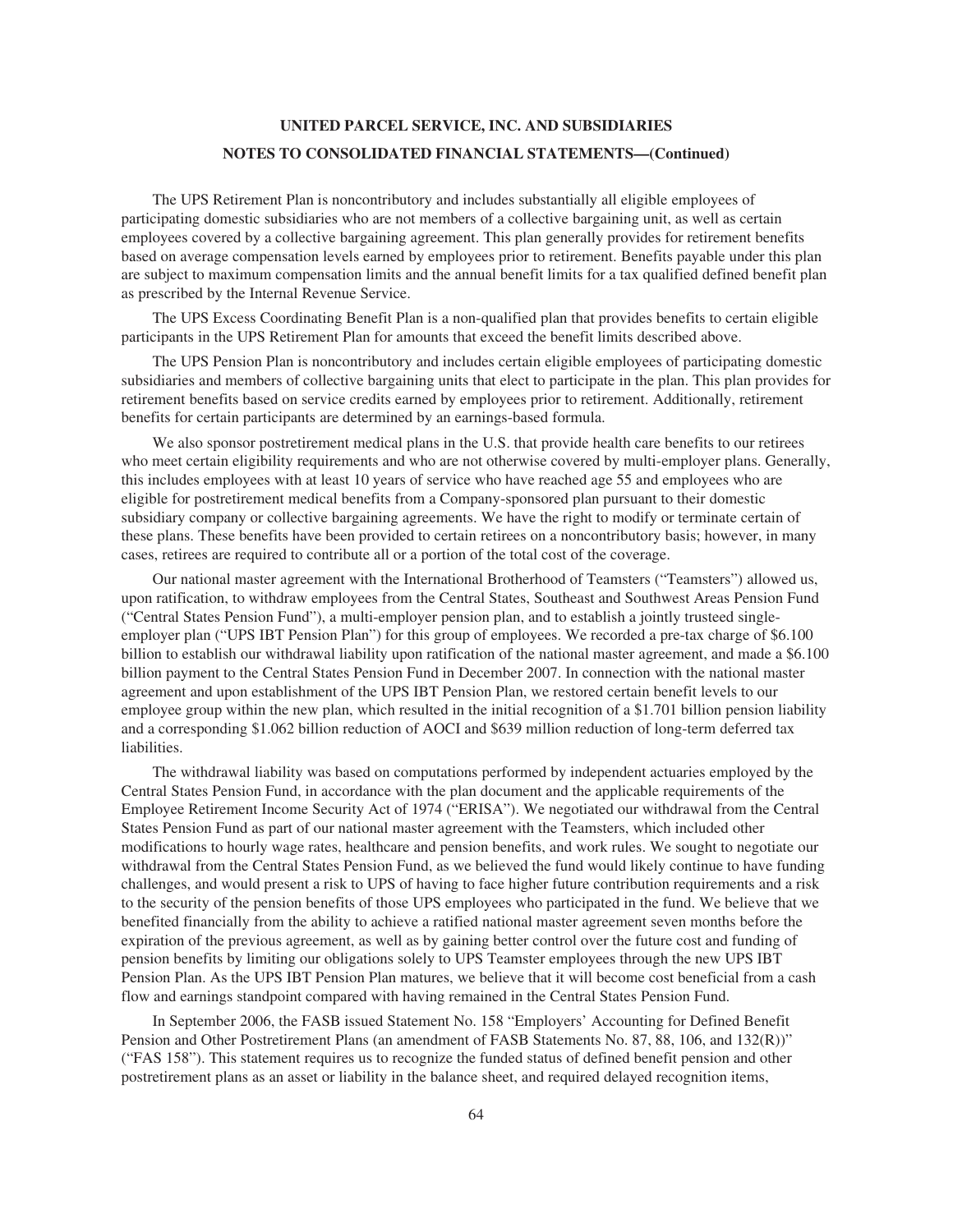The UPS Retirement Plan is noncontributory and includes substantially all eligible employees of participating domestic subsidiaries who are not members of a collective bargaining unit, as well as certain employees covered by a collective bargaining agreement. This plan generally provides for retirement benefits based on average compensation levels earned by employees prior to retirement. Benefits payable under this plan are subject to maximum compensation limits and the annual benefit limits for a tax qualified defined benefit plan as prescribed by the Internal Revenue Service.

The UPS Excess Coordinating Benefit Plan is a non-qualified plan that provides benefits to certain eligible participants in the UPS Retirement Plan for amounts that exceed the benefit limits described above.

The UPS Pension Plan is noncontributory and includes certain eligible employees of participating domestic subsidiaries and members of collective bargaining units that elect to participate in the plan. This plan provides for retirement benefits based on service credits earned by employees prior to retirement. Additionally, retirement benefits for certain participants are determined by an earnings-based formula.

We also sponsor postretirement medical plans in the U.S. that provide health care benefits to our retirees who meet certain eligibility requirements and who are not otherwise covered by multi-employer plans. Generally, this includes employees with at least 10 years of service who have reached age 55 and employees who are eligible for postretirement medical benefits from a Company-sponsored plan pursuant to their domestic subsidiary company or collective bargaining agreements. We have the right to modify or terminate certain of these plans. These benefits have been provided to certain retirees on a noncontributory basis; however, in many cases, retirees are required to contribute all or a portion of the total cost of the coverage.

Our national master agreement with the International Brotherhood of Teamsters ("Teamsters") allowed us, upon ratification, to withdraw employees from the Central States, Southeast and Southwest Areas Pension Fund ("Central States Pension Fund"), a multi-employer pension plan, and to establish a jointly trusteed single-employer plan ("UPS IBT Pension Plan") for this group of employees. We recorded a pre-tax charge of $6.100 billion to establish our withdrawal liability upon ratification of the national master agreement, and made a $6.100 billion payment to the Central States Pension Fund in December 2007. In connection with the national master agreement and upon establishment of the UPS IBT Pension Plan, we restored certain benefit levels to our employee group within the new plan, which resulted in the initial recognition of a $1.701 billion pension liability and a corresponding $1.062 billion reduction of AOCI and $639 million reduction of long-term deferred tax liabilities.

The withdrawal liability was based on computations performed by independent actuaries employed by the Central States Pension Fund, in accordance with the plan document and the applicable requirements of the Employee Retirement Income Security Act of 1974 ("ERISA"). We negotiated our withdrawal from the Central States Pension Fund as part of our national master agreement with the Teamsters, which included other modifications to hourly wage rates, healthcare and pension benefits, and work rules. We sought to negotiate our withdrawal from the Central States Pension Fund, as we believed the fund would likely continue to have funding challenges, and would present a risk to UPS of having to face higher future contribution requirements and a risk to the security of the pension benefits of those UPS employees who participated in the fund. We believe that we benefited financially from the ability to achieve a ratified national master agreement seven months before the expiration of the previous agreement, as well as by gaining better control over the future cost and funding of pension benefits by limiting our obligations solely to UPS Teamster employees through the new UPS IBT Pension Plan. As the UPS IBT Pension Plan matures, we believe that it will become cost beneficial from a cash flow and earnings standpoint compared with having remained in the Central States Pension Fund.

In September 2006, the FASB issued Statement No. 158 "Employers' Accounting for Defined Benefit Pension and Other Postretirement Plans (an amendment of FASB Statements No. 87, 88, 106, and 132(R))" ("FAS 158"). This statement requires us to recognize the funded status of defined benefit pension and other postretirement plans as an asset or liability in the balance sheet, and required delayed recognition items,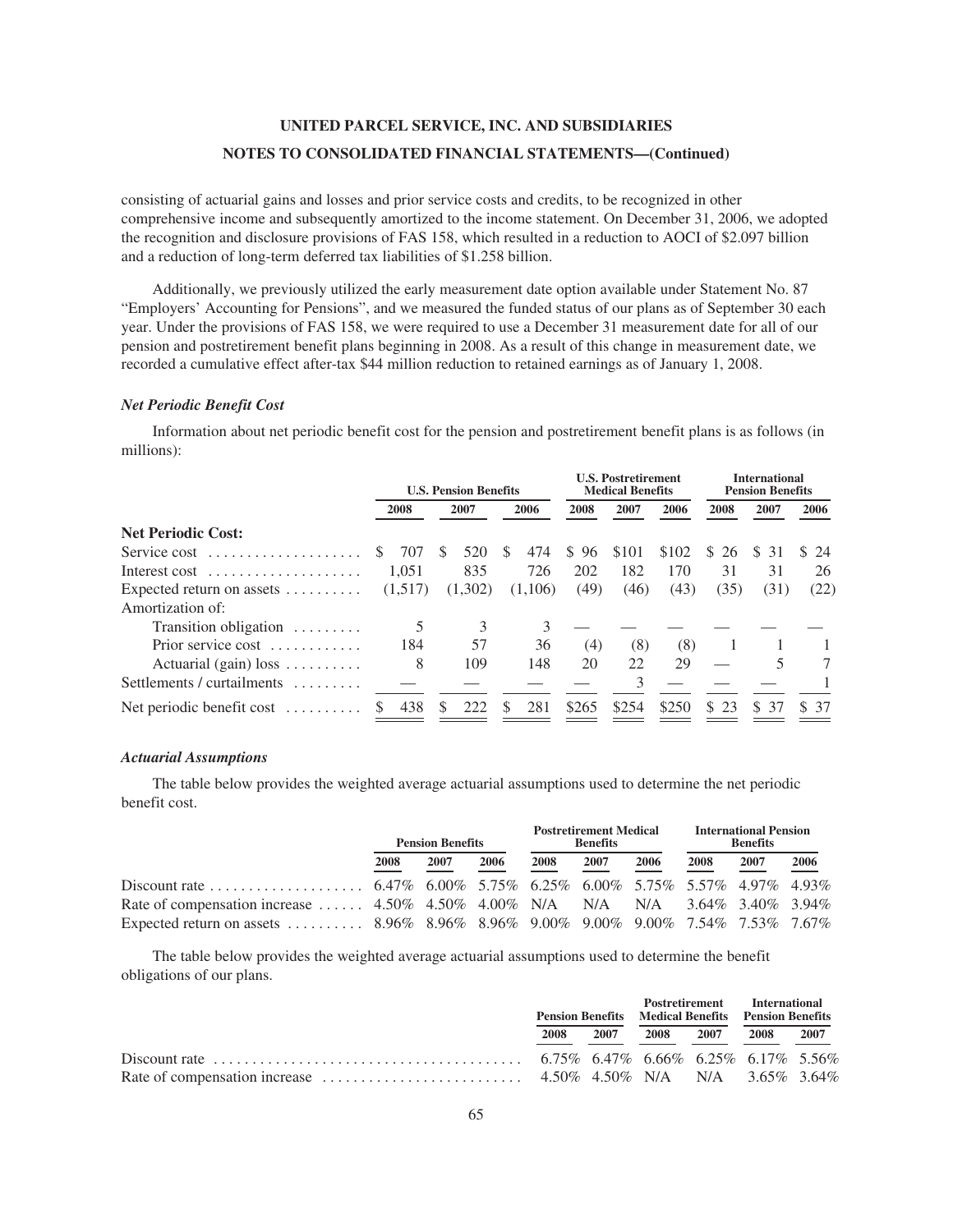consisting of actuarial gains and losses and prior service costs and credits, to be recognized in other comprehensive income and subsequently amortized to the income statement. On December 31, 2006, we adopted the recognition and disclosure provisions of FAS 158, which resulted in a reduction to AOCI of $2.097 billion and a reduction of long-term deferred tax liabilities of $1.258 billion.

Additionally, we previously utilized the early measurement date option available under Statement No. 87 "Employers' Accounting for Pensions", and we measured the funded status of our plans as of September 30 each year. Under the provisions of FAS 158, we were required to use a December 31 measurement date for all of our pension and postretirement benefit plans beginning in 2008. As a result of this change in measurement date, we recorded a cumulative effect after-tax $44 million reduction to retained earnings as of January 1, 2008.

### *Net Periodic Benefit Cost*

Information about net periodic benefit cost for the pension and postretirement benefit plans is as follows (in millions):

| | U.S. Pension Benefits | | | U.S. Postretirement Medical Benefits | | | International Pension Benefits | | |
|---|---|---|---|---|---|---|---|---|---|
| | 2008 | 2007 | 2006 | 2008 | 2007 | 2006 | 2008 | 2007 | 2006 |
| **Net Periodic Cost:** | | | | | | | | | |
| Service cost | $ 707 | $ 520 | $ 474 | $ 96 | $101 | $102 | $ 26 | $ 31 | $ 24 |
| Interest cost | 1,051 | 835 | 726 | 202 | 182 | 170 | 31 | 31 | 26 |
| Expected return on assets | (1,517) | (1,302) | (1,106) | (49) | (46) | (43) | (35) | (31) | (22) |
| Amortization of: | | | | | | | | | |
| Transition obligation | 5 | 3 | 3 | — | — | — | — | — | — |
| Prior service cost | 184 | 57 | 36 | (4) | (8) | (8) | 1 | 1 | 1 |
| Actuarial (gain) loss | 8 | 109 | 148 | 20 | 22 | 29 | — | 5 | 7 |
| Settlements / curtailments | — | — | — | — | 3 | — | — | — | 1 |
| Net periodic benefit cost | $ 438 | $ 222 | $ 281 | $265 | $254 | $250 | $ 23 | $ 37 | $ 37 |

### *Actuarial Assumptions*

The table below provides the weighted average actuarial assumptions used to determine the net periodic benefit cost.

| | Pension Benefits | | | Postretirement Medical Benefits | | | International Pension Benefits | | |
|---|---|---|---|---|---|---|---|---|---|
| | 2008 | 2007 | 2006 | 2008 | 2007 | 2006 | 2008 | 2007 | 2006 |
| Discount rate | 6.47% | 6.00% | 5.75% | 6.25% | 6.00% | 5.75% | 5.57% | 4.97% | 4.93% |
| Rate of compensation increase | 4.50% | 4.50% | 4.00% | N/A | N/A | N/A | 3.64% | 3.40% | 3.94% |
| Expected return on assets | 8.96% | 8.96% | 8.96% | 9.00% | 9.00% | 9.00% | 7.54% | 7.53% | 7.67% |

The table below provides the weighted average actuarial assumptions used to determine the benefit obligations of our plans.

| | Pension Benefits | | Postretirement Medical Benefits | | International Pension Benefits | |
|---|---|---|---|---|---|---|
| | 2008 | 2007 | 2008 | 2007 | 2008 | 2007 |
| Discount rate | 6.75% | 6.47% | 6.66% | 6.25% | 6.17% | 5.56% |
| Rate of compensation increase | 4.50% | 4.50% | N/A | N/A | 3.65% | 3.64% |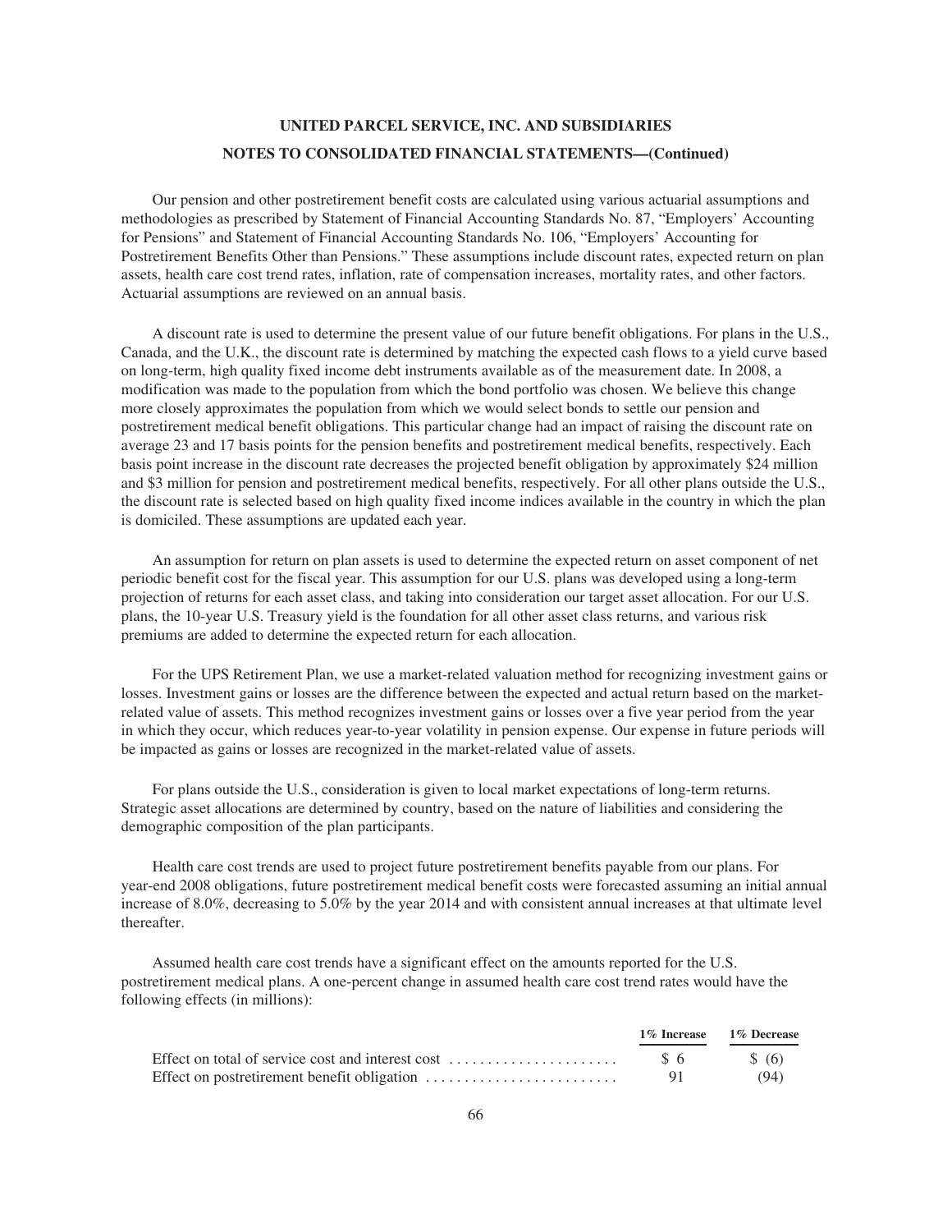Our pension and other postretirement benefit costs are calculated using various actuarial assumptions and methodologies as prescribed by Statement of Financial Accounting Standards No. 87, "Employers' Accounting for Pensions" and Statement of Financial Accounting Standards No. 106, "Employers' Accounting for Postretirement Benefits Other than Pensions." These assumptions include discount rates, expected return on plan assets, health care cost trend rates, inflation, rate of compensation increases, mortality rates, and other factors. Actuarial assumptions are reviewed on an annual basis.

A discount rate is used to determine the present value of our future benefit obligations. For plans in the U.S., Canada, and the U.K., the discount rate is determined by matching the expected cash flows to a yield curve based on long-term, high quality fixed income debt instruments available as of the measurement date. In 2008, a modification was made to the population from which the bond portfolio was chosen. We believe this change more closely approximates the population from which we would select bonds to settle our pension and postretirement medical benefit obligations. This particular change had an impact of raising the discount rate on average 23 and 17 basis points for the pension benefits and postretirement medical benefits, respectively. Each basis point increase in the discount rate decreases the projected benefit obligation by approximately $24 million and $3 million for pension and postretirement medical benefits, respectively. For all other plans outside the U.S., the discount rate is selected based on high quality fixed income indices available in the country in which the plan is domiciled. These assumptions are updated each year.

An assumption for return on plan assets is used to determine the expected return on asset component of net periodic benefit cost for the fiscal year. This assumption for our U.S. plans was developed using a long-term projection of returns for each asset class, and taking into consideration our target asset allocation. For our U.S. plans, the 10-year U.S. Treasury yield is the foundation for all other asset class returns, and various risk premiums are added to determine the expected return for each allocation.

For the UPS Retirement Plan, we use a market-related valuation method for recognizing investment gains or losses. Investment gains or losses are the difference between the expected and actual return based on the market-related value of assets. This method recognizes investment gains or losses over a five year period from the year in which they occur, which reduces year-to-year volatility in pension expense. Our expense in future periods will be impacted as gains or losses are recognized in the market-related value of assets.

For plans outside the U.S., consideration is given to local market expectations of long-term returns. Strategic asset allocations are determined by country, based on the nature of liabilities and considering the demographic composition of the plan participants.

Health care cost trends are used to project future postretirement benefits payable from our plans. For year-end 2008 obligations, future postretirement medical benefit costs were forecasted assuming an initial annual increase of 8.0%, decreasing to 5.0% by the year 2014 and with consistent annual increases at that ultimate level thereafter.

Assumed health care cost trends have a significant effect on the amounts reported for the U.S. postretirement medical plans. A one-percent change in assumed health care cost trend rates would have the following effects (in millions):

| | 1% Increase | 1% Decrease |
|---|---|---|
| Effect on total of service cost and interest cost | $ 6 | $ (6) |
| Effect on postretirement benefit obligation | 91 | (94) |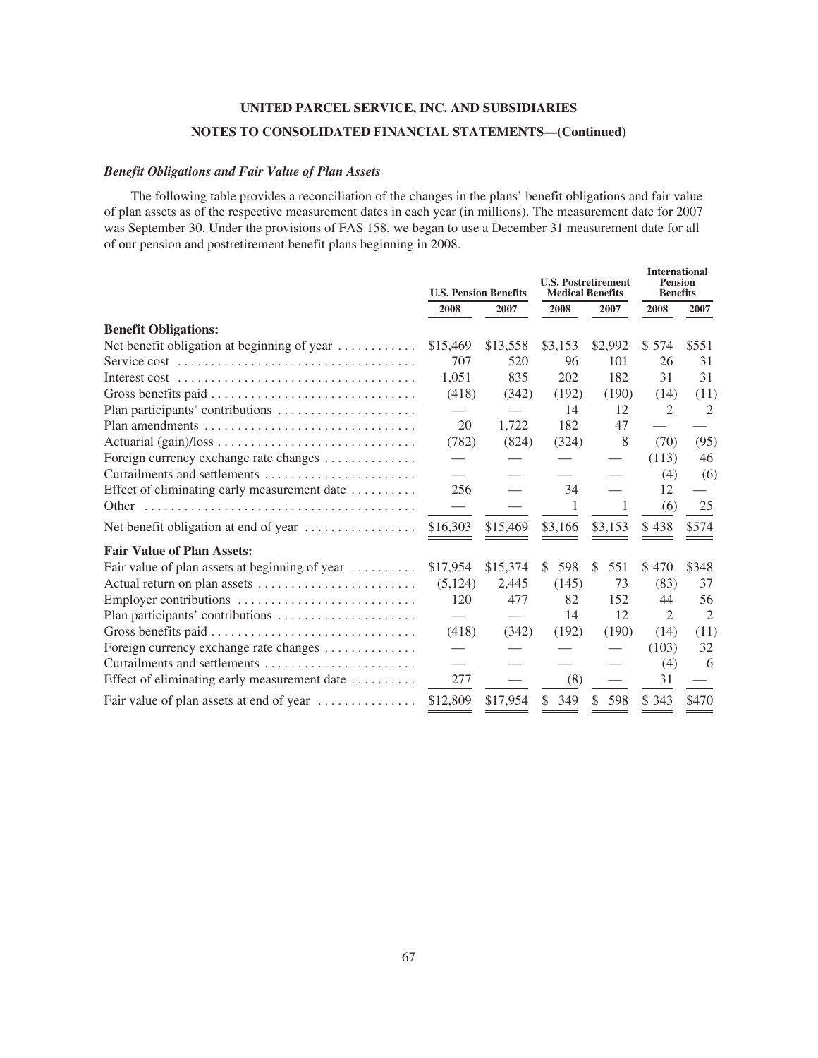### *Benefit Obligations and Fair Value of Plan Assets*

The following table provides a reconciliation of the changes in the plans' benefit obligations and fair value of plan assets as of the respective measurement dates in each year (in millions). The measurement date for 2007 was September 30. Under the provisions of FAS 158, we began to use a December 31 measurement date for all of our pension and postretirement benefit plans beginning in 2008.

| | U.S. Pension Benefits | | U.S. Postretirement Medical Benefits | | International Pension Benefits | |
|---|---|---|---|---|---|---|
| | 2008 | 2007 | 2008 | 2007 | 2008 | 2007 |
| **Benefit Obligations:** | | | | | | |
| Net benefit obligation at beginning of year | $15,469 | $13,558 | $3,153 | $2,992 | $ 574 | $551 |
| Service cost | 707 | 520 | 96 | 101 | 26 | 31 |
| Interest cost | 1,051 | 835 | 202 | 182 | 31 | 31 |
| Gross benefits paid | (418) | (342) | (192) | (190) | (14) | (11) |
| Plan participants' contributions | — | — | 14 | 12 | 2 | 2 |
| Plan amendments | 20 | 1,722 | 182 | 47 | — | — |
| Actuarial (gain)/loss | (782) | (824) | (324) | 8 | (70) | (95) |
| Foreign currency exchange rate changes | — | — | — | — | (113) | 46 |
| Curtailments and settlements | — | — | — | — | (4) | (6) |
| Effect of eliminating early measurement date | 256 | — | 34 | — | 12 | — |
| Other | — | — | 1 | 1 | (6) | 25 |
| Net benefit obligation at end of year | $16,303 | $15,469 | $3,166 | $3,153 | $ 438 | $574 |
| **Fair Value of Plan Assets:** | | | | | | |
| Fair value of plan assets at beginning of year | $17,954 | $15,374 | $ 598 | $ 551 | $ 470 | $348 |
| Actual return on plan assets | (5,124) | 2,445 | (145) | 73 | (83) | 37 |
| Employer contributions | 120 | 477 | 82 | 152 | 44 | 56 |
| Plan participants' contributions | — | — | 14 | 12 | 2 | 2 |
| Gross benefits paid | (418) | (342) | (192) | (190) | (14) | (11) |
| Foreign currency exchange rate changes | — | — | — | — | (103) | 32 |
| Curtailments and settlements | — | — | — | — | (4) | 6 |
| Effect of eliminating early measurement date | 277 | — | (8) | — | 31 | — |
| Fair value of plan assets at end of year | $12,809 | $17,954 | $ 349 | $ 598 | $ 343 | $470 |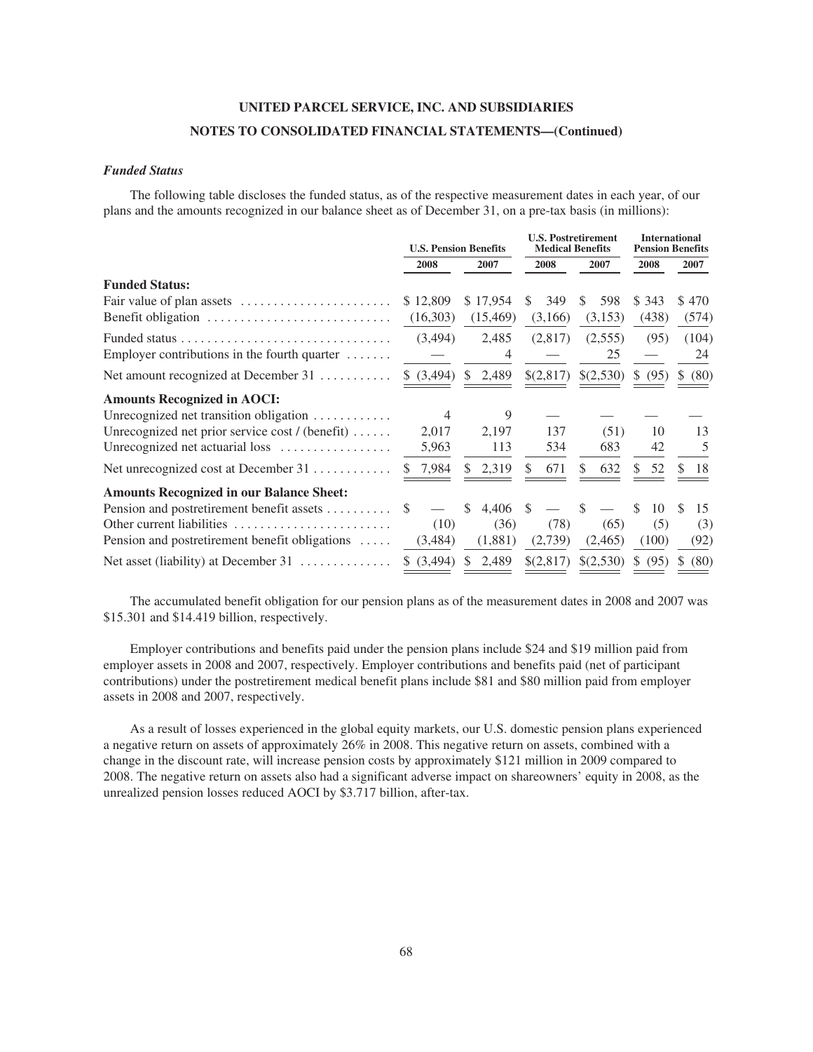UNITED PARCEL SERVICE, INC. AND SUBSIDIARIES

NOTES TO CONSOLIDATED FINANCIAL STATEMENTS—(Continued)

### *Funded Status*

The following table discloses the funded status, as of the respective measurement dates in each year, of our plans and the amounts recognized in our balance sheet as of December 31, on a pre-tax basis (in millions):

| | U.S. Pension Benefits | | U.S. Postretirement Medical Benefits | | International Pension Benefits | |
|---|---|---|---|---|---|---|
| | 2008 | 2007 | 2008 | 2007 | 2008 | 2007 |
| **Funded Status:** | | | | | | |
| Fair value of plan assets | $ 12,809 | $ 17,954 | $ 349 | $ 598 | $ 343 | $ 470 |
| Benefit obligation | (16,303) | (15,469) | (3,166) | (3,153) | (438) | (574) |
| Funded status | (3,494) | 2,485 | (2,817) | (2,555) | (95) | (104) |
| Employer contributions in the fourth quarter | — | 4 | — | 25 | — | 24 |
| Net amount recognized at December 31 | $ (3,494) | $ 2,489 | $(2,817) | $(2,530) | $ (95) | $ (80) |
| **Amounts Recognized in AOCI:** | | | | | | |
| Unrecognized net transition obligation | 4 | 9 | — | — | — | — |
| Unrecognized net prior service cost / (benefit) | 2,017 | 2,197 | 137 | (51) | 10 | 13 |
| Unrecognized net actuarial loss | 5,963 | 113 | 534 | 683 | 42 | 5 |
| Net unrecognized cost at December 31 | $ 7,984 | $ 2,319 | $ 671 | $ 632 | $ 52 | $ 18 |
| **Amounts Recognized in our Balance Sheet:** | | | | | | |
| Pension and postretirement benefit assets | $ — | $ 4,406 | $ — | $ — | $ 10 | $ 15 |
| Other current liabilities | (10) | (36) | (78) | (65) | (5) | (3) |
| Pension and postretirement benefit obligations | (3,484) | (1,881) | (2,739) | (2,465) | (100) | (92) |
| Net asset (liability) at December 31 | $ (3,494) | $ 2,489 | $(2,817) | $(2,530) | $ (95) | $ (80) |

The accumulated benefit obligation for our pension plans as of the measurement dates in 2008 and 2007 was $15.301 and $14.419 billion, respectively.

Employer contributions and benefits paid under the pension plans include $24 and $19 million paid from employer assets in 2008 and 2007, respectively. Employer contributions and benefits paid (net of participant contributions) under the postretirement medical benefit plans include $81 and $80 million paid from employer assets in 2008 and 2007, respectively.

As a result of losses experienced in the global equity markets, our U.S. domestic pension plans experienced a negative return on assets of approximately 26% in 2008. This negative return on assets, combined with a change in the discount rate, will increase pension costs by approximately $121 million in 2009 compared to 2008. The negative return on assets also had a significant adverse impact on shareowners' equity in 2008, as the unrealized pension losses reduced AOCI by $3.717 billion, after-tax.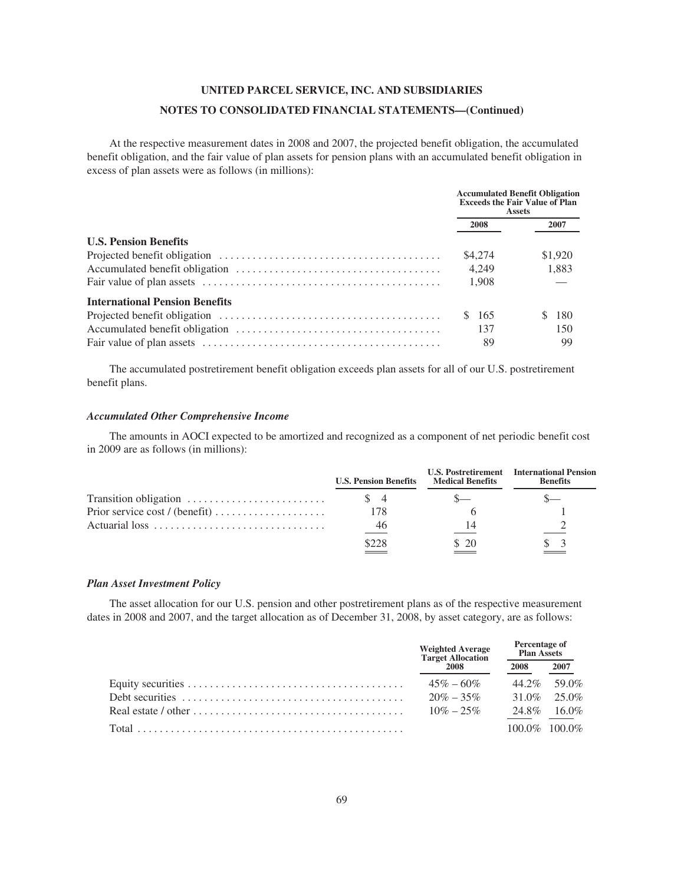At the respective measurement dates in 2008 and 2007, the projected benefit obligation, the accumulated benefit obligation, and the fair value of plan assets for pension plans with an accumulated benefit obligation in excess of plan assets were as follows (in millions):

| | Accumulated Benefit Obligation Exceeds the Fair Value of Plan Assets | |
|---|---|---|
| | 2008 | 2007 |
| **U.S. Pension Benefits** | | |
| Projected benefit obligation | $4,274 | $1,920 |
| Accumulated benefit obligation | 4,249 | 1,883 |
| Fair value of plan assets | 1,908 | — |
| **International Pension Benefits** | | |
| Projected benefit obligation | $ 165 | $ 180 |
| Accumulated benefit obligation | 137 | 150 |
| Fair value of plan assets | 89 | 99 |

The accumulated postretirement benefit obligation exceeds plan assets for all of our U.S. postretirement benefit plans.

### *Accumulated Other Comprehensive Income*

The amounts in AOCI expected to be amortized and recognized as a component of net periodic benefit cost in 2009 are as follows (in millions):

| | U.S. Pension Benefits | U.S. Postretirement Medical Benefits | International Pension Benefits |
|---|---|---|---|
| Transition obligation | $ 4 | $— | $— |
| Prior service cost / (benefit) | 178 | 6 | 1 |
| Actuarial loss | 46 | 14 | 2 |
| | $228 | $ 20 | $ 3 |

### *Plan Asset Investment Policy*

The asset allocation for our U.S. pension and other postretirement plans as of the respective measurement dates in 2008 and 2007, and the target allocation as of December 31, 2008, by asset category, are as follows:

| | Weighted Average Target Allocation | Percentage of Plan Assets | |
|---|---|---|---|
| | 2008 | 2008 | 2007 |
| Equity securities | 45% – 60% | 44.2% | 59.0% |
| Debt securities | 20% – 35% | 31.0% | 25.0% |
| Real estate / other | 10% – 25% | 24.8% | 16.0% |
| Total | | 100.0% | 100.0% |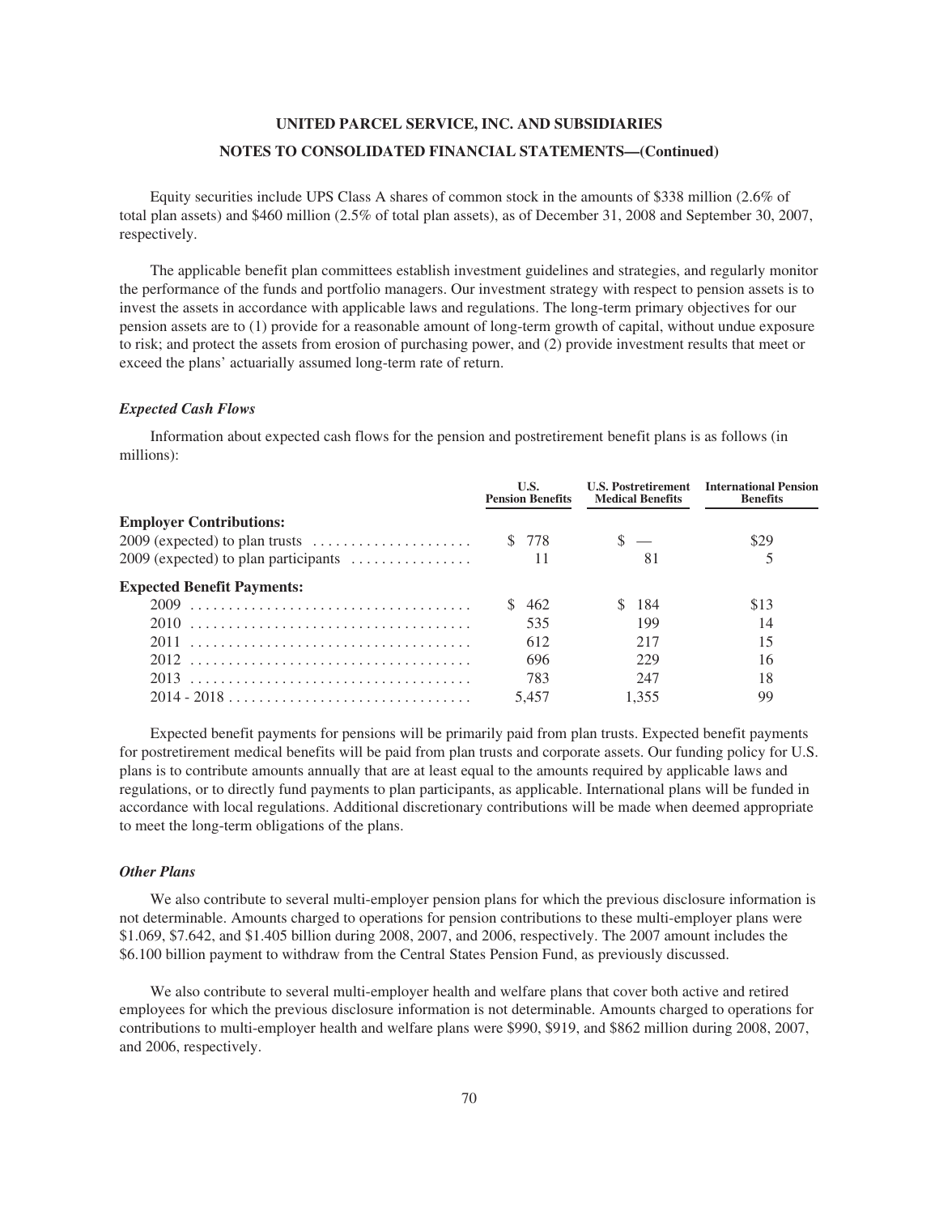Equity securities include UPS Class A shares of common stock in the amounts of $338 million (2.6% of total plan assets) and $460 million (2.5% of total plan assets), as of December 31, 2008 and September 30, 2007, respectively.

The applicable benefit plan committees establish investment guidelines and strategies, and regularly monitor the performance of the funds and portfolio managers. Our investment strategy with respect to pension assets is to invest the assets in accordance with applicable laws and regulations. The long-term primary objectives for our pension assets are to (1) provide for a reasonable amount of long-term growth of capital, without undue exposure to risk; and protect the assets from erosion of purchasing power, and (2) provide investment results that meet or exceed the plans' actuarially assumed long-term rate of return.

### *Expected Cash Flows*

Information about expected cash flows for the pension and postretirement benefit plans is as follows (in millions):

| | U.S. Pension Benefits | U.S. Postretirement Medical Benefits | International Pension Benefits |
|---|---|---|---|
| **Employer Contributions:** | | | |
| 2009 (expected) to plan trusts | $ 778 | $ — | $29 |
| 2009 (expected) to plan participants | 11 | 81 | 5 |
| **Expected Benefit Payments:** | | | |
| 2009 | $ 462 | $ 184 | $13 |
| 2010 | 535 | 199 | 14 |
| 2011 | 612 | 217 | 15 |
| 2012 | 696 | 229 | 16 |
| 2013 | 783 | 247 | 18 |
| 2014 - 2018 | 5,457 | 1,355 | 99 |

Expected benefit payments for pensions will be primarily paid from plan trusts. Expected benefit payments for postretirement medical benefits will be paid from plan trusts and corporate assets. Our funding policy for U.S. plans is to contribute amounts annually that are at least equal to the amounts required by applicable laws and regulations, or to directly fund payments to plan participants, as applicable. International plans will be funded in accordance with local regulations. Additional discretionary contributions will be made when deemed appropriate to meet the long-term obligations of the plans.

### *Other Plans*

We also contribute to several multi-employer pension plans for which the previous disclosure information is not determinable. Amounts charged to operations for pension contributions to these multi-employer plans were $1.069, $7.642, and $1.405 billion during 2008, 2007, and 2006, respectively. The 2007 amount includes the $6.100 billion payment to withdraw from the Central States Pension Fund, as previously discussed.

We also contribute to several multi-employer health and welfare plans that cover both active and retired employees for which the previous disclosure information is not determinable. Amounts charged to operations for contributions to multi-employer health and welfare plans were $990, $919, and $862 million during 2008, 2007, and 2006, respectively.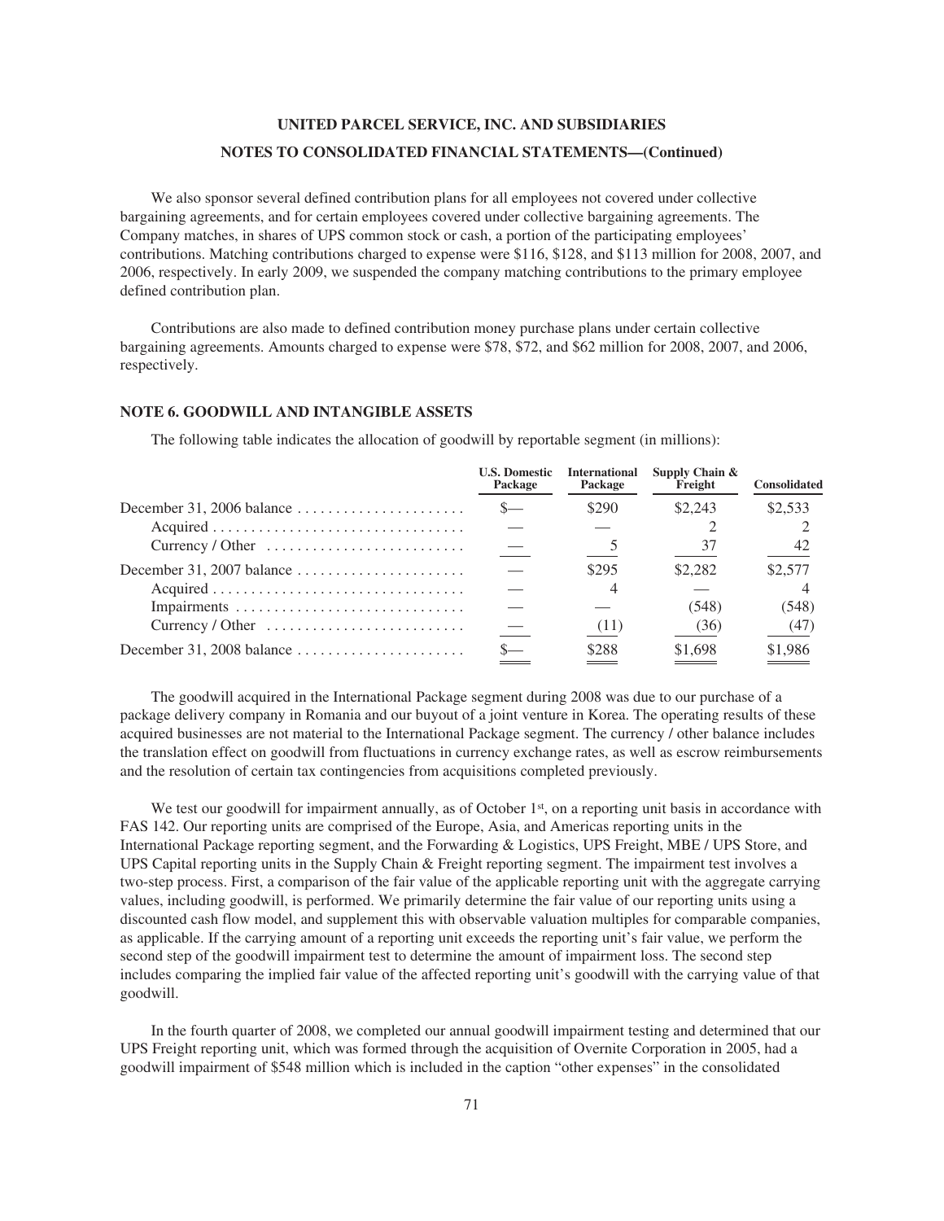We also sponsor several defined contribution plans for all employees not covered under collective bargaining agreements, and for certain employees covered under collective bargaining agreements. The Company matches, in shares of UPS common stock or cash, a portion of the participating employees' contributions. Matching contributions charged to expense were $116, $128, and $113 million for 2008, 2007, and 2006, respectively. In early 2009, we suspended the company matching contributions to the primary employee defined contribution plan.

Contributions are also made to defined contribution money purchase plans under certain collective bargaining agreements. Amounts charged to expense were $78, $72, and $62 million for 2008, 2007, and 2006, respectively.

## NOTE 6. GOODWILL AND INTANGIBLE ASSETS

The following table indicates the allocation of goodwill by reportable segment (in millions):

| | U.S. Domestic Package | International Package | Supply Chain & Freight | Consolidated |
|---|---|---|---|---|
| December 31, 2006 balance | $— | $290 | $2,243 | $2,533 |
| Acquired | — | — | 2 | 2 |
| Currency / Other | — | 5 | 37 | 42 |
| December 31, 2007 balance | — | $295 | $2,282 | $2,577 |
| Acquired | — | 4 | — | 4 |
| Impairments | — | — | (548) | (548) |
| Currency / Other | — | (11) | (36) | (47) |
| December 31, 2008 balance | $— | $288 | $1,698 | $1,986 |

The goodwill acquired in the International Package segment during 2008 was due to our purchase of a package delivery company in Romania and our buyout of a joint venture in Korea. The operating results of these acquired businesses are not material to the International Package segment. The currency / other balance includes the translation effect on goodwill from fluctuations in currency exchange rates, as well as escrow reimbursements and the resolution of certain tax contingencies from acquisitions completed previously.

We test our goodwill for impairment annually, as of October 1st, on a reporting unit basis in accordance with FAS 142. Our reporting units are comprised of the Europe, Asia, and Americas reporting units in the International Package reporting segment, and the Forwarding & Logistics, UPS Freight, MBE / UPS Store, and UPS Capital reporting units in the Supply Chain & Freight reporting segment. The impairment test involves a two-step process. First, a comparison of the fair value of the applicable reporting unit with the aggregate carrying values, including goodwill, is performed. We primarily determine the fair value of our reporting units using a discounted cash flow model, and supplement this with observable valuation multiples for comparable companies, as applicable. If the carrying amount of a reporting unit exceeds the reporting unit's fair value, we perform the second step of the goodwill impairment test to determine the amount of impairment loss. The second step includes comparing the implied fair value of the affected reporting unit's goodwill with the carrying value of that goodwill.

In the fourth quarter of 2008, we completed our annual goodwill impairment testing and determined that our UPS Freight reporting unit, which was formed through the acquisition of Overnite Corporation in 2005, had a goodwill impairment of $548 million which is included in the caption "other expenses" in the consolidated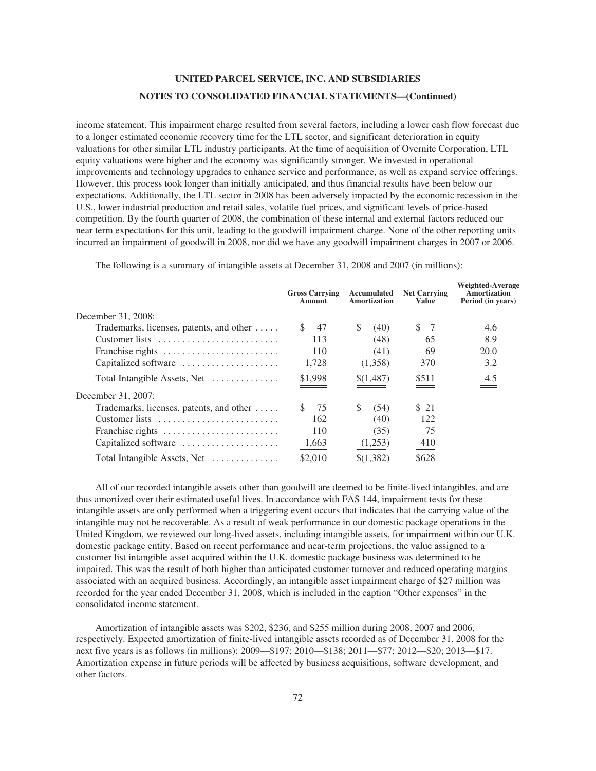income statement. This impairment charge resulted from several factors, including a lower cash flow forecast due to a longer estimated economic recovery time for the LTL sector, and significant deterioration in equity valuations for other similar LTL industry participants. At the time of acquisition of Overnite Corporation, LTL equity valuations were higher and the economy was significantly stronger. We invested in operational improvements and technology upgrades to enhance service and performance, as well as expand service offerings. However, this process took longer than initially anticipated, and thus financial results have been below our expectations. Additionally, the LTL sector in 2008 has been adversely impacted by the economic recession in the U.S., lower industrial production and retail sales, volatile fuel prices, and significant levels of price-based competition. By the fourth quarter of 2008, the combination of these internal and external factors reduced our near term expectations for this unit, leading to the goodwill impairment charge. None of the other reporting units incurred an impairment of goodwill in 2008, nor did we have any goodwill impairment charges in 2007 or 2006.

The following is a summary of intangible assets at December 31, 2008 and 2007 (in millions):

| | Gross Carrying Amount | Accumulated Amortization | Net Carrying Value | Weighted-Average Amortization Period (in years) |
|---|---|---|---|---|
| December 31, 2008: | | | | |
| Trademarks, licenses, patents, and other | $ 47 | $ (40) | $ 7 | 4.6 |
| Customer lists | 113 | (48) | 65 | 8.9 |
| Franchise rights | 110 | (41) | 69 | 20.0 |
| Capitalized software | 1,728 | (1,358) | 370 | 3.2 |
| Total Intangible Assets, Net | $1,998 | $(1,487) | $511 | 4.5 |
| December 31, 2007: | | | | |
| Trademarks, licenses, patents, and other | $ 75 | $ (54) | $ 21 | |
| Customer lists | 162 | (40) | 122 | |
| Franchise rights | 110 | (35) | 75 | |
| Capitalized software | 1,663 | (1,253) | 410 | |
| Total Intangible Assets, Net | $2,010 | $(1,382) | $628 | |

All of our recorded intangible assets other than goodwill are deemed to be finite-lived intangibles, and are thus amortized over their estimated useful lives. In accordance with FAS 144, impairment tests for these intangible assets are only performed when a triggering event occurs that indicates that the carrying value of the intangible may not be recoverable. As a result of weak performance in our domestic package operations in the United Kingdom, we reviewed our long-lived assets, including intangible assets, for impairment within our U.K. domestic package entity. Based on recent performance and near-term projections, the value assigned to a customer list intangible asset acquired within the U.K. domestic package business was determined to be impaired. This was the result of both higher than anticipated customer turnover and reduced operating margins associated with an acquired business. Accordingly, an intangible asset impairment charge of $27 million was recorded for the year ended December 31, 2008, which is included in the caption "Other expenses" in the consolidated income statement.

Amortization of intangible assets was $202, $236, and $255 million during 2008, 2007 and 2006, respectively. Expected amortization of finite-lived intangible assets recorded as of December 31, 2008 for the next five years is as follows (in millions): 2009—$197; 2010—$138; 2011—$77; 2012—$20; 2013—$17. Amortization expense in future periods will be affected by business acquisitions, software development, and other factors.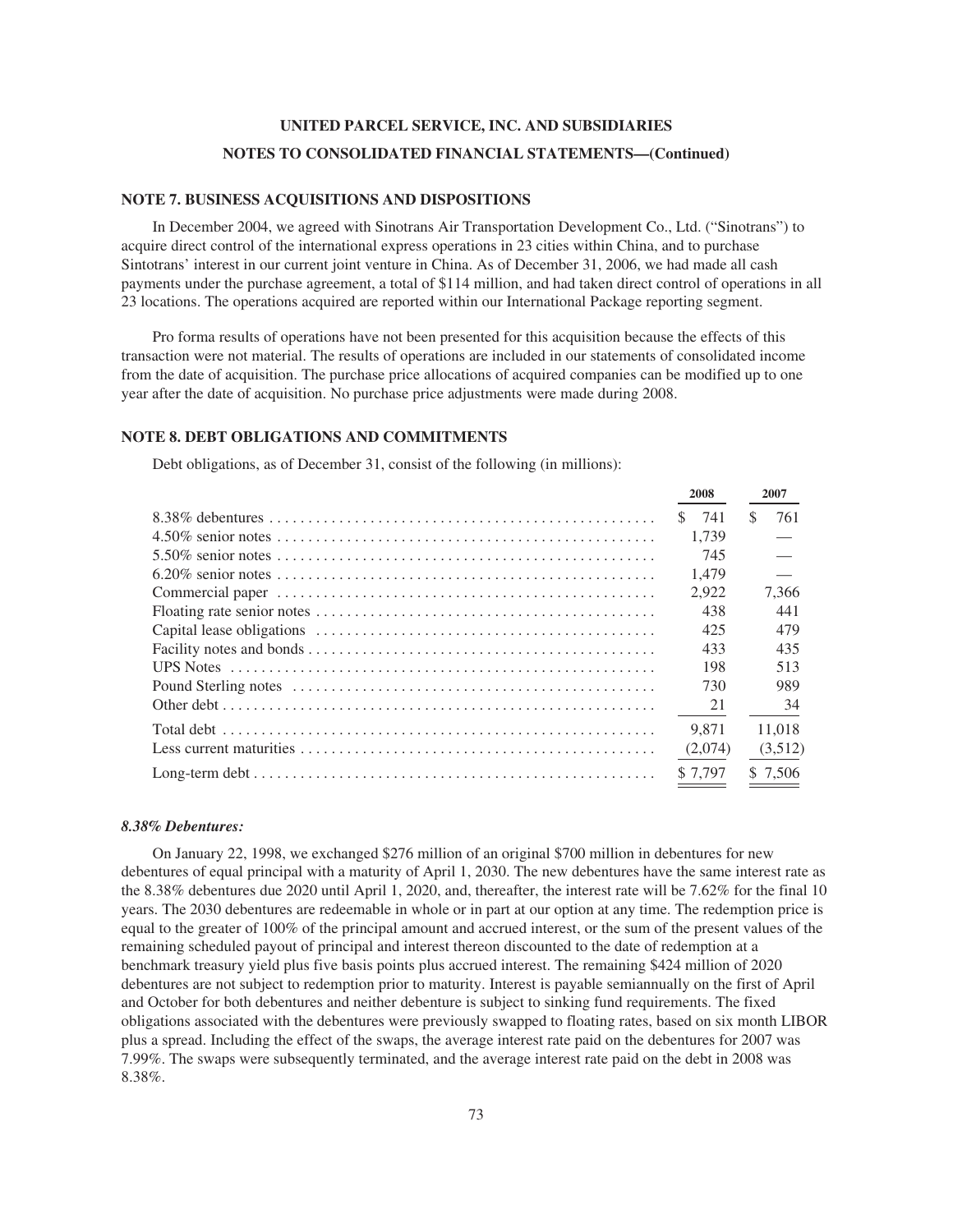UNITED PARCEL SERVICE, INC. AND SUBSIDIARIES

NOTES TO CONSOLIDATED FINANCIAL STATEMENTS—(Continued)

## NOTE 7. BUSINESS ACQUISITIONS AND DISPOSITIONS

In December 2004, we agreed with Sinotrans Air Transportation Development Co., Ltd. ("Sinotrans") to acquire direct control of the international express operations in 23 cities within China, and to purchase Sintotrans' interest in our current joint venture in China. As of December 31, 2006, we had made all cash payments under the purchase agreement, a total of $114 million, and had taken direct control of operations in all 23 locations. The operations acquired are reported within our International Package reporting segment.

Pro forma results of operations have not been presented for this acquisition because the effects of this transaction were not material. The results of operations are included in our statements of consolidated income from the date of acquisition. The purchase price allocations of acquired companies can be modified up to one year after the date of acquisition. No purchase price adjustments were made during 2008.

## NOTE 8. DEBT OBLIGATIONS AND COMMITMENTS

Debt obligations, as of December 31, consist of the following (in millions):

| | 2008 | 2007 |
|---|---|---|
| 8.38% debentures | $ 741 | $ 761 |
| 4.50% senior notes | 1,739 | — |
| 5.50% senior notes | 745 | — |
| 6.20% senior notes | 1,479 | — |
| Commercial paper | 2,922 | 7,366 |
| Floating rate senior notes | 438 | 441 |
| Capital lease obligations | 425 | 479 |
| Facility notes and bonds | 433 | 435 |
| UPS Notes | 198 | 513 |
| Pound Sterling notes | 730 | 989 |
| Other debt | 21 | 34 |
| Total debt | 9,871 | 11,018 |
| Less current maturities | (2,074) | (3,512) |
| Long-term debt | $ 7,797 | $ 7,506 |

***8.38% Debentures:***

On January 22, 1998, we exchanged $276 million of an original $700 million in debentures for new debentures of equal principal with a maturity of April 1, 2030. The new debentures have the same interest rate as the 8.38% debentures due 2020 until April 1, 2020, and, thereafter, the interest rate will be 7.62% for the final 10 years. The 2030 debentures are redeemable in whole or in part at our option at any time. The redemption price is equal to the greater of 100% of the principal amount and accrued interest, or the sum of the present values of the remaining scheduled payout of principal and interest thereon discounted to the date of redemption at a benchmark treasury yield plus five basis points plus accrued interest. The remaining $424 million of 2020 debentures are not subject to redemption prior to maturity. Interest is payable semiannually on the first of April and October for both debentures and neither debenture is subject to sinking fund requirements. The fixed obligations associated with the debentures were previously swapped to floating rates, based on six month LIBOR plus a spread. Including the effect of the swaps, the average interest rate paid on the debentures for 2007 was 7.99%. The swaps were subsequently terminated, and the average interest rate paid on the debt in 2008 was 8.38%.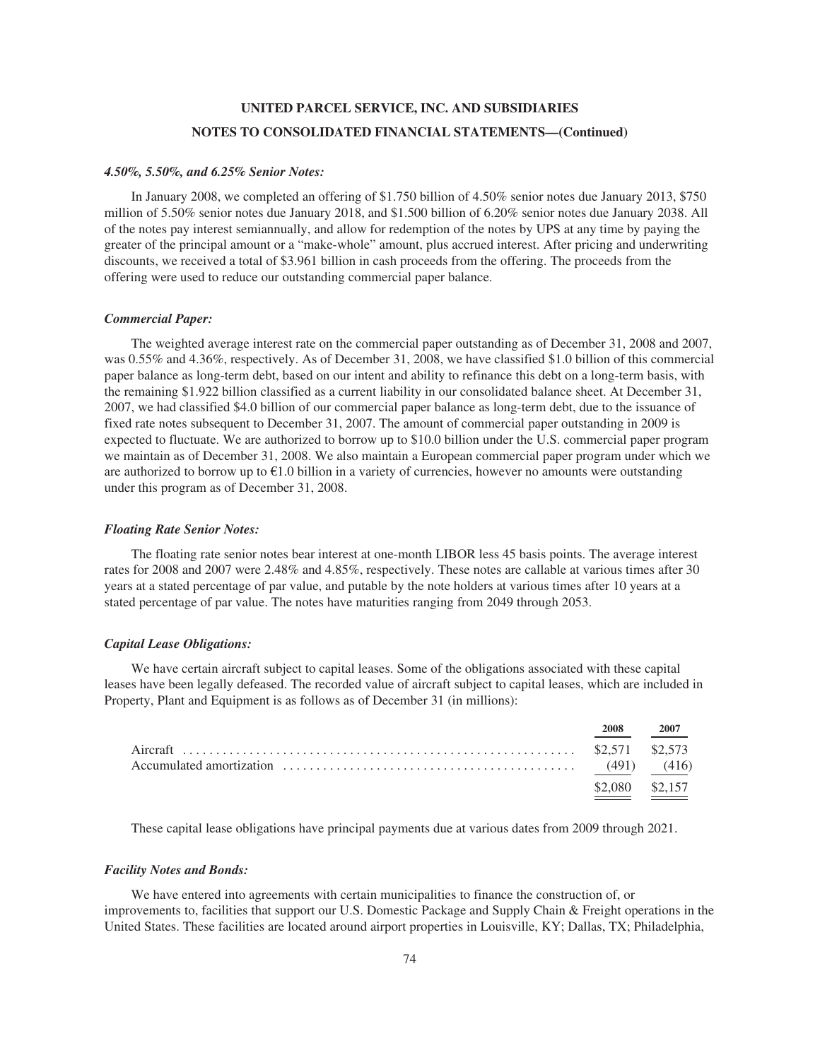*4.50%, 5.50%, and 6.25% Senior Notes:*

In January 2008, we completed an offering of $1.750 billion of 4.50% senior notes due January 2013, $750 million of 5.50% senior notes due January 2018, and $1.500 billion of 6.20% senior notes due January 2038. All of the notes pay interest semiannually, and allow for redemption of the notes by UPS at any time by paying the greater of the principal amount or a "make-whole" amount, plus accrued interest. After pricing and underwriting discounts, we received a total of $3.961 billion in cash proceeds from the offering. The proceeds from the offering were used to reduce our outstanding commercial paper balance.

*Commercial Paper:*

The weighted average interest rate on the commercial paper outstanding as of December 31, 2008 and 2007, was 0.55% and 4.36%, respectively. As of December 31, 2008, we have classified $1.0 billion of this commercial paper balance as long-term debt, based on our intent and ability to refinance this debt on a long-term basis, with the remaining $1.922 billion classified as a current liability in our consolidated balance sheet. At December 31, 2007, we had classified $4.0 billion of our commercial paper balance as long-term debt, due to the issuance of fixed rate notes subsequent to December 31, 2007. The amount of commercial paper outstanding in 2009 is expected to fluctuate. We are authorized to borrow up to $10.0 billion under the U.S. commercial paper program we maintain as of December 31, 2008. We also maintain a European commercial paper program under which we are authorized to borrow up to €1.0 billion in a variety of currencies, however no amounts were outstanding under this program as of December 31, 2008.

*Floating Rate Senior Notes:*

The floating rate senior notes bear interest at one-month LIBOR less 45 basis points. The average interest rates for 2008 and 2007 were 2.48% and 4.85%, respectively. These notes are callable at various times after 30 years at a stated percentage of par value, and putable by the note holders at various times after 10 years at a stated percentage of par value. The notes have maturities ranging from 2049 through 2053.

*Capital Lease Obligations:*

We have certain aircraft subject to capital leases. Some of the obligations associated with these capital leases have been legally defeased. The recorded value of aircraft subject to capital leases, which are included in Property, Plant and Equipment is as follows as of December 31 (in millions):

| | 2008 | 2007 |
|---|---|---|
| Aircraft | $2,571 | $2,573 |
| Accumulated amortization | (491) | (416) |
| | $2,080 | $2,157 |

These capital lease obligations have principal payments due at various dates from 2009 through 2021.

*Facility Notes and Bonds:*

We have entered into agreements with certain municipalities to finance the construction of, or improvements to, facilities that support our U.S. Domestic Package and Supply Chain & Freight operations in the United States. These facilities are located around airport properties in Louisville, KY; Dallas, TX; Philadelphia,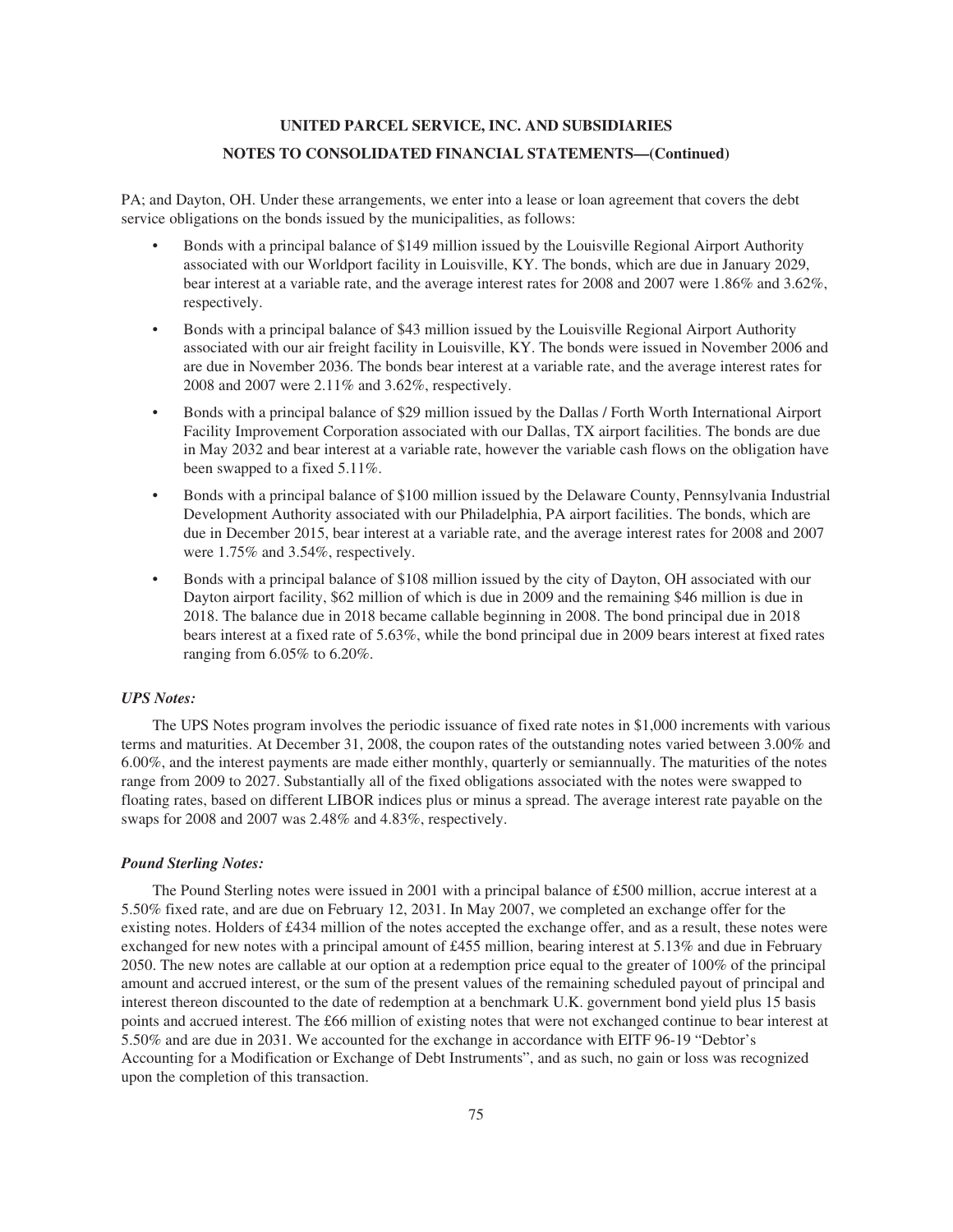PA; and Dayton, OH. Under these arrangements, we enter into a lease or loan agreement that covers the debt service obligations on the bonds issued by the municipalities, as follows:

- Bonds with a principal balance of $149 million issued by the Louisville Regional Airport Authority associated with our Worldport facility in Louisville, KY. The bonds, which are due in January 2029, bear interest at a variable rate, and the average interest rates for 2008 and 2007 were 1.86% and 3.62%, respectively.
- Bonds with a principal balance of $43 million issued by the Louisville Regional Airport Authority associated with our air freight facility in Louisville, KY. The bonds were issued in November 2006 and are due in November 2036. The bonds bear interest at a variable rate, and the average interest rates for 2008 and 2007 were 2.11% and 3.62%, respectively.
- Bonds with a principal balance of $29 million issued by the Dallas / Forth Worth International Airport Facility Improvement Corporation associated with our Dallas, TX airport facilities. The bonds are due in May 2032 and bear interest at a variable rate, however the variable cash flows on the obligation have been swapped to a fixed 5.11%.
- Bonds with a principal balance of $100 million issued by the Delaware County, Pennsylvania Industrial Development Authority associated with our Philadelphia, PA airport facilities. The bonds, which are due in December 2015, bear interest at a variable rate, and the average interest rates for 2008 and 2007 were 1.75% and 3.54%, respectively.
- Bonds with a principal balance of $108 million issued by the city of Dayton, OH associated with our Dayton airport facility, $62 million of which is due in 2009 and the remaining $46 million is due in 2018. The balance due in 2018 became callable beginning in 2008. The bond principal due in 2018 bears interest at a fixed rate of 5.63%, while the bond principal due in 2009 bears interest at fixed rates ranging from 6.05% to 6.20%.

### *UPS Notes:*

The UPS Notes program involves the periodic issuance of fixed rate notes in $1,000 increments with various terms and maturities. At December 31, 2008, the coupon rates of the outstanding notes varied between 3.00% and 6.00%, and the interest payments are made either monthly, quarterly or semiannually. The maturities of the notes range from 2009 to 2027. Substantially all of the fixed obligations associated with the notes were swapped to floating rates, based on different LIBOR indices plus or minus a spread. The average interest rate payable on the swaps for 2008 and 2007 was 2.48% and 4.83%, respectively.

### *Pound Sterling Notes:*

The Pound Sterling notes were issued in 2001 with a principal balance of £500 million, accrue interest at a 5.50% fixed rate, and are due on February 12, 2031. In May 2007, we completed an exchange offer for the existing notes. Holders of £434 million of the notes accepted the exchange offer, and as a result, these notes were exchanged for new notes with a principal amount of £455 million, bearing interest at 5.13% and due in February 2050. The new notes are callable at our option at a redemption price equal to the greater of 100% of the principal amount and accrued interest, or the sum of the present values of the remaining scheduled payout of principal and interest thereon discounted to the date of redemption at a benchmark U.K. government bond yield plus 15 basis points and accrued interest. The £66 million of existing notes that were not exchanged continue to bear interest at 5.50% and are due in 2031. We accounted for the exchange in accordance with EITF 96-19 "Debtor's Accounting for a Modification or Exchange of Debt Instruments", and as such, no gain or loss was recognized upon the completion of this transaction.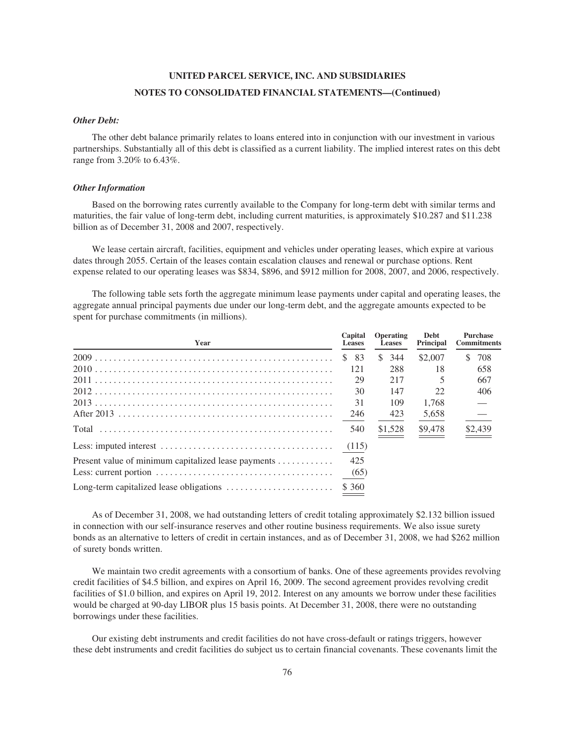### *Other Debt:*

The other debt balance primarily relates to loans entered into in conjunction with our investment in various partnerships. Substantially all of this debt is classified as a current liability. The implied interest rates on this debt range from 3.20% to 6.43%.

### *Other Information*

Based on the borrowing rates currently available to the Company for long-term debt with similar terms and maturities, the fair value of long-term debt, including current maturities, is approximately $10.287 and $11.238 billion as of December 31, 2008 and 2007, respectively.

We lease certain aircraft, facilities, equipment and vehicles under operating leases, which expire at various dates through 2055. Certain of the leases contain escalation clauses and renewal or purchase options. Rent expense related to our operating leases was $834, $896, and $912 million for 2008, 2007, and 2006, respectively.

The following table sets forth the aggregate minimum lease payments under capital and operating leases, the aggregate annual principal payments due under our long-term debt, and the aggregate amounts expected to be spent for purchase commitments (in millions).

| Year | Capital Leases | Operating Leases | Debt Principal | Purchase Commitments |
|---|---|---|---|---|
| 2009 | $ 83 | $ 344 | $2,007 | $ 708 |
| 2010 | 121 | 288 | 18 | 658 |
| 2011 | 29 | 217 | 5 | 667 |
| 2012 | 30 | 147 | 22 | 406 |
| 2013 | 31 | 109 | 1,768 | — |
| After 2013 | 246 | 423 | 5,658 | — |
| Total | 540 | $1,528 | $9,478 | $2,439 |
| Less: imputed interest | (115) | | | |
| Present value of minimum capitalized lease payments | 425 | | | |
| Less: current portion | (65) | | | |
| Long-term capitalized lease obligations | $ 360 | | | |

As of December 31, 2008, we had outstanding letters of credit totaling approximately $2.132 billion issued in connection with our self-insurance reserves and other routine business requirements. We also issue surety bonds as an alternative to letters of credit in certain instances, and as of December 31, 2008, we had $262 million of surety bonds written.

We maintain two credit agreements with a consortium of banks. One of these agreements provides revolving credit facilities of $4.5 billion, and expires on April 16, 2009. The second agreement provides revolving credit facilities of $1.0 billion, and expires on April 19, 2012. Interest on any amounts we borrow under these facilities would be charged at 90-day LIBOR plus 15 basis points. At December 31, 2008, there were no outstanding borrowings under these facilities.

Our existing debt instruments and credit facilities do not have cross-default or ratings triggers, however these debt instruments and credit facilities do subject us to certain financial covenants. These covenants limit the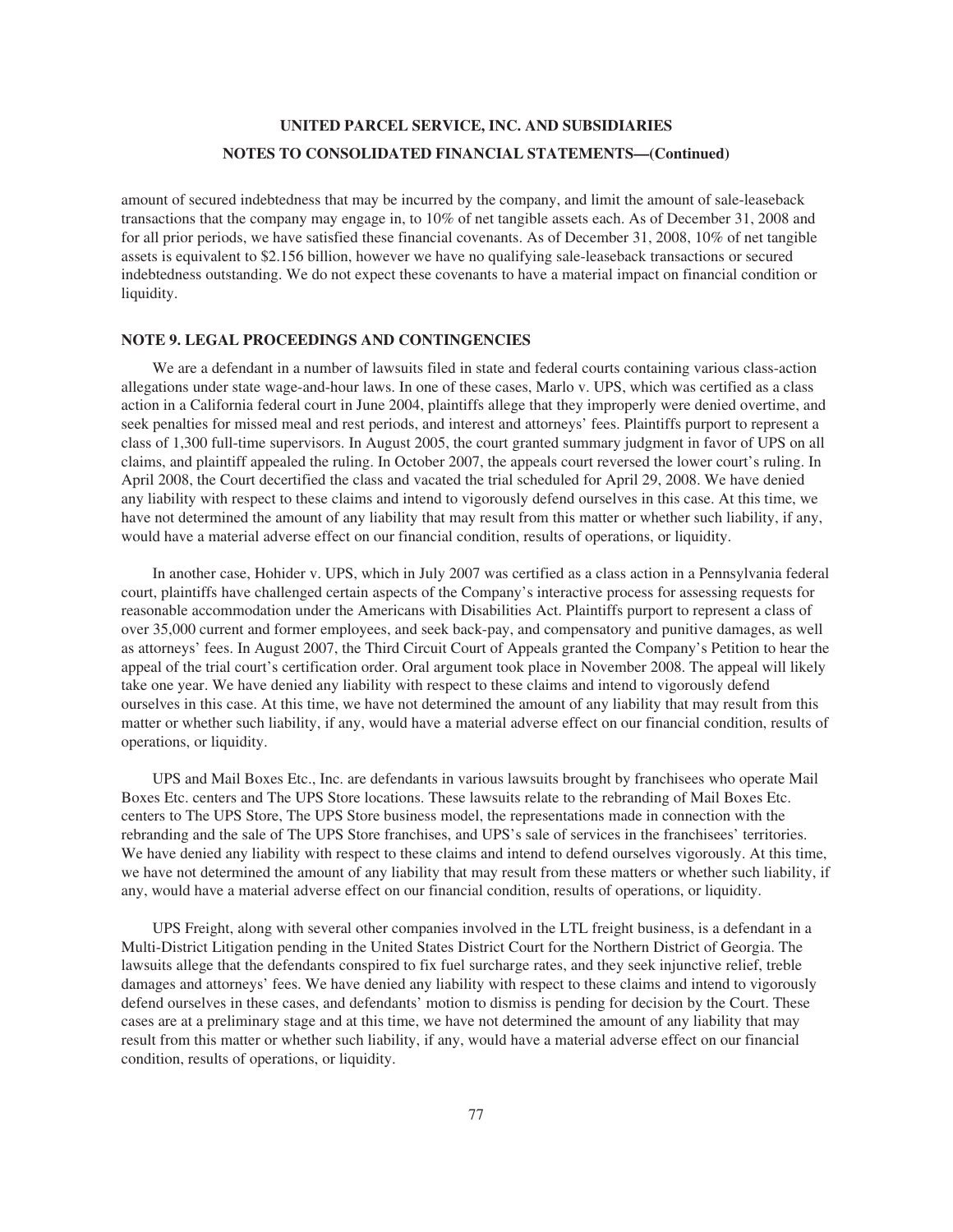amount of secured indebtedness that may be incurred by the company, and limit the amount of sale-leaseback transactions that the company may engage in, to 10% of net tangible assets each. As of December 31, 2008 and for all prior periods, we have satisfied these financial covenants. As of December 31, 2008, 10% of net tangible assets is equivalent to $2.156 billion, however we have no qualifying sale-leaseback transactions or secured indebtedness outstanding. We do not expect these covenants to have a material impact on financial condition or liquidity.

## NOTE 9. LEGAL PROCEEDINGS AND CONTINGENCIES

We are a defendant in a number of lawsuits filed in state and federal courts containing various class-action allegations under state wage-and-hour laws. In one of these cases, Marlo v. UPS, which was certified as a class action in a California federal court in June 2004, plaintiffs allege that they improperly were denied overtime, and seek penalties for missed meal and rest periods, and interest and attorneys' fees. Plaintiffs purport to represent a class of 1,300 full-time supervisors. In August 2005, the court granted summary judgment in favor of UPS on all claims, and plaintiff appealed the ruling. In October 2007, the appeals court reversed the lower court's ruling. In April 2008, the Court decertified the class and vacated the trial scheduled for April 29, 2008. We have denied any liability with respect to these claims and intend to vigorously defend ourselves in this case. At this time, we have not determined the amount of any liability that may result from this matter or whether such liability, if any, would have a material adverse effect on our financial condition, results of operations, or liquidity.

In another case, Hohider v. UPS, which in July 2007 was certified as a class action in a Pennsylvania federal court, plaintiffs have challenged certain aspects of the Company's interactive process for assessing requests for reasonable accommodation under the Americans with Disabilities Act. Plaintiffs purport to represent a class of over 35,000 current and former employees, and seek back-pay, and compensatory and punitive damages, as well as attorneys' fees. In August 2007, the Third Circuit Court of Appeals granted the Company's Petition to hear the appeal of the trial court's certification order. Oral argument took place in November 2008. The appeal will likely take one year. We have denied any liability with respect to these claims and intend to vigorously defend ourselves in this case. At this time, we have not determined the amount of any liability that may result from this matter or whether such liability, if any, would have a material adverse effect on our financial condition, results of operations, or liquidity.

UPS and Mail Boxes Etc., Inc. are defendants in various lawsuits brought by franchisees who operate Mail Boxes Etc. centers and The UPS Store locations. These lawsuits relate to the rebranding of Mail Boxes Etc. centers to The UPS Store, The UPS Store business model, the representations made in connection with the rebranding and the sale of The UPS Store franchises, and UPS's sale of services in the franchisees' territories. We have denied any liability with respect to these claims and intend to defend ourselves vigorously. At this time, we have not determined the amount of any liability that may result from these matters or whether such liability, if any, would have a material adverse effect on our financial condition, results of operations, or liquidity.

UPS Freight, along with several other companies involved in the LTL freight business, is a defendant in a Multi-District Litigation pending in the United States District Court for the Northern District of Georgia. The lawsuits allege that the defendants conspired to fix fuel surcharge rates, and they seek injunctive relief, treble damages and attorneys' fees. We have denied any liability with respect to these claims and intend to vigorously defend ourselves in these cases, and defendants' motion to dismiss is pending for decision by the Court. These cases are at a preliminary stage and at this time, we have not determined the amount of any liability that may result from this matter or whether such liability, if any, would have a material adverse effect on our financial condition, results of operations, or liquidity.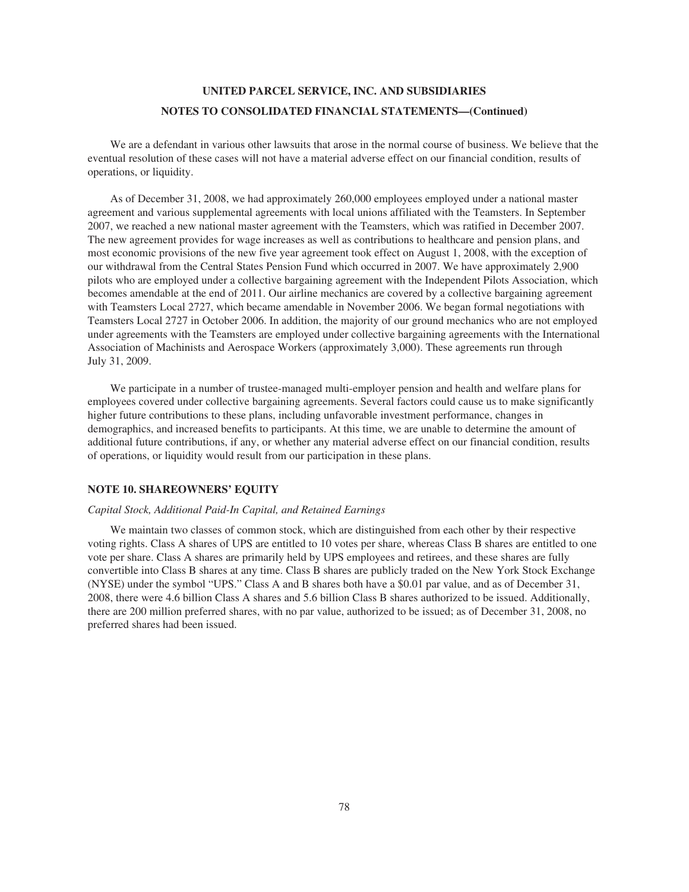We are a defendant in various other lawsuits that arose in the normal course of business. We believe that the eventual resolution of these cases will not have a material adverse effect on our financial condition, results of operations, or liquidity.

As of December 31, 2008, we had approximately 260,000 employees employed under a national master agreement and various supplemental agreements with local unions affiliated with the Teamsters. In September 2007, we reached a new national master agreement with the Teamsters, which was ratified in December 2007. The new agreement provides for wage increases as well as contributions to healthcare and pension plans, and most economic provisions of the new five year agreement took effect on August 1, 2008, with the exception of our withdrawal from the Central States Pension Fund which occurred in 2007. We have approximately 2,900 pilots who are employed under a collective bargaining agreement with the Independent Pilots Association, which becomes amendable at the end of 2011. Our airline mechanics are covered by a collective bargaining agreement with Teamsters Local 2727, which became amendable in November 2006. We began formal negotiations with Teamsters Local 2727 in October 2006. In addition, the majority of our ground mechanics who are not employed under agreements with the Teamsters are employed under collective bargaining agreements with the International Association of Machinists and Aerospace Workers (approximately 3,000). These agreements run through July 31, 2009.

We participate in a number of trustee-managed multi-employer pension and health and welfare plans for employees covered under collective bargaining agreements. Several factors could cause us to make significantly higher future contributions to these plans, including unfavorable investment performance, changes in demographics, and increased benefits to participants. At this time, we are unable to determine the amount of additional future contributions, if any, or whether any material adverse effect on our financial condition, results of operations, or liquidity would result from our participation in these plans.

## NOTE 10. SHAREOWNERS' EQUITY

*Capital Stock, Additional Paid-In Capital, and Retained Earnings*

We maintain two classes of common stock, which are distinguished from each other by their respective voting rights. Class A shares of UPS are entitled to 10 votes per share, whereas Class B shares are entitled to one vote per share. Class A shares are primarily held by UPS employees and retirees, and these shares are fully convertible into Class B shares at any time. Class B shares are publicly traded on the New York Stock Exchange (NYSE) under the symbol "UPS." Class A and B shares both have a $0.01 par value, and as of December 31, 2008, there were 4.6 billion Class A shares and 5.6 billion Class B shares authorized to be issued. Additionally, there are 200 million preferred shares, with no par value, authorized to be issued; as of December 31, 2008, no preferred shares had been issued.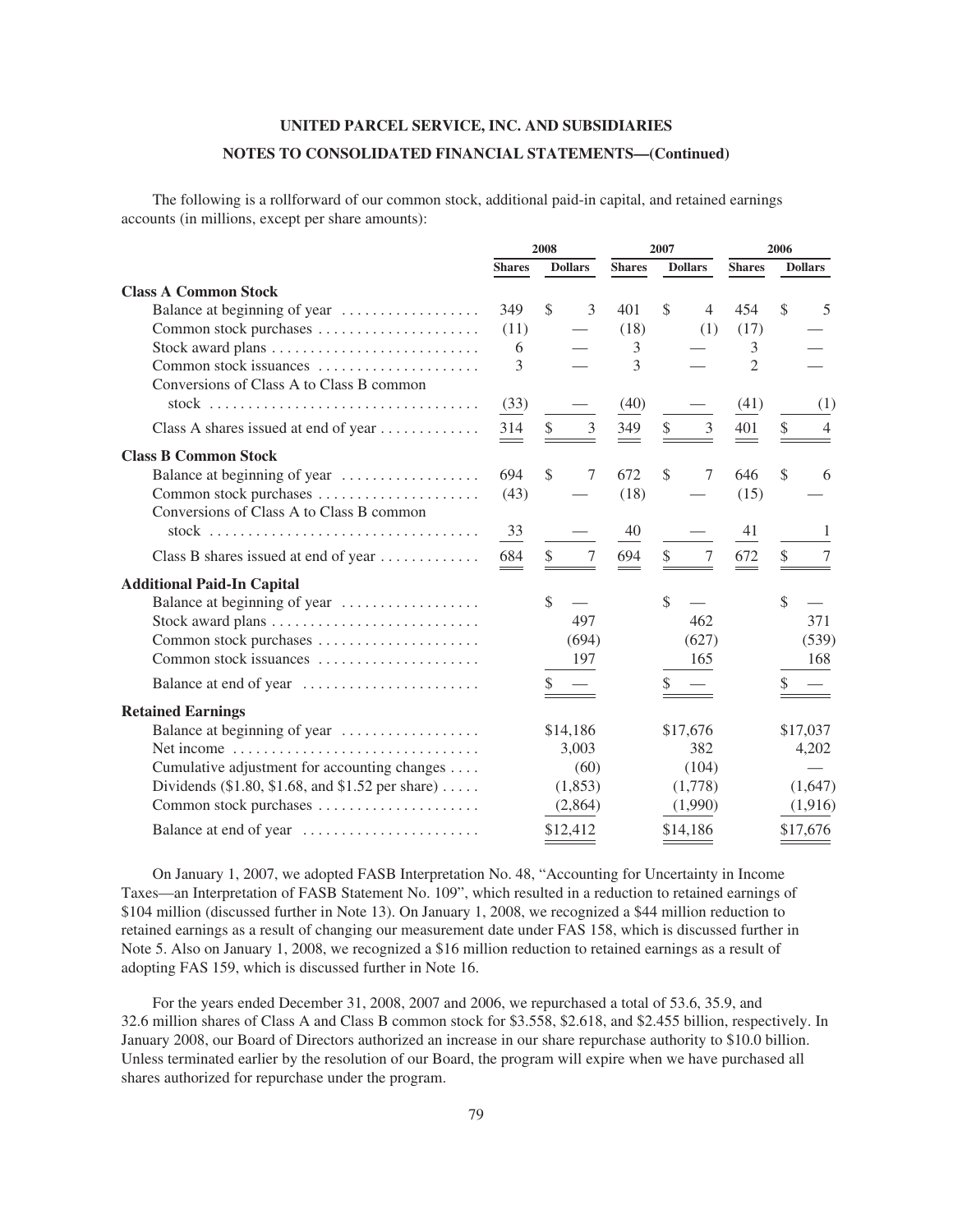**UNITED PARCEL SERVICE, INC. AND SUBSIDIARIES**

**NOTES TO CONSOLIDATED FINANCIAL STATEMENTS—(Continued)**

The following is a rollforward of our common stock, additional paid-in capital, and retained earnings accounts (in millions, except per share amounts):

| | 2008 | | 2007 | | 2006 | |
|---|---|---|---|---|---|---|
| | Shares | Dollars | Shares | Dollars | Shares | Dollars |
| **Class A Common Stock** | | | | | | |
| Balance at beginning of year | 349 | $ 3 | 401 | $ 4 | 454 | $ 5 |
| Common stock purchases | (11) | — | (18) | (1) | (17) | — |
| Stock award plans | 6 | — | 3 | — | 3 | — |
| Common stock issuances | 3 | — | 3 | — | 2 | — |
| Conversions of Class A to Class B common stock | (33) | — | (40) | — | (41) | (1) |
| Class A shares issued at end of year | 314 | $ 3 | 349 | $ 3 | 401 | $ 4 |
| **Class B Common Stock** | | | | | | |
| Balance at beginning of year | 694 | $ 7 | 672 | $ 7 | 646 | $ 6 |
| Common stock purchases | (43) | — | (18) | — | (15) | — |
| Conversions of Class A to Class B common stock | 33 | — | 40 | — | 41 | 1 |
| Class B shares issued at end of year | 684 | $ 7 | 694 | $ 7 | 672 | $ 7 |
| **Additional Paid-In Capital** | | | | | | |
| Balance at beginning of year | | $ — | | $ — | | $ — |
| Stock award plans | | 497 | | 462 | | 371 |
| Common stock purchases | | (694) | | (627) | | (539) |
| Common stock issuances | | 197 | | 165 | | 168 |
| Balance at end of year | | $ — | | $ — | | $ — |
| **Retained Earnings** | | | | | | |
| Balance at beginning of year | | $14,186 | | $17,676 | | $17,037 |
| Net income | | 3,003 | | 382 | | 4,202 |
| Cumulative adjustment for accounting changes | | (60) | | (104) | | — |
| Dividends ($1.80, $1.68, and $1.52 per share) | | (1,853) | | (1,778) | | (1,647) |
| Common stock purchases | | (2,864) | | (1,990) | | (1,916) |
| Balance at end of year | | $12,412 | | $14,186 | | $17,676 |

On January 1, 2007, we adopted FASB Interpretation No. 48, "Accounting for Uncertainty in Income Taxes—an Interpretation of FASB Statement No. 109", which resulted in a reduction to retained earnings of $104 million (discussed further in Note 13). On January 1, 2008, we recognized a $44 million reduction to retained earnings as a result of changing our measurement date under FAS 158, which is discussed further in Note 5. Also on January 1, 2008, we recognized a $16 million reduction to retained earnings as a result of adopting FAS 159, which is discussed further in Note 16.

For the years ended December 31, 2008, 2007 and 2006, we repurchased a total of 53.6, 35.9, and 32.6 million shares of Class A and Class B common stock for $3.558, $2.618, and $2.455 billion, respectively. In January 2008, our Board of Directors authorized an increase in our share repurchase authority to $10.0 billion. Unless terminated earlier by the resolution of our Board, the program will expire when we have purchased all shares authorized for repurchase under the program.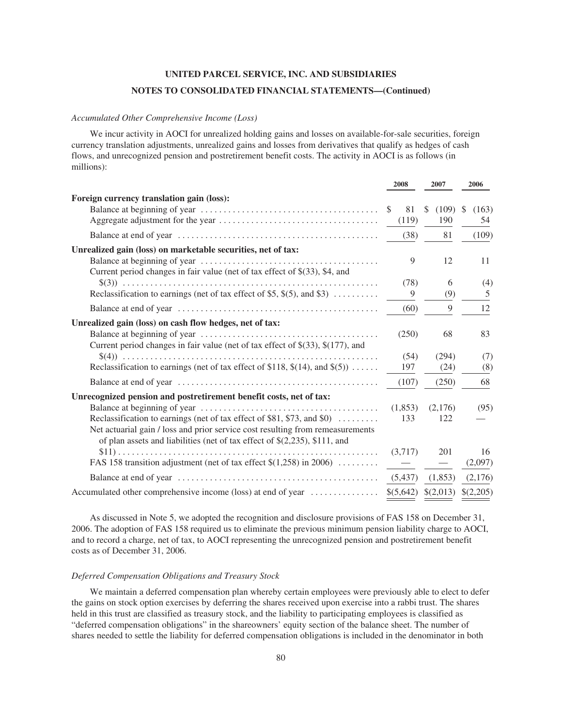*Accumulated Other Comprehensive Income (Loss)*

We incur activity in AOCI for unrealized holding gains and losses on available-for-sale securities, foreign currency translation adjustments, unrealized gains and losses from derivatives that qualify as hedges of cash flows, and unrecognized pension and postretirement benefit costs. The activity in AOCI is as follows (in millions):

| | 2008 | 2007 | 2006 |
|---|---|---|---|
| **Foreign currency translation gain (loss):** | | | |
| Balance at beginning of year | $ 81 | $ (109) | $ (163) |
| Aggregate adjustment for the year | (119) | 190 | 54 |
| Balance at end of year | (38) | 81 | (109) |
| **Unrealized gain (loss) on marketable securities, net of tax:** | | | |
| Balance at beginning of year | 9 | 12 | 11 |
| Current period changes in fair value (net of tax effect of $(33), $4, and $(3)) | (78) | 6 | (4) |
| Reclassification to earnings (net of tax effect of $5, $(5), and $3) | 9 | (9) | 5 |
| Balance at end of year | (60) | 9 | 12 |
| **Unrealized gain (loss) on cash flow hedges, net of tax:** | | | |
| Balance at beginning of year | (250) | 68 | 83 |
| Current period changes in fair value (net of tax effect of $(33), $(177), and $(4)) | (54) | (294) | (7) |
| Reclassification to earnings (net of tax effect of $118, $(14), and $(5)) | 197 | (24) | (8) |
| Balance at end of year | (107) | (250) | 68 |
| **Unrecognized pension and postretirement benefit costs, net of tax:** | | | |
| Balance at beginning of year | (1,853) | (2,176) | (95) |
| Reclassification to earnings (net of tax effect of $81, $73, and $0) | 133 | 122 | — |
| Net actuarial gain / loss and prior service cost resulting from remeasurements of plan assets and liabilities (net of tax effect of $(2,235), $111, and $11) | (3,717) | 201 | 16 |
| FAS 158 transition adjustment (net of tax effect $(1,258) in 2006) | — | — | (2,097) |
| Balance at end of year | (5,437) | (1,853) | (2,176) |
| Accumulated other comprehensive income (loss) at end of year | $(5,642) | $(2,013) | $(2,205) |

As discussed in Note 5, we adopted the recognition and disclosure provisions of FAS 158 on December 31, 2006. The adoption of FAS 158 required us to eliminate the previous minimum pension liability charge to AOCI, and to record a charge, net of tax, to AOCI representing the unrecognized pension and postretirement benefit costs as of December 31, 2006.

*Deferred Compensation Obligations and Treasury Stock*

We maintain a deferred compensation plan whereby certain employees were previously able to elect to defer the gains on stock option exercises by deferring the shares received upon exercise into a rabbi trust. The shares held in this trust are classified as treasury stock, and the liability to participating employees is classified as "deferred compensation obligations" in the shareowners' equity section of the balance sheet. The number of shares needed to settle the liability for deferred compensation obligations is included in the denominator in both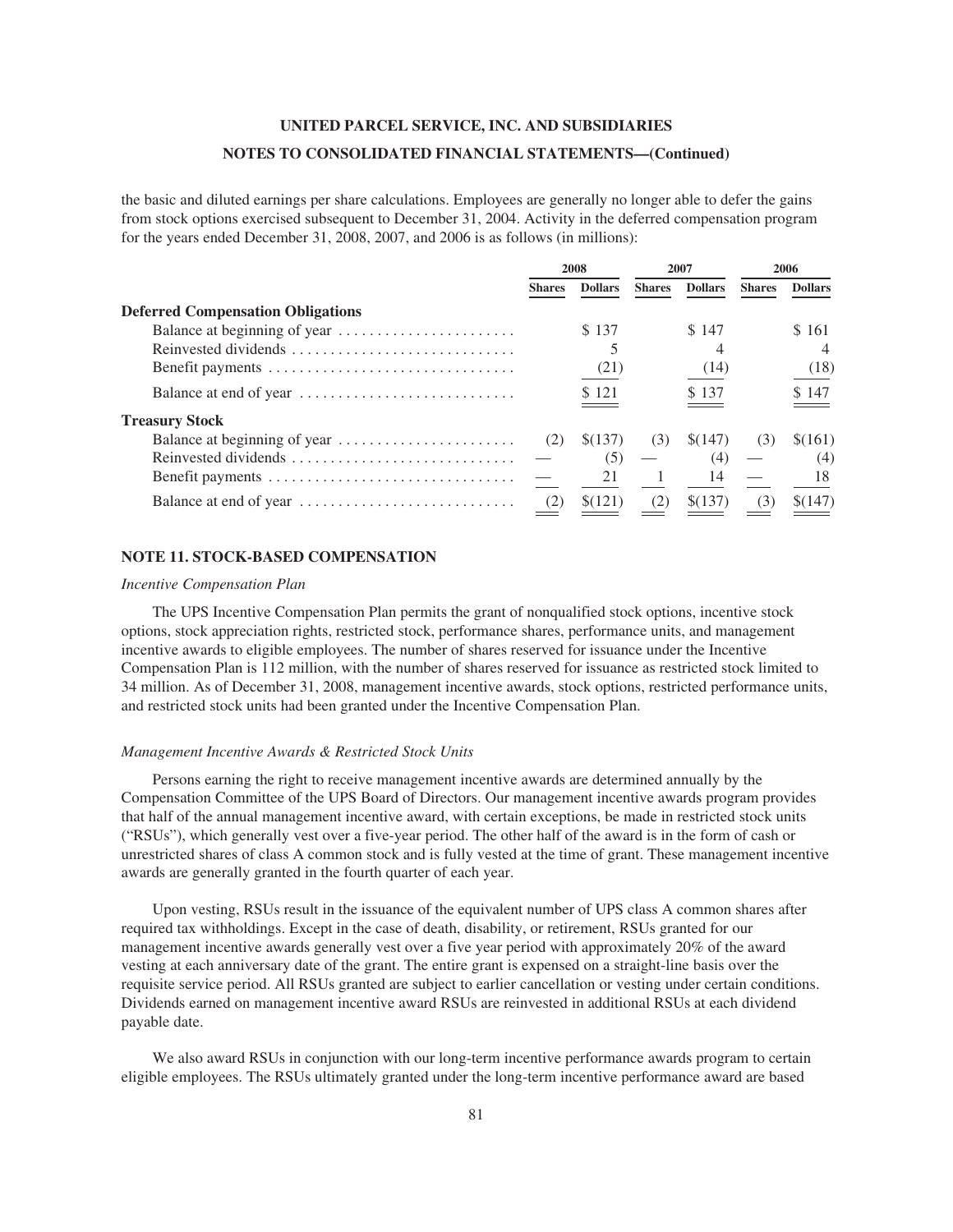the basic and diluted earnings per share calculations. Employees are generally no longer able to defer the gains from stock options exercised subsequent to December 31, 2004. Activity in the deferred compensation program for the years ended December 31, 2008, 2007, and 2006 is as follows (in millions):

| | 2008 | | 2007 | | 2006 | |
|---|---|---|---|---|---|---|
| | Shares | Dollars | Shares | Dollars | Shares | Dollars |
| **Deferred Compensation Obligations** | | | | | | |
| Balance at beginning of year | | $ 137 | | $ 147 | | $ 161 |
| Reinvested dividends | | 5 | | 4 | | 4 |
| Benefit payments | | (21) | | (14) | | (18) |
| Balance at end of year | | $ 121 | | $ 137 | | $ 147 |
| **Treasury Stock** | | | | | | |
| Balance at beginning of year | (2) | $(137) | (3) | $(147) | (3) | $(161) |
| Reinvested dividends | — | (5) | — | (4) | — | (4) |
| Benefit payments | — | 21 | 1 | 14 | — | 18 |
| Balance at end of year | (2) | $(121) | (2) | $(137) | (3) | $(147) |

## NOTE 11. STOCK-BASED COMPENSATION

### *Incentive Compensation Plan*

The UPS Incentive Compensation Plan permits the grant of nonqualified stock options, incentive stock options, stock appreciation rights, restricted stock, performance shares, performance units, and management incentive awards to eligible employees. The number of shares reserved for issuance under the Incentive Compensation Plan is 112 million, with the number of shares reserved for issuance as restricted stock limited to 34 million. As of December 31, 2008, management incentive awards, stock options, restricted performance units, and restricted stock units had been granted under the Incentive Compensation Plan.

### *Management Incentive Awards & Restricted Stock Units*

Persons earning the right to receive management incentive awards are determined annually by the Compensation Committee of the UPS Board of Directors. Our management incentive awards program provides that half of the annual management incentive award, with certain exceptions, be made in restricted stock units ("RSUs"), which generally vest over a five-year period. The other half of the award is in the form of cash or unrestricted shares of class A common stock and is fully vested at the time of grant. These management incentive awards are generally granted in the fourth quarter of each year.

Upon vesting, RSUs result in the issuance of the equivalent number of UPS class A common shares after required tax withholdings. Except in the case of death, disability, or retirement, RSUs granted for our management incentive awards generally vest over a five year period with approximately 20% of the award vesting at each anniversary date of the grant. The entire grant is expensed on a straight-line basis over the requisite service period. All RSUs granted are subject to earlier cancellation or vesting under certain conditions. Dividends earned on management incentive award RSUs are reinvested in additional RSUs at each dividend payable date.

We also award RSUs in conjunction with our long-term incentive performance awards program to certain eligible employees. The RSUs ultimately granted under the long-term incentive performance award are based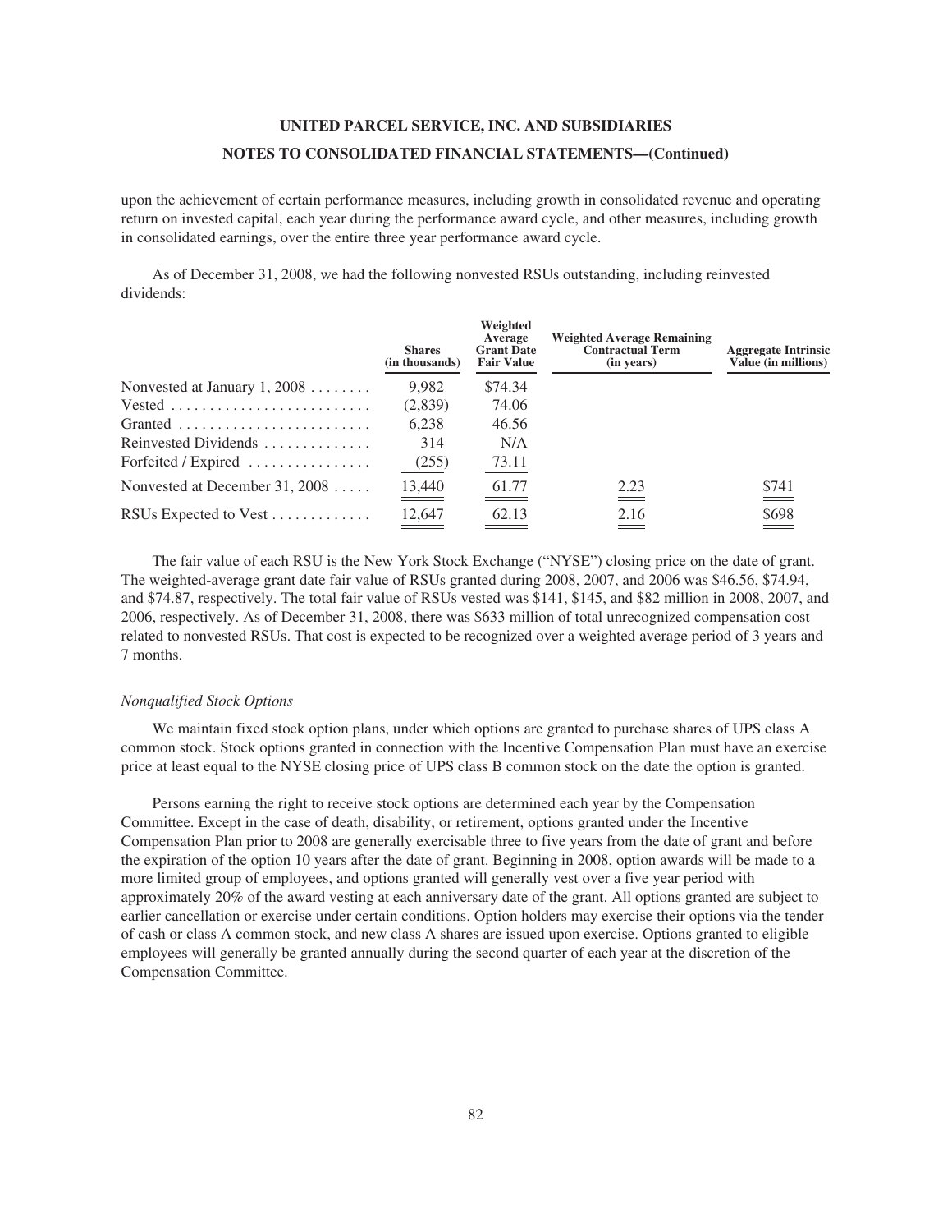upon the achievement of certain performance measures, including growth in consolidated revenue and operating return on invested capital, each year during the performance award cycle, and other measures, including growth in consolidated earnings, over the entire three year performance award cycle.

As of December 31, 2008, we had the following nonvested RSUs outstanding, including reinvested dividends:

| | Shares (in thousands) | Weighted Average Grant Date Fair Value | Weighted Average Remaining Contractual Term (in years) | Aggregate Intrinsic Value (in millions) |
|---|---|---|---|---|
| Nonvested at January 1, 2008 | 9,982 | $74.34 | | |
| Vested | (2,839) | 74.06 | | |
| Granted | 6,238 | 46.56 | | |
| Reinvested Dividends | 314 | N/A | | |
| Forfeited / Expired | (255) | 73.11 | | |
| Nonvested at December 31, 2008 | 13,440 | 61.77 | 2.23 | $741 |
| RSUs Expected to Vest | 12,647 | 62.13 | 2.16 | $698 |

The fair value of each RSU is the New York Stock Exchange ("NYSE") closing price on the date of grant. The weighted-average grant date fair value of RSUs granted during 2008, 2007, and 2006 was $46.56, $74.94, and $74.87, respectively. The total fair value of RSUs vested was $141, $145, and $82 million in 2008, 2007, and 2006, respectively. As of December 31, 2008, there was $633 million of total unrecognized compensation cost related to nonvested RSUs. That cost is expected to be recognized over a weighted average period of 3 years and 7 months.

*Nonqualified Stock Options*

We maintain fixed stock option plans, under which options are granted to purchase shares of UPS class A common stock. Stock options granted in connection with the Incentive Compensation Plan must have an exercise price at least equal to the NYSE closing price of UPS class B common stock on the date the option is granted.

Persons earning the right to receive stock options are determined each year by the Compensation Committee. Except in the case of death, disability, or retirement, options granted under the Incentive Compensation Plan prior to 2008 are generally exercisable three to five years from the date of grant and before the expiration of the option 10 years after the date of grant. Beginning in 2008, option awards will be made to a more limited group of employees, and options granted will generally vest over a five year period with approximately 20% of the award vesting at each anniversary date of the grant. All options granted are subject to earlier cancellation or exercise under certain conditions. Option holders may exercise their options via the tender of cash or class A common stock, and new class A shares are issued upon exercise. Options granted to eligible employees will generally be granted annually during the second quarter of each year at the discretion of the Compensation Committee.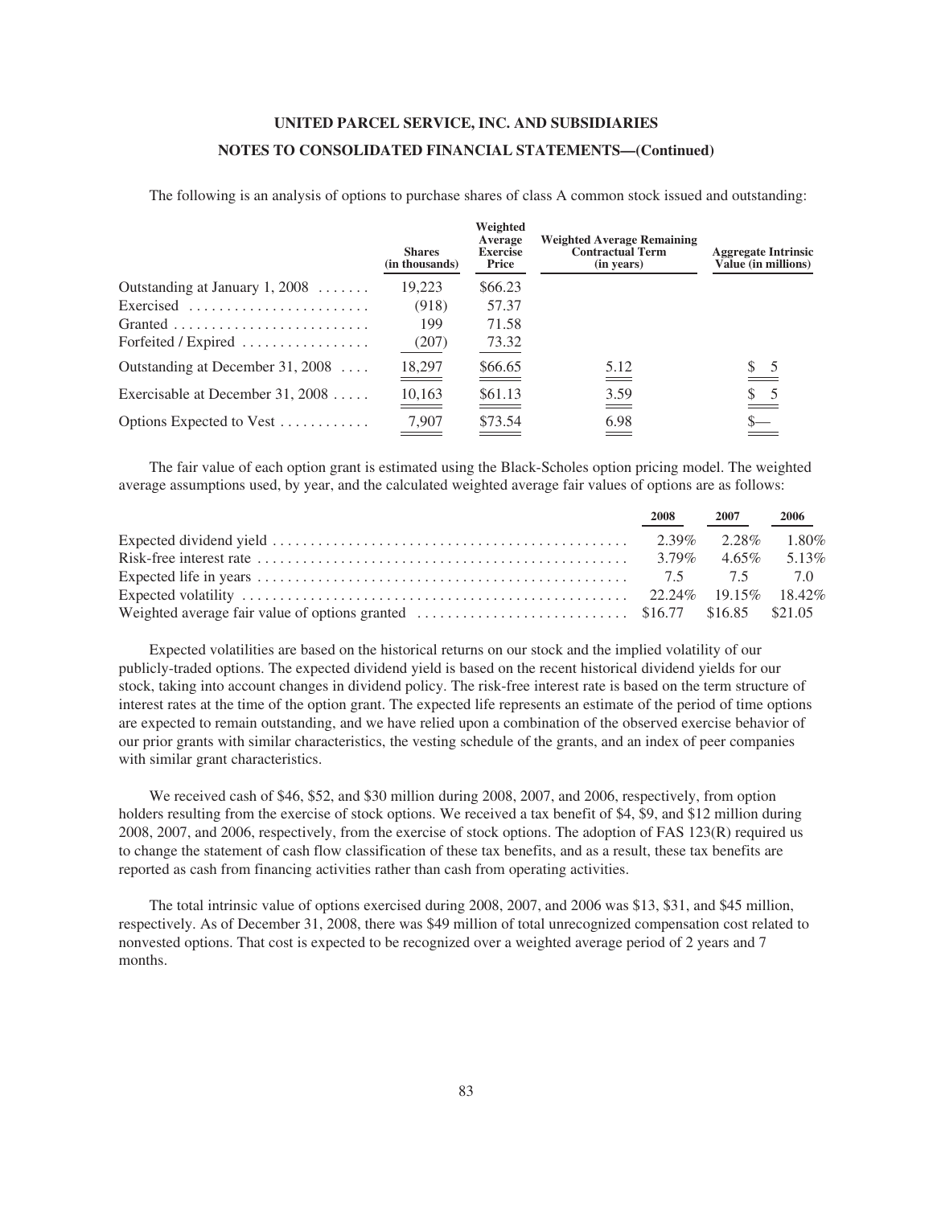The following is an analysis of options to purchase shares of class A common stock issued and outstanding:

| | Shares (in thousands) | Weighted Average Exercise Price | Weighted Average Remaining Contractual Term (in years) | Aggregate Intrinsic Value (in millions) |
|---|---|---|---|---|
| Outstanding at January 1, 2008 | 19,223 | $66.23 | | |
| Exercised | (918) | 57.37 | | |
| Granted | 199 | 71.58 | | |
| Forfeited / Expired | (207) | 73.32 | | |
| Outstanding at December 31, 2008 | 18,297 | $66.65 | 5.12 | $ 5 |
| Exercisable at December 31, 2008 | 10,163 | $61.13 | 3.59 | $ 5 |
| Options Expected to Vest | 7,907 | $73.54 | 6.98 | $— |

The fair value of each option grant is estimated using the Black-Scholes option pricing model. The weighted average assumptions used, by year, and the calculated weighted average fair values of options are as follows:

| | 2008 | 2007 | 2006 |
|---|---|---|---|
| Expected dividend yield | 2.39% | 2.28% | 1.80% |
| Risk-free interest rate | 3.79% | 4.65% | 5.13% |
| Expected life in years | 7.5 | 7.5 | 7.0 |
| Expected volatility | 22.24% | 19.15% | 18.42% |
| Weighted average fair value of options granted | $16.77 | $16.85 | $21.05 |

Expected volatilities are based on the historical returns on our stock and the implied volatility of our publicly-traded options. The expected dividend yield is based on the recent historical dividend yields for our stock, taking into account changes in dividend policy. The risk-free interest rate is based on the term structure of interest rates at the time of the option grant. The expected life represents an estimate of the period of time options are expected to remain outstanding, and we have relied upon a combination of the observed exercise behavior of our prior grants with similar characteristics, the vesting schedule of the grants, and an index of peer companies with similar grant characteristics.

We received cash of $46, $52, and $30 million during 2008, 2007, and 2006, respectively, from option holders resulting from the exercise of stock options. We received a tax benefit of $4, $9, and $12 million during 2008, 2007, and 2006, respectively, from the exercise of stock options. The adoption of FAS 123(R) required us to change the statement of cash flow classification of these tax benefits, and as a result, these tax benefits are reported as cash from financing activities rather than cash from operating activities.

The total intrinsic value of options exercised during 2008, 2007, and 2006 was $13, $31, and $45 million, respectively. As of December 31, 2008, there was $49 million of total unrecognized compensation cost related to nonvested options. That cost is expected to be recognized over a weighted average period of 2 years and 7 months.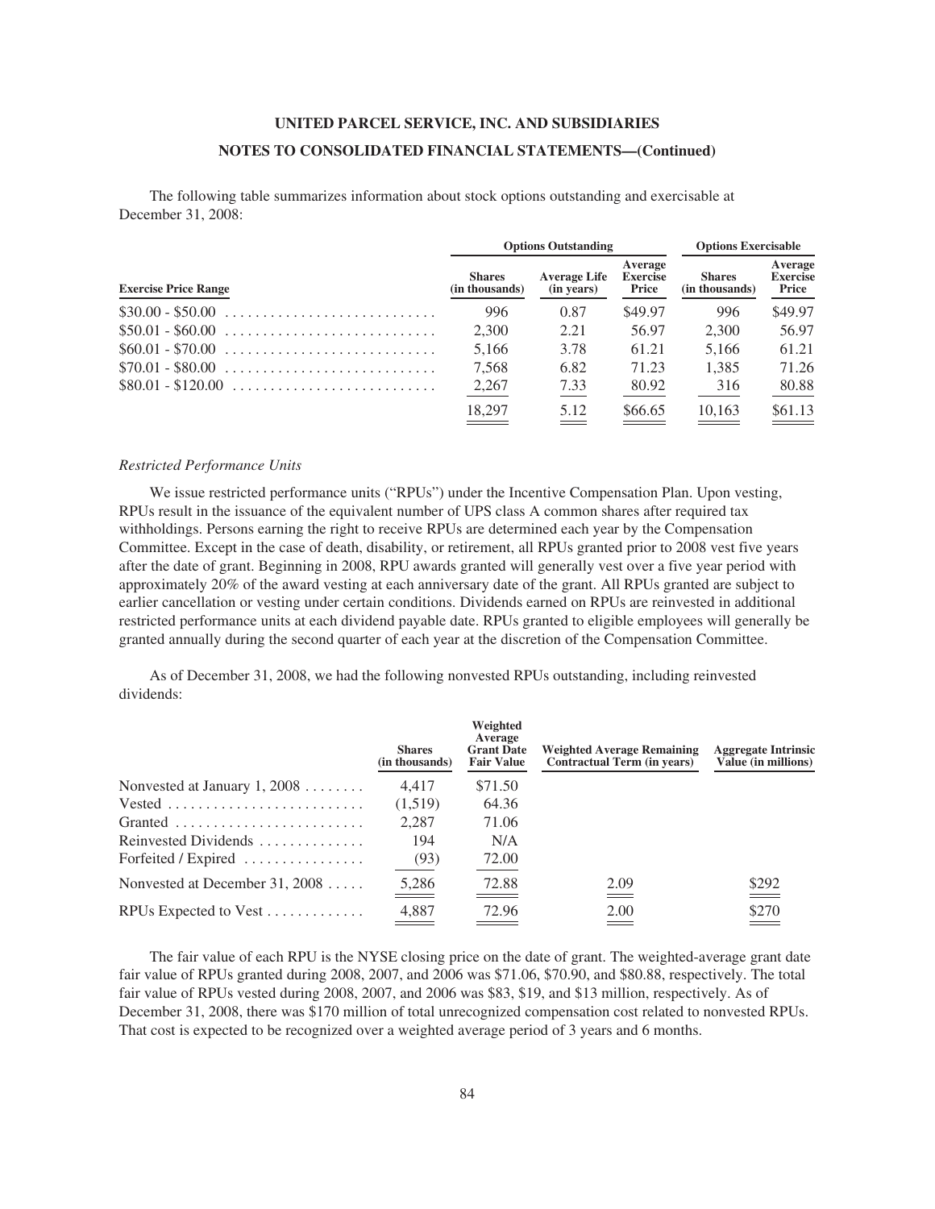The following table summarizes information about stock options outstanding and exercisable at December 31, 2008:

| Exercise Price Range | Options Outstanding | | | Options Exercisable | |
|---|---|---|---|---|---|
| | Shares (in thousands) | Average Life (in years) | Average Exercise Price | Shares (in thousands) | Average Exercise Price |
| $30.00 - $50.00 | 996 | 0.87 | $49.97 | 996 | $49.97 |
| $50.01 - $60.00 | 2,300 | 2.21 | 56.97 | 2,300 | 56.97 |
| $60.01 - $70.00 | 5,166 | 3.78 | 61.21 | 5,166 | 61.21 |
| $70.01 - $80.00 | 7,568 | 6.82 | 71.23 | 1,385 | 71.26 |
| $80.01 - $120.00 | 2,267 | 7.33 | 80.92 | 316 | 80.88 |
| | 18,297 | 5.12 | $66.65 | 10,163 | $61.13 |

*Restricted Performance Units*

We issue restricted performance units ("RPUs") under the Incentive Compensation Plan. Upon vesting, RPUs result in the issuance of the equivalent number of UPS class A common shares after required tax withholdings. Persons earning the right to receive RPUs are determined each year by the Compensation Committee. Except in the case of death, disability, or retirement, all RPUs granted prior to 2008 vest five years after the date of grant. Beginning in 2008, RPU awards granted will generally vest over a five year period with approximately 20% of the award vesting at each anniversary date of the grant. All RPUs granted are subject to earlier cancellation or vesting under certain conditions. Dividends earned on RPUs are reinvested in additional restricted performance units at each dividend payable date. RPUs granted to eligible employees will generally be granted annually during the second quarter of each year at the discretion of the Compensation Committee.

As of December 31, 2008, we had the following nonvested RPUs outstanding, including reinvested dividends:

| | Shares (in thousands) | Weighted Average Grant Date Fair Value | Weighted Average Remaining Contractual Term (in years) | Aggregate Intrinsic Value (in millions) |
|---|---|---|---|---|
| Nonvested at January 1, 2008 | 4,417 | $71.50 | | |
| Vested | (1,519) | 64.36 | | |
| Granted | 2,287 | 71.06 | | |
| Reinvested Dividends | 194 | N/A | | |
| Forfeited / Expired | (93) | 72.00 | | |
| Nonvested at December 31, 2008 | 5,286 | 72.88 | 2.09 | $292 |
| RPUs Expected to Vest | 4,887 | 72.96 | 2.00 | $270 |

The fair value of each RPU is the NYSE closing price on the date of grant. The weighted-average grant date fair value of RPUs granted during 2008, 2007, and 2006 was $71.06, $70.90, and $80.88, respectively. The total fair value of RPUs vested during 2008, 2007, and 2006 was $83, $19, and $13 million, respectively. As of December 31, 2008, there was $170 million of total unrecognized compensation cost related to nonvested RPUs. That cost is expected to be recognized over a weighted average period of 3 years and 6 months.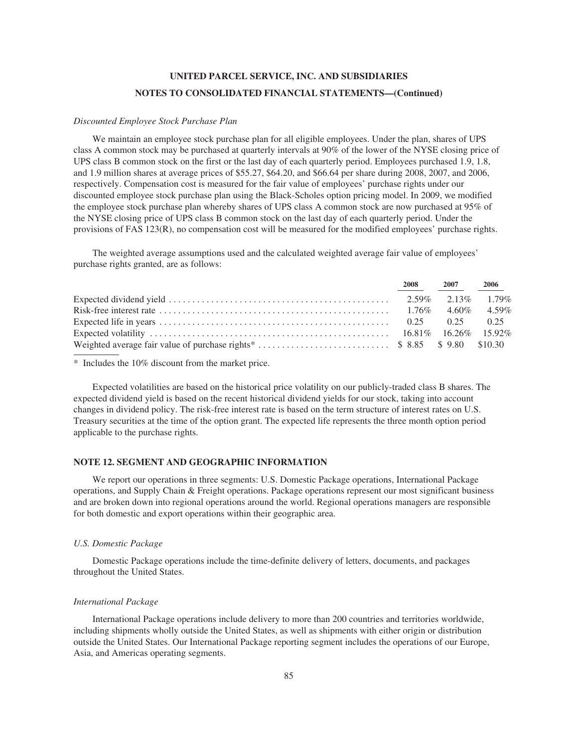*Discounted Employee Stock Purchase Plan*

We maintain an employee stock purchase plan for all eligible employees. Under the plan, shares of UPS class A common stock may be purchased at quarterly intervals at 90% of the lower of the NYSE closing price of UPS class B common stock on the first or the last day of each quarterly period. Employees purchased 1.9, 1.8, and 1.9 million shares at average prices of $55.27, $64.20, and $66.64 per share during 2008, 2007, and 2006, respectively. Compensation cost is measured for the fair value of employees' purchase rights under our discounted employee stock purchase plan using the Black-Scholes option pricing model. In 2009, we modified the employee stock purchase plan whereby shares of UPS class A common stock are now purchased at 95% of the NYSE closing price of UPS class B common stock on the last day of each quarterly period. Under the provisions of FAS 123(R), no compensation cost will be measured for the modified employees' purchase rights.

The weighted average assumptions used and the calculated weighted average fair value of employees' purchase rights granted, are as follows:

| | 2008 | 2007 | 2006 |
|---|---|---|---|
| Expected dividend yield | 2.59% | 2.13% | 1.79% |
| Risk-free interest rate | 1.76% | 4.60% | 4.59% |
| Expected life in years | 0.25 | 0.25 | 0.25 |
| Expected volatility | 16.81% | 16.26% | 15.92% |
| Weighted average fair value of purchase rights* | $ 8.85 | $ 9.80 | $10.30 |

\* Includes the 10% discount from the market price.

Expected volatilities are based on the historical price volatility on our publicly-traded class B shares. The expected dividend yield is based on the recent historical dividend yields for our stock, taking into account changes in dividend policy. The risk-free interest rate is based on the term structure of interest rates on U.S. Treasury securities at the time of the option grant. The expected life represents the three month option period applicable to the purchase rights.

## NOTE 12. SEGMENT AND GEOGRAPHIC INFORMATION

We report our operations in three segments: U.S. Domestic Package operations, International Package operations, and Supply Chain & Freight operations. Package operations represent our most significant business and are broken down into regional operations around the world. Regional operations managers are responsible for both domestic and export operations within their geographic area.

*U.S. Domestic Package*

Domestic Package operations include the time-definite delivery of letters, documents, and packages throughout the United States.

*International Package*

International Package operations include delivery to more than 200 countries and territories worldwide, including shipments wholly outside the United States, as well as shipments with either origin or distribution outside the United States. Our International Package reporting segment includes the operations of our Europe, Asia, and Americas operating segments.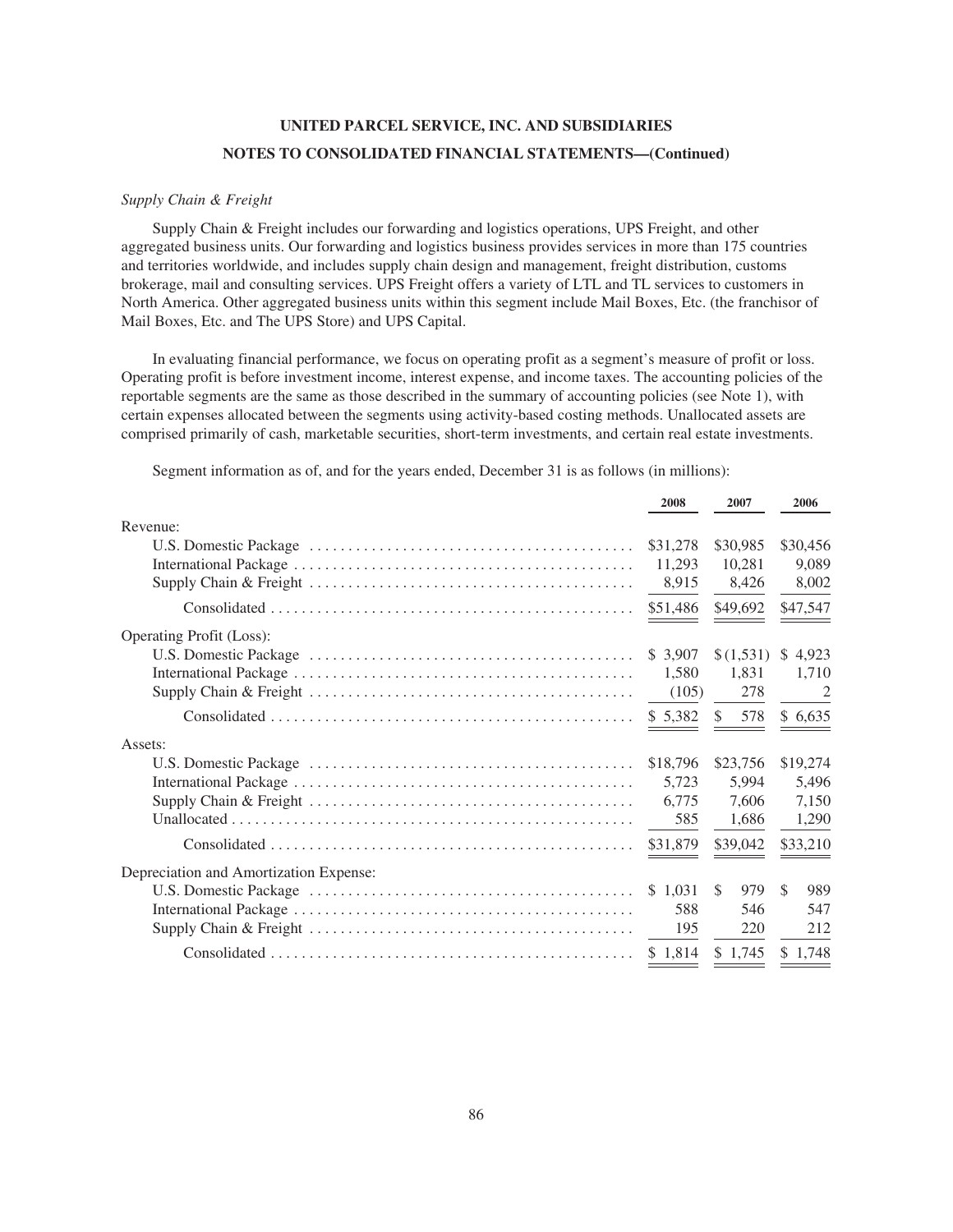*Supply Chain & Freight*

Supply Chain & Freight includes our forwarding and logistics operations, UPS Freight, and other aggregated business units. Our forwarding and logistics business provides services in more than 175 countries and territories worldwide, and includes supply chain design and management, freight distribution, customs brokerage, mail and consulting services. UPS Freight offers a variety of LTL and TL services to customers in North America. Other aggregated business units within this segment include Mail Boxes, Etc. (the franchisor of Mail Boxes, Etc. and The UPS Store) and UPS Capital.

In evaluating financial performance, we focus on operating profit as a segment's measure of profit or loss. Operating profit is before investment income, interest expense, and income taxes. The accounting policies of the reportable segments are the same as those described in the summary of accounting policies (see Note 1), with certain expenses allocated between the segments using activity-based costing methods. Unallocated assets are comprised primarily of cash, marketable securities, short-term investments, and certain real estate investments.

Segment information as of, and for the years ended, December 31 is as follows (in millions):

| | 2008 | 2007 | 2006 |
|---|---|---|---|
| Revenue: | | | |
| U.S. Domestic Package | $31,278 | $30,985 | $30,456 |
| International Package | 11,293 | 10,281 | 9,089 |
| Supply Chain & Freight | 8,915 | 8,426 | 8,002 |
| Consolidated | $51,486 | $49,692 | $47,547 |
| Operating Profit (Loss): | | | |
| U.S. Domestic Package | $ 3,907 | $ (1,531) | $ 4,923 |
| International Package | 1,580 | 1,831 | 1,710 |
| Supply Chain & Freight | (105) | 278 | 2 |
| Consolidated | $ 5,382 | $ 578 | $ 6,635 |
| Assets: | | | |
| U.S. Domestic Package | $18,796 | $23,756 | $19,274 |
| International Package | 5,723 | 5,994 | 5,496 |
| Supply Chain & Freight | 6,775 | 7,606 | 7,150 |
| Unallocated | 585 | 1,686 | 1,290 |
| Consolidated | $31,879 | $39,042 | $33,210 |
| Depreciation and Amortization Expense: | | | |
| U.S. Domestic Package | $ 1,031 | $ 979 | $ 989 |
| International Package | 588 | 546 | 547 |
| Supply Chain & Freight | 195 | 220 | 212 |
| Consolidated | $ 1,814 | $ 1,745 | $ 1,748 |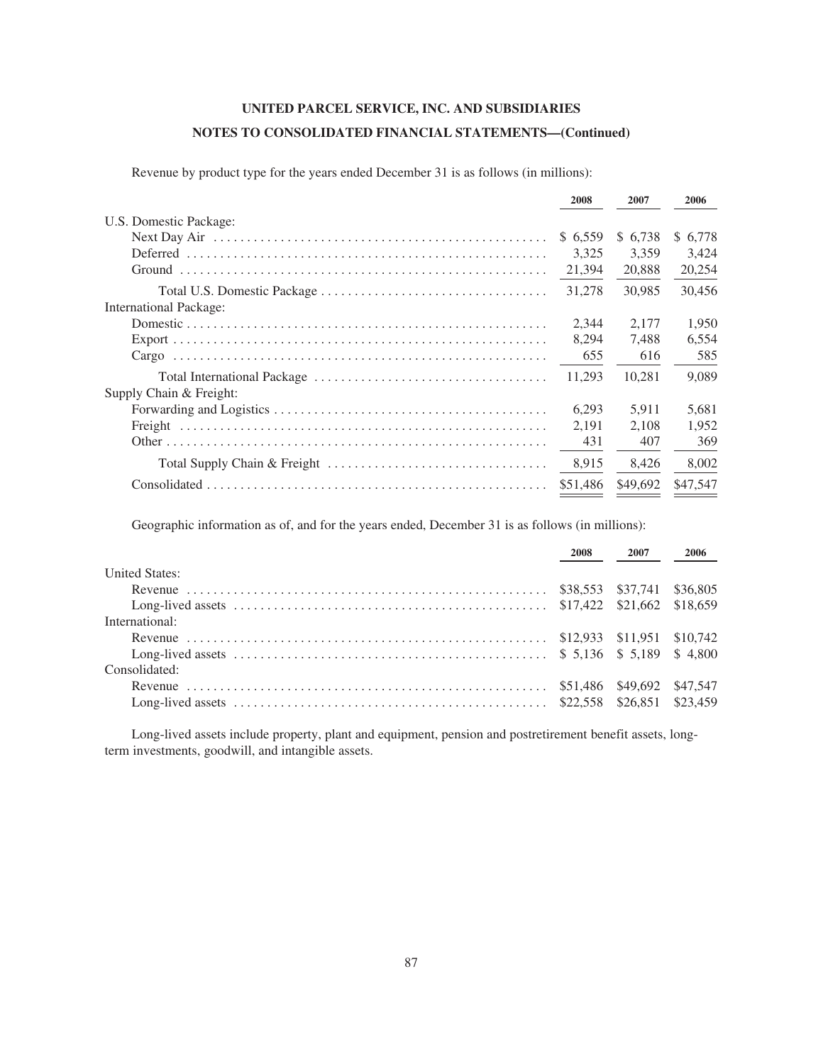UNITED PARCEL SERVICE, INC. AND SUBSIDIARIES

NOTES TO CONSOLIDATED FINANCIAL STATEMENTS—(Continued)

Revenue by product type for the years ended December 31 is as follows (in millions):

| | 2008 | 2007 | 2006 |
|---|---|---|---|
| U.S. Domestic Package: | | | |
| Next Day Air | $ 6,559 | $ 6,738 | $ 6,778 |
| Deferred | 3,325 | 3,359 | 3,424 |
| Ground | 21,394 | 20,888 | 20,254 |
| Total U.S. Domestic Package | 31,278 | 30,985 | 30,456 |
| International Package: | | | |
| Domestic | 2,344 | 2,177 | 1,950 |
| Export | 8,294 | 7,488 | 6,554 |
| Cargo | 655 | 616 | 585 |
| Total International Package | 11,293 | 10,281 | 9,089 |
| Supply Chain & Freight: | | | |
| Forwarding and Logistics | 6,293 | 5,911 | 5,681 |
| Freight | 2,191 | 2,108 | 1,952 |
| Other | 431 | 407 | 369 |
| Total Supply Chain & Freight | 8,915 | 8,426 | 8,002 |
| Consolidated | $51,486 | $49,692 | $47,547 |

Geographic information as of, and for the years ended, December 31 is as follows (in millions):

| | 2008 | 2007 | 2006 |
|---|---|---|---|
| United States: | | | |
| Revenue | $38,553 | $37,741 | $36,805 |
| Long-lived assets | $17,422 | $21,662 | $18,659 |
| International: | | | |
| Revenue | $12,933 | $11,951 | $10,742 |
| Long-lived assets | $ 5,136 | $ 5,189 | $ 4,800 |
| Consolidated: | | | |
| Revenue | $51,486 | $49,692 | $47,547 |
| Long-lived assets | $22,558 | $26,851 | $23,459 |

Long-lived assets include property, plant and equipment, pension and postretirement benefit assets, long-term investments, goodwill, and intangible assets.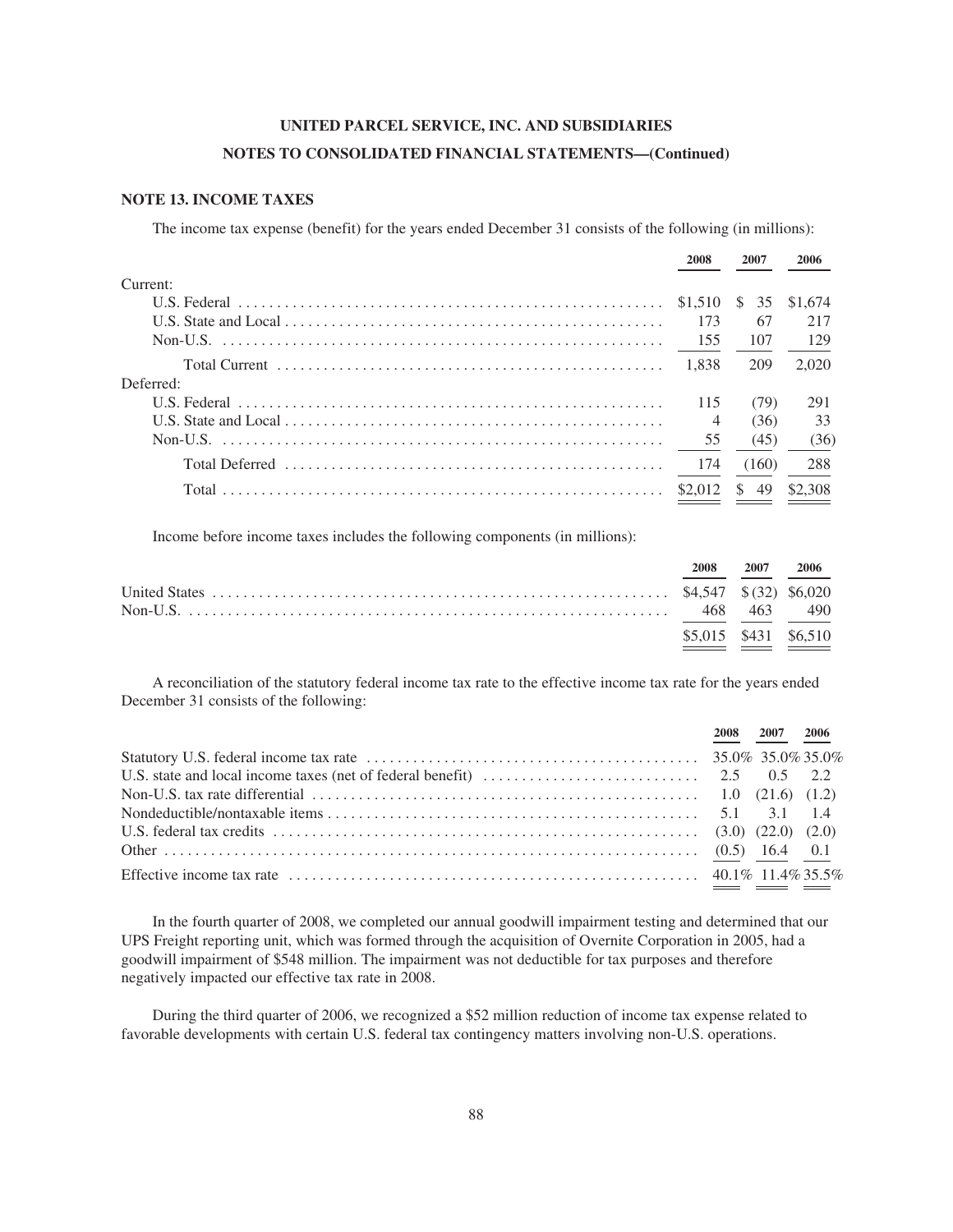**UNITED PARCEL SERVICE, INC. AND SUBSIDIARIES**

**NOTES TO CONSOLIDATED FINANCIAL STATEMENTS—(Continued)**

## NOTE 13. INCOME TAXES

The income tax expense (benefit) for the years ended December 31 consists of the following (in millions):

| | 2008 | 2007 | 2006 |
|---|---|---|---|
| Current: | | | |
| U.S. Federal | $1,510 | $ 35 | $1,674 |
| U.S. State and Local | 173 | 67 | 217 |
| Non-U.S. | 155 | 107 | 129 |
| Total Current | 1,838 | 209 | 2,020 |
| Deferred: | | | |
| U.S. Federal | 115 | (79) | 291 |
| U.S. State and Local | 4 | (36) | 33 |
| Non-U.S. | 55 | (45) | (36) |
| Total Deferred | 174 | (160) | 288 |
| Total | $2,012 | $ 49 | $2,308 |

Income before income taxes includes the following components (in millions):

| | 2008 | 2007 | 2006 |
|---|---|---|---|
| United States | $4,547 | $ (32) | $6,020 |
| Non-U.S. | 468 | 463 | 490 |
| | $5,015 | $431 | $6,510 |

A reconciliation of the statutory federal income tax rate to the effective income tax rate for the years ended December 31 consists of the following:

| | 2008 | 2007 | 2006 |
|---|---|---|---|
| Statutory U.S. federal income tax rate | 35.0% | 35.0% | 35.0% |
| U.S. state and local income taxes (net of federal benefit) | 2.5 | 0.5 | 2.2 |
| Non-U.S. tax rate differential | 1.0 | (21.6) | (1.2) |
| Nondeductible/nontaxable items | 5.1 | 3.1 | 1.4 |
| U.S. federal tax credits | (3.0) | (22.0) | (2.0) |
| Other | (0.5) | 16.4 | 0.1 |
| Effective income tax rate | 40.1% | 11.4% | 35.5% |

In the fourth quarter of 2008, we completed our annual goodwill impairment testing and determined that our UPS Freight reporting unit, which was formed through the acquisition of Overnite Corporation in 2005, had a goodwill impairment of $548 million. The impairment was not deductible for tax purposes and therefore negatively impacted our effective tax rate in 2008.

During the third quarter of 2006, we recognized a $52 million reduction of income tax expense related to favorable developments with certain U.S. federal tax contingency matters involving non-U.S. operations.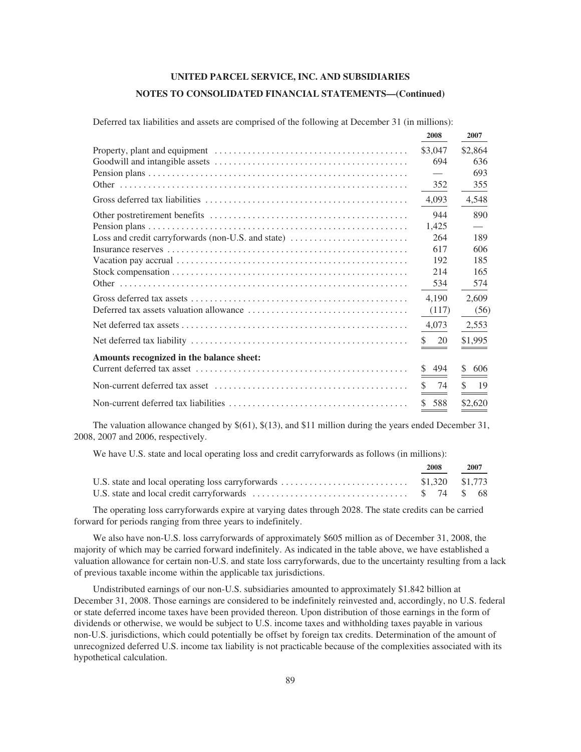Deferred tax liabilities and assets are comprised of the following at December 31 (in millions):

| | 2008 | 2007 |
|---|---|---|
| Property, plant and equipment | $3,047 | $2,864 |
| Goodwill and intangible assets | 694 | 636 |
| Pension plans | — | 693 |
| Other | 352 | 355 |
| Gross deferred tax liabilities | 4,093 | 4,548 |
| Other postretirement benefits | 944 | 890 |
| Pension plans | 1,425 | — |
| Loss and credit carryforwards (non-U.S. and state) | 264 | 189 |
| Insurance reserves | 617 | 606 |
| Vacation pay accrual | 192 | 185 |
| Stock compensation | 214 | 165 |
| Other | 534 | 574 |
| Gross deferred tax assets | 4,190 | 2,609 |
| Deferred tax assets valuation allowance | (117) | (56) |
| Net deferred tax assets | 4,073 | 2,553 |
| Net deferred tax liability | $ 20 | $1,995 |
| **Amounts recognized in the balance sheet:** | | |
| Current deferred tax asset | $ 494 | $ 606 |
| Non-current deferred tax asset | $ 74 | $ 19 |
| Non-current deferred tax liabilities | $ 588 | $2,620 |

The valuation allowance changed by $(61), $(13), and $11 million during the years ended December 31, 2008, 2007 and 2006, respectively.

We have U.S. state and local operating loss and credit carryforwards as follows (in millions):

| | 2008 | 2007 |
|---|---|---|
| U.S. state and local operating loss carryforwards | $1,320 | $1,773 |
| U.S. state and local credit carryforwards | $ 74 | $ 68 |

The operating loss carryforwards expire at varying dates through 2028. The state credits can be carried forward for periods ranging from three years to indefinitely.

We also have non-U.S. loss carryforwards of approximately $605 million as of December 31, 2008, the majority of which may be carried forward indefinitely. As indicated in the table above, we have established a valuation allowance for certain non-U.S. and state loss carryforwards, due to the uncertainty resulting from a lack of previous taxable income within the applicable tax jurisdictions.

Undistributed earnings of our non-U.S. subsidiaries amounted to approximately $1.842 billion at December 31, 2008. Those earnings are considered to be indefinitely reinvested and, accordingly, no U.S. federal or state deferred income taxes have been provided thereon. Upon distribution of those earnings in the form of dividends or otherwise, we would be subject to U.S. income taxes and withholding taxes payable in various non-U.S. jurisdictions, which could potentially be offset by foreign tax credits. Determination of the amount of unrecognized deferred U.S. income tax liability is not practicable because of the complexities associated with its hypothetical calculation.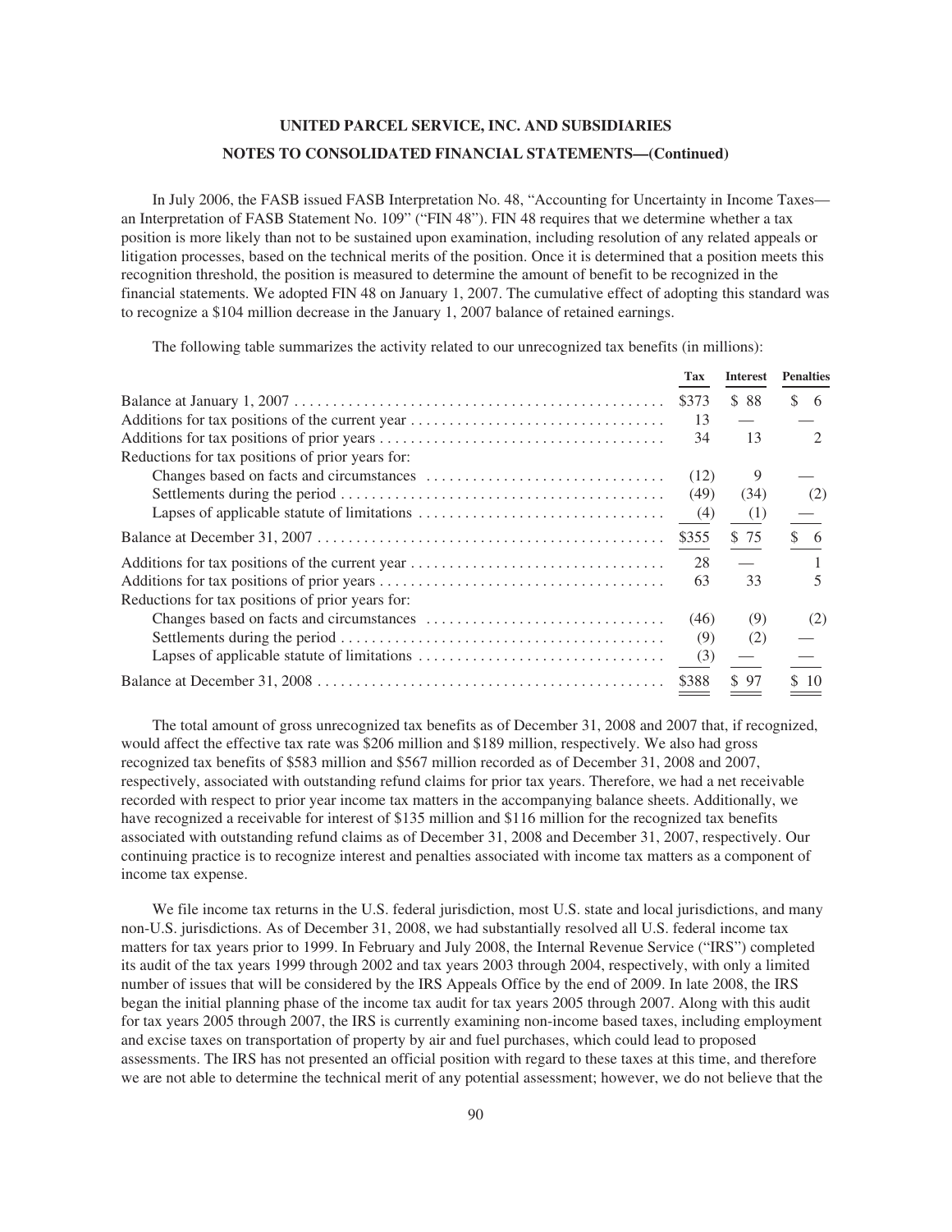In July 2006, the FASB issued FASB Interpretation No. 48, "Accounting for Uncertainty in Income Taxes—an Interpretation of FASB Statement No. 109" ("FIN 48"). FIN 48 requires that we determine whether a tax position is more likely than not to be sustained upon examination, including resolution of any related appeals or litigation processes, based on the technical merits of the position. Once it is determined that a position meets this recognition threshold, the position is measured to determine the amount of benefit to be recognized in the financial statements. We adopted FIN 48 on January 1, 2007. The cumulative effect of adopting this standard was to recognize a $104 million decrease in the January 1, 2007 balance of retained earnings.

The following table summarizes the activity related to our unrecognized tax benefits (in millions):

| | Tax | Interest | Penalties |
|---|---|---|---|
| Balance at January 1, 2007 | $373 | $ 88 | $ 6 |
| Additions for tax positions of the current year | 13 | — | — |
| Additions for tax positions of prior years | 34 | 13 | 2 |
| Reductions for tax positions of prior years for: | | | |
| Changes based on facts and circumstances | (12) | 9 | — |
| Settlements during the period | (49) | (34) | (2) |
| Lapses of applicable statute of limitations | (4) | (1) | — |
| Balance at December 31, 2007 | $355 | $ 75 | $ 6 |
| Additions for tax positions of the current year | 28 | — | 1 |
| Additions for tax positions of prior years | 63 | 33 | 5 |
| Reductions for tax positions of prior years for: | | | |
| Changes based on facts and circumstances | (46) | (9) | (2) |
| Settlements during the period | (9) | (2) | — |
| Lapses of applicable statute of limitations | (3) | — | — |
| Balance at December 31, 2008 | $388 | $ 97 | $ 10 |

The total amount of gross unrecognized tax benefits as of December 31, 2008 and 2007 that, if recognized, would affect the effective tax rate was $206 million and $189 million, respectively. We also had gross recognized tax benefits of $583 million and $567 million recorded as of December 31, 2008 and 2007, respectively, associated with outstanding refund claims for prior tax years. Therefore, we had a net receivable recorded with respect to prior year income tax matters in the accompanying balance sheets. Additionally, we have recognized a receivable for interest of $135 million and $116 million for the recognized tax benefits associated with outstanding refund claims as of December 31, 2008 and December 31, 2007, respectively. Our continuing practice is to recognize interest and penalties associated with income tax matters as a component of income tax expense.

We file income tax returns in the U.S. federal jurisdiction, most U.S. state and local jurisdictions, and many non-U.S. jurisdictions. As of December 31, 2008, we had substantially resolved all U.S. federal income tax matters for tax years prior to 1999. In February and July 2008, the Internal Revenue Service ("IRS") completed its audit of the tax years 1999 through 2002 and tax years 2003 through 2004, respectively, with only a limited number of issues that will be considered by the IRS Appeals Office by the end of 2009. In late 2008, the IRS began the initial planning phase of the income tax audit for tax years 2005 through 2007. Along with this audit for tax years 2005 through 2007, the IRS is currently examining non-income based taxes, including employment and excise taxes on transportation of property by air and fuel purchases, which could lead to proposed assessments. The IRS has not presented an official position with regard to these taxes at this time, and therefore we are not able to determine the technical merit of any potential assessment; however, we do not believe that the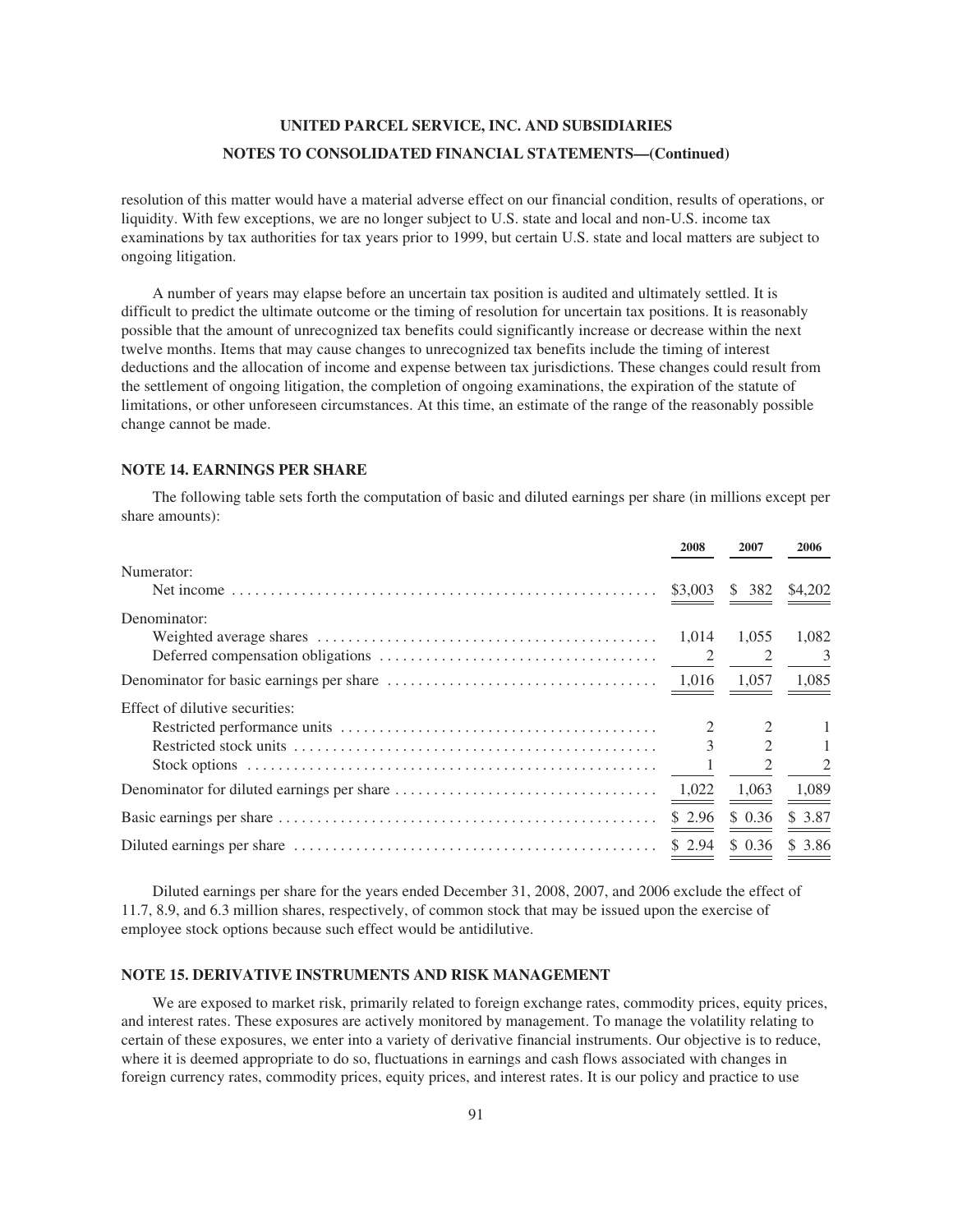resolution of this matter would have a material adverse effect on our financial condition, results of operations, or liquidity. With few exceptions, we are no longer subject to U.S. state and local and non-U.S. income tax examinations by tax authorities for tax years prior to 1999, but certain U.S. state and local matters are subject to ongoing litigation.

A number of years may elapse before an uncertain tax position is audited and ultimately settled. It is difficult to predict the ultimate outcome or the timing of resolution for uncertain tax positions. It is reasonably possible that the amount of unrecognized tax benefits could significantly increase or decrease within the next twelve months. Items that may cause changes to unrecognized tax benefits include the timing of interest deductions and the allocation of income and expense between tax jurisdictions. These changes could result from the settlement of ongoing litigation, the completion of ongoing examinations, the expiration of the statute of limitations, or other unforeseen circumstances. At this time, an estimate of the range of the reasonably possible change cannot be made.

## NOTE 14. EARNINGS PER SHARE

The following table sets forth the computation of basic and diluted earnings per share (in millions except per share amounts):

| | 2008 | 2007 | 2006 |
|---|---|---|---|
| Numerator: | | | |
| Net income | $3,003 | $ 382 | $4,202 |
| Denominator: | | | |
| Weighted average shares | 1,014 | 1,055 | 1,082 |
| Deferred compensation obligations | 2 | 2 | 3 |
| Denominator for basic earnings per share | 1,016 | 1,057 | 1,085 |
| Effect of dilutive securities: | | | |
| Restricted performance units | 2 | 2 | 1 |
| Restricted stock units | 3 | 2 | 1 |
| Stock options | 1 | 2 | 2 |
| Denominator for diluted earnings per share | 1,022 | 1,063 | 1,089 |
| Basic earnings per share | $ 2.96 | $ 0.36 | $ 3.87 |
| Diluted earnings per share | $ 2.94 | $ 0.36 | $ 3.86 |

Diluted earnings per share for the years ended December 31, 2008, 2007, and 2006 exclude the effect of 11.7, 8.9, and 6.3 million shares, respectively, of common stock that may be issued upon the exercise of employee stock options because such effect would be antidilutive.

## NOTE 15. DERIVATIVE INSTRUMENTS AND RISK MANAGEMENT

We are exposed to market risk, primarily related to foreign exchange rates, commodity prices, equity prices, and interest rates. These exposures are actively monitored by management. To manage the volatility relating to certain of these exposures, we enter into a variety of derivative financial instruments. Our objective is to reduce, where it is deemed appropriate to do so, fluctuations in earnings and cash flows associated with changes in foreign currency rates, commodity prices, equity prices, and interest rates. It is our policy and practice to use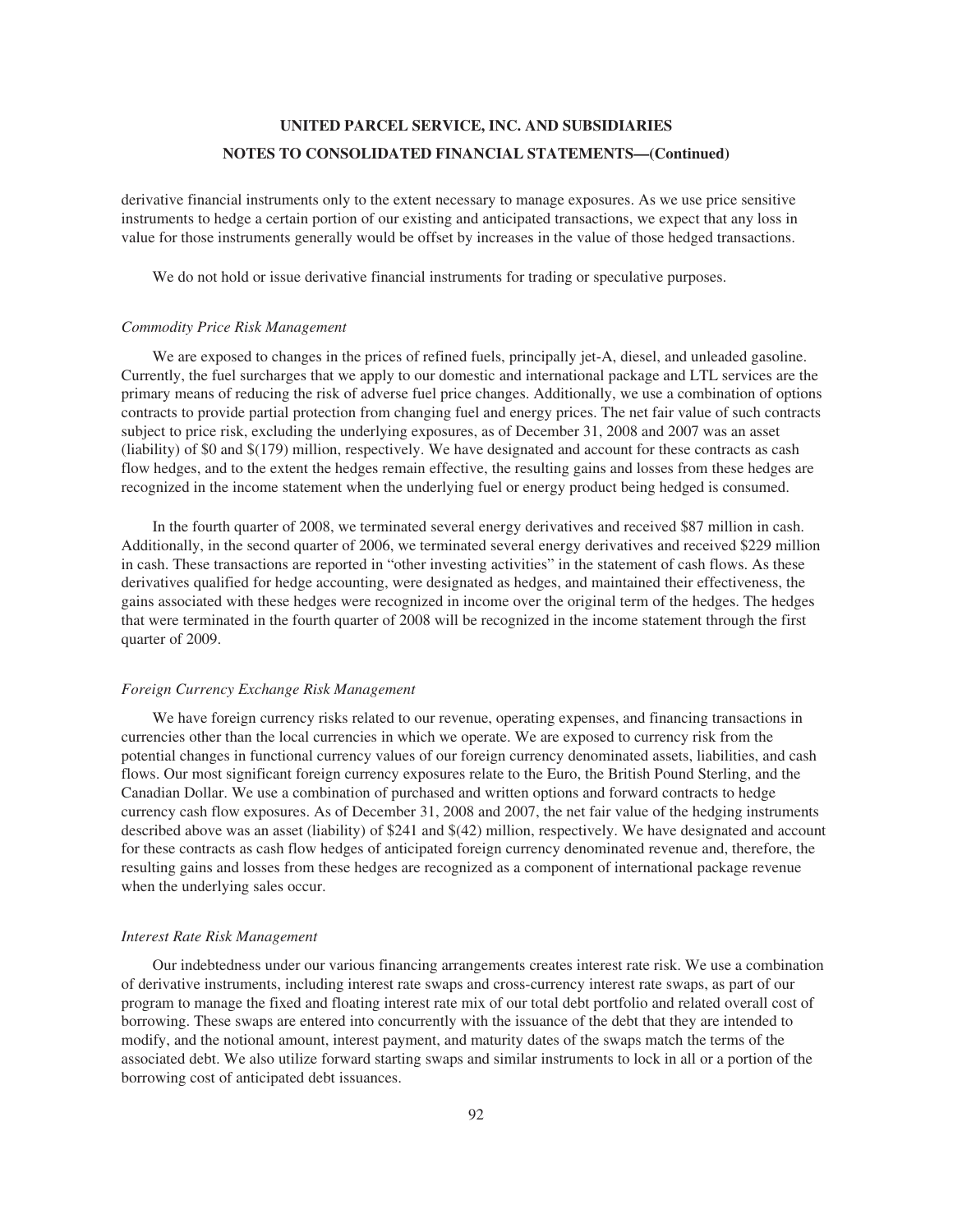derivative financial instruments only to the extent necessary to manage exposures. As we use price sensitive instruments to hedge a certain portion of our existing and anticipated transactions, we expect that any loss in value for those instruments generally would be offset by increases in the value of those hedged transactions.

We do not hold or issue derivative financial instruments for trading or speculative purposes.

*Commodity Price Risk Management*

We are exposed to changes in the prices of refined fuels, principally jet-A, diesel, and unleaded gasoline. Currently, the fuel surcharges that we apply to our domestic and international package and LTL services are the primary means of reducing the risk of adverse fuel price changes. Additionally, we use a combination of options contracts to provide partial protection from changing fuel and energy prices. The net fair value of such contracts subject to price risk, excluding the underlying exposures, as of December 31, 2008 and 2007 was an asset (liability) of $0 and $(179) million, respectively. We have designated and account for these contracts as cash flow hedges, and to the extent the hedges remain effective, the resulting gains and losses from these hedges are recognized in the income statement when the underlying fuel or energy product being hedged is consumed.

In the fourth quarter of 2008, we terminated several energy derivatives and received $87 million in cash. Additionally, in the second quarter of 2006, we terminated several energy derivatives and received $229 million in cash. These transactions are reported in "other investing activities" in the statement of cash flows. As these derivatives qualified for hedge accounting, were designated as hedges, and maintained their effectiveness, the gains associated with these hedges were recognized in income over the original term of the hedges. The hedges that were terminated in the fourth quarter of 2008 will be recognized in the income statement through the first quarter of 2009.

*Foreign Currency Exchange Risk Management*

We have foreign currency risks related to our revenue, operating expenses, and financing transactions in currencies other than the local currencies in which we operate. We are exposed to currency risk from the potential changes in functional currency values of our foreign currency denominated assets, liabilities, and cash flows. Our most significant foreign currency exposures relate to the Euro, the British Pound Sterling, and the Canadian Dollar. We use a combination of purchased and written options and forward contracts to hedge currency cash flow exposures. As of December 31, 2008 and 2007, the net fair value of the hedging instruments described above was an asset (liability) of $241 and $(42) million, respectively. We have designated and account for these contracts as cash flow hedges of anticipated foreign currency denominated revenue and, therefore, the resulting gains and losses from these hedges are recognized as a component of international package revenue when the underlying sales occur.

*Interest Rate Risk Management*

Our indebtedness under our various financing arrangements creates interest rate risk. We use a combination of derivative instruments, including interest rate swaps and cross-currency interest rate swaps, as part of our program to manage the fixed and floating interest rate mix of our total debt portfolio and related overall cost of borrowing. These swaps are entered into concurrently with the issuance of the debt that they are intended to modify, and the notional amount, interest payment, and maturity dates of the swaps match the terms of the associated debt. We also utilize forward starting swaps and similar instruments to lock in all or a portion of the borrowing cost of anticipated debt issuances.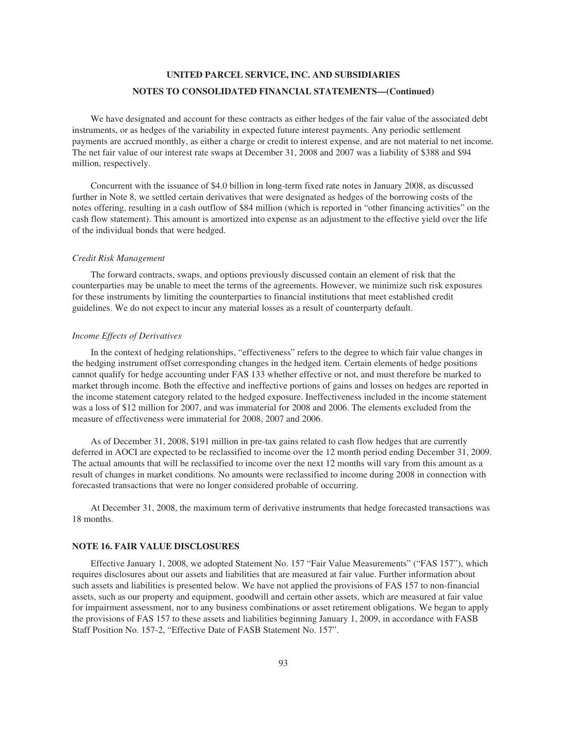We have designated and account for these contracts as either hedges of the fair value of the associated debt instruments, or as hedges of the variability in expected future interest payments. Any periodic settlement payments are accrued monthly, as either a charge or credit to interest expense, and are not material to net income. The net fair value of our interest rate swaps at December 31, 2008 and 2007 was a liability of $388 and $94 million, respectively.

Concurrent with the issuance of $4.0 billion in long-term fixed rate notes in January 2008, as discussed further in Note 8, we settled certain derivatives that were designated as hedges of the borrowing costs of the notes offering, resulting in a cash outflow of $84 million (which is reported in "other financing activities" on the cash flow statement). This amount is amortized into expense as an adjustment to the effective yield over the life of the individual bonds that were hedged.

*Credit Risk Management*

The forward contracts, swaps, and options previously discussed contain an element of risk that the counterparties may be unable to meet the terms of the agreements. However, we minimize such risk exposures for these instruments by limiting the counterparties to financial institutions that meet established credit guidelines. We do not expect to incur any material losses as a result of counterparty default.

*Income Effects of Derivatives*

In the context of hedging relationships, "effectiveness" refers to the degree to which fair value changes in the hedging instrument offset corresponding changes in the hedged item. Certain elements of hedge positions cannot qualify for hedge accounting under FAS 133 whether effective or not, and must therefore be marked to market through income. Both the effective and ineffective portions of gains and losses on hedges are reported in the income statement category related to the hedged exposure. Ineffectiveness included in the income statement was a loss of $12 million for 2007, and was immaterial for 2008 and 2006. The elements excluded from the measure of effectiveness were immaterial for 2008, 2007 and 2006.

As of December 31, 2008, $191 million in pre-tax gains related to cash flow hedges that are currently deferred in AOCI are expected to be reclassified to income over the 12 month period ending December 31, 2009. The actual amounts that will be reclassified to income over the next 12 months will vary from this amount as a result of changes in market conditions. No amounts were reclassified to income during 2008 in connection with forecasted transactions that were no longer considered probable of occurring.

At December 31, 2008, the maximum term of derivative instruments that hedge forecasted transactions was 18 months.

## NOTE 16. FAIR VALUE DISCLOSURES

Effective January 1, 2008, we adopted Statement No. 157 "Fair Value Measurements" ("FAS 157"), which requires disclosures about our assets and liabilities that are measured at fair value. Further information about such assets and liabilities is presented below. We have not applied the provisions of FAS 157 to non-financial assets, such as our property and equipment, goodwill and certain other assets, which are measured at fair value for impairment assessment, nor to any business combinations or asset retirement obligations. We began to apply the provisions of FAS 157 to these assets and liabilities beginning January 1, 2009, in accordance with FASB Staff Position No. 157-2, "Effective Date of FASB Statement No. 157".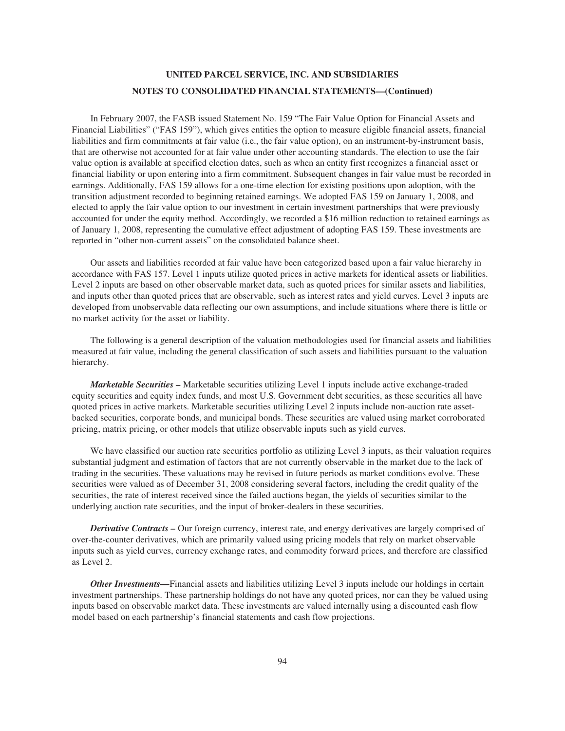In February 2007, the FASB issued Statement No. 159 "The Fair Value Option for Financial Assets and Financial Liabilities" ("FAS 159"), which gives entities the option to measure eligible financial assets, financial liabilities and firm commitments at fair value (i.e., the fair value option), on an instrument-by-instrument basis, that are otherwise not accounted for at fair value under other accounting standards. The election to use the fair value option is available at specified election dates, such as when an entity first recognizes a financial asset or financial liability or upon entering into a firm commitment. Subsequent changes in fair value must be recorded in earnings. Additionally, FAS 159 allows for a one-time election for existing positions upon adoption, with the transition adjustment recorded to beginning retained earnings. We adopted FAS 159 on January 1, 2008, and elected to apply the fair value option to our investment in certain investment partnerships that were previously accounted for under the equity method. Accordingly, we recorded a $16 million reduction to retained earnings as of January 1, 2008, representing the cumulative effect adjustment of adopting FAS 159. These investments are reported in "other non-current assets" on the consolidated balance sheet.

Our assets and liabilities recorded at fair value have been categorized based upon a fair value hierarchy in accordance with FAS 157. Level 1 inputs utilize quoted prices in active markets for identical assets or liabilities. Level 2 inputs are based on other observable market data, such as quoted prices for similar assets and liabilities, and inputs other than quoted prices that are observable, such as interest rates and yield curves. Level 3 inputs are developed from unobservable data reflecting our own assumptions, and include situations where there is little or no market activity for the asset or liability.

The following is a general description of the valuation methodologies used for financial assets and liabilities measured at fair value, including the general classification of such assets and liabilities pursuant to the valuation hierarchy.

***Marketable Securities –*** Marketable securities utilizing Level 1 inputs include active exchange-traded equity securities and equity index funds, and most U.S. Government debt securities, as these securities all have quoted prices in active markets. Marketable securities utilizing Level 2 inputs include non-auction rate asset-backed securities, corporate bonds, and municipal bonds. These securities are valued using market corroborated pricing, matrix pricing, or other models that utilize observable inputs such as yield curves.

We have classified our auction rate securities portfolio as utilizing Level 3 inputs, as their valuation requires substantial judgment and estimation of factors that are not currently observable in the market due to the lack of trading in the securities. These valuations may be revised in future periods as market conditions evolve. These securities were valued as of December 31, 2008 considering several factors, including the credit quality of the securities, the rate of interest received since the failed auctions began, the yields of securities similar to the underlying auction rate securities, and the input of broker-dealers in these securities.

***Derivative Contracts –*** Our foreign currency, interest rate, and energy derivatives are largely comprised of over-the-counter derivatives, which are primarily valued using pricing models that rely on market observable inputs such as yield curves, currency exchange rates, and commodity forward prices, and therefore are classified as Level 2.

***Other Investments—***Financial assets and liabilities utilizing Level 3 inputs include our holdings in certain investment partnerships. These partnership holdings do not have any quoted prices, nor can they be valued using inputs based on observable market data. These investments are valued internally using a discounted cash flow model based on each partnership's financial statements and cash flow projections.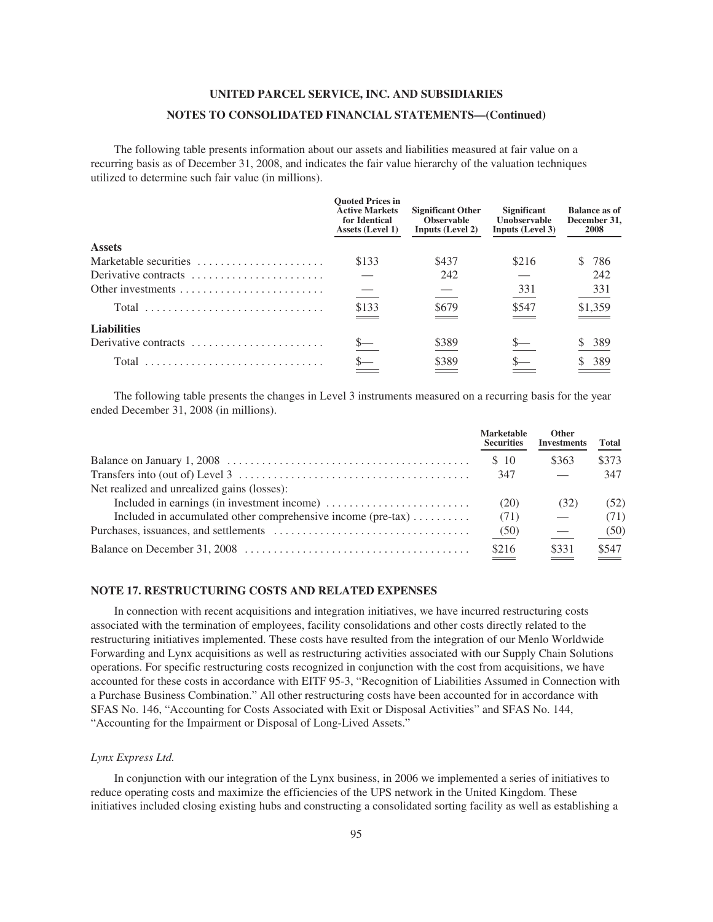The following table presents information about our assets and liabilities measured at fair value on a recurring basis as of December 31, 2008, and indicates the fair value hierarchy of the valuation techniques utilized to determine such fair value (in millions).

| | Quoted Prices in Active Markets for Identical Assets (Level 1) | Significant Other Observable Inputs (Level 2) | Significant Unobservable Inputs (Level 3) | Balance as of December 31, 2008 |
|---|---|---|---|---|
| **Assets** | | | | |
| Marketable securities | $133 | $437 | $216 | $ 786 |
| Derivative contracts | — | 242 | — | 242 |
| Other investments | — | — | 331 | 331 |
| Total | $133 | $679 | $547 | $1,359 |
| **Liabilities** | | | | |
| Derivative contracts | $— | $389 | $— | $ 389 |
| Total | $— | $389 | $— | $ 389 |

The following table presents the changes in Level 3 instruments measured on a recurring basis for the year ended December 31, 2008 (in millions).

| | Marketable Securities | Other Investments | Total |
|---|---|---|---|
| Balance on January 1, 2008 | $ 10 | $363 | $373 |
| Transfers into (out of) Level 3 | 347 | — | 347 |
| Net realized and unrealized gains (losses): | | | |
| Included in earnings (in investment income) | (20) | (32) | (52) |
| Included in accumulated other comprehensive income (pre-tax) | (71) | — | (71) |
| Purchases, issuances, and settlements | (50) | — | (50) |
| Balance on December 31, 2008 | $216 | $331 | $547 |

## NOTE 17. RESTRUCTURING COSTS AND RELATED EXPENSES

In connection with recent acquisitions and integration initiatives, we have incurred restructuring costs associated with the termination of employees, facility consolidations and other costs directly related to the restructuring initiatives implemented. These costs have resulted from the integration of our Menlo Worldwide Forwarding and Lynx acquisitions as well as restructuring activities associated with our Supply Chain Solutions operations. For specific restructuring costs recognized in conjunction with the cost from acquisitions, we have accounted for these costs in accordance with EITF 95-3, "Recognition of Liabilities Assumed in Connection with a Purchase Business Combination." All other restructuring costs have been accounted for in accordance with SFAS No. 146, "Accounting for Costs Associated with Exit or Disposal Activities" and SFAS No. 144, "Accounting for the Impairment or Disposal of Long-Lived Assets."

*Lynx Express Ltd.*

In conjunction with our integration of the Lynx business, in 2006 we implemented a series of initiatives to reduce operating costs and maximize the efficiencies of the UPS network in the United Kingdom. These initiatives included closing existing hubs and constructing a consolidated sorting facility as well as establishing a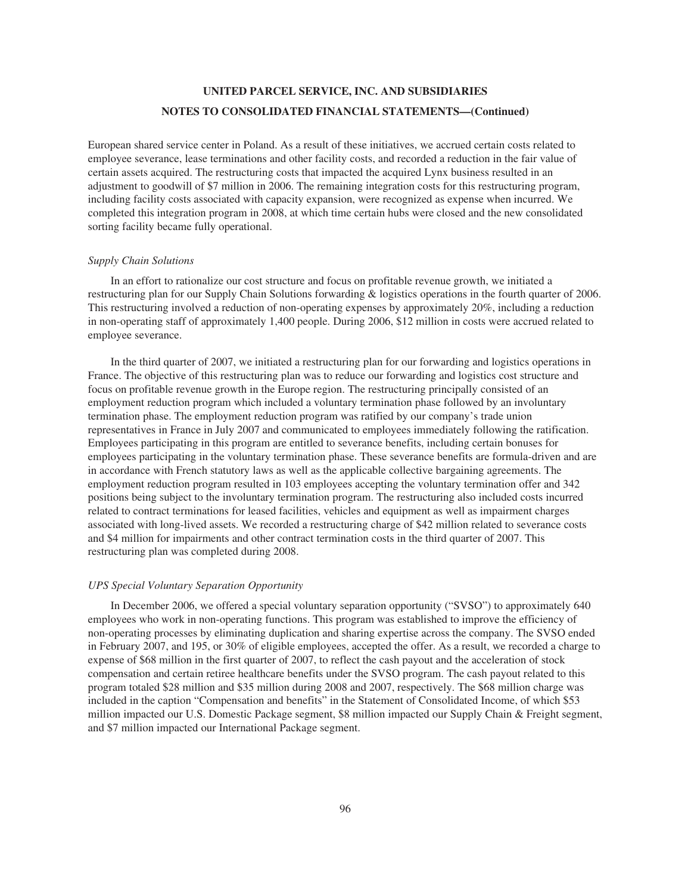European shared service center in Poland. As a result of these initiatives, we accrued certain costs related to employee severance, lease terminations and other facility costs, and recorded a reduction in the fair value of certain assets acquired. The restructuring costs that impacted the acquired Lynx business resulted in an adjustment to goodwill of $7 million in 2006. The remaining integration costs for this restructuring program, including facility costs associated with capacity expansion, were recognized as expense when incurred. We completed this integration program in 2008, at which time certain hubs were closed and the new consolidated sorting facility became fully operational.

*Supply Chain Solutions*

In an effort to rationalize our cost structure and focus on profitable revenue growth, we initiated a restructuring plan for our Supply Chain Solutions forwarding & logistics operations in the fourth quarter of 2006. This restructuring involved a reduction of non-operating expenses by approximately 20%, including a reduction in non-operating staff of approximately 1,400 people. During 2006, $12 million in costs were accrued related to employee severance.

In the third quarter of 2007, we initiated a restructuring plan for our forwarding and logistics operations in France. The objective of this restructuring plan was to reduce our forwarding and logistics cost structure and focus on profitable revenue growth in the Europe region. The restructuring principally consisted of an employment reduction program which included a voluntary termination phase followed by an involuntary termination phase. The employment reduction program was ratified by our company's trade union representatives in France in July 2007 and communicated to employees immediately following the ratification. Employees participating in this program are entitled to severance benefits, including certain bonuses for employees participating in the voluntary termination phase. These severance benefits are formula-driven and are in accordance with French statutory laws as well as the applicable collective bargaining agreements. The employment reduction program resulted in 103 employees accepting the voluntary termination offer and 342 positions being subject to the involuntary termination program. The restructuring also included costs incurred related to contract terminations for leased facilities, vehicles and equipment as well as impairment charges associated with long-lived assets. We recorded a restructuring charge of $42 million related to severance costs and $4 million for impairments and other contract termination costs in the third quarter of 2007. This restructuring plan was completed during 2008.

*UPS Special Voluntary Separation Opportunity*

In December 2006, we offered a special voluntary separation opportunity ("SVSO") to approximately 640 employees who work in non-operating functions. This program was established to improve the efficiency of non-operating processes by eliminating duplication and sharing expertise across the company. The SVSO ended in February 2007, and 195, or 30% of eligible employees, accepted the offer. As a result, we recorded a charge to expense of $68 million in the first quarter of 2007, to reflect the cash payout and the acceleration of stock compensation and certain retiree healthcare benefits under the SVSO program. The cash payout related to this program totaled $28 million and $35 million during 2008 and 2007, respectively. The $68 million charge was included in the caption "Compensation and benefits" in the Statement of Consolidated Income, of which $53 million impacted our U.S. Domestic Package segment, $8 million impacted our Supply Chain & Freight segment, and $7 million impacted our International Package segment.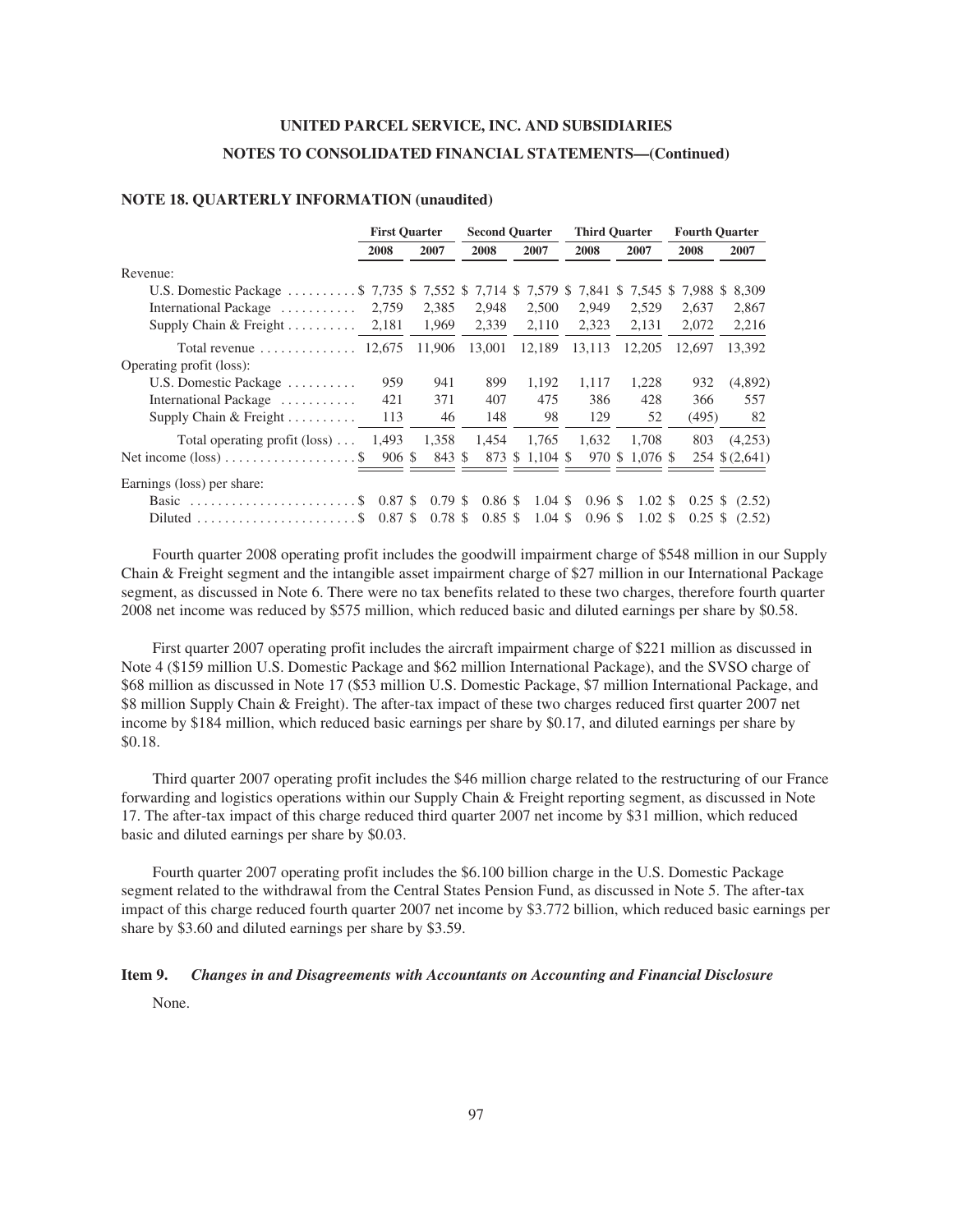UNITED PARCEL SERVICE, INC. AND SUBSIDIARIES

NOTES TO CONSOLIDATED FINANCIAL STATEMENTS—(Continued)

### NOTE 18. QUARTERLY INFORMATION (unaudited)

| | First Quarter | | Second Quarter | | Third Quarter | | Fourth Quarter | |
|---|---|---|---|---|---|---|---|---|
| | 2008 | 2007 | 2008 | 2007 | 2008 | 2007 | 2008 | 2007 |
| Revenue: | | | | | | | | |
| U.S. Domestic Package | $ 7,735 | $ 7,552 | $ 7,714 | $ 7,579 | $ 7,841 | $ 7,545 | $ 7,988 | $ 8,309 |
| International Package | 2,759 | 2,385 | 2,948 | 2,500 | 2,949 | 2,529 | 2,637 | 2,867 |
| Supply Chain & Freight | 2,181 | 1,969 | 2,339 | 2,110 | 2,323 | 2,131 | 2,072 | 2,216 |
| Total revenue | 12,675 | 11,906 | 13,001 | 12,189 | 13,113 | 12,205 | 12,697 | 13,392 |
| Operating profit (loss): | | | | | | | | |
| U.S. Domestic Package | 959 | 941 | 899 | 1,192 | 1,117 | 1,228 | 932 | (4,892) |
| International Package | 421 | 371 | 407 | 475 | 386 | 428 | 366 | 557 |
| Supply Chain & Freight | 113 | 46 | 148 | 98 | 129 | 52 | (495) | 82 |
| Total operating profit (loss) | 1,493 | 1,358 | 1,454 | 1,765 | 1,632 | 1,708 | 803 | (4,253) |
| Net income (loss) | $ 906 | $ 843 | $ 873 | $ 1,104 | $ 970 | $ 1,076 | $ 254 | $ (2,641) |
| Earnings (loss) per share: | | | | | | | | |
| Basic | $ 0.87 | $ 0.79 | $ 0.86 | $ 1.04 | $ 0.96 | $ 1.02 | $ 0.25 | $ (2.52) |
| Diluted | $ 0.87 | $ 0.78 | $ 0.85 | $ 1.04 | $ 0.96 | $ 1.02 | $ 0.25 | $ (2.52) |

Fourth quarter 2008 operating profit includes the goodwill impairment charge of $548 million in our Supply Chain & Freight segment and the intangible asset impairment charge of $27 million in our International Package segment, as discussed in Note 6. There were no tax benefits related to these two charges, therefore fourth quarter 2008 net income was reduced by $575 million, which reduced basic and diluted earnings per share by $0.58.

First quarter 2007 operating profit includes the aircraft impairment charge of $221 million as discussed in Note 4 ($159 million U.S. Domestic Package and $62 million International Package), and the SVSO charge of $68 million as discussed in Note 17 ($53 million U.S. Domestic Package, $7 million International Package, and $8 million Supply Chain & Freight). The after-tax impact of these two charges reduced first quarter 2007 net income by $184 million, which reduced basic earnings per share by $0.17, and diluted earnings per share by $0.18.

Third quarter 2007 operating profit includes the $46 million charge related to the restructuring of our France forwarding and logistics operations within our Supply Chain & Freight reporting segment, as discussed in Note 17. The after-tax impact of this charge reduced third quarter 2007 net income by $31 million, which reduced basic and diluted earnings per share by $0.03.

Fourth quarter 2007 operating profit includes the $6.100 billion charge in the U.S. Domestic Package segment related to the withdrawal from the Central States Pension Fund, as discussed in Note 5. The after-tax impact of this charge reduced fourth quarter 2007 net income by $3.772 billion, which reduced basic earnings per share by $3.60 and diluted earnings per share by $3.59.

### Item 9. *Changes in and Disagreements with Accountants on Accounting and Financial Disclosure*

None.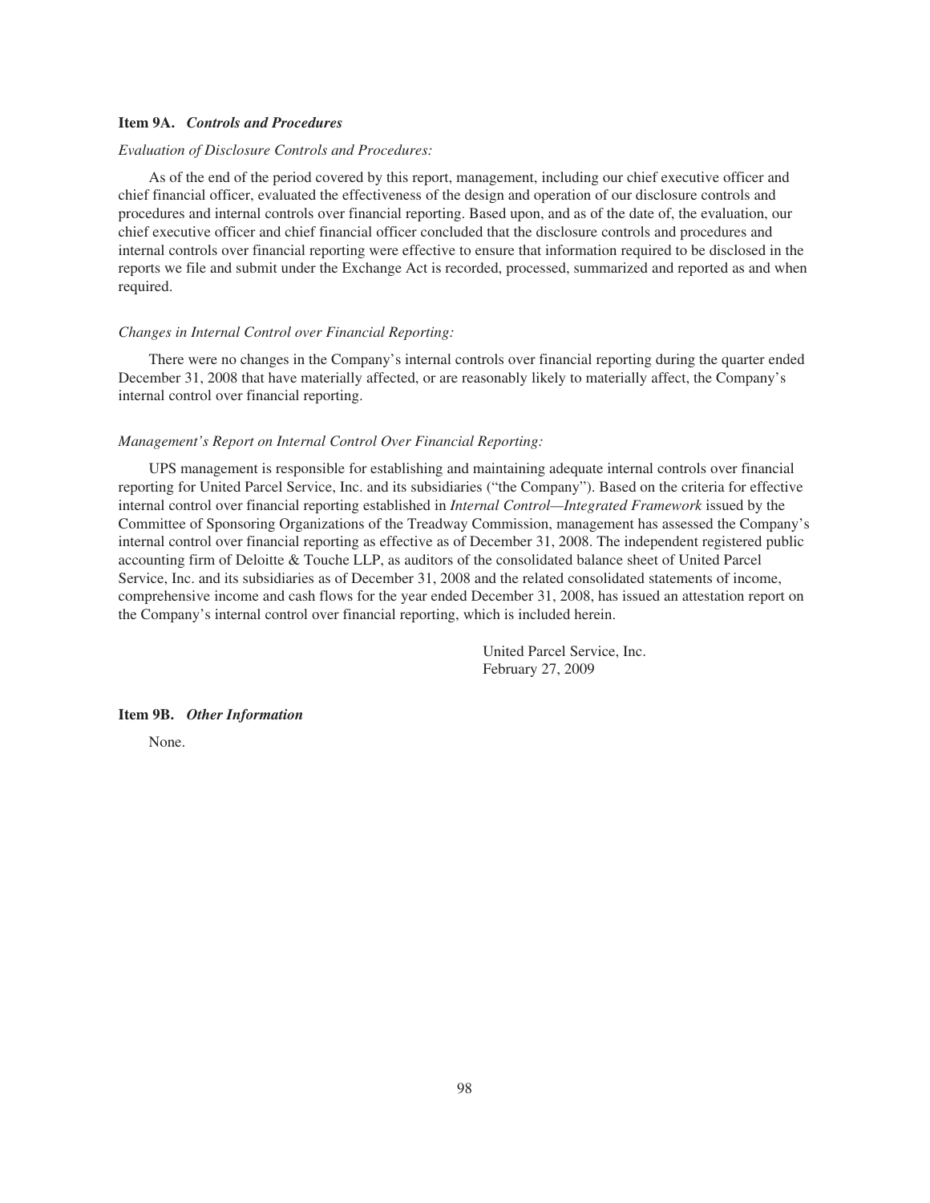### Item 9A. *Controls and Procedures*

*Evaluation of Disclosure Controls and Procedures:*

As of the end of the period covered by this report, management, including our chief executive officer and chief financial officer, evaluated the effectiveness of the design and operation of our disclosure controls and procedures and internal controls over financial reporting. Based upon, and as of the date of, the evaluation, our chief executive officer and chief financial officer concluded that the disclosure controls and procedures and internal controls over financial reporting were effective to ensure that information required to be disclosed in the reports we file and submit under the Exchange Act is recorded, processed, summarized and reported as and when required.

*Changes in Internal Control over Financial Reporting:*

There were no changes in the Company's internal controls over financial reporting during the quarter ended December 31, 2008 that have materially affected, or are reasonably likely to materially affect, the Company's internal control over financial reporting.

*Management's Report on Internal Control Over Financial Reporting:*

UPS management is responsible for establishing and maintaining adequate internal controls over financial reporting for United Parcel Service, Inc. and its subsidiaries ("the Company"). Based on the criteria for effective internal control over financial reporting established in *Internal Control—Integrated Framework* issued by the Committee of Sponsoring Organizations of the Treadway Commission, management has assessed the Company's internal control over financial reporting as effective as of December 31, 2008. The independent registered public accounting firm of Deloitte & Touche LLP, as auditors of the consolidated balance sheet of United Parcel Service, Inc. and its subsidiaries as of December 31, 2008 and the related consolidated statements of income, comprehensive income and cash flows for the year ended December 31, 2008, has issued an attestation report on the Company's internal control over financial reporting, which is included herein.

United Parcel Service, Inc.
February 27, 2009

### Item 9B. *Other Information*

None.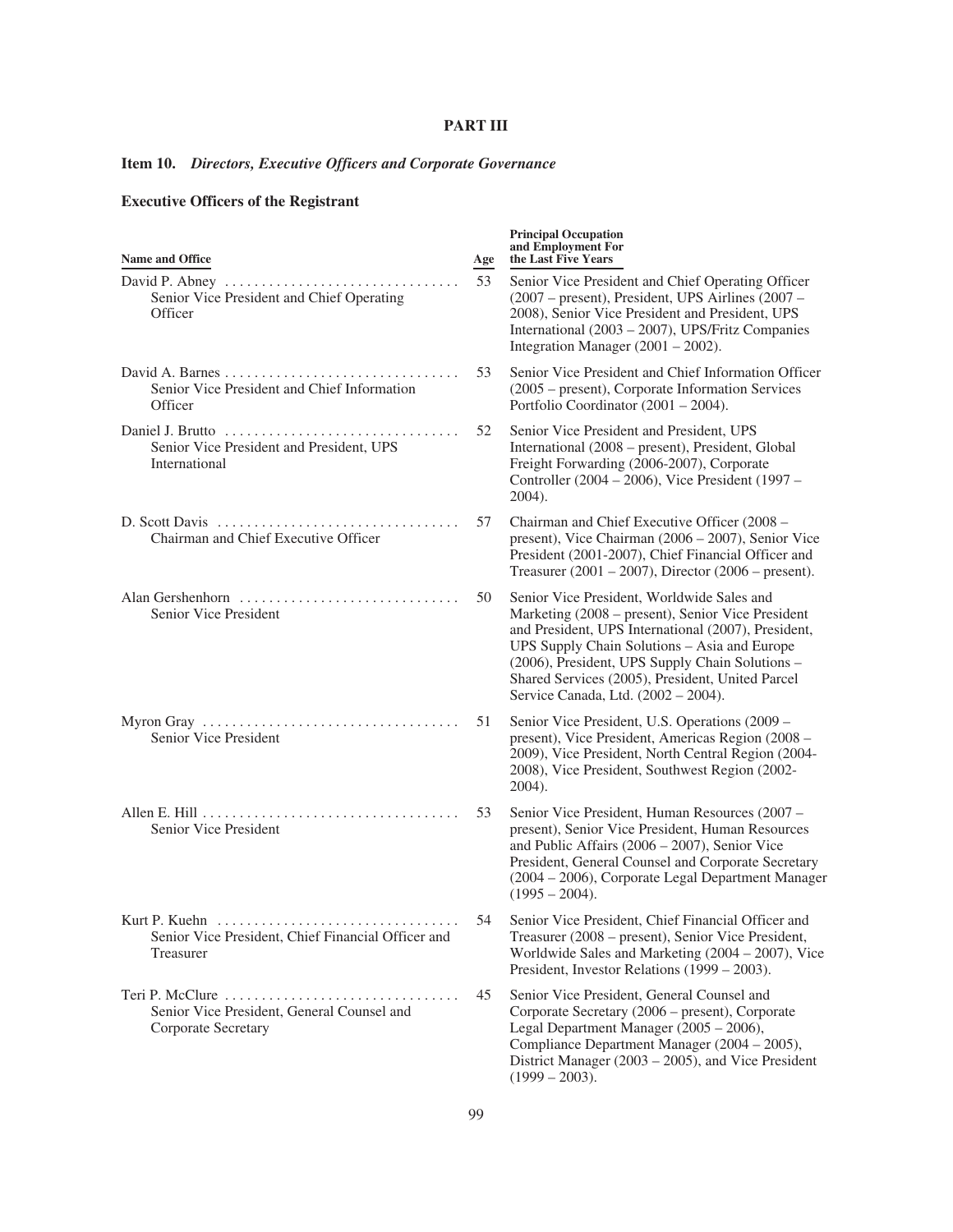# PART III

## Item 10. *Directors, Executive Officers and Corporate Governance*

### Executive Officers of the Registrant

| Name and Office | Age | Principal Occupation and Employment For the Last Five Years |
|---|---|---|
| David P. Abney<br>Senior Vice President and Chief Operating Officer | 53 | Senior Vice President and Chief Operating Officer (2007 – present), President, UPS Airlines (2007 – 2008), Senior Vice President and President, UPS International (2003 – 2007), UPS/Fritz Companies Integration Manager (2001 – 2002). |
| David A. Barnes<br>Senior Vice President and Chief Information Officer | 53 | Senior Vice President and Chief Information Officer (2005 – present), Corporate Information Services Portfolio Coordinator (2001 – 2004). |
| Daniel J. Brutto<br>Senior Vice President and President, UPS International | 52 | Senior Vice President and President, UPS International (2008 – present), President, Global Freight Forwarding (2006-2007), Corporate Controller (2004 – 2006), Vice President (1997 – 2004). |
| D. Scott Davis<br>Chairman and Chief Executive Officer | 57 | Chairman and Chief Executive Officer (2008 – present), Vice Chairman (2006 – 2007), Senior Vice President (2001-2007), Chief Financial Officer and Treasurer (2001 – 2007), Director (2006 – present). |
| Alan Gershenhorn<br>Senior Vice President | 50 | Senior Vice President, Worldwide Sales and Marketing (2008 – present), Senior Vice President and President, UPS International (2007), President, UPS Supply Chain Solutions – Asia and Europe (2006), President, UPS Supply Chain Solutions – Shared Services (2005), President, United Parcel Service Canada, Ltd. (2002 – 2004). |
| Myron Gray<br>Senior Vice President | 51 | Senior Vice President, U.S. Operations (2009 – present), Vice President, Americas Region (2008 – 2009), Vice President, North Central Region (2004-2008), Vice President, Southwest Region (2002-2004). |
| Allen E. Hill<br>Senior Vice President | 53 | Senior Vice President, Human Resources (2007 – present), Senior Vice President, Human Resources and Public Affairs (2006 – 2007), Senior Vice President, General Counsel and Corporate Secretary (2004 – 2006), Corporate Legal Department Manager (1995 – 2004). |
| Kurt P. Kuehn<br>Senior Vice President, Chief Financial Officer and Treasurer | 54 | Senior Vice President, Chief Financial Officer and Treasurer (2008 – present), Senior Vice President, Worldwide Sales and Marketing (2004 – 2007), Vice President, Investor Relations (1999 – 2003). |
| Teri P. McClure<br>Senior Vice President, General Counsel and Corporate Secretary | 45 | Senior Vice President, General Counsel and Corporate Secretary (2006 – present), Corporate Legal Department Manager (2005 – 2006), Compliance Department Manager (2004 – 2005), District Manager (2003 – 2005), and Vice President (1999 – 2003). |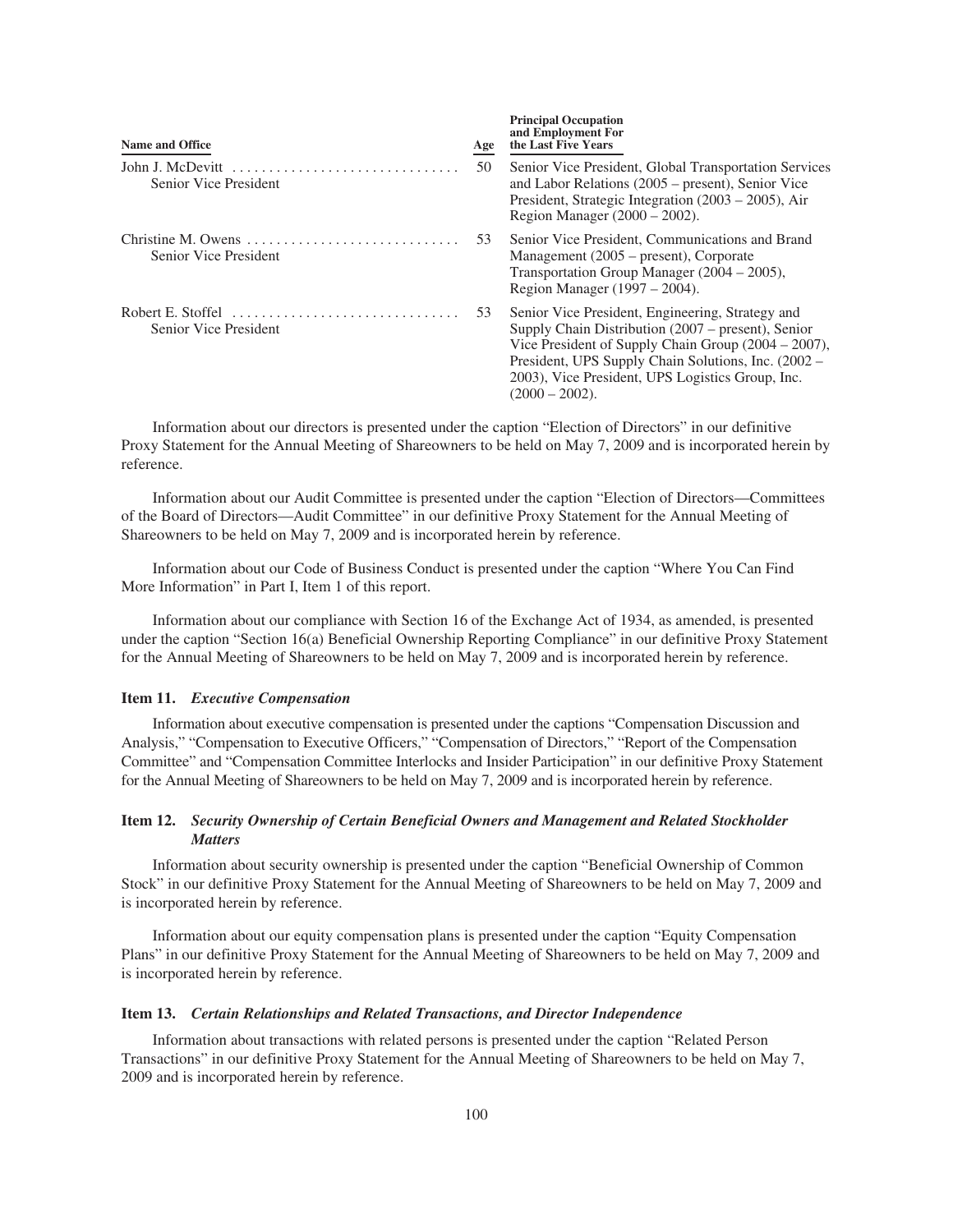| Name and Office | Age | Principal Occupation and Employment For the Last Five Years |
|---|---|---|
| John J. McDevitt<br>Senior Vice President | 50 | Senior Vice President, Global Transportation Services and Labor Relations (2005 – present), Senior Vice President, Strategic Integration (2003 – 2005), Air Region Manager (2000 – 2002). |
| Christine M. Owens<br>Senior Vice President | 53 | Senior Vice President, Communications and Brand Management (2005 – present), Corporate Transportation Group Manager (2004 – 2005), Region Manager (1997 – 2004). |
| Robert E. Stoffel<br>Senior Vice President | 53 | Senior Vice President, Engineering, Strategy and Supply Chain Distribution (2007 – present), Senior Vice President of Supply Chain Group (2004 – 2007), President, UPS Supply Chain Solutions, Inc. (2002 – 2003), Vice President, UPS Logistics Group, Inc. (2000 – 2002). |

Information about our directors is presented under the caption "Election of Directors" in our definitive Proxy Statement for the Annual Meeting of Shareowners to be held on May 7, 2009 and is incorporated herein by reference.

Information about our Audit Committee is presented under the caption "Election of Directors—Committees of the Board of Directors—Audit Committee" in our definitive Proxy Statement for the Annual Meeting of Shareowners to be held on May 7, 2009 and is incorporated herein by reference.

Information about our Code of Business Conduct is presented under the caption "Where You Can Find More Information" in Part I, Item 1 of this report.

Information about our compliance with Section 16 of the Exchange Act of 1934, as amended, is presented under the caption "Section 16(a) Beneficial Ownership Reporting Compliance" in our definitive Proxy Statement for the Annual Meeting of Shareowners to be held on May 7, 2009 and is incorporated herein by reference.

### Item 11. *Executive Compensation*

Information about executive compensation is presented under the captions "Compensation Discussion and Analysis," "Compensation to Executive Officers," "Compensation of Directors," "Report of the Compensation Committee" and "Compensation Committee Interlocks and Insider Participation" in our definitive Proxy Statement for the Annual Meeting of Shareowners to be held on May 7, 2009 and is incorporated herein by reference.

### Item 12. *Security Ownership of Certain Beneficial Owners and Management and Related Stockholder Matters*

Information about security ownership is presented under the caption "Beneficial Ownership of Common Stock" in our definitive Proxy Statement for the Annual Meeting of Shareowners to be held on May 7, 2009 and is incorporated herein by reference.

Information about our equity compensation plans is presented under the caption "Equity Compensation Plans" in our definitive Proxy Statement for the Annual Meeting of Shareowners to be held on May 7, 2009 and is incorporated herein by reference.

### Item 13. *Certain Relationships and Related Transactions, and Director Independence*

Information about transactions with related persons is presented under the caption "Related Person Transactions" in our definitive Proxy Statement for the Annual Meeting of Shareowners to be held on May 7, 2009 and is incorporated herein by reference.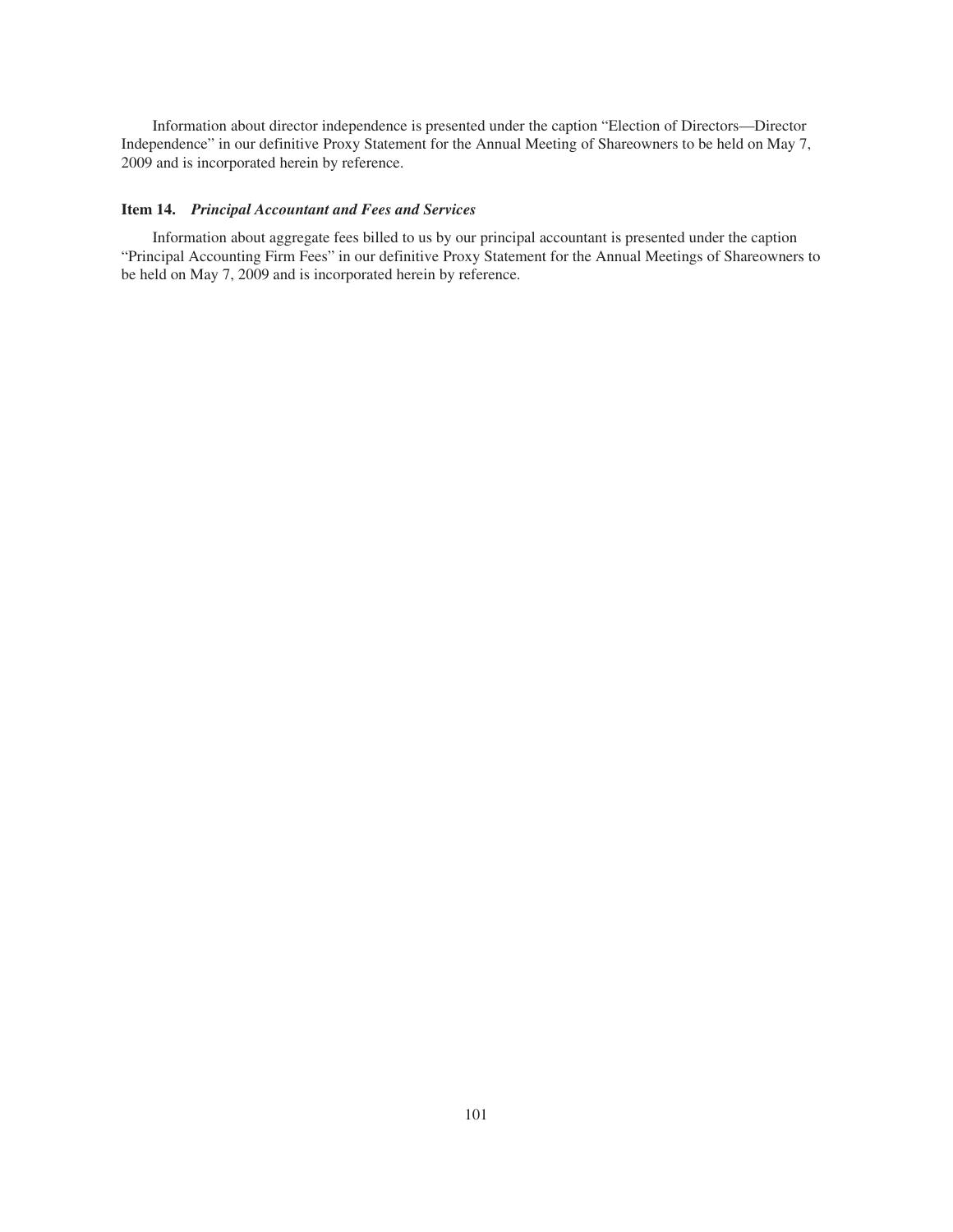Information about director independence is presented under the caption "Election of Directors—Director Independence" in our definitive Proxy Statement for the Annual Meeting of Shareowners to be held on May 7, 2009 and is incorporated herein by reference.

### Item 14. *Principal Accountant and Fees and Services*

Information about aggregate fees billed to us by our principal accountant is presented under the caption "Principal Accounting Firm Fees" in our definitive Proxy Statement for the Annual Meetings of Shareowners to be held on May 7, 2009 and is incorporated herein by reference.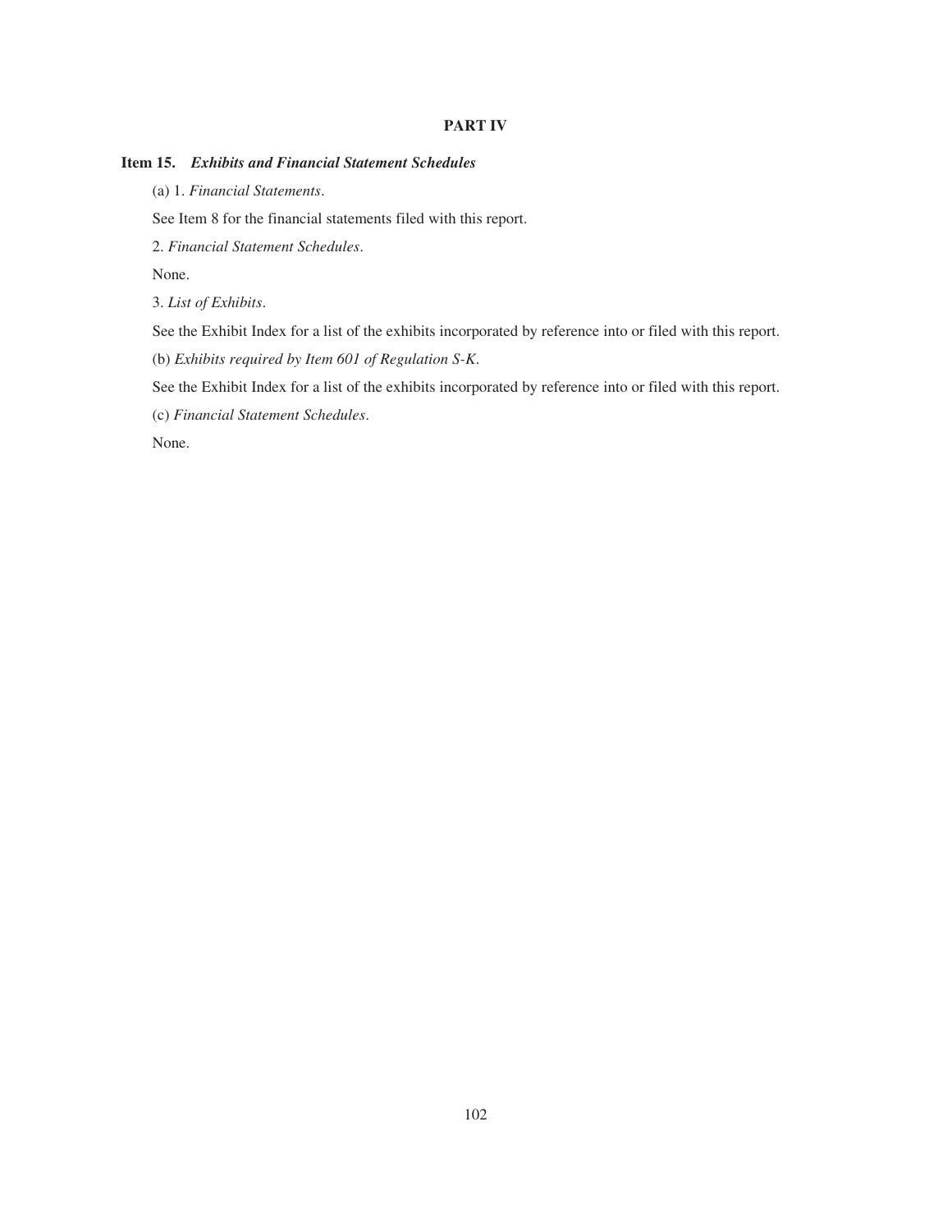# PART IV

## Item 15. *Exhibits and Financial Statement Schedules*

(a) 1. *Financial Statements*.

See Item 8 for the financial statements filed with this report.

2. *Financial Statement Schedules*.

None.

3. *List of Exhibits*.

See the Exhibit Index for a list of the exhibits incorporated by reference into or filed with this report.

(b) *Exhibits required by Item 601 of Regulation S-K*.

See the Exhibit Index for a list of the exhibits incorporated by reference into or filed with this report.

(c) *Financial Statement Schedules*.

None.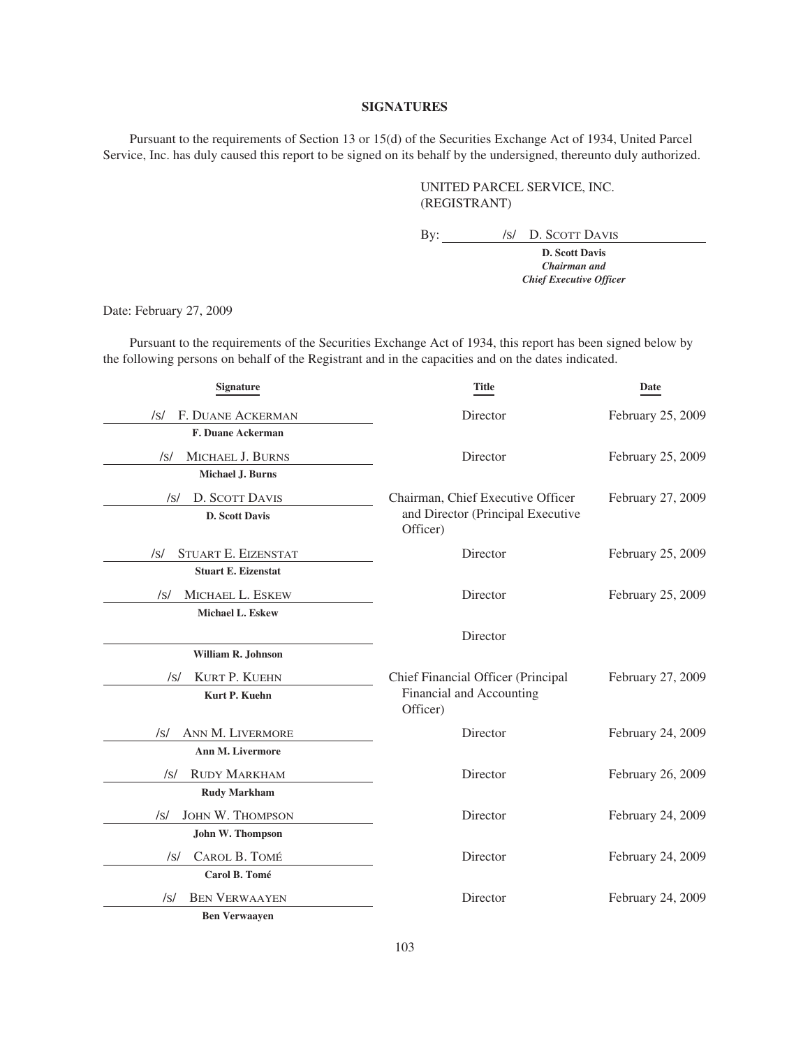## SIGNATURES

Pursuant to the requirements of Section 13 or 15(d) of the Securities Exchange Act of 1934, United Parcel Service, Inc. has duly caused this report to be signed on its behalf by the undersigned, thereunto duly authorized.

UNITED PARCEL SERVICE, INC.
(REGISTRANT)

By: /s/ D. SCOTT DAVIS

**D. Scott Davis**
***Chairman and***
***Chief Executive Officer***

Date: February 27, 2009

Pursuant to the requirements of the Securities Exchange Act of 1934, this report has been signed below by the following persons on behalf of the Registrant and in the capacities and on the dates indicated.

| Signature | Title | Date |
|---|---|---|
| /s/ F. DUANE ACKERMAN<br>**F. Duane Ackerman** | Director | February 25, 2009 |
| /s/ MICHAEL J. BURNS<br>**Michael J. Burns** | Director | February 25, 2009 |
| /s/ D. SCOTT DAVIS<br>**D. Scott Davis** | Chairman, Chief Executive Officer and Director (Principal Executive Officer) | February 27, 2009 |
| /s/ STUART E. EIZENSTAT<br>**Stuart E. Eizenstat** | Director | February 25, 2009 |
| /s/ MICHAEL L. ESKEW<br>**Michael L. Eskew** | Director | February 25, 2009 |
| **William R. Johnson** | Director | |
| /s/ KURT P. KUEHN<br>**Kurt P. Kuehn** | Chief Financial Officer (Principal Financial and Accounting Officer) | February 27, 2009 |
| /s/ ANN M. LIVERMORE<br>**Ann M. Livermore** | Director | February 24, 2009 |
| /s/ RUDY MARKHAM<br>**Rudy Markham** | Director | February 26, 2009 |
| /s/ JOHN W. THOMPSON<br>**John W. Thompson** | Director | February 24, 2009 |
| /s/ CAROL B. TOMÉ<br>**Carol B. Tomé** | Director | February 24, 2009 |
| /s/ BEN VERWAAYEN<br>**Ben Verwaayen** | Director | February 24, 2009 |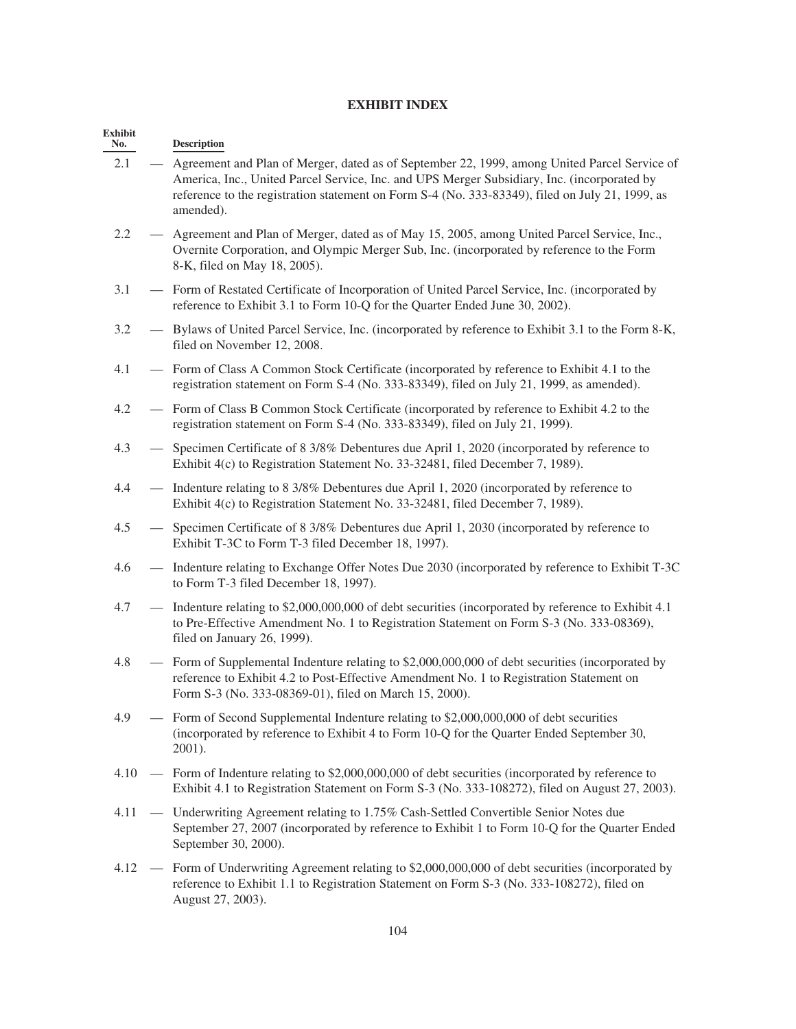## EXHIBIT INDEX

| Exhibit No. | | Description |
|---|---|---|
| 2.1 | — | Agreement and Plan of Merger, dated as of September 22, 1999, among United Parcel Service of America, Inc., United Parcel Service, Inc. and UPS Merger Subsidiary, Inc. (incorporated by reference to the registration statement on Form S-4 (No. 333-83349), filed on July 21, 1999, as amended). |
| 2.2 | — | Agreement and Plan of Merger, dated as of May 15, 2005, among United Parcel Service, Inc., Overnite Corporation, and Olympic Merger Sub, Inc. (incorporated by reference to the Form 8-K, filed on May 18, 2005). |
| 3.1 | — | Form of Restated Certificate of Incorporation of United Parcel Service, Inc. (incorporated by reference to Exhibit 3.1 to Form 10-Q for the Quarter Ended June 30, 2002). |
| 3.2 | — | Bylaws of United Parcel Service, Inc. (incorporated by reference to Exhibit 3.1 to the Form 8-K, filed on November 12, 2008. |
| 4.1 | — | Form of Class A Common Stock Certificate (incorporated by reference to Exhibit 4.1 to the registration statement on Form S-4 (No. 333-83349), filed on July 21, 1999, as amended). |
| 4.2 | — | Form of Class B Common Stock Certificate (incorporated by reference to Exhibit 4.2 to the registration statement on Form S-4 (No. 333-83349), filed on July 21, 1999). |
| 4.3 | — | Specimen Certificate of 8 3/8% Debentures due April 1, 2020 (incorporated by reference to Exhibit 4(c) to Registration Statement No. 33-32481, filed December 7, 1989). |
| 4.4 | — | Indenture relating to 8 3/8% Debentures due April 1, 2020 (incorporated by reference to Exhibit 4(c) to Registration Statement No. 33-32481, filed December 7, 1989). |
| 4.5 | — | Specimen Certificate of 8 3/8% Debentures due April 1, 2030 (incorporated by reference to Exhibit T-3C to Form T-3 filed December 18, 1997). |
| 4.6 | — | Indenture relating to Exchange Offer Notes Due 2030 (incorporated by reference to Exhibit T-3C to Form T-3 filed December 18, 1997). |
| 4.7 | — | Indenture relating to $2,000,000,000 of debt securities (incorporated by reference to Exhibit 4.1 to Pre-Effective Amendment No. 1 to Registration Statement on Form S-3 (No. 333-08369), filed on January 26, 1999). |
| 4.8 | — | Form of Supplemental Indenture relating to $2,000,000,000 of debt securities (incorporated by reference to Exhibit 4.2 to Post-Effective Amendment No. 1 to Registration Statement on Form S-3 (No. 333-08369-01), filed on March 15, 2000). |
| 4.9 | — | Form of Second Supplemental Indenture relating to $2,000,000,000 of debt securities (incorporated by reference to Exhibit 4 to Form 10-Q for the Quarter Ended September 30, 2001). |
| 4.10 | — | Form of Indenture relating to $2,000,000,000 of debt securities (incorporated by reference to Exhibit 4.1 to Registration Statement on Form S-3 (No. 333-108272), filed on August 27, 2003). |
| 4.11 | — | Underwriting Agreement relating to 1.75% Cash-Settled Convertible Senior Notes due September 27, 2007 (incorporated by reference to Exhibit 1 to Form 10-Q for the Quarter Ended September 30, 2000). |
| 4.12 | — | Form of Underwriting Agreement relating to $2,000,000,000 of debt securities (incorporated by reference to Exhibit 1.1 to Registration Statement on Form S-3 (No. 333-108272), filed on August 27, 2003). |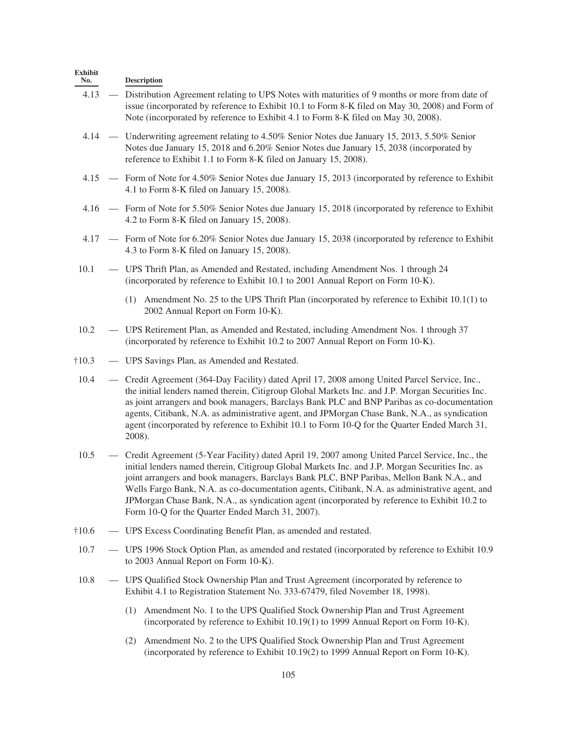| Exhibit No. | | Description |
|---|---|---|
| 4.13 | — | Distribution Agreement relating to UPS Notes with maturities of 9 months or more from date of issue (incorporated by reference to Exhibit 10.1 to Form 8-K filed on May 30, 2008) and Form of Note (incorporated by reference to Exhibit 4.1 to Form 8-K filed on May 30, 2008). |
| 4.14 | — | Underwriting agreement relating to 4.50% Senior Notes due January 15, 2013, 5.50% Senior Notes due January 15, 2018 and 6.20% Senior Notes due January 15, 2038 (incorporated by reference to Exhibit 1.1 to Form 8-K filed on January 15, 2008). |
| 4.15 | — | Form of Note for 4.50% Senior Notes due January 15, 2013 (incorporated by reference to Exhibit 4.1 to Form 8-K filed on January 15, 2008). |
| 4.16 | — | Form of Note for 5.50% Senior Notes due January 15, 2018 (incorporated by reference to Exhibit 4.2 to Form 8-K filed on January 15, 2008). |
| 4.17 | — | Form of Note for 6.20% Senior Notes due January 15, 2038 (incorporated by reference to Exhibit 4.3 to Form 8-K filed on January 15, 2008). |
| 10.1 | — | UPS Thrift Plan, as Amended and Restated, including Amendment Nos. 1 through 24 (incorporated by reference to Exhibit 10.1 to 2001 Annual Report on Form 10-K). |
| | | (1) Amendment No. 25 to the UPS Thrift Plan (incorporated by reference to Exhibit 10.1(1) to 2002 Annual Report on Form 10-K). |
| 10.2 | — | UPS Retirement Plan, as Amended and Restated, including Amendment Nos. 1 through 37 (incorporated by reference to Exhibit 10.2 to 2007 Annual Report on Form 10-K). |
| †10.3 | — | UPS Savings Plan, as Amended and Restated. |
| 10.4 | — | Credit Agreement (364-Day Facility) dated April 17, 2008 among United Parcel Service, Inc., the initial lenders named therein, Citigroup Global Markets Inc. and J.P. Morgan Securities Inc. as joint arrangers and book managers, Barclays Bank PLC and BNP Paribas as co-documentation agents, Citibank, N.A. as administrative agent, and JPMorgan Chase Bank, N.A., as syndication agent (incorporated by reference to Exhibit 10.1 to Form 10-Q for the Quarter Ended March 31, 2008). |
| 10.5 | — | Credit Agreement (5-Year Facility) dated April 19, 2007 among United Parcel Service, Inc., the initial lenders named therein, Citigroup Global Markets Inc. and J.P. Morgan Securities Inc. as joint arrangers and book managers, Barclays Bank PLC, BNP Paribas, Mellon Bank N.A., and Wells Fargo Bank, N.A. as co-documentation agents, Citibank, N.A. as administrative agent, and JPMorgan Chase Bank, N.A., as syndication agent (incorporated by reference to Exhibit 10.2 to Form 10-Q for the Quarter Ended March 31, 2007). |
| †10.6 | — | UPS Excess Coordinating Benefit Plan, as amended and restated. |
| 10.7 | — | UPS 1996 Stock Option Plan, as amended and restated (incorporated by reference to Exhibit 10.9 to 2003 Annual Report on Form 10-K). |
| 10.8 | — | UPS Qualified Stock Ownership Plan and Trust Agreement (incorporated by reference to Exhibit 4.1 to Registration Statement No. 333-67479, filed November 18, 1998). |
| | | (1) Amendment No. 1 to the UPS Qualified Stock Ownership Plan and Trust Agreement (incorporated by reference to Exhibit 10.19(1) to 1999 Annual Report on Form 10-K). |
| | | (2) Amendment No. 2 to the UPS Qualified Stock Ownership Plan and Trust Agreement (incorporated by reference to Exhibit 10.19(2) to 1999 Annual Report on Form 10-K). |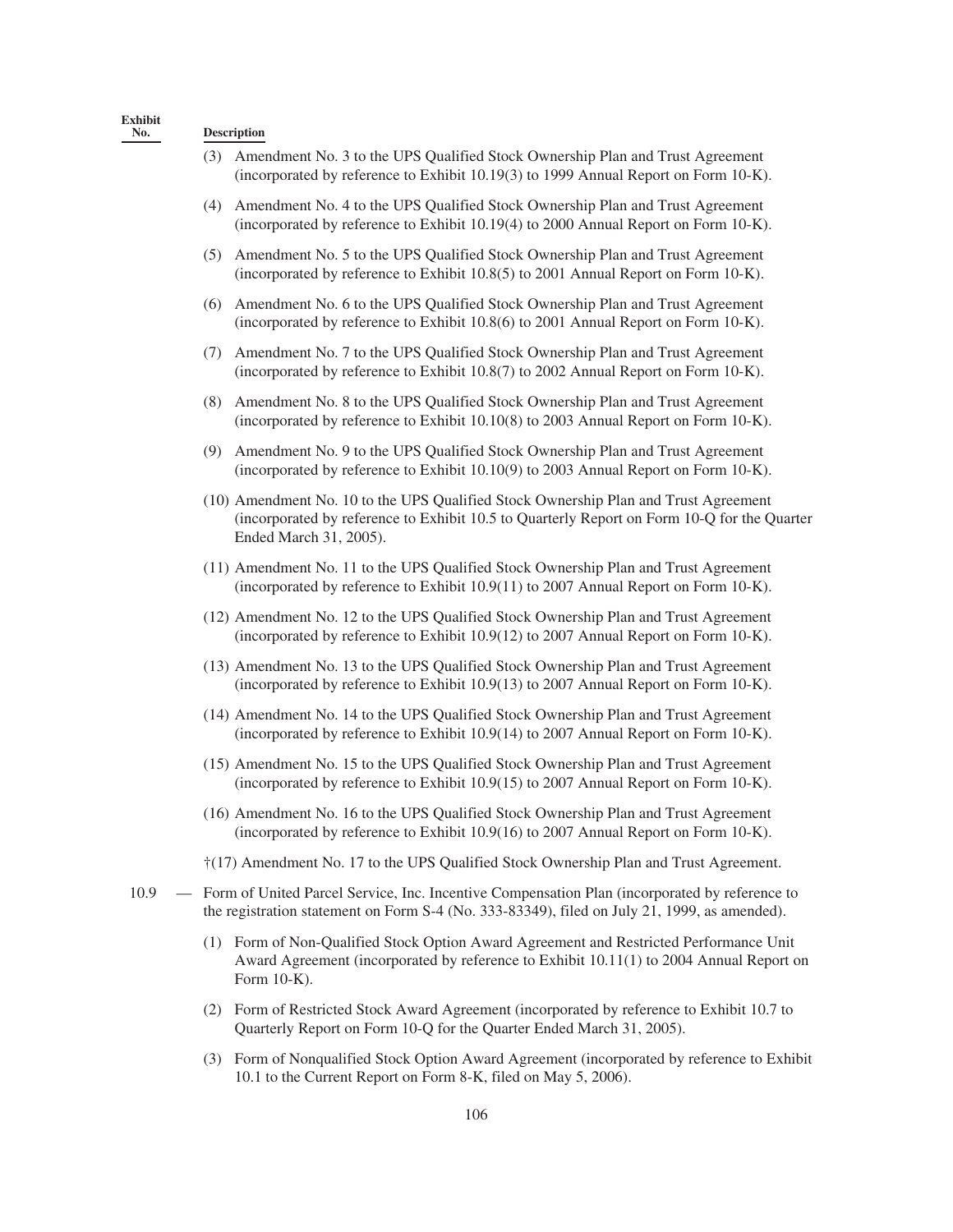| Exhibit No. | | Description |
|---|---|---|
| | | (3) Amendment No. 3 to the UPS Qualified Stock Ownership Plan and Trust Agreement (incorporated by reference to Exhibit 10.19(3) to 1999 Annual Report on Form 10-K). |
| | | (4) Amendment No. 4 to the UPS Qualified Stock Ownership Plan and Trust Agreement (incorporated by reference to Exhibit 10.19(4) to 2000 Annual Report on Form 10-K). |
| | | (5) Amendment No. 5 to the UPS Qualified Stock Ownership Plan and Trust Agreement (incorporated by reference to Exhibit 10.8(5) to 2001 Annual Report on Form 10-K). |
| | | (6) Amendment No. 6 to the UPS Qualified Stock Ownership Plan and Trust Agreement (incorporated by reference to Exhibit 10.8(6) to 2001 Annual Report on Form 10-K). |
| | | (7) Amendment No. 7 to the UPS Qualified Stock Ownership Plan and Trust Agreement (incorporated by reference to Exhibit 10.8(7) to 2002 Annual Report on Form 10-K). |
| | | (8) Amendment No. 8 to the UPS Qualified Stock Ownership Plan and Trust Agreement (incorporated by reference to Exhibit 10.10(8) to 2003 Annual Report on Form 10-K). |
| | | (9) Amendment No. 9 to the UPS Qualified Stock Ownership Plan and Trust Agreement (incorporated by reference to Exhibit 10.10(9) to 2003 Annual Report on Form 10-K). |
| | | (10) Amendment No. 10 to the UPS Qualified Stock Ownership Plan and Trust Agreement (incorporated by reference to Exhibit 10.5 to Quarterly Report on Form 10-Q for the Quarter Ended March 31, 2005). |
| | | (11) Amendment No. 11 to the UPS Qualified Stock Ownership Plan and Trust Agreement (incorporated by reference to Exhibit 10.9(11) to 2007 Annual Report on Form 10-K). |
| | | (12) Amendment No. 12 to the UPS Qualified Stock Ownership Plan and Trust Agreement (incorporated by reference to Exhibit 10.9(12) to 2007 Annual Report on Form 10-K). |
| | | (13) Amendment No. 13 to the UPS Qualified Stock Ownership Plan and Trust Agreement (incorporated by reference to Exhibit 10.9(13) to 2007 Annual Report on Form 10-K). |
| | | (14) Amendment No. 14 to the UPS Qualified Stock Ownership Plan and Trust Agreement (incorporated by reference to Exhibit 10.9(14) to 2007 Annual Report on Form 10-K). |
| | | (15) Amendment No. 15 to the UPS Qualified Stock Ownership Plan and Trust Agreement (incorporated by reference to Exhibit 10.9(15) to 2007 Annual Report on Form 10-K). |
| | | (16) Amendment No. 16 to the UPS Qualified Stock Ownership Plan and Trust Agreement (incorporated by reference to Exhibit 10.9(16) to 2007 Annual Report on Form 10-K). |
| | | †(17) Amendment No. 17 to the UPS Qualified Stock Ownership Plan and Trust Agreement. |
| 10.9 | — | Form of United Parcel Service, Inc. Incentive Compensation Plan (incorporated by reference to the registration statement on Form S-4 (No. 333-83349), filed on July 21, 1999, as amended). |
| | | (1) Form of Non-Qualified Stock Option Award Agreement and Restricted Performance Unit Award Agreement (incorporated by reference to Exhibit 10.11(1) to 2004 Annual Report on Form 10-K). |
| | | (2) Form of Restricted Stock Award Agreement (incorporated by reference to Exhibit 10.7 to Quarterly Report on Form 10-Q for the Quarter Ended March 31, 2005). |
| | | (3) Form of Nonqualified Stock Option Award Agreement (incorporated by reference to Exhibit 10.1 to the Current Report on Form 8-K, filed on May 5, 2006). |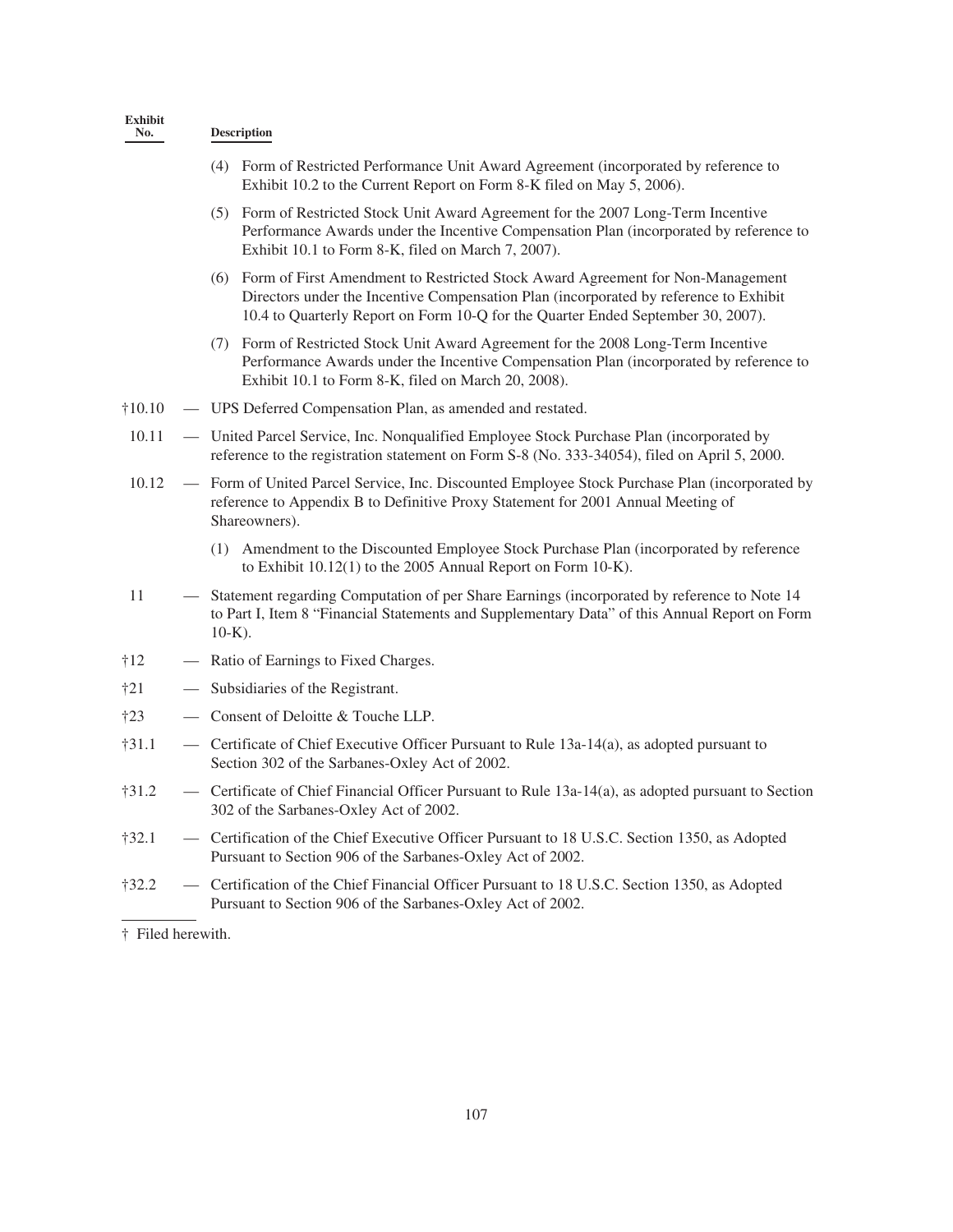| Exhibit No. | | Description |
|---|---|---|
| | | (4) Form of Restricted Performance Unit Award Agreement (incorporated by reference to Exhibit 10.2 to the Current Report on Form 8-K filed on May 5, 2006). |
| | | (5) Form of Restricted Stock Unit Award Agreement for the 2007 Long-Term Incentive Performance Awards under the Incentive Compensation Plan (incorporated by reference to Exhibit 10.1 to Form 8-K, filed on March 7, 2007). |
| | | (6) Form of First Amendment to Restricted Stock Award Agreement for Non-Management Directors under the Incentive Compensation Plan (incorporated by reference to Exhibit 10.4 to Quarterly Report on Form 10-Q for the Quarter Ended September 30, 2007). |
| | | (7) Form of Restricted Stock Unit Award Agreement for the 2008 Long-Term Incentive Performance Awards under the Incentive Compensation Plan (incorporated by reference to Exhibit 10.1 to Form 8-K, filed on March 20, 2008). |
| †10.10 | — | UPS Deferred Compensation Plan, as amended and restated. |
| 10.11 | — | United Parcel Service, Inc. Nonqualified Employee Stock Purchase Plan (incorporated by reference to the registration statement on Form S-8 (No. 333-34054), filed on April 5, 2000. |
| 10.12 | — | Form of United Parcel Service, Inc. Discounted Employee Stock Purchase Plan (incorporated by reference to Appendix B to Definitive Proxy Statement for 2001 Annual Meeting of Shareowners). |
| | | (1) Amendment to the Discounted Employee Stock Purchase Plan (incorporated by reference to Exhibit 10.12(1) to the 2005 Annual Report on Form 10-K). |
| 11 | — | Statement regarding Computation of per Share Earnings (incorporated by reference to Note 14 to Part I, Item 8 "Financial Statements and Supplementary Data" of this Annual Report on Form 10-K). |
| †12 | — | Ratio of Earnings to Fixed Charges. |
| †21 | — | Subsidiaries of the Registrant. |
| †23 | — | Consent of Deloitte & Touche LLP. |
| †31.1 | — | Certificate of Chief Executive Officer Pursuant to Rule 13a-14(a), as adopted pursuant to Section 302 of the Sarbanes-Oxley Act of 2002. |
| †31.2 | — | Certificate of Chief Financial Officer Pursuant to Rule 13a-14(a), as adopted pursuant to Section 302 of the Sarbanes-Oxley Act of 2002. |
| †32.1 | — | Certification of the Chief Executive Officer Pursuant to 18 U.S.C. Section 1350, as Adopted Pursuant to Section 906 of the Sarbanes-Oxley Act of 2002. |
| †32.2 | — | Certification of the Chief Financial Officer Pursuant to 18 U.S.C. Section 1350, as Adopted Pursuant to Section 906 of the Sarbanes-Oxley Act of 2002. |

† Filed herewith.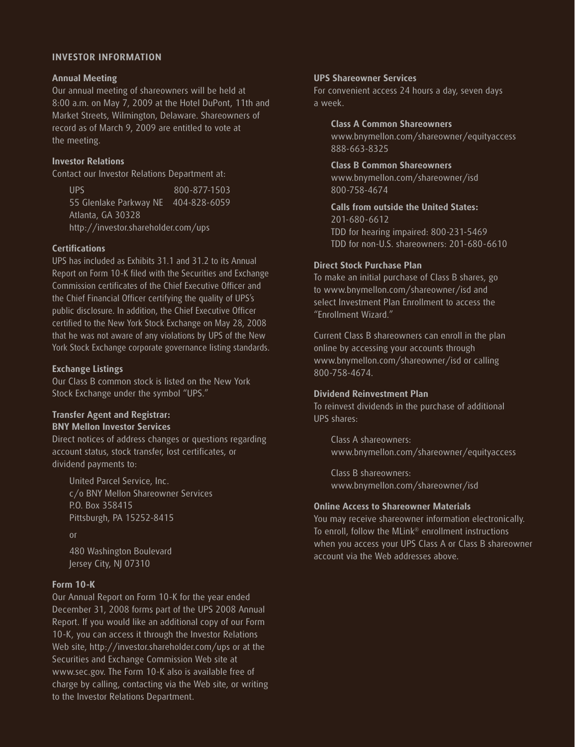## INVESTOR INFORMATION

### Annual Meeting

Our annual meeting of shareowners will be held at 8:00 a.m. on May 7, 2009 at the Hotel DuPont, 11th and Market Streets, Wilmington, Delaware. Shareowners of record as of March 9, 2009 are entitled to vote at the meeting.

### Investor Relations

Contact our Investor Relations Department at:

UPS 800-877-1503
55 Glenlake Parkway NE 404-828-6059
Atlanta, GA 30328
http://investor.shareholder.com/ups

### Certifications

UPS has included as Exhibits 31.1 and 31.2 to its Annual Report on Form 10-K filed with the Securities and Exchange Commission certificates of the Chief Executive Officer and the Chief Financial Officer certifying the quality of UPS's public disclosure. In addition, the Chief Executive Officer certified to the New York Stock Exchange on May 28, 2008 that he was not aware of any violations by UPS of the New York Stock Exchange corporate governance listing standards.

### Exchange Listings

Our Class B common stock is listed on the New York Stock Exchange under the symbol "UPS."

### Transfer Agent and Registrar: BNY Mellon Investor Services

Direct notices of address changes or questions regarding account status, stock transfer, lost certificates, or dividend payments to:

United Parcel Service, Inc.
c/o BNY Mellon Shareowner Services
P.O. Box 358415
Pittsburgh, PA 15252-8415

or

480 Washington Boulevard
Jersey City, NJ 07310

### Form 10-K

Our Annual Report on Form 10-K for the year ended December 31, 2008 forms part of the UPS 2008 Annual Report. If you would like an additional copy of our Form 10-K, you can access it through the Investor Relations Web site, http://investor.shareholder.com/ups or at the Securities and Exchange Commission Web site at www.sec.gov. The Form 10-K also is available free of charge by calling, contacting via the Web site, or writing to the Investor Relations Department.

### UPS Shareowner Services

For convenient access 24 hours a day, seven days a week.

**Class A Common Shareowners**
www.bnymellon.com/shareowner/equityaccess
888-663-8325

**Class B Common Shareowners**
www.bnymellon.com/shareowner/isd
800-758-4674

**Calls from outside the United States:**
201-680-6612
TDD for hearing impaired: 800-231-5469
TDD for non-U.S. shareowners: 201-680-6610

### Direct Stock Purchase Plan

To make an initial purchase of Class B shares, go to www.bnymellon.com/shareowner/isd and select Investment Plan Enrollment to access the "Enrollment Wizard."

Current Class B shareowners can enroll in the plan online by accessing your accounts through www.bnymellon.com/shareowner/isd or calling 800-758-4674.

### Dividend Reinvestment Plan

To reinvest dividends in the purchase of additional UPS shares:

Class A shareowners:
www.bnymellon.com/shareowner/equityaccess

Class B shareowners:
www.bnymellon.com/shareowner/isd

### Online Access to Shareowner Materials

You may receive shareowner information electronically. To enroll, follow the MLink® enrollment instructions when you access your UPS Class A or Class B shareowner account via the Web addresses above.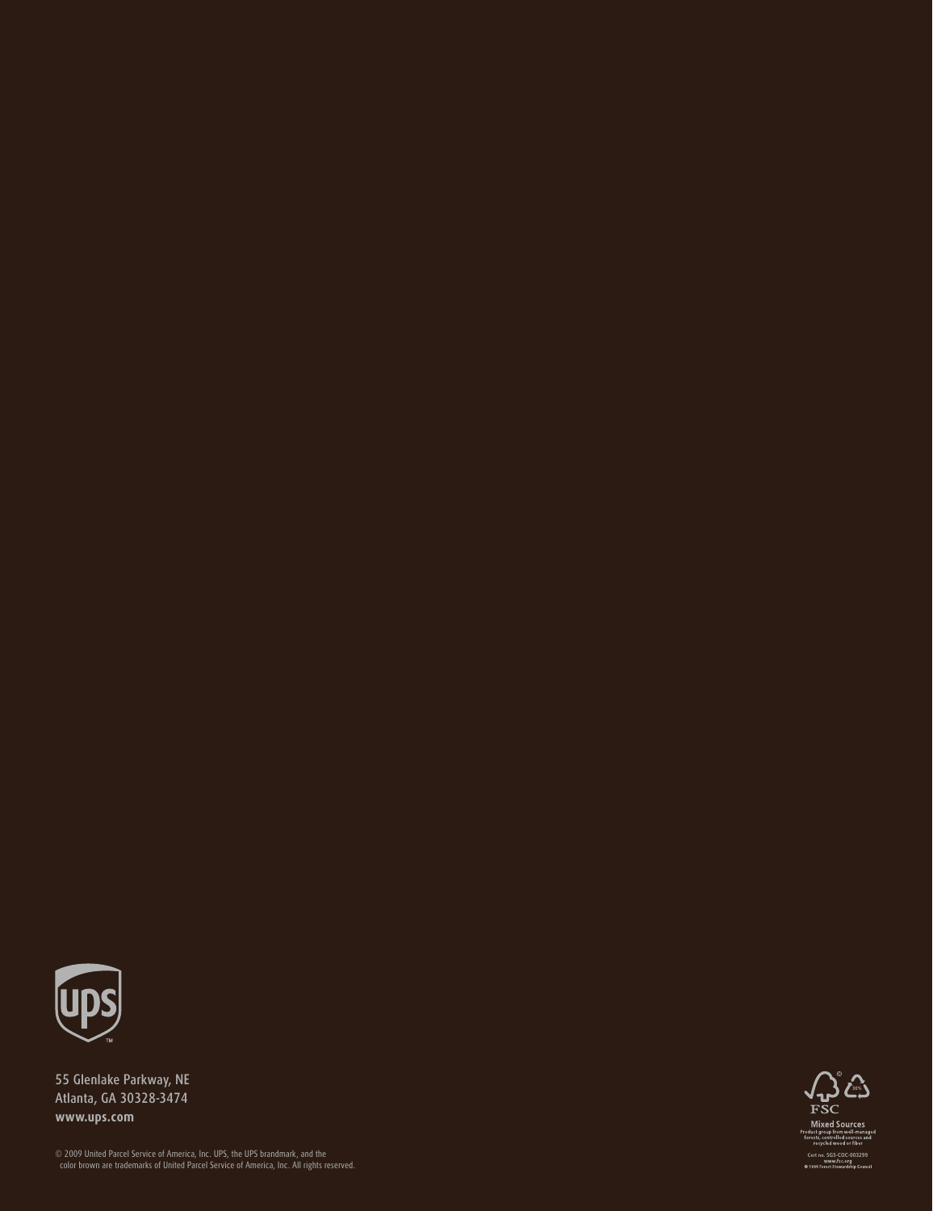55 Glenlake Parkway, NE
Atlanta, GA 30328-3474
**www.ups.com**

© 2009 United Parcel Service of America, Inc. UPS, the UPS brandmark, and the color brown are trademarks of United Parcel Service of America, Inc. All rights reserved.

FSC

Mixed Sources
Product group from well-managed forests, controlled sources and recycled wood or fiber

Cert no. SGS-COC-003299
www.fsc.org
© 1996 Forest Stewardship Council